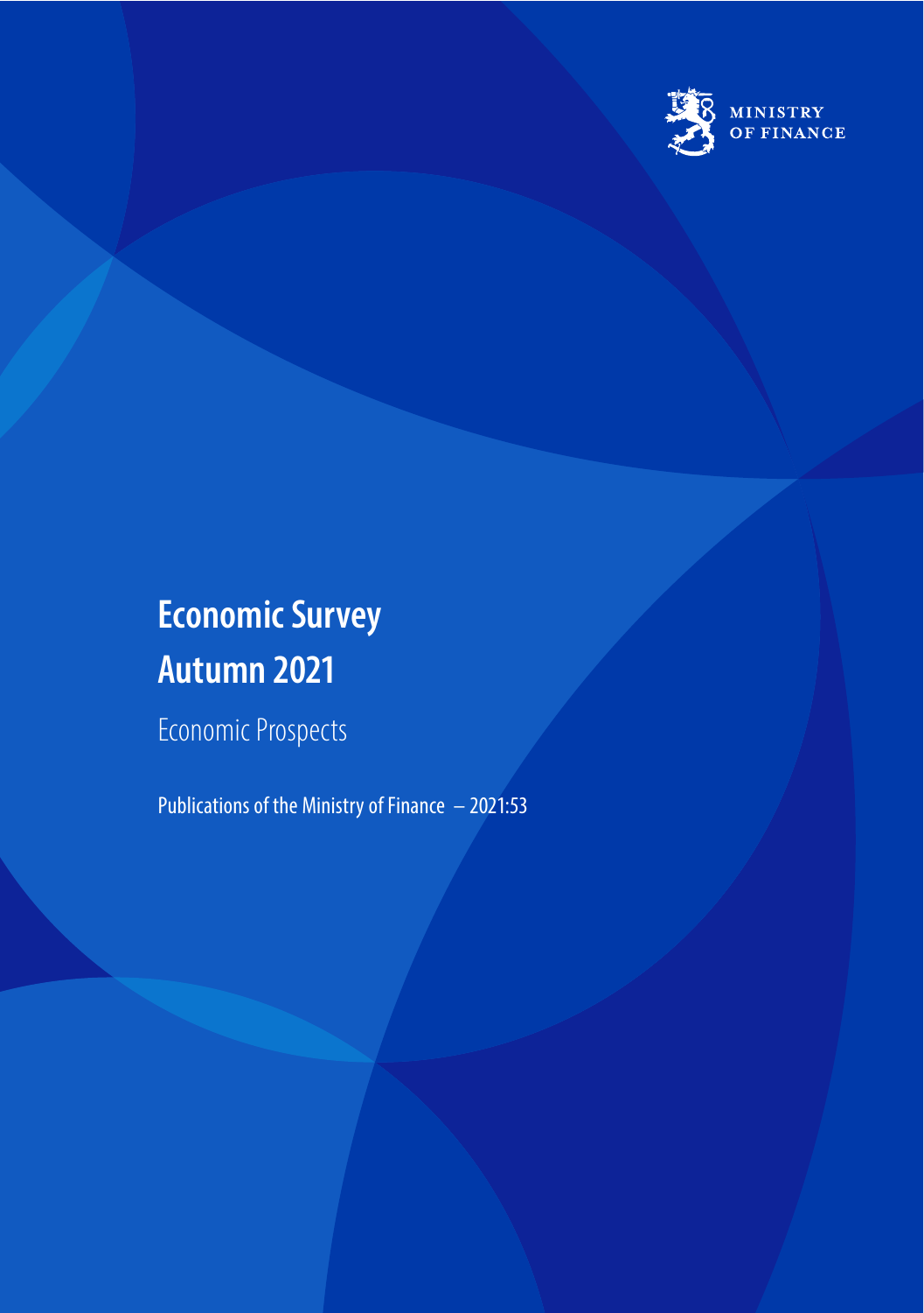MINISTRY OF FINANCE

# Economic Survey Autumn 2021

Economic Prospects

Publications of the Ministry of Finance – 2021:53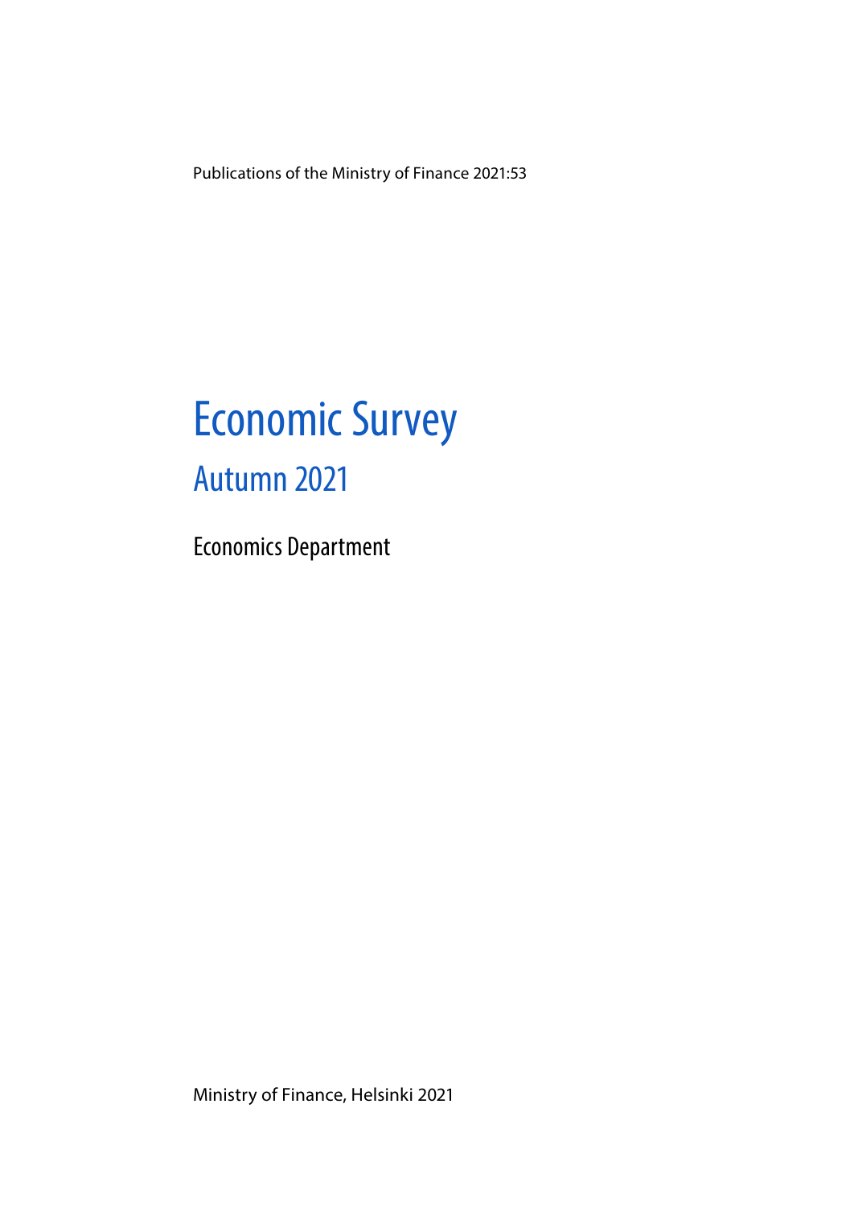Publications of the Ministry of Finance 2021:53

# Economic Survey

## Autumn 2021

Economics Department

Ministry of Finance, Helsinki 2021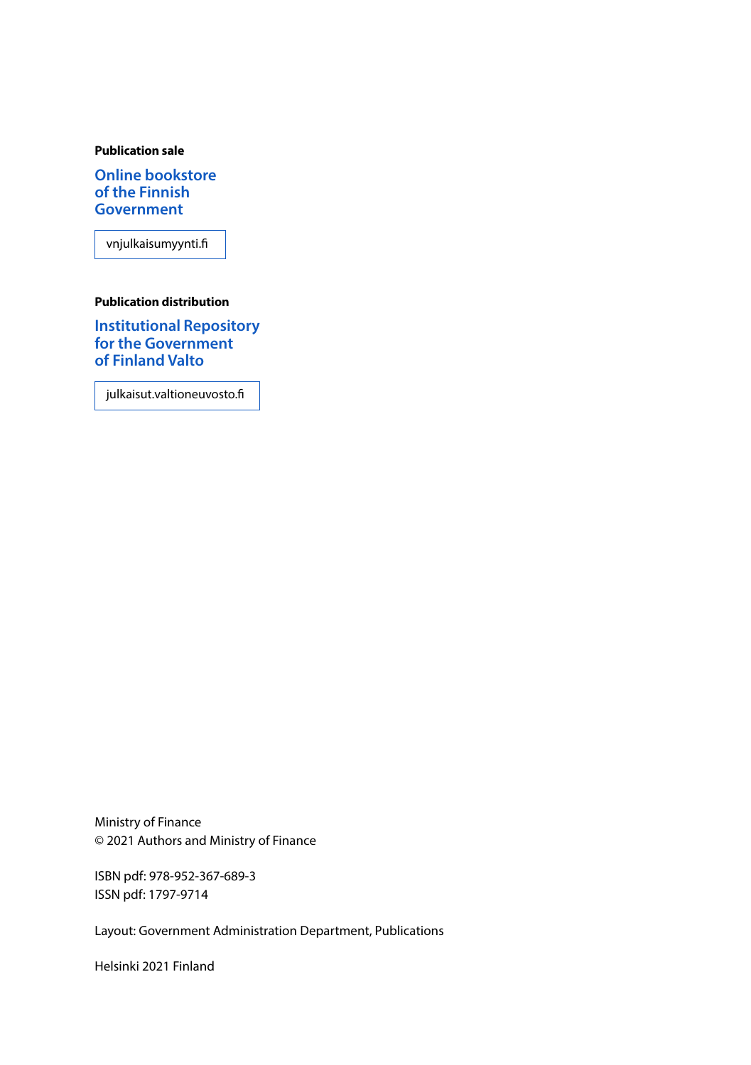**Publication sale**

**Online bookstore of the Finnish Government**

vnjulkaisumyynti.fi

**Publication distribution**

**Institutional Repository for the Government of Finland Valto**

julkaisut.valtioneuvosto.fi

Ministry of Finance
© 2021 Authors and Ministry of Finance

ISBN pdf: 978-952-367-689-3
ISSN pdf: 1797-9714

Layout: Government Administration Department, Publications

Helsinki 2021 Finland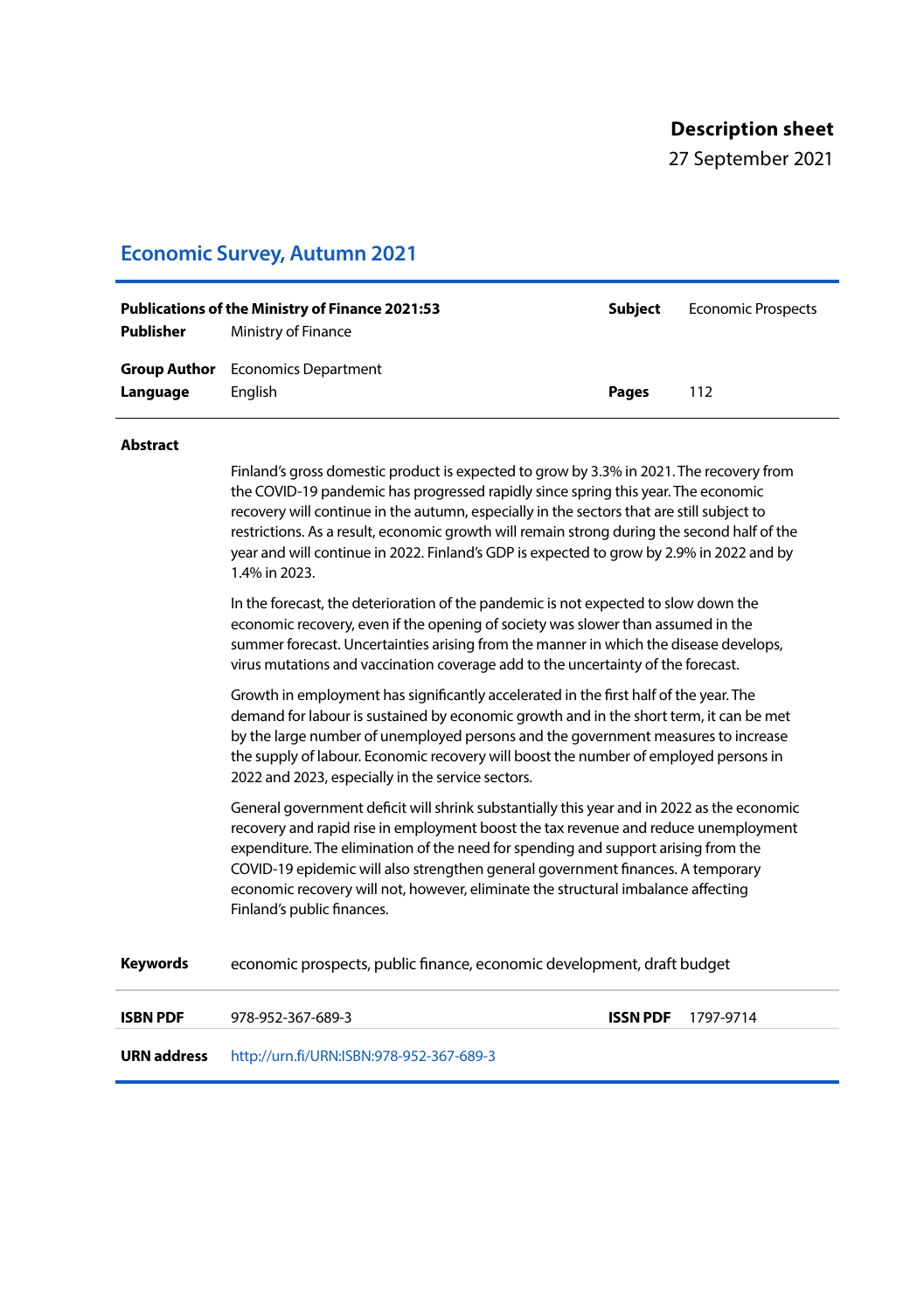**Description sheet**

27 September 2021

## Economic Survey, Autumn 2021

| | | | |
|---|---|---|---|
| **Publications of the Ministry of Finance 2021:53** | | **Subject** | Economic Prospects |
| **Publisher** | Ministry of Finance | | |
| **Group Author** | Economics Department | | |
| **Language** | English | **Pages** | 112 |

**Abstract**

Finland's gross domestic product is expected to grow by 3.3% in 2021. The recovery from the COVID-19 pandemic has progressed rapidly since spring this year. The economic recovery will continue in the autumn, especially in the sectors that are still subject to restrictions. As a result, economic growth will remain strong during the second half of the year and will continue in 2022. Finland's GDP is expected to grow by 2.9% in 2022 and by 1.4% in 2023.

In the forecast, the deterioration of the pandemic is not expected to slow down the economic recovery, even if the opening of society was slower than assumed in the summer forecast. Uncertainties arising from the manner in which the disease develops, virus mutations and vaccination coverage add to the uncertainty of the forecast.

Growth in employment has significantly accelerated in the first half of the year. The demand for labour is sustained by economic growth and in the short term, it can be met by the large number of unemployed persons and the government measures to increase the supply of labour. Economic recovery will boost the number of employed persons in 2022 and 2023, especially in the service sectors.

General government deficit will shrink substantially this year and in 2022 as the economic recovery and rapid rise in employment boost the tax revenue and reduce unemployment expenditure. The elimination of the need for spending and support arising from the COVID-19 epidemic will also strengthen general government finances. A temporary economic recovery will not, however, eliminate the structural imbalance affecting Finland's public finances.

**Keywords** economic prospects, public finance, economic development, draft budget

| | | | |
|---|---|---|---|
| **ISBN PDF** | 978-952-367-689-3 | **ISSN PDF** | 1797-9714 |
| **URN address** | http://urn.fi/URN:ISBN:978-952-367-689-3 | | |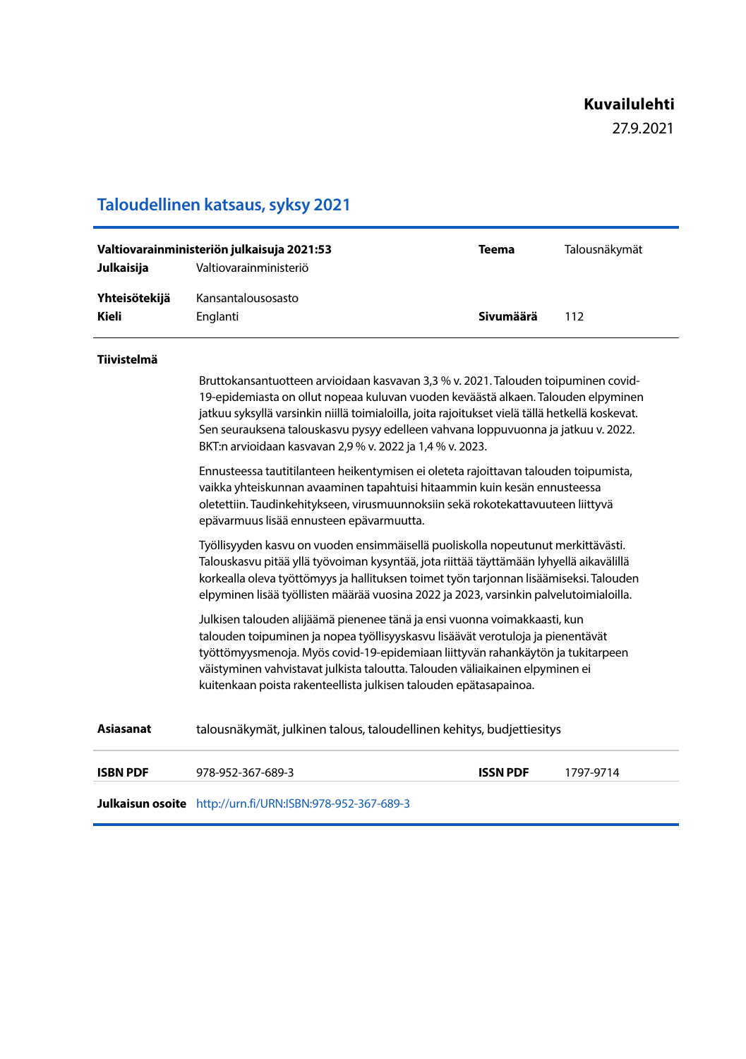**Kuvailulehti**

27.9.2021

## Taloudellinen katsaus, syksy 2021

| | | | |
|---|---|---|---|
| **Valtiovarainministeriön julkaisuja 2021:53** | | **Teema** | Talousnäkymät |
| **Julkaisija** | Valtiovarainministeriö | | |
| **Yhteisötekijä** | Kansantalousosasto | | |
| **Kieli** | Englanti | **Sivumäärä** | 112 |

**Tiivistelmä**

Bruttokansantuotteen arvioidaan kasvavan 3,3 % v. 2021. Talouden toipuminen covid-19-epidemiasta on ollut nopeaa kuluvan vuoden keväästä alkaen. Talouden elpyminen jatkuu syksyllä varsinkin niillä toimialoilla, joita rajoitukset vielä tällä hetkellä koskevat. Sen seurauksena talouskasvu pysyy edelleen vahvana loppuvuonna ja jatkuu v. 2022. BKT:n arvioidaan kasvavan 2,9 % v. 2022 ja 1,4 % v. 2023.

Ennusteessa tautitilanteen heikentymisen ei oleteta rajoittavan talouden toipumista, vaikka yhteiskunnan avaaminen tapahtuisi hitaammin kuin kesän ennusteessa oletettiin. Taudinkehitykseen, virusmuunnoksiin sekä rokotekattavuuteen liittyvä epävarmuus lisää ennusteen epävarmuutta.

Työllisyyden kasvu on vuoden ensimmäisellä puoliskolla nopeutunut merkittävästi. Talouskasvu pitää yllä työvoiman kysyntää, jota riittää täyttämään lyhyellä aikavälillä korkealla oleva työttömyys ja hallituksen toimet työn tarjonnan lisäämiseksi. Talouden elpyminen lisää työllisten määrää vuosina 2022 ja 2023, varsinkin palvelutoimialoilla.

Julkisen talouden alijäämä pienenee tänä ja ensi vuonna voimakkaasti, kun talouden toipuminen ja nopea työllisyyskasvu lisäävät verotuloja ja pienentävät työttömyysmenoja. Myös covid-19-epidemiaan liittyvän rahankäytön ja tukitarpeen väistyminen vahvistavat julkista taloutta. Talouden väliaikainen elpyminen ei kuitenkaan poista rakenteellista julkisen talouden epätasapainoa.

| | | | |
|---|---|---|---|
| **Asiasanat** | talousnäkymät, julkinen talous, taloudellinen kehitys, budjettiesitys | | |
| **ISBN PDF** | 978-952-367-689-3 | **ISSN PDF** | 1797-9714 |
| **Julkaisun osoite** | http://urn.fi/URN:ISBN:978-952-367-689-3 | | |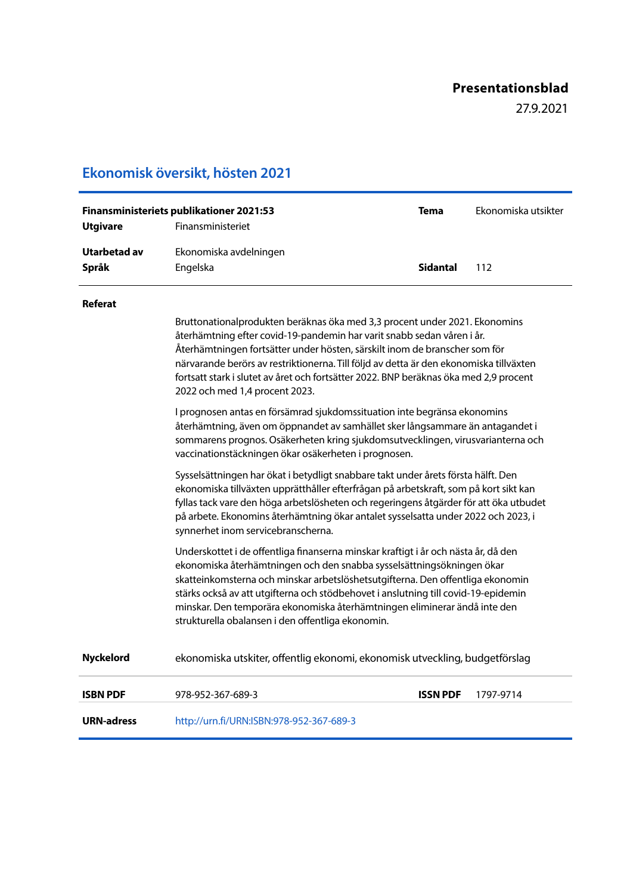**Presentationsblad**

27.9.2021

# Ekonomisk översikt, hösten 2021

| | | | |
|---|---|---|---|
| **Finansministeriets publikationer 2021:53** | | **Tema** | Ekonomiska utsikter |
| **Utgivare** | Finansministeriet | | |
| **Utarbetad av** | Ekonomiska avdelningen | | |
| **Språk** | Engelska | **Sidantal** | 112 |

**Referat**

Bruttonationalprodukten beräknas öka med 3,3 procent under 2021. Ekonomins återhämtning efter covid-19-pandemin har varit snabb sedan våren i år. Återhämtningen fortsätter under hösten, särskilt inom de branscher som för närvarande berörs av restriktionerna. Till följd av detta är den ekonomiska tillväxten fortsatt stark i slutet av året och fortsätter 2022. BNP beräknas öka med 2,9 procent 2022 och med 1,4 procent 2023.

I prognosen antas en försämrad sjukdomssituation inte begränsa ekonomins återhämtning, även om öppnandet av samhället sker långsammare än antagandet i sommarens prognos. Osäkerheten kring sjukdomsutvecklingen, virusvarianterna och vaccinationstäckningen ökar osäkerheten i prognosen.

Sysselsättningen har ökat i betydligt snabbare takt under årets första hälft. Den ekonomiska tillväxten upprätthåller efterfrågan på arbetskraft, som på kort sikt kan fyllas tack vare den höga arbetslösheten och regeringens åtgärder för att öka utbudet på arbete. Ekonomins återhämtning ökar antalet sysselsatta under 2022 och 2023, i synnerhet inom servicebranscherna.

Underskottet i de offentliga finanserna minskar kraftigt i år och nästa år, då den ekonomiska återhämtningen och den snabba sysselsättningsökningen ökar skatteinkomsterna och minskar arbetslöshetsutgifterna. Den offentliga ekonomin stärks också av att utgifterna och stödbehovet i anslutning till covid-19-epidemin minskar. Den temporära ekonomiska återhämtningen eliminerar ändå inte den strukturella obalansen i den offentliga ekonomin.

**Nyckelord** ekonomiska utskiter, offentlig ekonomi, ekonomisk utveckling, budgetförslag

| | | | |
|---|---|---|---|
| **ISBN PDF** | 978-952-367-689-3 | **ISSN PDF** | 1797-9714 |
| **URN-adress** | http://urn.fi/URN:ISBN:978-952-367-689-3 | | |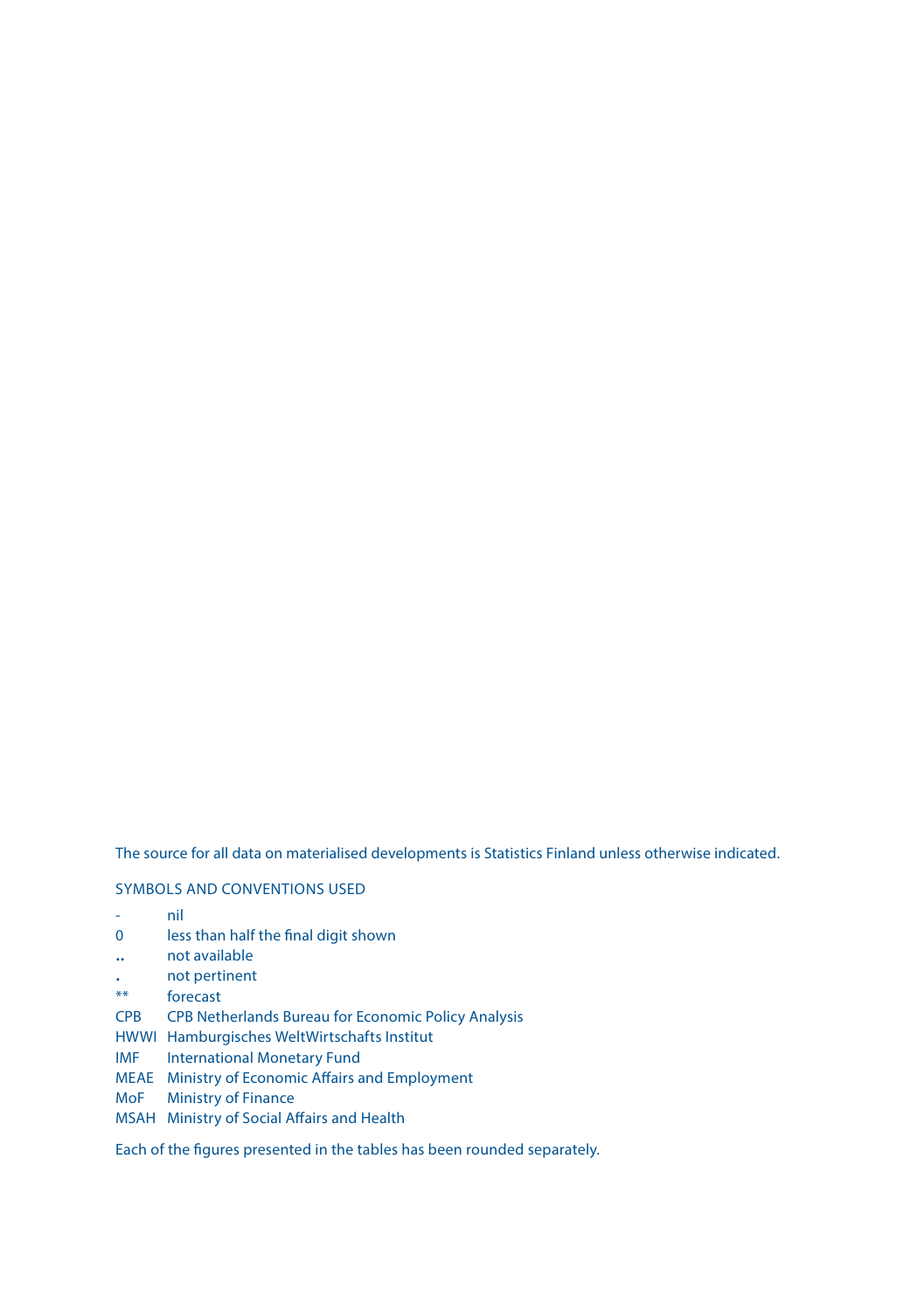The source for all data on materialised developments is Statistics Finland unless otherwise indicated.

SYMBOLS AND CONVENTIONS USED

| | |
|---|---|
| - | nil |
| 0 | less than half the final digit shown |
| .. | not available |
| . | not pertinent |
| ** | forecast |
| CPB | CPB Netherlands Bureau for Economic Policy Analysis |
| HWWI | Hamburgisches WeltWirtschafts Institut |
| IMF | International Monetary Fund |
| MEAE | Ministry of Economic Affairs and Employment |
| MoF | Ministry of Finance |
| MSAH | Ministry of Social Affairs and Health |

Each of the figures presented in the tables has been rounded separately.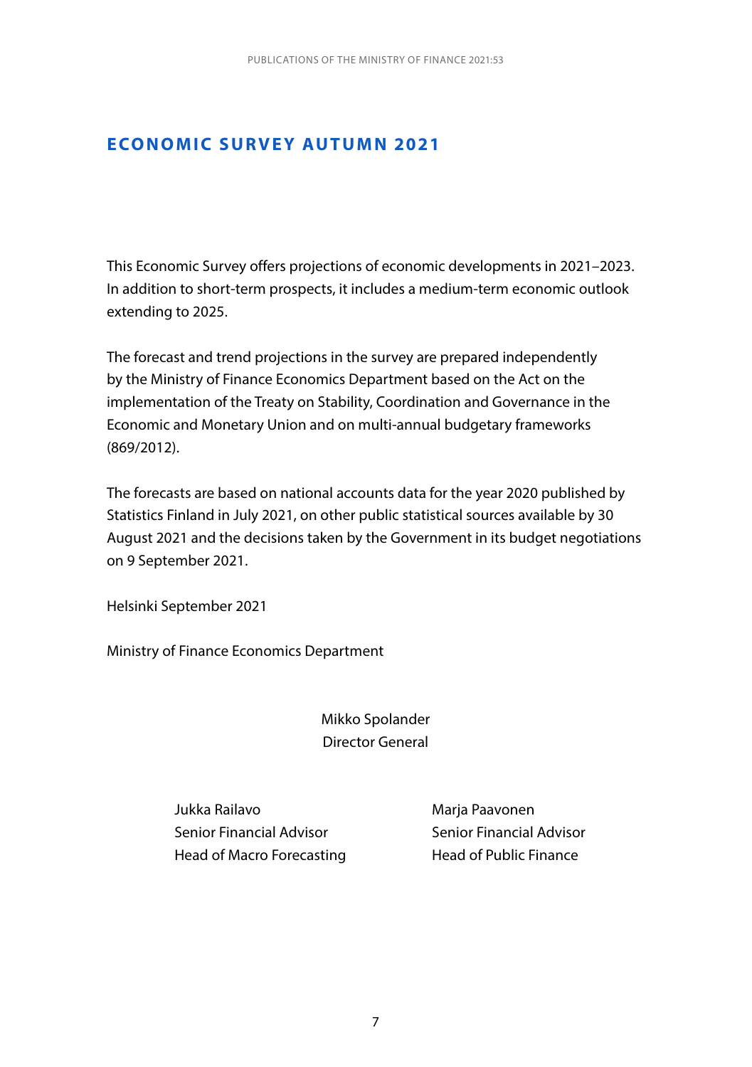# ECONOMIC SURVEY AUTUMN 2021

This Economic Survey offers projections of economic developments in 2021–2023. In addition to short-term prospects, it includes a medium-term economic outlook extending to 2025.

The forecast and trend projections in the survey are prepared independently by the Ministry of Finance Economics Department based on the Act on the implementation of the Treaty on Stability, Coordination and Governance in the Economic and Monetary Union and on multi-annual budgetary frameworks (869/2012).

The forecasts are based on national accounts data for the year 2020 published by Statistics Finland in July 2021, on other public statistical sources available by 30 August 2021 and the decisions taken by the Government in its budget negotiations on 9 September 2021.

Helsinki September 2021

Ministry of Finance Economics Department

Mikko Spolander
Director General

Jukka Railavo
Senior Financial Advisor
Head of Macro Forecasting

Marja Paavonen
Senior Financial Advisor
Head of Public Finance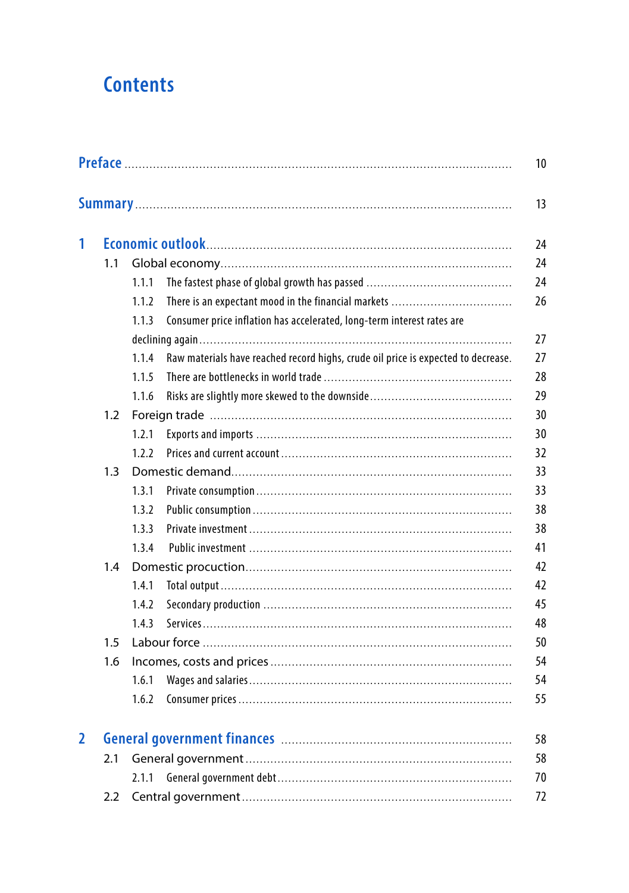# Contents

Preface ........ 10

Summary ........ 13

1 Economic outlook ........ 24
- 1.1 Global economy ........ 24
  - 1.1.1 The fastest phase of global growth has passed ........ 24
  - 1.1.2 There is an expectant mood in the financial markets ........ 26
  - 1.1.3 Consumer price inflation has accelerated, long-term interest rates are declining again ........ 27
  - 1.1.4 Raw materials have reached record highs, crude oil price is expected to decrease. ........ 27
  - 1.1.5 There are bottlenecks in world trade ........ 28
  - 1.1.6 Risks are slightly more skewed to the downside ........ 29
- 1.2 Foreign trade ........ 30
  - 1.2.1 Exports and imports ........ 30
  - 1.2.2 Prices and current account ........ 32
- 1.3 Domestic demand ........ 33
  - 1.3.1 Private consumption ........ 33
  - 1.3.2 Public consumption ........ 38
  - 1.3.3 Private investment ........ 38
  - 1.3.4 Public investment ........ 41
- 1.4 Domestic procuction ........ 42
  - 1.4.1 Total output ........ 42
  - 1.4.2 Secondary production ........ 45
  - 1.4.3 Services ........ 48
- 1.5 Labour force ........ 50
- 1.6 Incomes, costs and prices ........ 54
  - 1.6.1 Wages and salaries ........ 54
  - 1.6.2 Consumer prices ........ 55

2 General government finances ........ 58
- 2.1 General government ........ 58
  - 2.1.1 General government debt ........ 70
- 2.2 Central government ........ 72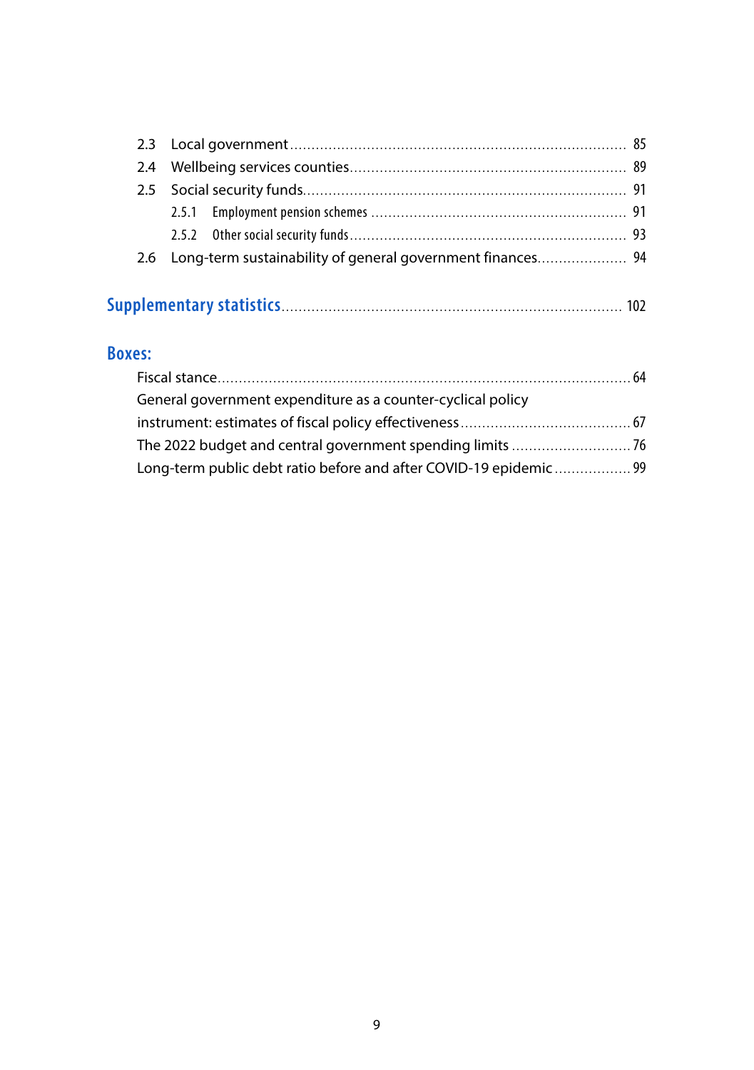2.3 Local government ............................................................................ 85
2.4 Wellbeing services counties................................................................ 89
2.5 Social security funds.......................................................................... 91
  2.5.1 Employment pension schemes ........................................................ 91
  2.5.2 Other social security funds............................................................. 93
2.6 Long-term sustainability of general government finances..................... 94

## Supplementary statistics............................................................................ 102

## Boxes:

Fiscal stance.................................................................................................. 64
General government expenditure as a counter-cyclical policy instrument: estimates of fiscal policy effectiveness.......................................... 67
The 2022 budget and central government spending limits ............................ 76
Long-term public debt ratio before and after COVID-19 epidemic .................. 99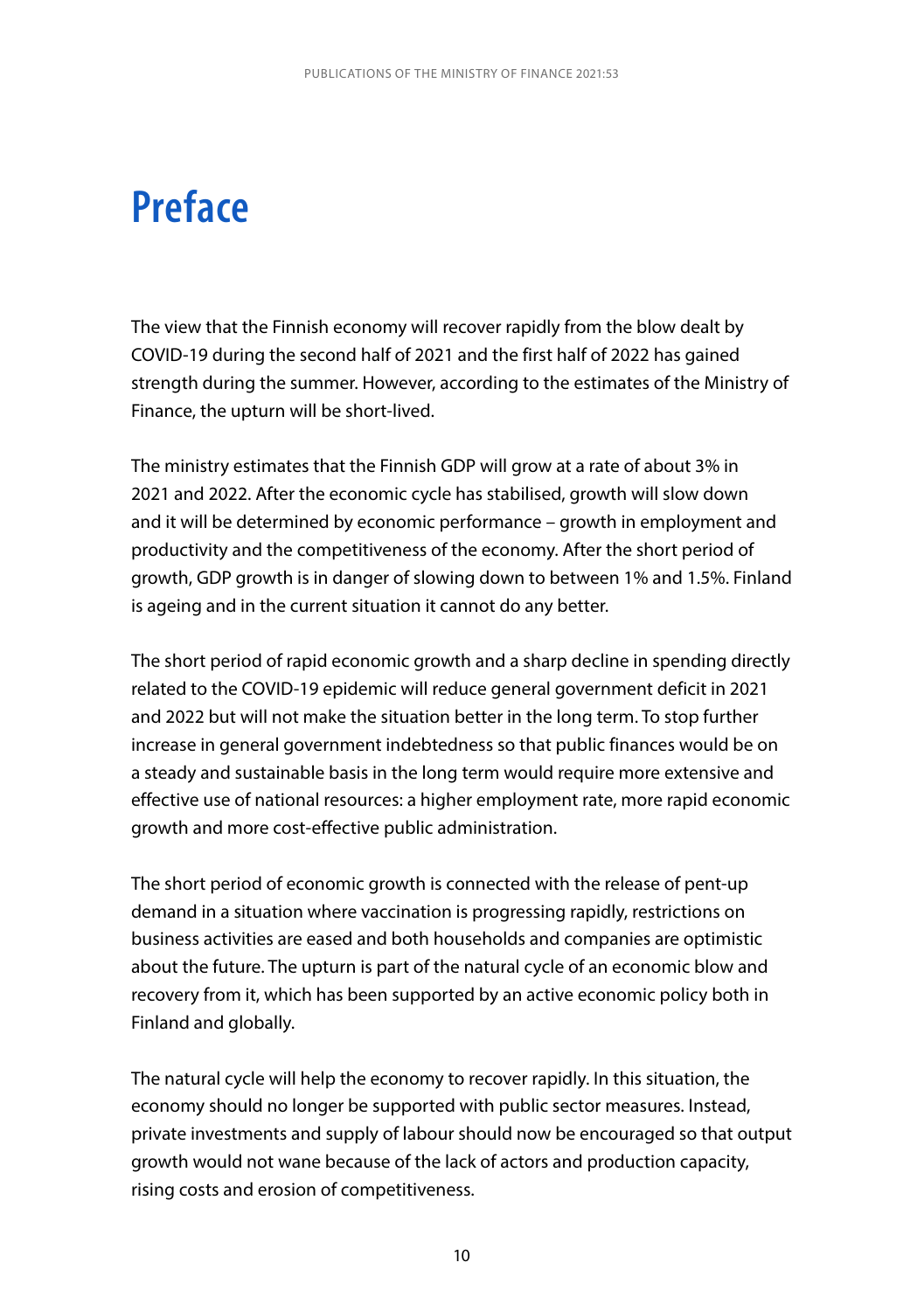# Preface

The view that the Finnish economy will recover rapidly from the blow dealt by COVID-19 during the second half of 2021 and the first half of 2022 has gained strength during the summer. However, according to the estimates of the Ministry of Finance, the upturn will be short-lived.

The ministry estimates that the Finnish GDP will grow at a rate of about 3% in 2021 and 2022. After the economic cycle has stabilised, growth will slow down and it will be determined by economic performance – growth in employment and productivity and the competitiveness of the economy. After the short period of growth, GDP growth is in danger of slowing down to between 1% and 1.5%. Finland is ageing and in the current situation it cannot do any better.

The short period of rapid economic growth and a sharp decline in spending directly related to the COVID-19 epidemic will reduce general government deficit in 2021 and 2022 but will not make the situation better in the long term. To stop further increase in general government indebtedness so that public finances would be on a steady and sustainable basis in the long term would require more extensive and effective use of national resources: a higher employment rate, more rapid economic growth and more cost-effective public administration.

The short period of economic growth is connected with the release of pent-up demand in a situation where vaccination is progressing rapidly, restrictions on business activities are eased and both households and companies are optimistic about the future. The upturn is part of the natural cycle of an economic blow and recovery from it, which has been supported by an active economic policy both in Finland and globally.

The natural cycle will help the economy to recover rapidly. In this situation, the economy should no longer be supported with public sector measures. Instead, private investments and supply of labour should now be encouraged so that output growth would not wane because of the lack of actors and production capacity, rising costs and erosion of competitiveness.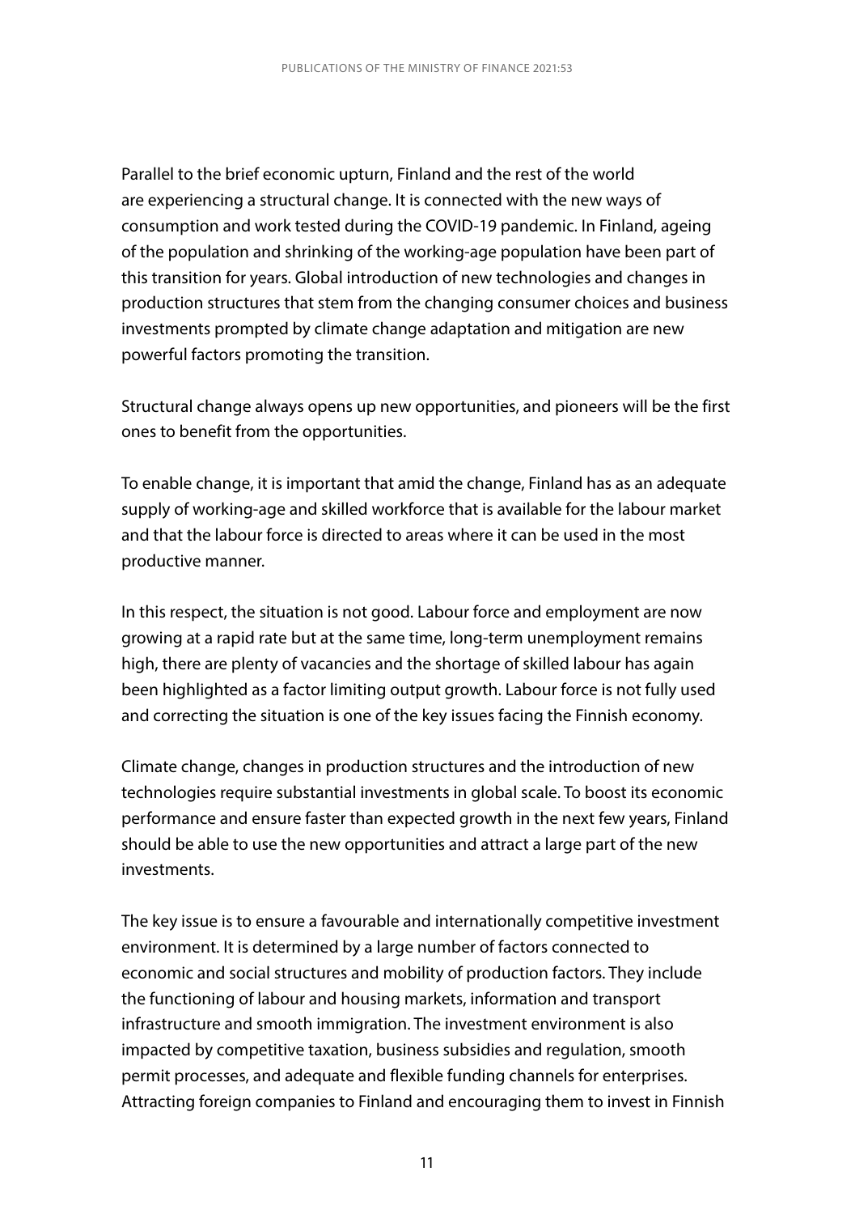Parallel to the brief economic upturn, Finland and the rest of the world are experiencing a structural change. It is connected with the new ways of consumption and work tested during the COVID-19 pandemic. In Finland, ageing of the population and shrinking of the working-age population have been part of this transition for years. Global introduction of new technologies and changes in production structures that stem from the changing consumer choices and business investments prompted by climate change adaptation and mitigation are new powerful factors promoting the transition.

Structural change always opens up new opportunities, and pioneers will be the first ones to benefit from the opportunities.

To enable change, it is important that amid the change, Finland has as an adequate supply of working-age and skilled workforce that is available for the labour market and that the labour force is directed to areas where it can be used in the most productive manner.

In this respect, the situation is not good. Labour force and employment are now growing at a rapid rate but at the same time, long-term unemployment remains high, there are plenty of vacancies and the shortage of skilled labour has again been highlighted as a factor limiting output growth. Labour force is not fully used and correcting the situation is one of the key issues facing the Finnish economy.

Climate change, changes in production structures and the introduction of new technologies require substantial investments in global scale. To boost its economic performance and ensure faster than expected growth in the next few years, Finland should be able to use the new opportunities and attract a large part of the new investments.

The key issue is to ensure a favourable and internationally competitive investment environment. It is determined by a large number of factors connected to economic and social structures and mobility of production factors. They include the functioning of labour and housing markets, information and transport infrastructure and smooth immigration. The investment environment is also impacted by competitive taxation, business subsidies and regulation, smooth permit processes, and adequate and flexible funding channels for enterprises. Attracting foreign companies to Finland and encouraging them to invest in Finnish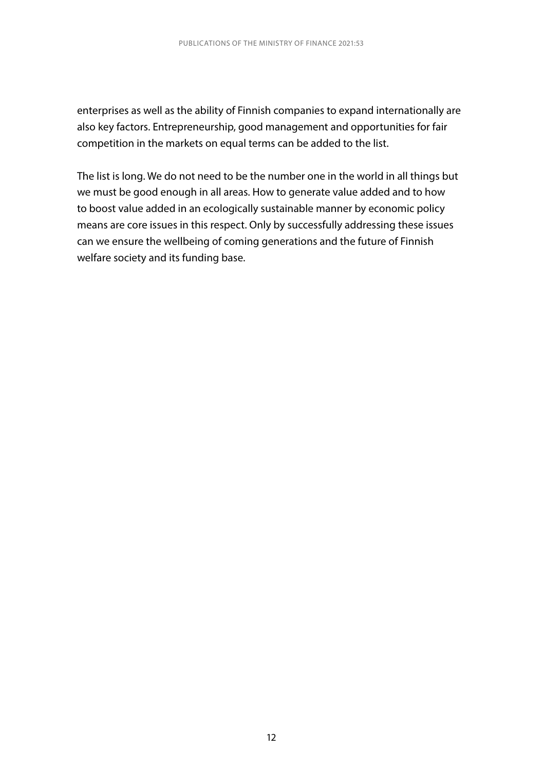enterprises as well as the ability of Finnish companies to expand internationally are also key factors. Entrepreneurship, good management and opportunities for fair competition in the markets on equal terms can be added to the list.

The list is long. We do not need to be the number one in the world in all things but we must be good enough in all areas. How to generate value added and to how to boost value added in an ecologically sustainable manner by economic policy means are core issues in this respect. Only by successfully addressing these issues can we ensure the wellbeing of coming generations and the future of Finnish welfare society and its funding base.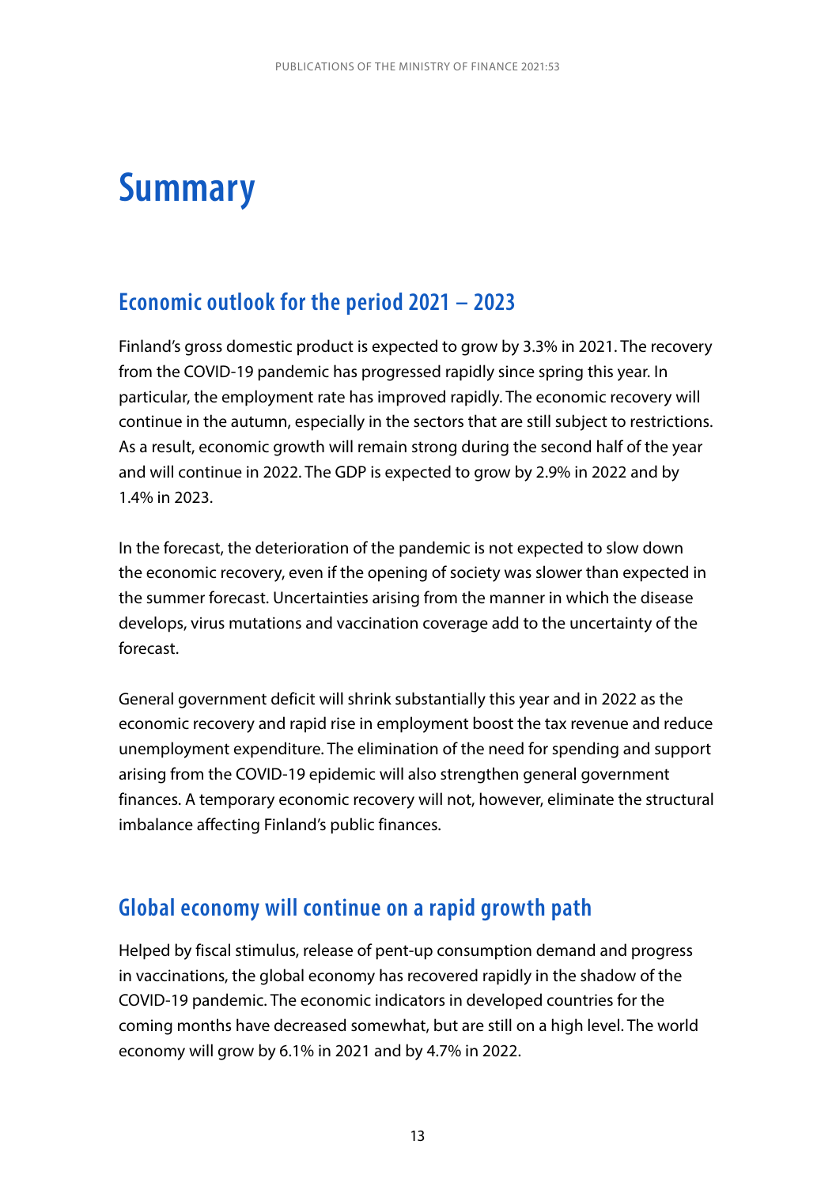# Summary

## Economic outlook for the period 2021 – 2023

Finland's gross domestic product is expected to grow by 3.3% in 2021. The recovery from the COVID-19 pandemic has progressed rapidly since spring this year. In particular, the employment rate has improved rapidly. The economic recovery will continue in the autumn, especially in the sectors that are still subject to restrictions. As a result, economic growth will remain strong during the second half of the year and will continue in 2022. The GDP is expected to grow by 2.9% in 2022 and by 1.4% in 2023.

In the forecast, the deterioration of the pandemic is not expected to slow down the economic recovery, even if the opening of society was slower than expected in the summer forecast. Uncertainties arising from the manner in which the disease develops, virus mutations and vaccination coverage add to the uncertainty of the forecast.

General government deficit will shrink substantially this year and in 2022 as the economic recovery and rapid rise in employment boost the tax revenue and reduce unemployment expenditure. The elimination of the need for spending and support arising from the COVID-19 epidemic will also strengthen general government finances. A temporary economic recovery will not, however, eliminate the structural imbalance affecting Finland's public finances.

## Global economy will continue on a rapid growth path

Helped by fiscal stimulus, release of pent-up consumption demand and progress in vaccinations, the global economy has recovered rapidly in the shadow of the COVID-19 pandemic. The economic indicators in developed countries for the coming months have decreased somewhat, but are still on a high level. The world economy will grow by 6.1% in 2021 and by 4.7% in 2022.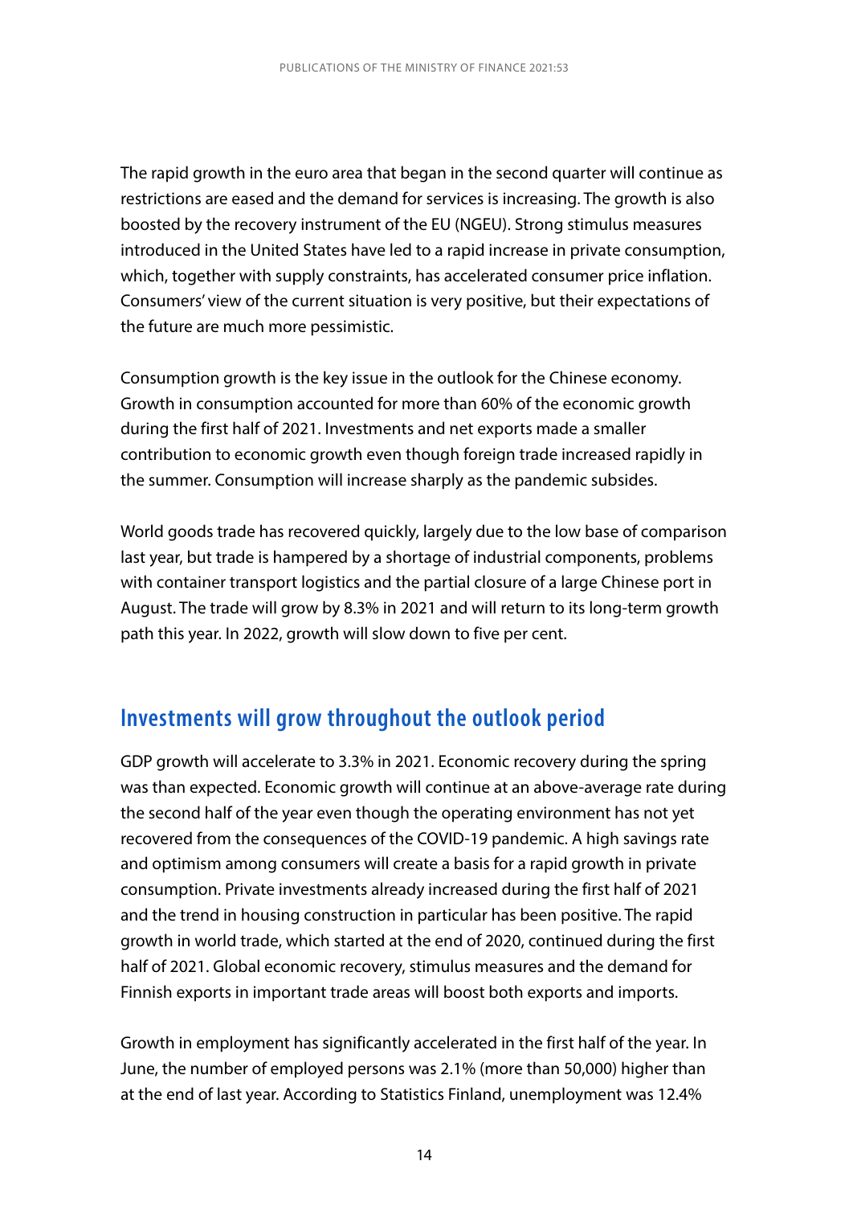The rapid growth in the euro area that began in the second quarter will continue as restrictions are eased and the demand for services is increasing. The growth is also boosted by the recovery instrument of the EU (NGEU). Strong stimulus measures introduced in the United States have led to a rapid increase in private consumption, which, together with supply constraints, has accelerated consumer price inflation. Consumers' view of the current situation is very positive, but their expectations of the future are much more pessimistic.

Consumption growth is the key issue in the outlook for the Chinese economy. Growth in consumption accounted for more than 60% of the economic growth during the first half of 2021. Investments and net exports made a smaller contribution to economic growth even though foreign trade increased rapidly in the summer. Consumption will increase sharply as the pandemic subsides.

World goods trade has recovered quickly, largely due to the low base of comparison last year, but trade is hampered by a shortage of industrial components, problems with container transport logistics and the partial closure of a large Chinese port in August. The trade will grow by 8.3% in 2021 and will return to its long-term growth path this year. In 2022, growth will slow down to five per cent.

## Investments will grow throughout the outlook period

GDP growth will accelerate to 3.3% in 2021. Economic recovery during the spring was than expected. Economic growth will continue at an above-average rate during the second half of the year even though the operating environment has not yet recovered from the consequences of the COVID-19 pandemic. A high savings rate and optimism among consumers will create a basis for a rapid growth in private consumption. Private investments already increased during the first half of 2021 and the trend in housing construction in particular has been positive. The rapid growth in world trade, which started at the end of 2020, continued during the first half of 2021. Global economic recovery, stimulus measures and the demand for Finnish exports in important trade areas will boost both exports and imports.

Growth in employment has significantly accelerated in the first half of the year. In June, the number of employed persons was 2.1% (more than 50,000) higher than at the end of last year. According to Statistics Finland, unemployment was 12.4%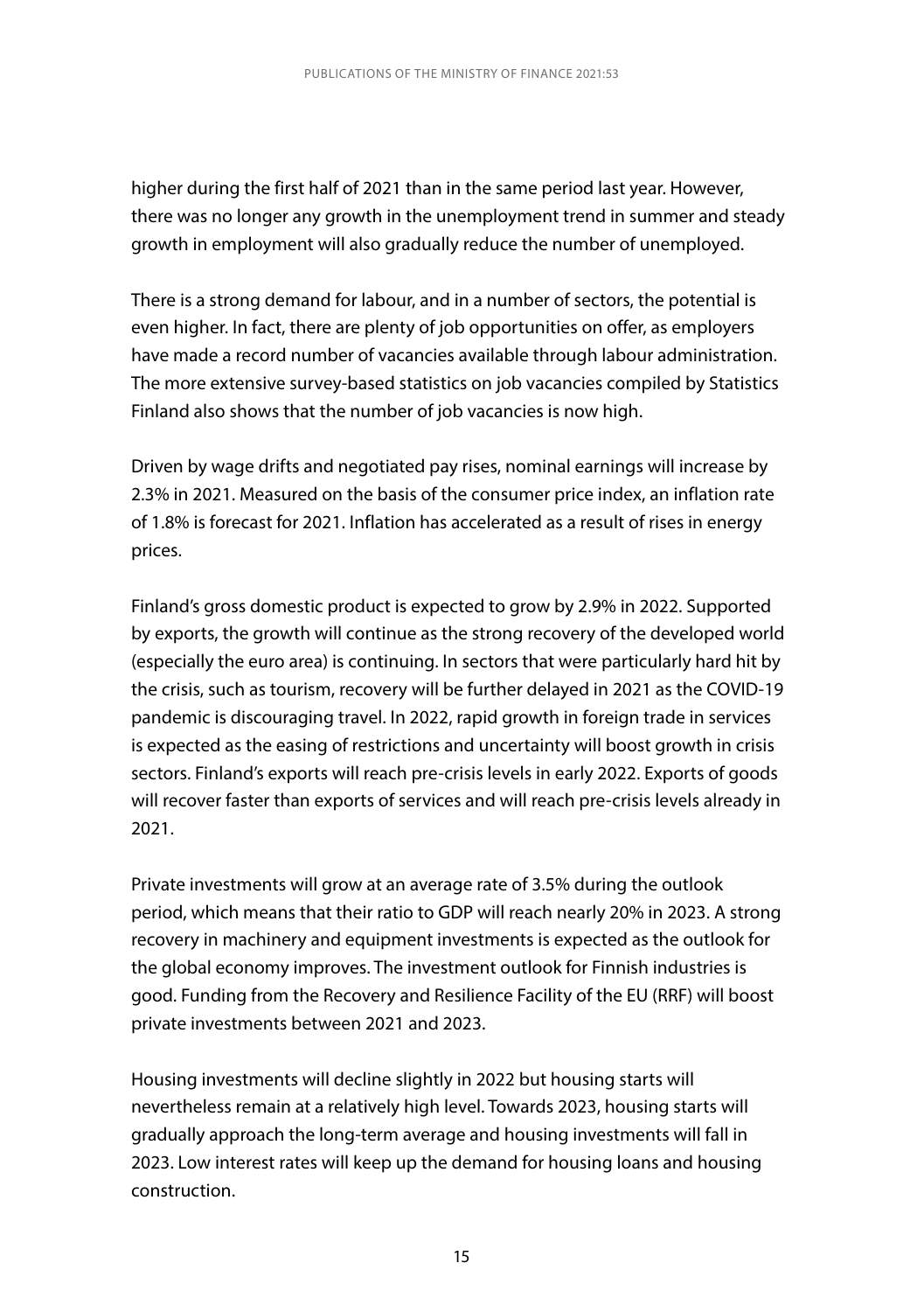higher during the first half of 2021 than in the same period last year. However, there was no longer any growth in the unemployment trend in summer and steady growth in employment will also gradually reduce the number of unemployed.

There is a strong demand for labour, and in a number of sectors, the potential is even higher. In fact, there are plenty of job opportunities on offer, as employers have made a record number of vacancies available through labour administration. The more extensive survey-based statistics on job vacancies compiled by Statistics Finland also shows that the number of job vacancies is now high.

Driven by wage drifts and negotiated pay rises, nominal earnings will increase by 2.3% in 2021. Measured on the basis of the consumer price index, an inflation rate of 1.8% is forecast for 2021. Inflation has accelerated as a result of rises in energy prices.

Finland's gross domestic product is expected to grow by 2.9% in 2022. Supported by exports, the growth will continue as the strong recovery of the developed world (especially the euro area) is continuing. In sectors that were particularly hard hit by the crisis, such as tourism, recovery will be further delayed in 2021 as the COVID-19 pandemic is discouraging travel. In 2022, rapid growth in foreign trade in services is expected as the easing of restrictions and uncertainty will boost growth in crisis sectors. Finland's exports will reach pre-crisis levels in early 2022. Exports of goods will recover faster than exports of services and will reach pre-crisis levels already in 2021.

Private investments will grow at an average rate of 3.5% during the outlook period, which means that their ratio to GDP will reach nearly 20% in 2023. A strong recovery in machinery and equipment investments is expected as the outlook for the global economy improves. The investment outlook for Finnish industries is good. Funding from the Recovery and Resilience Facility of the EU (RRF) will boost private investments between 2021 and 2023.

Housing investments will decline slightly in 2022 but housing starts will nevertheless remain at a relatively high level. Towards 2023, housing starts will gradually approach the long-term average and housing investments will fall in 2023. Low interest rates will keep up the demand for housing loans and housing construction.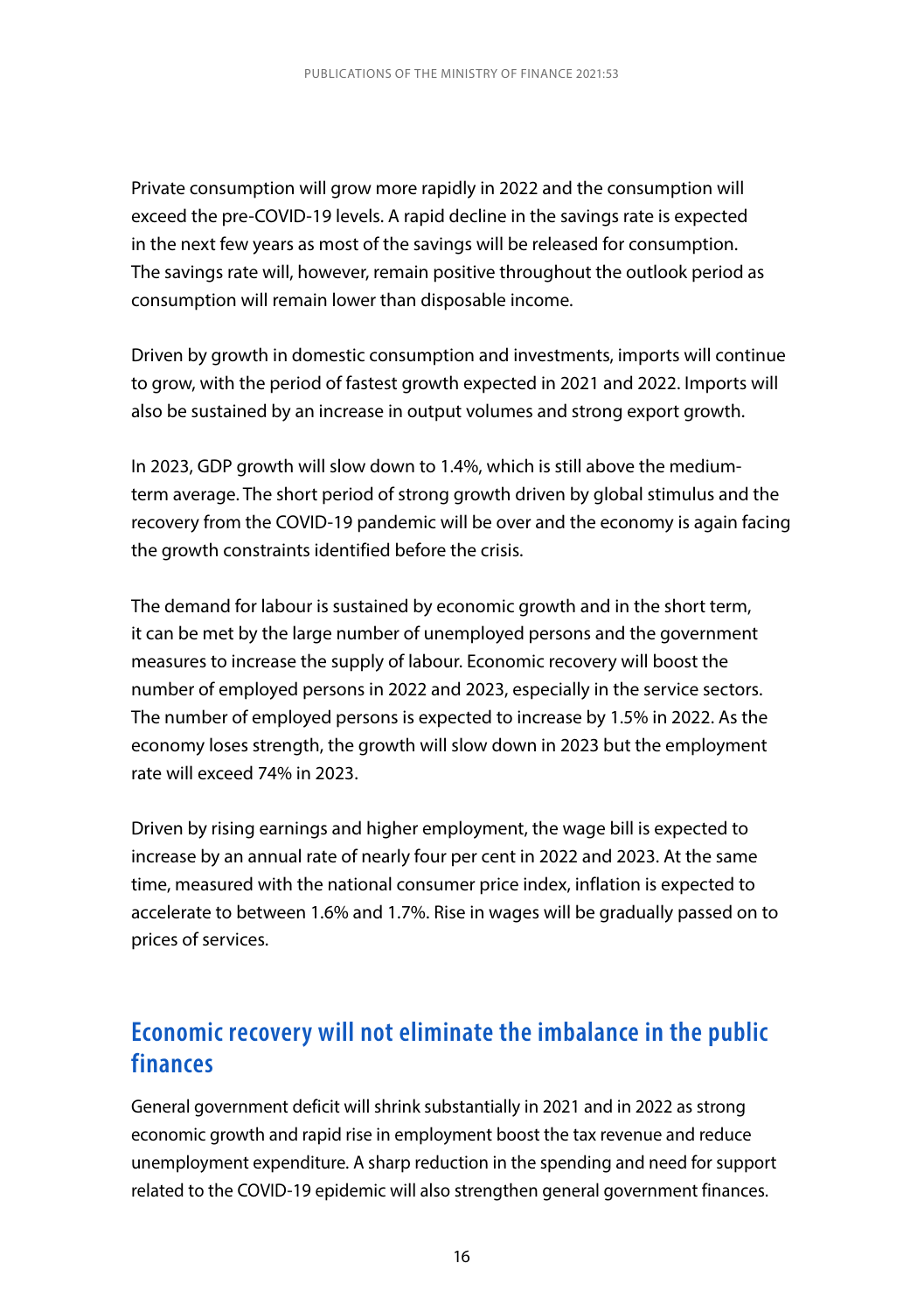Private consumption will grow more rapidly in 2022 and the consumption will exceed the pre-COVID-19 levels. A rapid decline in the savings rate is expected in the next few years as most of the savings will be released for consumption. The savings rate will, however, remain positive throughout the outlook period as consumption will remain lower than disposable income.

Driven by growth in domestic consumption and investments, imports will continue to grow, with the period of fastest growth expected in 2021 and 2022. Imports will also be sustained by an increase in output volumes and strong export growth.

In 2023, GDP growth will slow down to 1.4%, which is still above the medium-term average. The short period of strong growth driven by global stimulus and the recovery from the COVID-19 pandemic will be over and the economy is again facing the growth constraints identified before the crisis.

The demand for labour is sustained by economic growth and in the short term, it can be met by the large number of unemployed persons and the government measures to increase the supply of labour. Economic recovery will boost the number of employed persons in 2022 and 2023, especially in the service sectors. The number of employed persons is expected to increase by 1.5% in 2022. As the economy loses strength, the growth will slow down in 2023 but the employment rate will exceed 74% in 2023.

Driven by rising earnings and higher employment, the wage bill is expected to increase by an annual rate of nearly four per cent in 2022 and 2023. At the same time, measured with the national consumer price index, inflation is expected to accelerate to between 1.6% and 1.7%. Rise in wages will be gradually passed on to prices of services.

## Economic recovery will not eliminate the imbalance in the public finances

General government deficit will shrink substantially in 2021 and in 2022 as strong economic growth and rapid rise in employment boost the tax revenue and reduce unemployment expenditure. A sharp reduction in the spending and need for support related to the COVID-19 epidemic will also strengthen general government finances.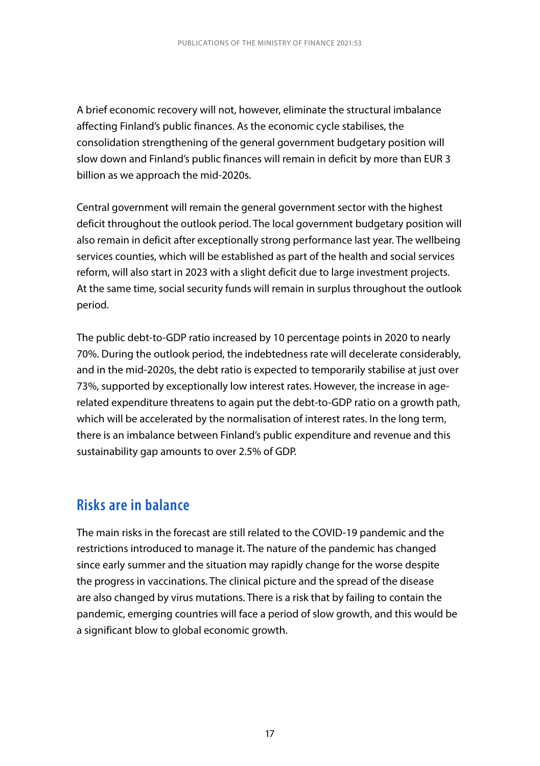A brief economic recovery will not, however, eliminate the structural imbalance affecting Finland's public finances. As the economic cycle stabilises, the consolidation strengthening of the general government budgetary position will slow down and Finland's public finances will remain in deficit by more than EUR 3 billion as we approach the mid-2020s.

Central government will remain the general government sector with the highest deficit throughout the outlook period. The local government budgetary position will also remain in deficit after exceptionally strong performance last year. The wellbeing services counties, which will be established as part of the health and social services reform, will also start in 2023 with a slight deficit due to large investment projects. At the same time, social security funds will remain in surplus throughout the outlook period.

The public debt-to-GDP ratio increased by 10 percentage points in 2020 to nearly 70%. During the outlook period, the indebtedness rate will decelerate considerably, and in the mid-2020s, the debt ratio is expected to temporarily stabilise at just over 73%, supported by exceptionally low interest rates. However, the increase in age-related expenditure threatens to again put the debt-to-GDP ratio on a growth path, which will be accelerated by the normalisation of interest rates. In the long term, there is an imbalance between Finland's public expenditure and revenue and this sustainability gap amounts to over 2.5% of GDP.

## Risks are in balance

The main risks in the forecast are still related to the COVID-19 pandemic and the restrictions introduced to manage it. The nature of the pandemic has changed since early summer and the situation may rapidly change for the worse despite the progress in vaccinations. The clinical picture and the spread of the disease are also changed by virus mutations. There is a risk that by failing to contain the pandemic, emerging countries will face a period of slow growth, and this would be a significant blow to global economic growth.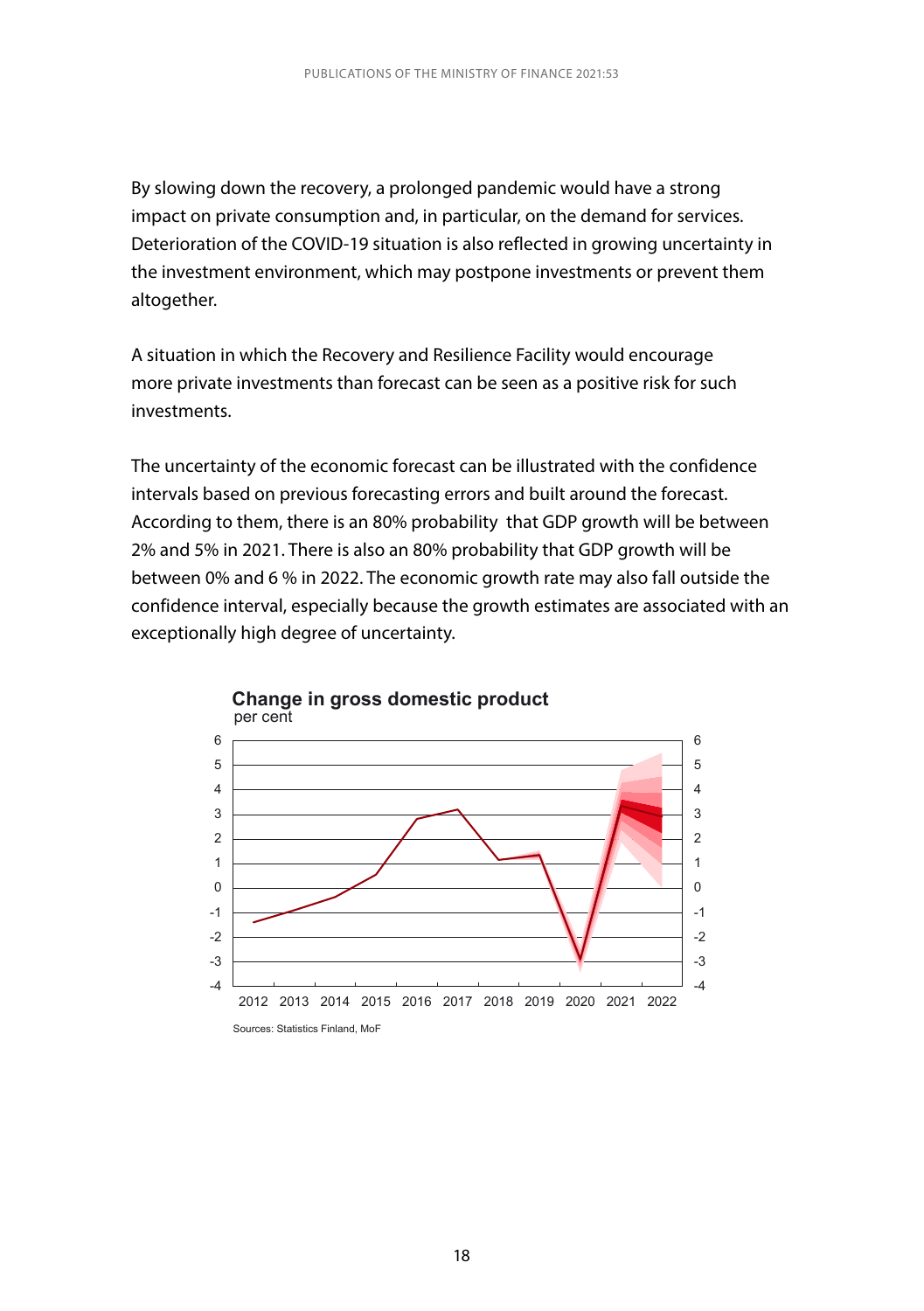By slowing down the recovery, a prolonged pandemic would have a strong impact on private consumption and, in particular, on the demand for services. Deterioration of the COVID-19 situation is also reflected in growing uncertainty in the investment environment, which may postpone investments or prevent them altogether.

A situation in which the Recovery and Resilience Facility would encourage more private investments than forecast can be seen as a positive risk for such investments.

The uncertainty of the economic forecast can be illustrated with the confidence intervals based on previous forecasting errors and built around the forecast. According to them, there is an 80% probability that GDP growth will be between 2% and 5% in 2021. There is also an 80% probability that GDP growth will be between 0% and 6 % in 2022. The economic growth rate may also fall outside the confidence interval, especially because the growth estimates are associated with an exceptionally high degree of uncertainty.

**Change in gross domestic product**
per cent

Sources: Statistics Finland, MoF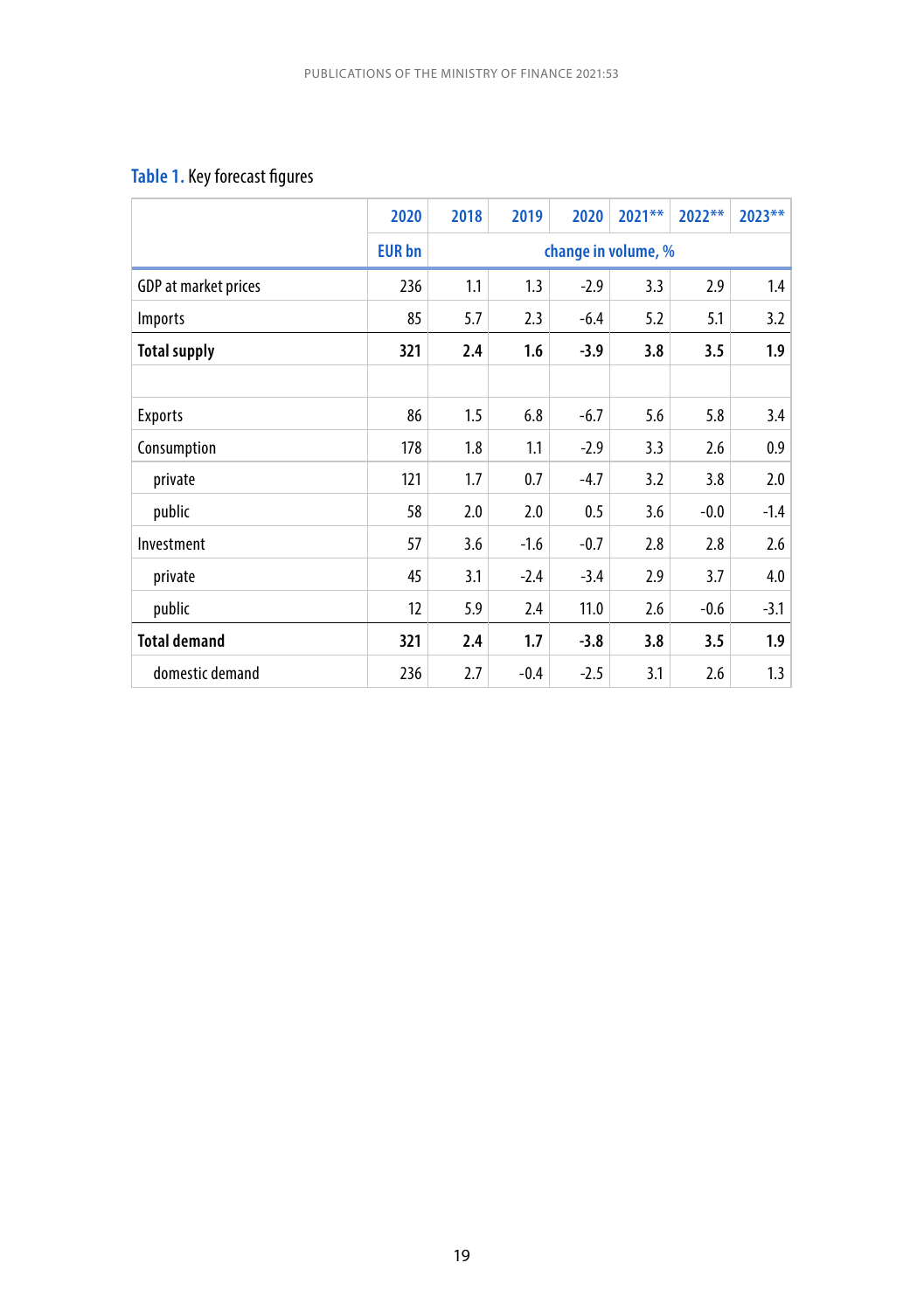**Table 1.** Key forecast figures

| | 2020 | 2018 | 2019 | 2020 | 2021** | 2022** | 2023** |
|---|---|---|---|---|---|---|---|
| | EUR bn | change in volume, % | | | | | |
| GDP at market prices | 236 | 1.1 | 1.3 | -2.9 | 3.3 | 2.9 | 1.4 |
| Imports | 85 | 5.7 | 2.3 | -6.4 | 5.2 | 5.1 | 3.2 |
| **Total supply** | **321** | **2.4** | **1.6** | **-3.9** | **3.8** | **3.5** | **1.9** |
| | | | | | | | |
| Exports | 86 | 1.5 | 6.8 | -6.7 | 5.6 | 5.8 | 3.4 |
| Consumption | 178 | 1.8 | 1.1 | -2.9 | 3.3 | 2.6 | 0.9 |
| private | 121 | 1.7 | 0.7 | -4.7 | 3.2 | 3.8 | 2.0 |
| public | 58 | 2.0 | 2.0 | 0.5 | 3.6 | -0.0 | -1.4 |
| Investment | 57 | 3.6 | -1.6 | -0.7 | 2.8 | 2.8 | 2.6 |
| private | 45 | 3.1 | -2.4 | -3.4 | 2.9 | 3.7 | 4.0 |
| public | 12 | 5.9 | 2.4 | 11.0 | 2.6 | -0.6 | -3.1 |
| **Total demand** | **321** | **2.4** | **1.7** | **-3.8** | **3.8** | **3.5** | **1.9** |
| domestic demand | 236 | 2.7 | -0.4 | -2.5 | 3.1 | 2.6 | 1.3 |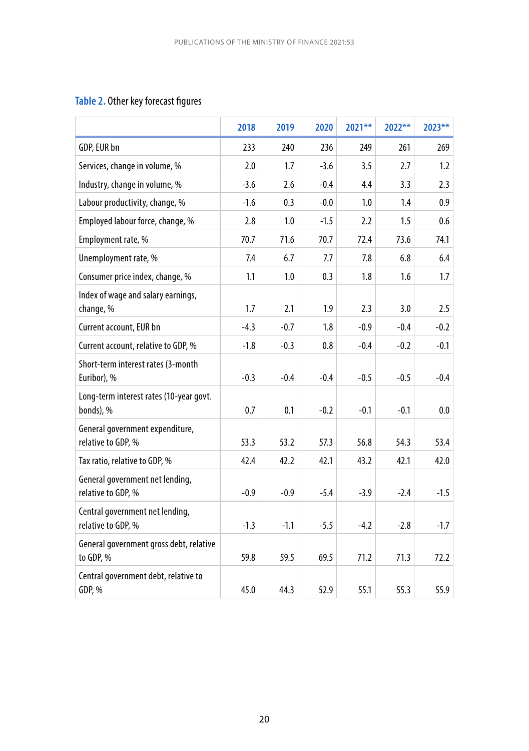**Table 2.** Other key forecast figures

| | 2018 | 2019 | 2020 | 2021** | 2022** | 2023** |
|---|---|---|---|---|---|---|
| GDP, EUR bn | 233 | 240 | 236 | 249 | 261 | 269 |
| Services, change in volume, % | 2.0 | 1.7 | -3.6 | 3.5 | 2.7 | 1.2 |
| Industry, change in volume, % | -3.6 | 2.6 | -0.4 | 4.4 | 3.3 | 2.3 |
| Labour productivity, change, % | -1.6 | 0.3 | -0.0 | 1.0 | 1.4 | 0.9 |
| Employed labour force, change, % | 2.8 | 1.0 | -1.5 | 2.2 | 1.5 | 0.6 |
| Employment rate, % | 70.7 | 71.6 | 70.7 | 72.4 | 73.6 | 74.1 |
| Unemployment rate, % | 7.4 | 6.7 | 7.7 | 7.8 | 6.8 | 6.4 |
| Consumer price index, change, % | 1.1 | 1.0 | 0.3 | 1.8 | 1.6 | 1.7 |
| Index of wage and salary earnings, change, % | 1.7 | 2.1 | 1.9 | 2.3 | 3.0 | 2.5 |
| Current account, EUR bn | -4.3 | -0.7 | 1.8 | -0.9 | -0.4 | -0.2 |
| Current account, relative to GDP, % | -1.8 | -0.3 | 0.8 | -0.4 | -0.2 | -0.1 |
| Short-term interest rates (3-month Euribor), % | -0.3 | -0.4 | -0.4 | -0.5 | -0.5 | -0.4 |
| Long-term interest rates (10-year govt. bonds), % | 0.7 | 0.1 | -0.2 | -0.1 | -0.1 | 0.0 |
| General government expenditure, relative to GDP, % | 53.3 | 53.2 | 57.3 | 56.8 | 54.3 | 53.4 |
| Tax ratio, relative to GDP, % | 42.4 | 42.2 | 42.1 | 43.2 | 42.1 | 42.0 |
| General government net lending, relative to GDP, % | -0.9 | -0.9 | -5.4 | -3.9 | -2.4 | -1.5 |
| Central government net lending, relative to GDP, % | -1.3 | -1.1 | -5.5 | -4.2 | -2.8 | -1.7 |
| General government gross debt, relative to GDP, % | 59.8 | 59.5 | 69.5 | 71.2 | 71.3 | 72.2 |
| Central government debt, relative to GDP, % | 45.0 | 44.3 | 52.9 | 55.1 | 55.3 | 55.9 |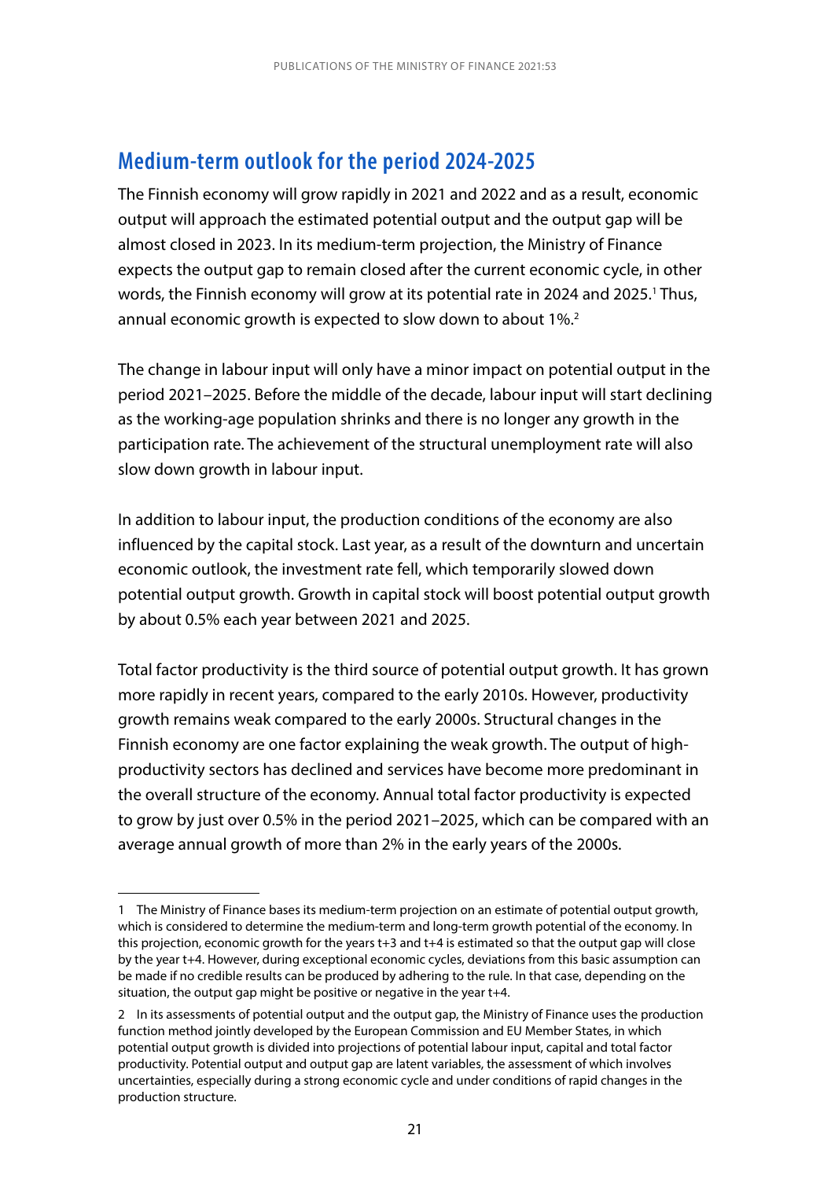## Medium-term outlook for the period 2024-2025

The Finnish economy will grow rapidly in 2021 and 2022 and as a result, economic output will approach the estimated potential output and the output gap will be almost closed in 2023. In its medium-term projection, the Ministry of Finance expects the output gap to remain closed after the current economic cycle, in other words, the Finnish economy will grow at its potential rate in 2024 and 2025.[1] Thus, annual economic growth is expected to slow down to about 1%.[2]

The change in labour input will only have a minor impact on potential output in the period 2021–2025. Before the middle of the decade, labour input will start declining as the working-age population shrinks and there is no longer any growth in the participation rate. The achievement of the structural unemployment rate will also slow down growth in labour input.

In addition to labour input, the production conditions of the economy are also influenced by the capital stock. Last year, as a result of the downturn and uncertain economic outlook, the investment rate fell, which temporarily slowed down potential output growth. Growth in capital stock will boost potential output growth by about 0.5% each year between 2021 and 2025.

Total factor productivity is the third source of potential output growth. It has grown more rapidly in recent years, compared to the early 2010s. However, productivity growth remains weak compared to the early 2000s. Structural changes in the Finnish economy are one factor explaining the weak growth. The output of high-productivity sectors has declined and services have become more predominant in the overall structure of the economy. Annual total factor productivity is expected to grow by just over 0.5% in the period 2021–2025, which can be compared with an average annual growth of more than 2% in the early years of the 2000s.

---

1 The Ministry of Finance bases its medium-term projection on an estimate of potential output growth, which is considered to determine the medium-term and long-term growth potential of the economy. In this projection, economic growth for the years t+3 and t+4 is estimated so that the output gap will close by the year t+4. However, during exceptional economic cycles, deviations from this basic assumption can be made if no credible results can be produced by adhering to the rule. In that case, depending on the situation, the output gap might be positive or negative in the year t+4.

2 In its assessments of potential output and the output gap, the Ministry of Finance uses the production function method jointly developed by the European Commission and EU Member States, in which potential output growth is divided into projections of potential labour input, capital and total factor productivity. Potential output and output gap are latent variables, the assessment of which involves uncertainties, especially during a strong economic cycle and under conditions of rapid changes in the production structure.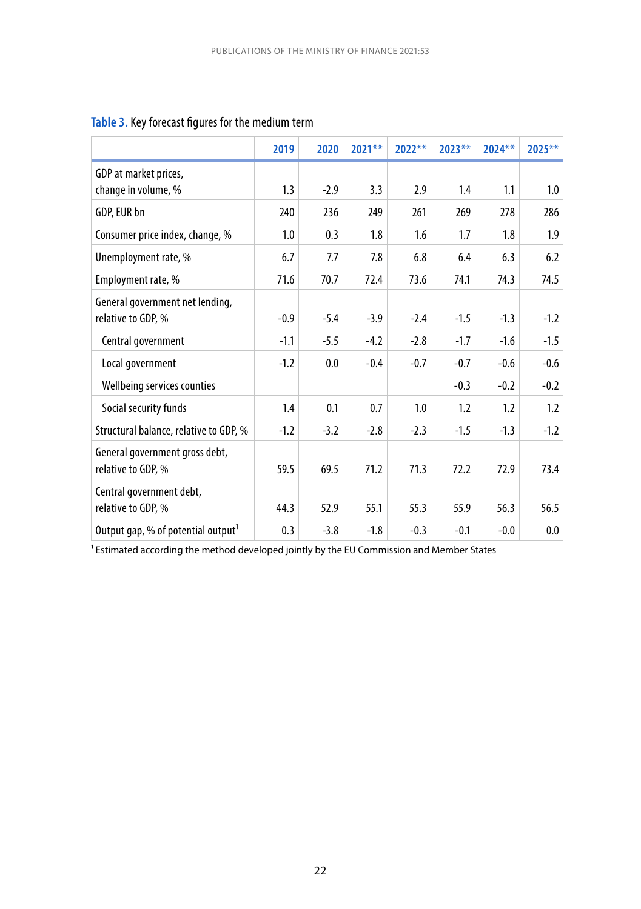**Table 3.** Key forecast figures for the medium term

| | 2019 | 2020 | 2021** | 2022** | 2023** | 2024** | 2025** |
|---|---|---|---|---|---|---|---|
| GDP at market prices, change in volume, % | 1.3 | -2.9 | 3.3 | 2.9 | 1.4 | 1.1 | 1.0 |
| GDP, EUR bn | 240 | 236 | 249 | 261 | 269 | 278 | 286 |
| Consumer price index, change, % | 1.0 | 0.3 | 1.8 | 1.6 | 1.7 | 1.8 | 1.9 |
| Unemployment rate, % | 6.7 | 7.7 | 7.8 | 6.8 | 6.4 | 6.3 | 6.2 |
| Employment rate, % | 71.6 | 70.7 | 72.4 | 73.6 | 74.1 | 74.3 | 74.5 |
| General government net lending, relative to GDP, % | -0.9 | -5.4 | -3.9 | -2.4 | -1.5 | -1.3 | -1.2 |
| Central government | -1.1 | -5.5 | -4.2 | -2.8 | -1.7 | -1.6 | -1.5 |
| Local government | -1.2 | 0.0 | -0.4 | -0.7 | -0.7 | -0.6 | -0.6 |
| Wellbeing services counties | | | | | -0.3 | -0.2 | -0.2 |
| Social security funds | 1.4 | 0.1 | 0.7 | 1.0 | 1.2 | 1.2 | 1.2 |
| Structural balance, relative to GDP, % | -1.2 | -3.2 | -2.8 | -2.3 | -1.5 | -1.3 | -1.2 |
| General government gross debt, relative to GDP, % | 59.5 | 69.5 | 71.2 | 71.3 | 72.2 | 72.9 | 73.4 |
| Central government debt, relative to GDP, % | 44.3 | 52.9 | 55.1 | 55.3 | 55.9 | 56.3 | 56.5 |
| Output gap, % of potential output[1] | 0.3 | -3.8 | -1.8 | -0.3 | -0.1 | -0.0 | 0.0 |

[1] Estimated according the method developed jointly by the EU Commission and Member States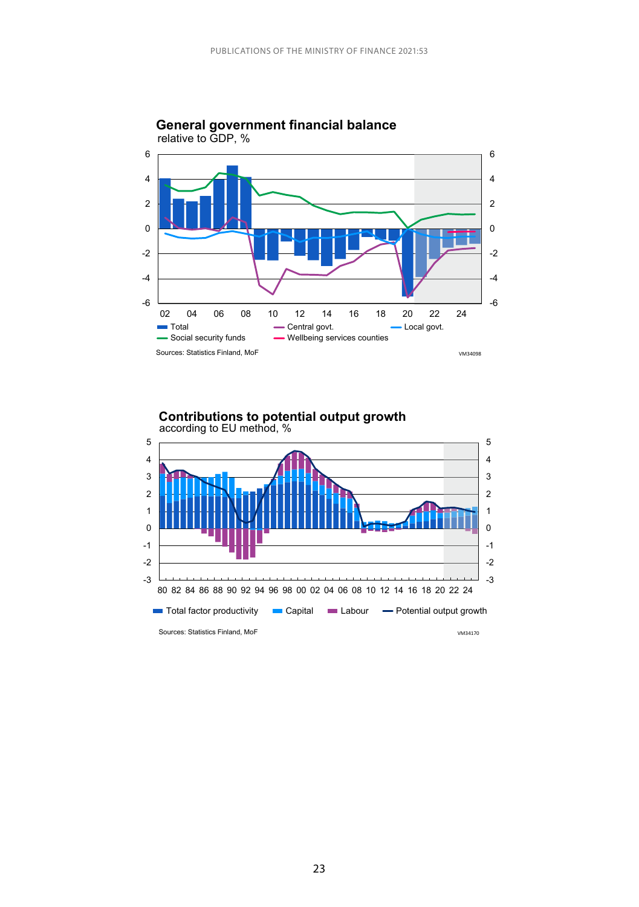**General government financial balance**

relative to GDP, %

Total | Central govt. | Local govt. | Social security funds | Wellbeing services counties

Sources: Statistics Finland, MoF

VM34098

**Contributions to potential output growth**

according to EU method, %

Total factor productivity | Capital | Labour | Potential output growth

Sources: Statistics Finland, MoF

VM34170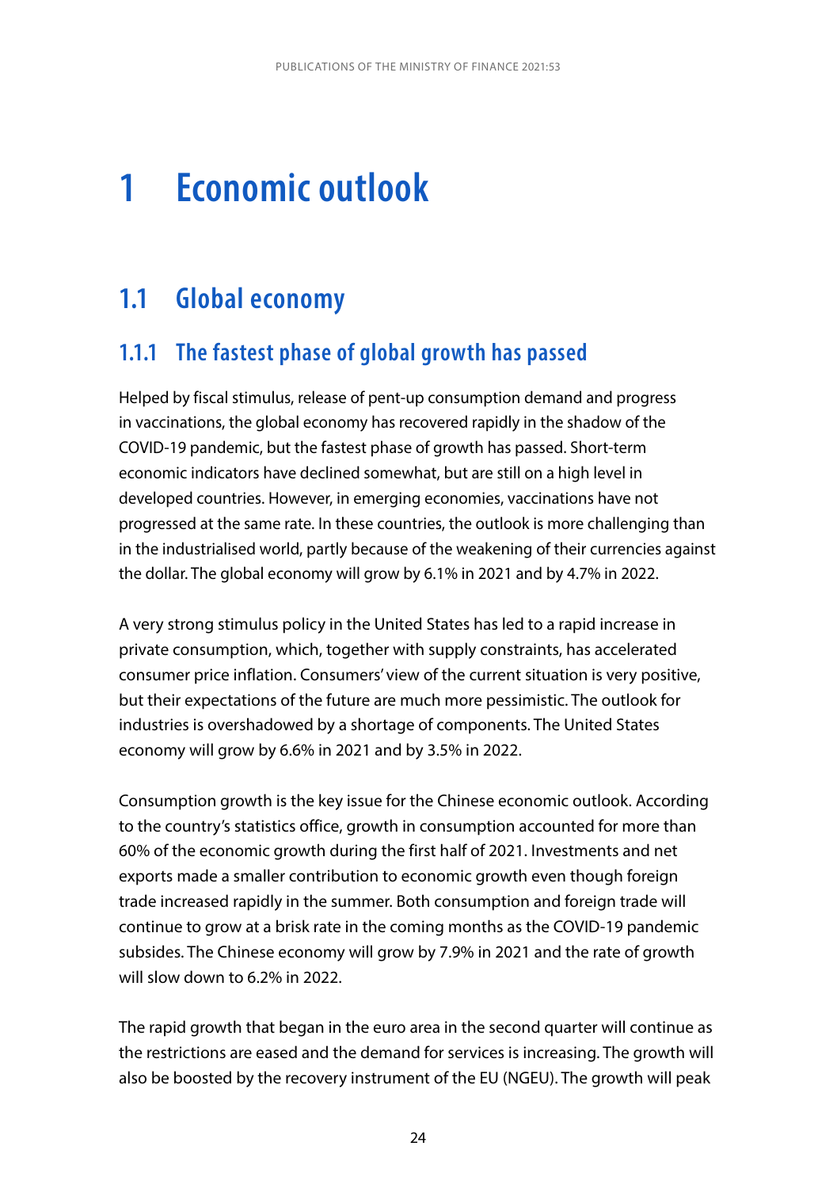# 1 Economic outlook

## 1.1 Global economy

### 1.1.1 The fastest phase of global growth has passed

Helped by fiscal stimulus, release of pent-up consumption demand and progress in vaccinations, the global economy has recovered rapidly in the shadow of the COVID-19 pandemic, but the fastest phase of growth has passed. Short-term economic indicators have declined somewhat, but are still on a high level in developed countries. However, in emerging economies, vaccinations have not progressed at the same rate. In these countries, the outlook is more challenging than in the industrialised world, partly because of the weakening of their currencies against the dollar. The global economy will grow by 6.1% in 2021 and by 4.7% in 2022.

A very strong stimulus policy in the United States has led to a rapid increase in private consumption, which, together with supply constraints, has accelerated consumer price inflation. Consumers' view of the current situation is very positive, but their expectations of the future are much more pessimistic. The outlook for industries is overshadowed by a shortage of components. The United States economy will grow by 6.6% in 2021 and by 3.5% in 2022.

Consumption growth is the key issue for the Chinese economic outlook. According to the country's statistics office, growth in consumption accounted for more than 60% of the economic growth during the first half of 2021. Investments and net exports made a smaller contribution to economic growth even though foreign trade increased rapidly in the summer. Both consumption and foreign trade will continue to grow at a brisk rate in the coming months as the COVID-19 pandemic subsides. The Chinese economy will grow by 7.9% in 2021 and the rate of growth will slow down to 6.2% in 2022.

The rapid growth that began in the euro area in the second quarter will continue as the restrictions are eased and the demand for services is increasing. The growth will also be boosted by the recovery instrument of the EU (NGEU). The growth will peak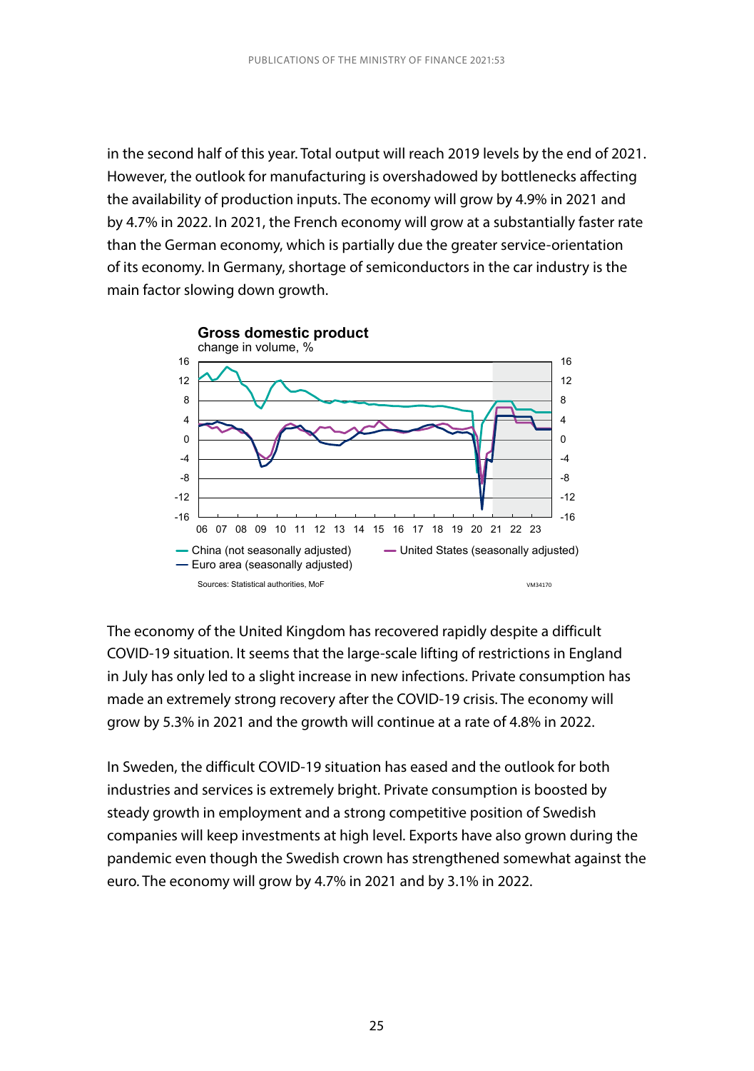in the second half of this year. Total output will reach 2019 levels by the end of 2021. However, the outlook for manufacturing is overshadowed by bottlenecks affecting the availability of production inputs. The economy will grow by 4.9% in 2021 and by 4.7% in 2022. In 2021, the French economy will grow at a substantially faster rate than the German economy, which is partially due the greater service-orientation of its economy. In Germany, shortage of semiconductors in the car industry is the main factor slowing down growth.

**Gross domestic product**
change in volume, %

— China (not seasonally adjusted) — United States (seasonally adjusted)
— Euro area (seasonally adjusted)

Sources: Statistical authorities, MoF

The economy of the United Kingdom has recovered rapidly despite a difficult COVID-19 situation. It seems that the large-scale lifting of restrictions in England in July has only led to a slight increase in new infections. Private consumption has made an extremely strong recovery after the COVID-19 crisis. The economy will grow by 5.3% in 2021 and the growth will continue at a rate of 4.8% in 2022.

In Sweden, the difficult COVID-19 situation has eased and the outlook for both industries and services is extremely bright. Private consumption is boosted by steady growth in employment and a strong competitive position of Swedish companies will keep investments at high level. Exports have also grown during the pandemic even though the Swedish crown has strengthened somewhat against the euro. The economy will grow by 4.7% in 2021 and by 3.1% in 2022.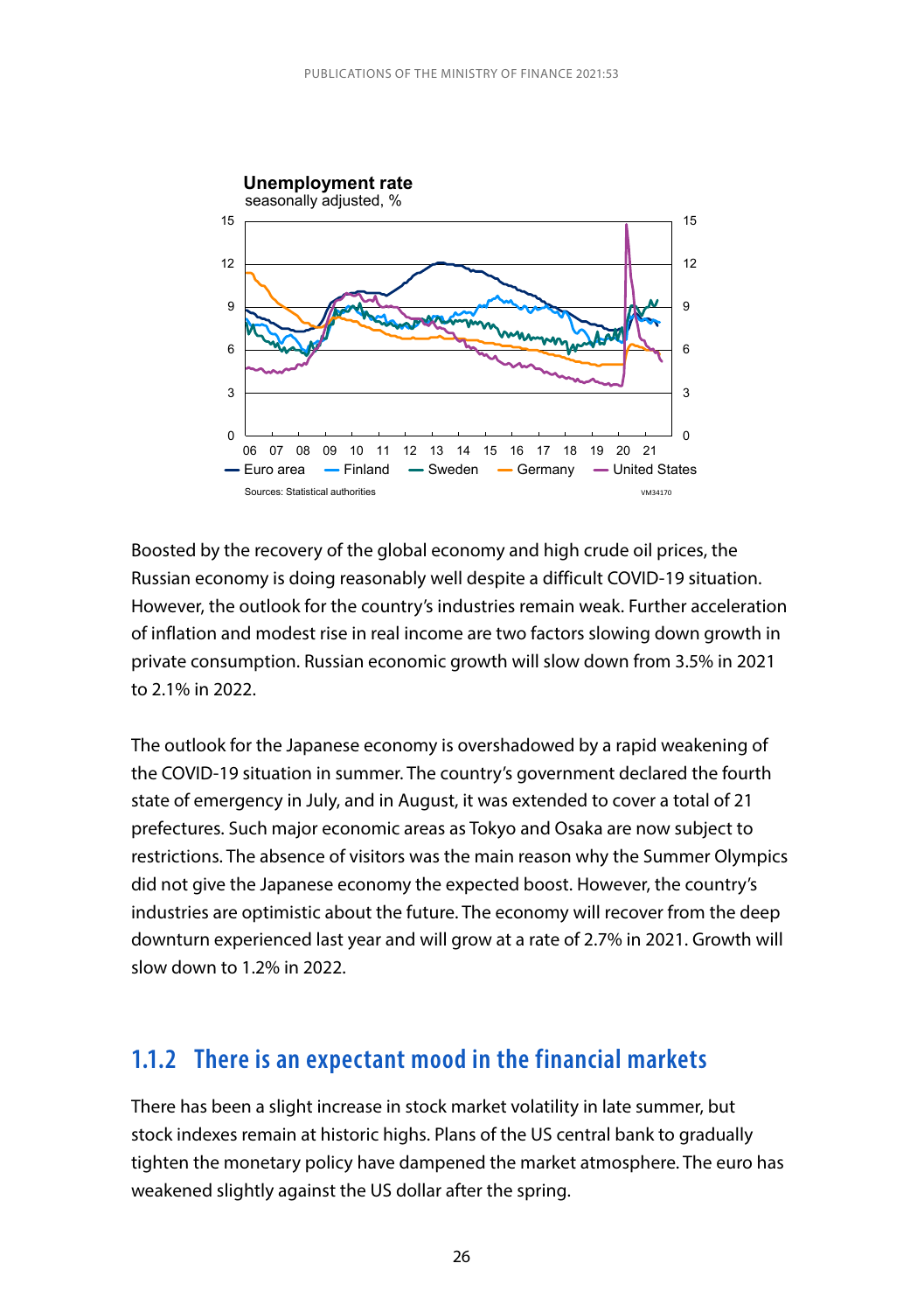**Unemployment rate**
seasonally adjusted, %

Sources: Statistical authorities

Boosted by the recovery of the global economy and high crude oil prices, the Russian economy is doing reasonably well despite a difficult COVID-19 situation. However, the outlook for the country's industries remain weak. Further acceleration of inflation and modest rise in real income are two factors slowing down growth in private consumption. Russian economic growth will slow down from 3.5% in 2021 to 2.1% in 2022.

The outlook for the Japanese economy is overshadowed by a rapid weakening of the COVID-19 situation in summer. The country's government declared the fourth state of emergency in July, and in August, it was extended to cover a total of 21 prefectures. Such major economic areas as Tokyo and Osaka are now subject to restrictions. The absence of visitors was the main reason why the Summer Olympics did not give the Japanese economy the expected boost. However, the country's industries are optimistic about the future. The economy will recover from the deep downturn experienced last year and will grow at a rate of 2.7% in 2021. Growth will slow down to 1.2% in 2022.

### 1.1.2 There is an expectant mood in the financial markets

There has been a slight increase in stock market volatility in late summer, but stock indexes remain at historic highs. Plans of the US central bank to gradually tighten the monetary policy have dampened the market atmosphere. The euro has weakened slightly against the US dollar after the spring.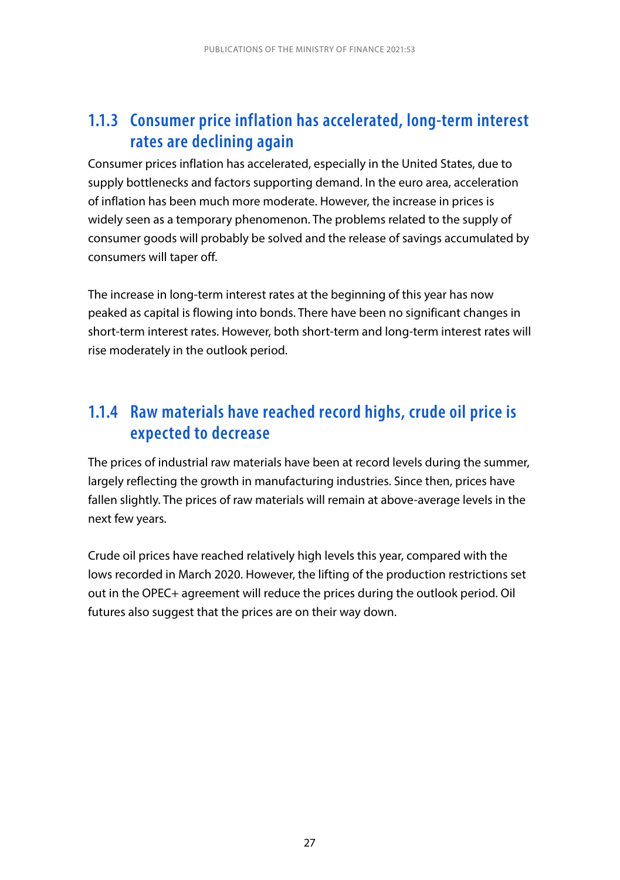### 1.1.3 Consumer price inflation has accelerated, long-term interest rates are declining again

Consumer prices inflation has accelerated, especially in the United States, due to supply bottlenecks and factors supporting demand. In the euro area, acceleration of inflation has been much more moderate. However, the increase in prices is widely seen as a temporary phenomenon. The problems related to the supply of consumer goods will probably be solved and the release of savings accumulated by consumers will taper off.

The increase in long-term interest rates at the beginning of this year has now peaked as capital is flowing into bonds. There have been no significant changes in short-term interest rates. However, both short-term and long-term interest rates will rise moderately in the outlook period.

### 1.1.4 Raw materials have reached record highs, crude oil price is expected to decrease

The prices of industrial raw materials have been at record levels during the summer, largely reflecting the growth in manufacturing industries. Since then, prices have fallen slightly. The prices of raw materials will remain at above-average levels in the next few years.

Crude oil prices have reached relatively high levels this year, compared with the lows recorded in March 2020. However, the lifting of the production restrictions set out in the OPEC+ agreement will reduce the prices during the outlook period. Oil futures also suggest that the prices are on their way down.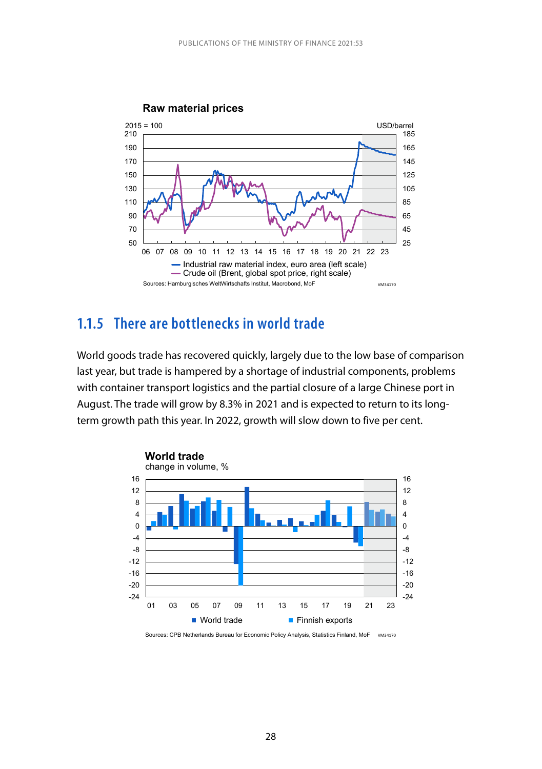**Raw material prices**

2015 = 100 | USD/barrel

- Industrial raw material index, euro area (left scale)
- Crude oil (Brent, global spot price, right scale)

Sources: Hamburgisches WeltWirtschafts Institut, Macrobond, MoF

## 1.1.5 There are bottlenecks in world trade

World goods trade has recovered quickly, largely due to the low base of comparison last year, but trade is hampered by a shortage of industrial components, problems with container transport logistics and the partial closure of a large Chinese port in August. The trade will grow by 8.3% in 2021 and is expected to return to its long-term growth path this year. In 2022, growth will slow down to five per cent.

**World trade**

change in volume, %

- World trade
- Finnish exports

Sources: CPB Netherlands Bureau for Economic Policy Analysis, Statistics Finland, MoF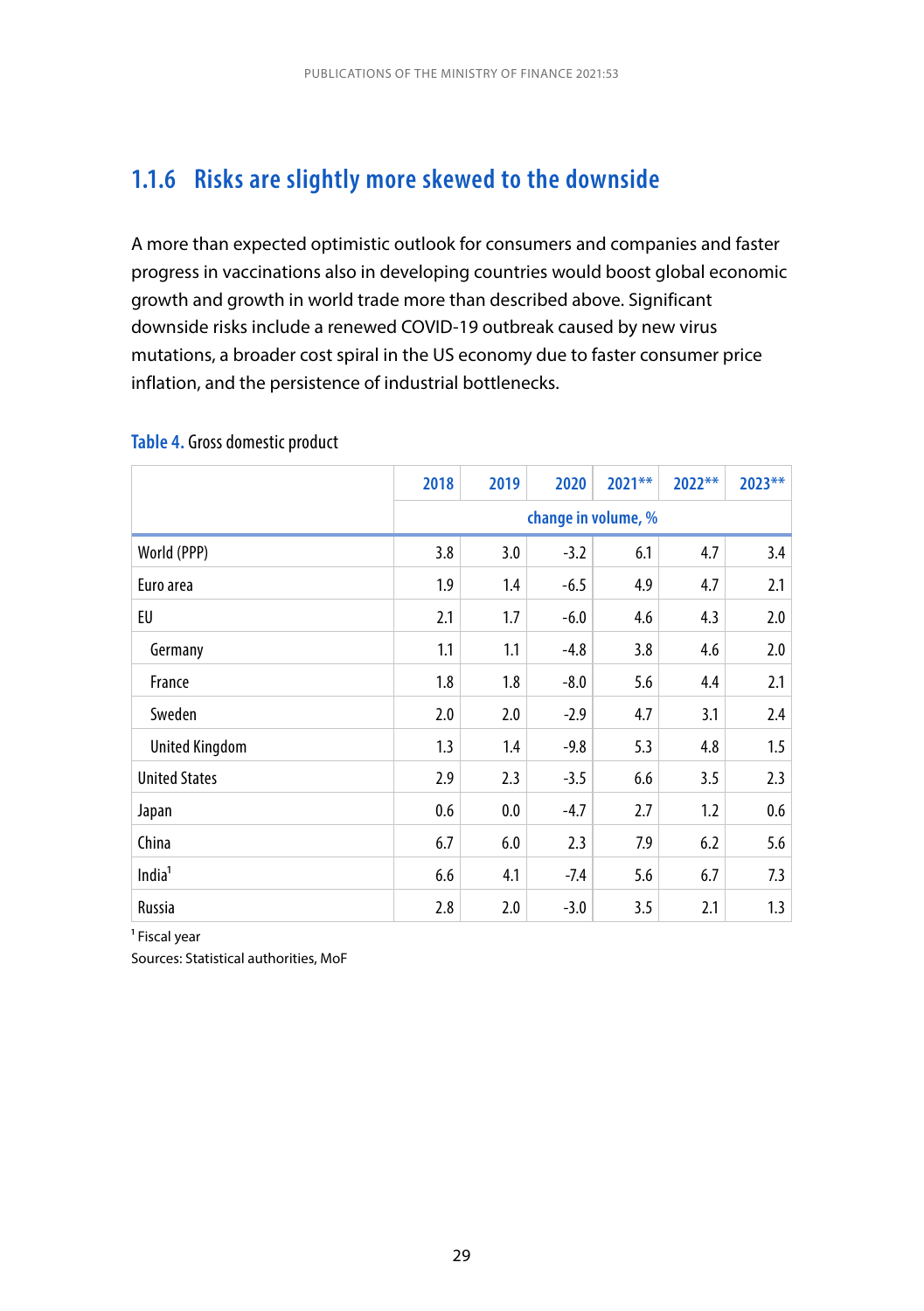### 1.1.6 Risks are slightly more skewed to the downside

A more than expected optimistic outlook for consumers and companies and faster progress in vaccinations also in developing countries would boost global economic growth and growth in world trade more than described above. Significant downside risks include a renewed COVID-19 outbreak caused by new virus mutations, a broader cost spiral in the US economy due to faster consumer price inflation, and the persistence of industrial bottlenecks.

**Table 4.** Gross domestic product

| | 2018 | 2019 | 2020 | 2021** | 2022** | 2023** |
|---|---|---|---|---|---|---|
| | change in volume, % | | | | | |
| World (PPP) | 3.8 | 3.0 | -3.2 | 6.1 | 4.7 | 3.4 |
| Euro area | 1.9 | 1.4 | -6.5 | 4.9 | 4.7 | 2.1 |
| EU | 2.1 | 1.7 | -6.0 | 4.6 | 4.3 | 2.0 |
| Germany | 1.1 | 1.1 | -4.8 | 3.8 | 4.6 | 2.0 |
| France | 1.8 | 1.8 | -8.0 | 5.6 | 4.4 | 2.1 |
| Sweden | 2.0 | 2.0 | -2.9 | 4.7 | 3.1 | 2.4 |
| United Kingdom | 1.3 | 1.4 | -9.8 | 5.3 | 4.8 | 1.5 |
| United States | 2.9 | 2.3 | -3.5 | 6.6 | 3.5 | 2.3 |
| Japan | 0.6 | 0.0 | -4.7 | 2.7 | 1.2 | 0.6 |
| China | 6.7 | 6.0 | 2.3 | 7.9 | 6.2 | 5.6 |
| India[1] | 6.6 | 4.1 | -7.4 | 5.6 | 6.7 | 7.3 |
| Russia | 2.8 | 2.0 | -3.0 | 3.5 | 2.1 | 1.3 |

[1] Fiscal year

Sources: Statistical authorities, MoF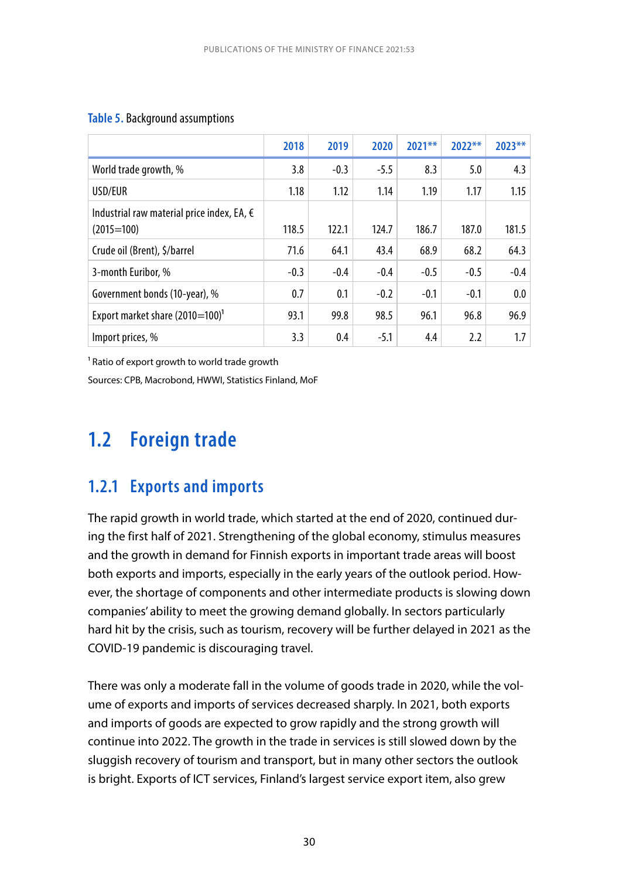**Table 5.** Background assumptions

| | 2018 | 2019 | 2020 | 2021** | 2022** | 2023** |
|---|---|---|---|---|---|---|
| World trade growth, % | 3.8 | -0.3 | -5.5 | 8.3 | 5.0 | 4.3 |
| USD/EUR | 1.18 | 1.12 | 1.14 | 1.19 | 1.17 | 1.15 |
| Industrial raw material price index, EA, € (2015=100) | 118.5 | 122.1 | 124.7 | 186.7 | 187.0 | 181.5 |
| Crude oil (Brent), $/barrel | 71.6 | 64.1 | 43.4 | 68.9 | 68.2 | 64.3 |
| 3-month Euribor, % | -0.3 | -0.4 | -0.4 | -0.5 | -0.5 | -0.4 |
| Government bonds (10-year), % | 0.7 | 0.1 | -0.2 | -0.1 | -0.1 | 0.0 |
| Export market share (2010=100)[1] | 93.1 | 99.8 | 98.5 | 96.1 | 96.8 | 96.9 |
| Import prices, % | 3.3 | 0.4 | -5.1 | 4.4 | 2.2 | 1.7 |

[1] Ratio of export growth to world trade growth

Sources: CPB, Macrobond, HWWI, Statistics Finland, MoF

## 1.2 Foreign trade

### 1.2.1 Exports and imports

The rapid growth in world trade, which started at the end of 2020, continued during the first half of 2021. Strengthening of the global economy, stimulus measures and the growth in demand for Finnish exports in important trade areas will boost both exports and imports, especially in the early years of the outlook period. However, the shortage of components and other intermediate products is slowing down companies' ability to meet the growing demand globally. In sectors particularly hard hit by the crisis, such as tourism, recovery will be further delayed in 2021 as the COVID-19 pandemic is discouraging travel.

There was only a moderate fall in the volume of goods trade in 2020, while the volume of exports and imports of services decreased sharply. In 2021, both exports and imports of goods are expected to grow rapidly and the strong growth will continue into 2022. The growth in the trade in services is still slowed down by the sluggish recovery of tourism and transport, but in many other sectors the outlook is bright. Exports of ICT services, Finland's largest service export item, also grew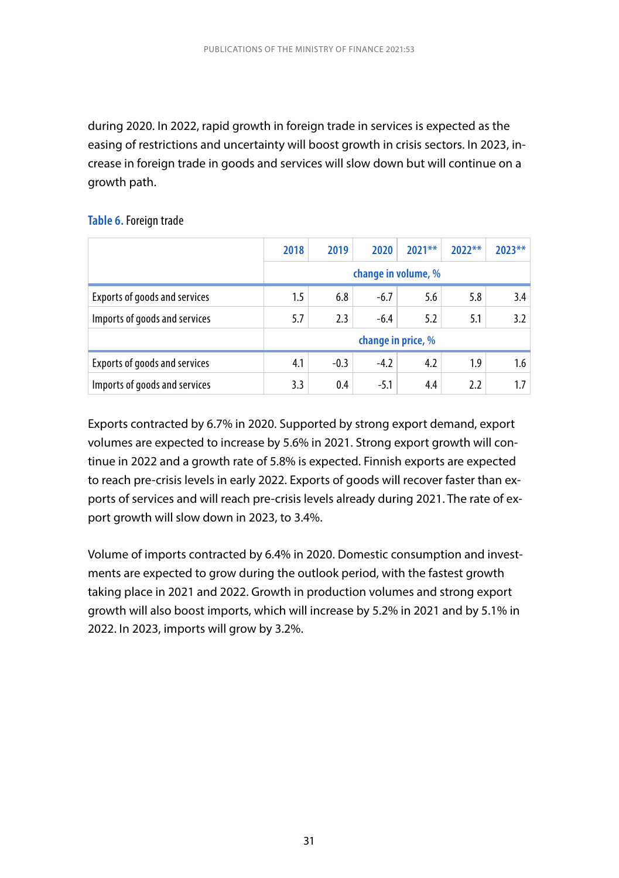during 2020. In 2022, rapid growth in foreign trade in services is expected as the easing of restrictions and uncertainty will boost growth in crisis sectors. In 2023, increase in foreign trade in goods and services will slow down but will continue on a growth path.

**Table 6.** Foreign trade

| | 2018 | 2019 | 2020 | 2021** | 2022** | 2023** |
|---|---|---|---|---|---|---|
| | change in volume, % | | | | | |
| Exports of goods and services | 1.5 | 6.8 | -6.7 | 5.6 | 5.8 | 3.4 |
| Imports of goods and services | 5.7 | 2.3 | -6.4 | 5.2 | 5.1 | 3.2 |
| | change in price, % | | | | | |
| Exports of goods and services | 4.1 | -0.3 | -4.2 | 4.2 | 1.9 | 1.6 |
| Imports of goods and services | 3.3 | 0.4 | -5.1 | 4.4 | 2.2 | 1.7 |

Exports contracted by 6.7% in 2020. Supported by strong export demand, export volumes are expected to increase by 5.6% in 2021. Strong export growth will continue in 2022 and a growth rate of 5.8% is expected. Finnish exports are expected to reach pre-crisis levels in early 2022. Exports of goods will recover faster than exports of services and will reach pre-crisis levels already during 2021. The rate of export growth will slow down in 2023, to 3.4%.

Volume of imports contracted by 6.4% in 2020. Domestic consumption and investments are expected to grow during the outlook period, with the fastest growth taking place in 2021 and 2022. Growth in production volumes and strong export growth will also boost imports, which will increase by 5.2% in 2021 and by 5.1% in 2022. In 2023, imports will grow by 3.2%.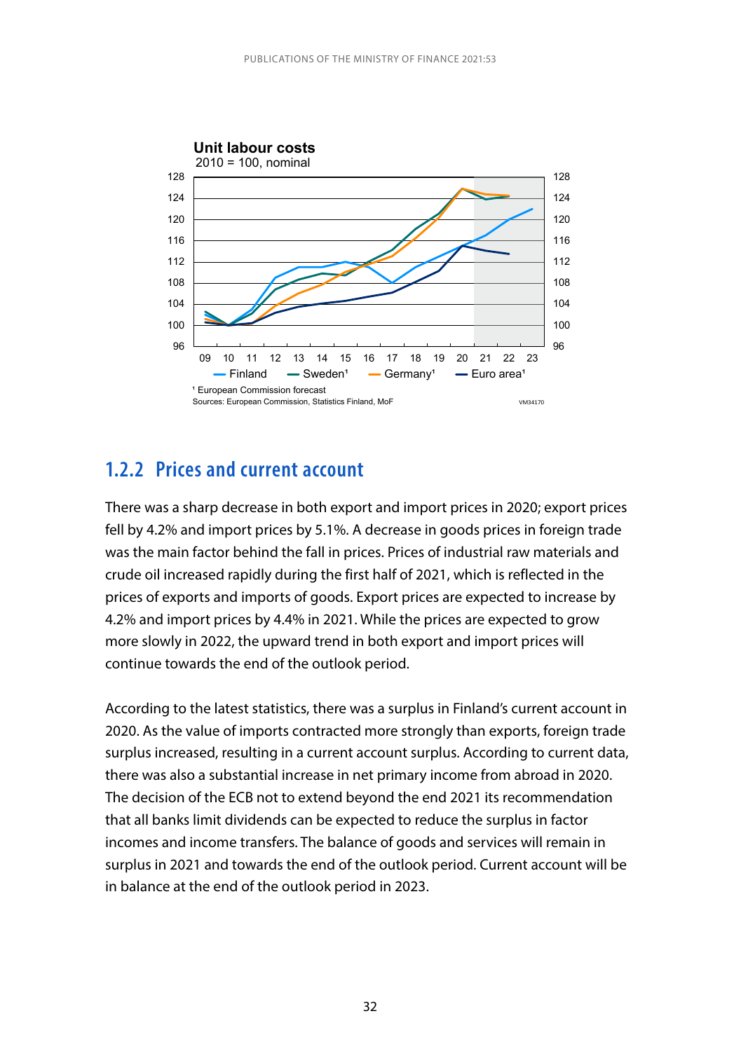**Unit labour costs**

2010 = 100, nominal

¹ European Commission forecast

Sources: European Commission, Statistics Finland, MoF

### 1.2.2 Prices and current account

There was a sharp decrease in both export and import prices in 2020; export prices fell by 4.2% and import prices by 5.1%. A decrease in goods prices in foreign trade was the main factor behind the fall in prices. Prices of industrial raw materials and crude oil increased rapidly during the first half of 2021, which is reflected in the prices of exports and imports of goods. Export prices are expected to increase by 4.2% and import prices by 4.4% in 2021. While the prices are expected to grow more slowly in 2022, the upward trend in both export and import prices will continue towards the end of the outlook period.

According to the latest statistics, there was a surplus in Finland's current account in 2020. As the value of imports contracted more strongly than exports, foreign trade surplus increased, resulting in a current account surplus. According to current data, there was also a substantial increase in net primary income from abroad in 2020. The decision of the ECB not to extend beyond the end 2021 its recommendation that all banks limit dividends can be expected to reduce the surplus in factor incomes and income transfers. The balance of goods and services will remain in surplus in 2021 and towards the end of the outlook period. Current account will be in balance at the end of the outlook period in 2023.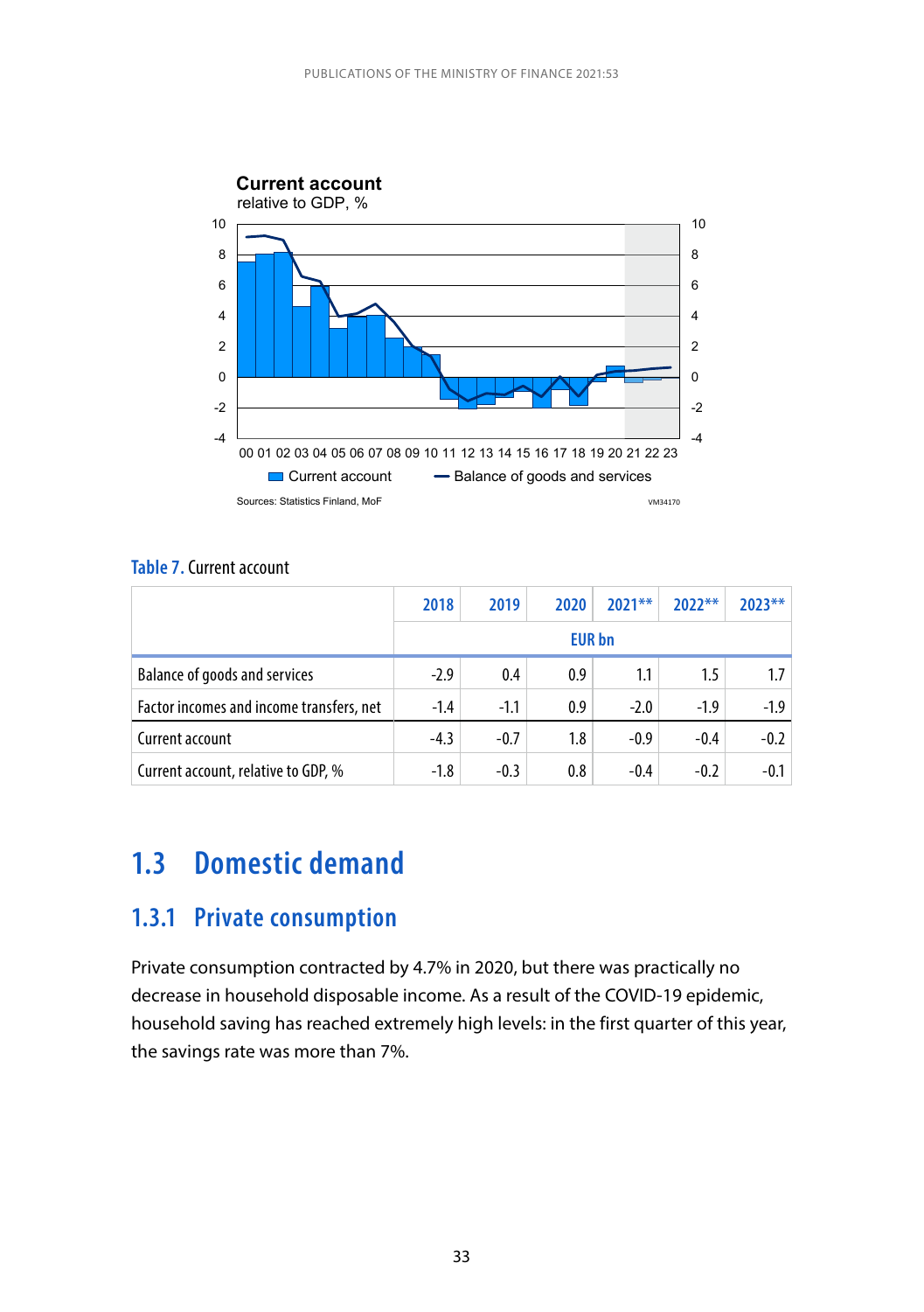**Current account**
relative to GDP, %

Sources: Statistics Finland, MoF

**Table 7.** Current account

| | 2018 | 2019 | 2020 | 2021** | 2022** | 2023** |
|---|---|---|---|---|---|---|
| | EUR bn | | | | | |
| Balance of goods and services | -2.9 | 0.4 | 0.9 | 1.1 | 1.5 | 1.7 |
| Factor incomes and income transfers, net | -1.4 | -1.1 | 0.9 | -2.0 | -1.9 | -1.9 |
| Current account | -4.3 | -0.7 | 1.8 | -0.9 | -0.4 | -0.2 |
| Current account, relative to GDP, % | -1.8 | -0.3 | 0.8 | -0.4 | -0.2 | -0.1 |

# 1.3 Domestic demand

## 1.3.1 Private consumption

Private consumption contracted by 4.7% in 2020, but there was practically no decrease in household disposable income. As a result of the COVID-19 epidemic, household saving has reached extremely high levels: in the first quarter of this year, the savings rate was more than 7%.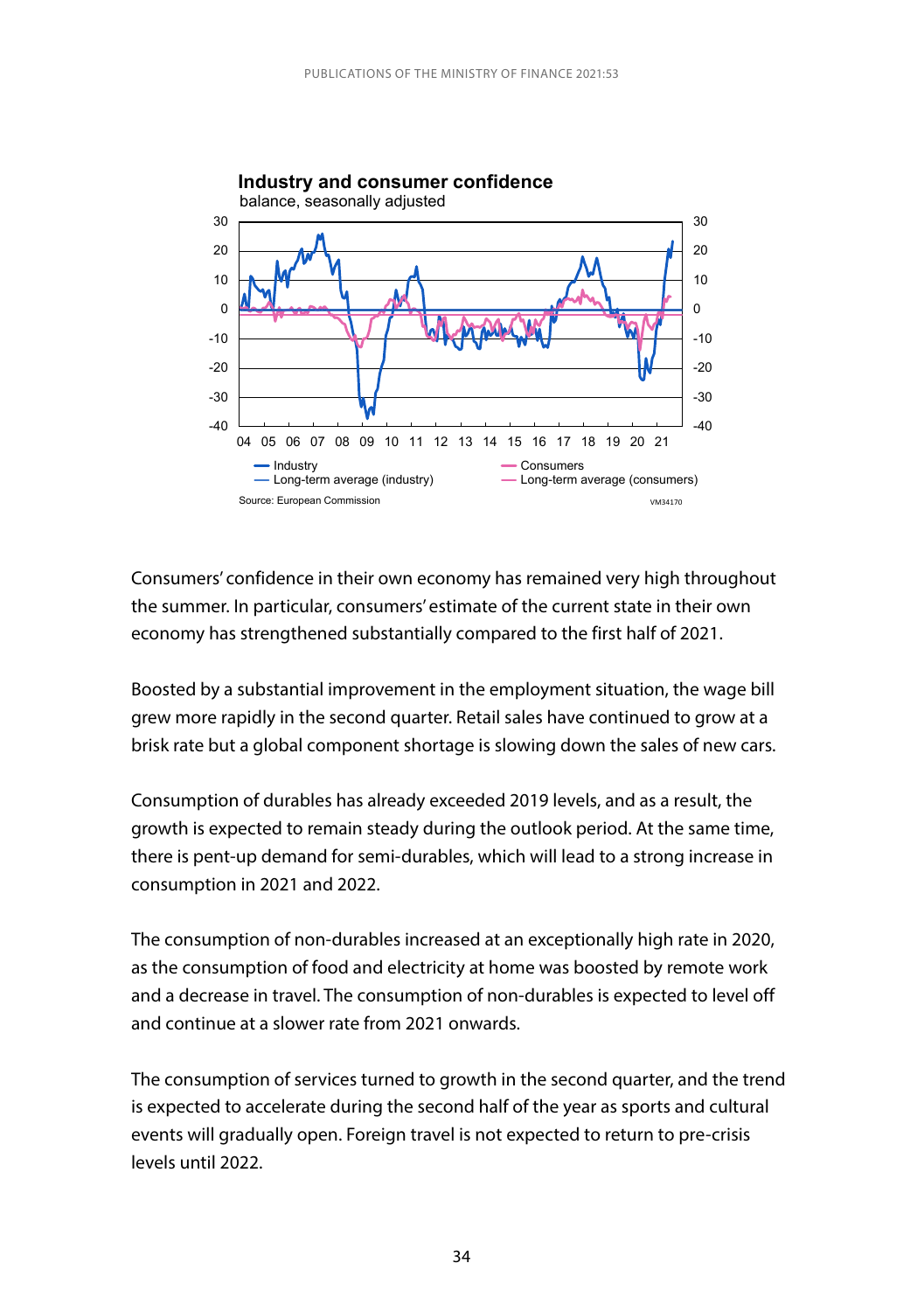**Industry and consumer confidence**

balance, seasonally adjusted

Source: European Commission

Consumers' confidence in their own economy has remained very high throughout the summer. In particular, consumers' estimate of the current state in their own economy has strengthened substantially compared to the first half of 2021.

Boosted by a substantial improvement in the employment situation, the wage bill grew more rapidly in the second quarter. Retail sales have continued to grow at a brisk rate but a global component shortage is slowing down the sales of new cars.

Consumption of durables has already exceeded 2019 levels, and as a result, the growth is expected to remain steady during the outlook period. At the same time, there is pent-up demand for semi-durables, which will lead to a strong increase in consumption in 2021 and 2022.

The consumption of non-durables increased at an exceptionally high rate in 2020, as the consumption of food and electricity at home was boosted by remote work and a decrease in travel. The consumption of non-durables is expected to level off and continue at a slower rate from 2021 onwards.

The consumption of services turned to growth in the second quarter, and the trend is expected to accelerate during the second half of the year as sports and cultural events will gradually open. Foreign travel is not expected to return to pre-crisis levels until 2022.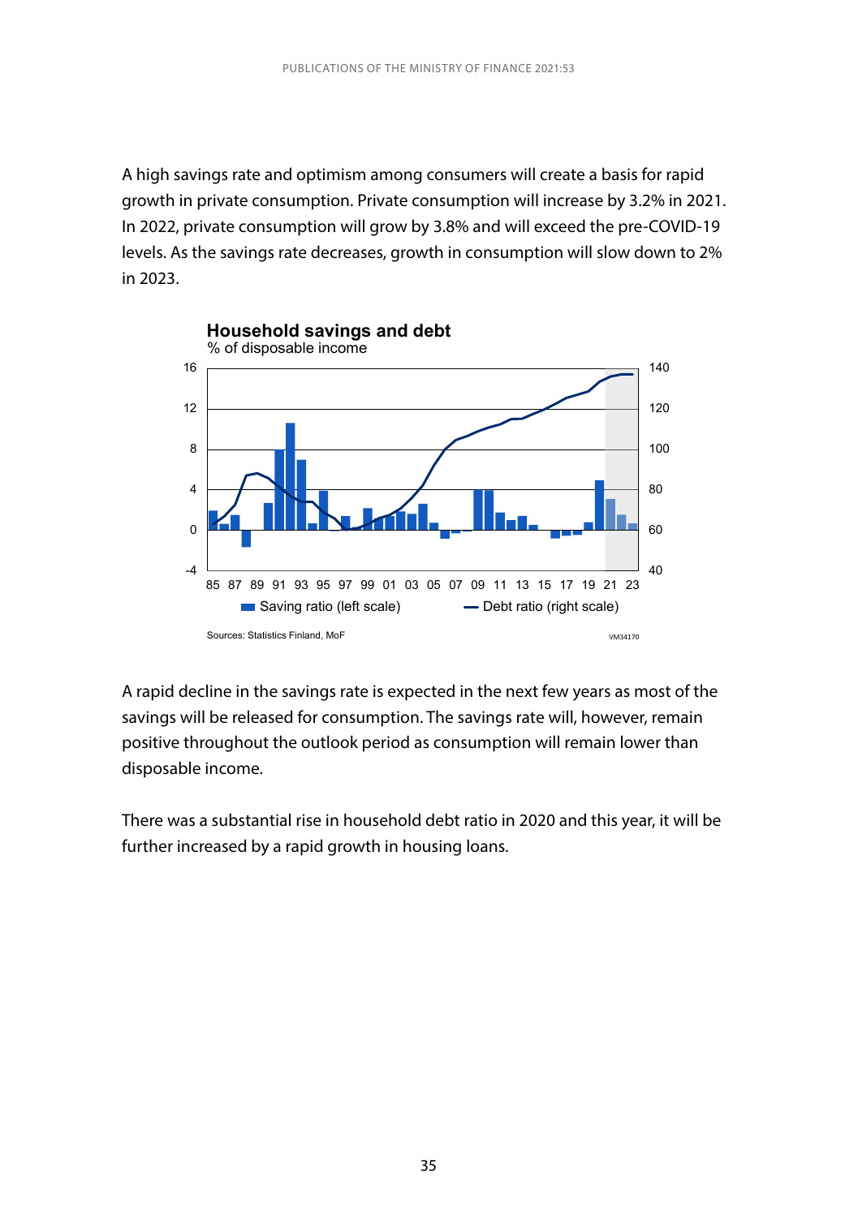A high savings rate and optimism among consumers will create a basis for rapid growth in private consumption. Private consumption will increase by 3.2% in 2021. In 2022, private consumption will grow by 3.8% and will exceed the pre-COVID-19 levels. As the savings rate decreases, growth in consumption will slow down to 2% in 2023.

**Household savings and debt**
% of disposable income

Saving ratio (left scale) — Debt ratio (right scale)

Sources: Statistics Finland, MoF

A rapid decline in the savings rate is expected in the next few years as most of the savings will be released for consumption. The savings rate will, however, remain positive throughout the outlook period as consumption will remain lower than disposable income.

There was a substantial rise in household debt ratio in 2020 and this year, it will be further increased by a rapid growth in housing loans.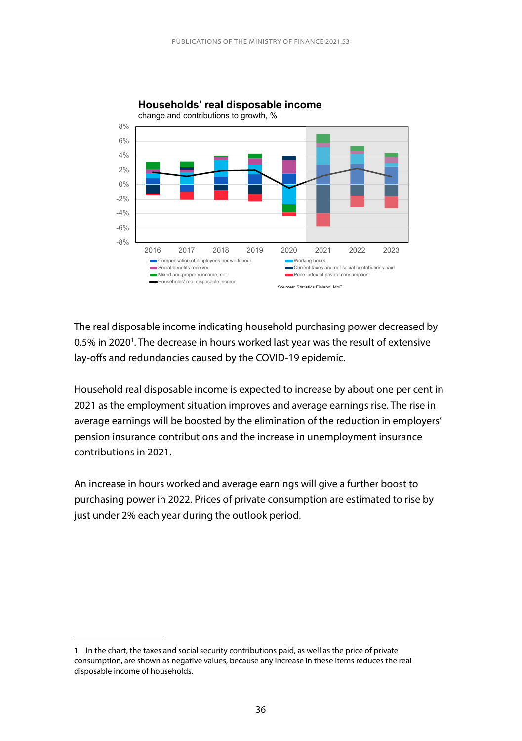**Households' real disposable income**

change and contributions to growth, %

- Compensation of employees per work hour
- Working hours
- Social benefits received
- Current taxes and net social contributions paid
- Mixed and property income, net
- Price index of private consumption
- Households' real disposable income

Sources: Statistics Finland, MoF

The real disposable income indicating household purchasing power decreased by 0.5% in 2020[1]. The decrease in hours worked last year was the result of extensive lay-offs and redundancies caused by the COVID-19 epidemic.

Household real disposable income is expected to increase by about one per cent in 2021 as the employment situation improves and average earnings rise. The rise in average earnings will be boosted by the elimination of the reduction in employers' pension insurance contributions and the increase in unemployment insurance contributions in 2021.

An increase in hours worked and average earnings will give a further boost to purchasing power in 2022. Prices of private consumption are estimated to rise by just under 2% each year during the outlook period.

1 In the chart, the taxes and social security contributions paid, as well as the price of private consumption, are shown as negative values, because any increase in these items reduces the real disposable income of households.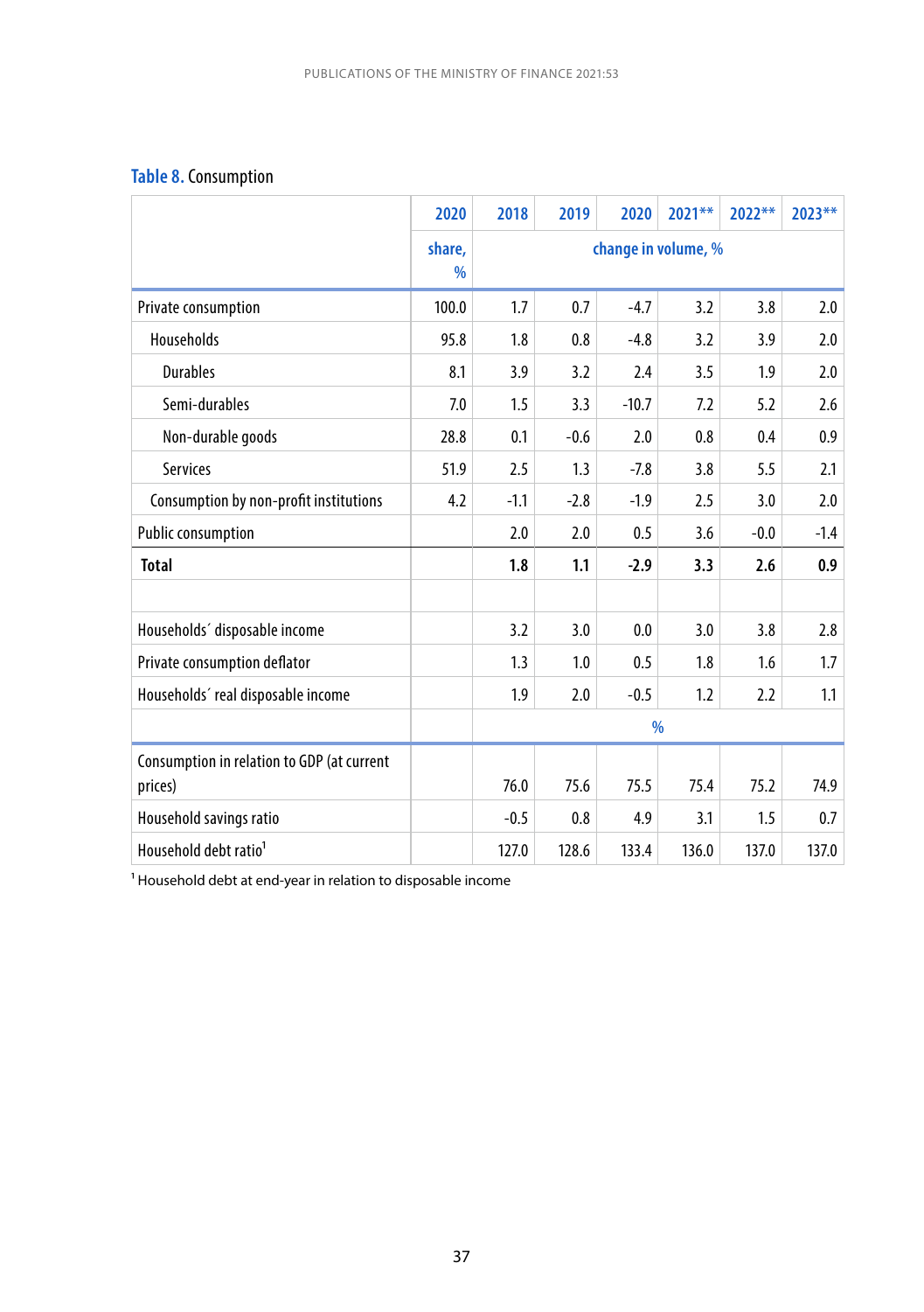**Table 8.** Consumption

| | 2020 | 2018 | 2019 | 2020 | 2021** | 2022** | 2023** |
|---|---|---|---|---|---|---|---|
| | share, % | change in volume, % | | | | | |
| Private consumption | 100.0 | 1.7 | 0.7 | -4.7 | 3.2 | 3.8 | 2.0 |
| Households | 95.8 | 1.8 | 0.8 | -4.8 | 3.2 | 3.9 | 2.0 |
| Durables | 8.1 | 3.9 | 3.2 | 2.4 | 3.5 | 1.9 | 2.0 |
| Semi-durables | 7.0 | 1.5 | 3.3 | -10.7 | 7.2 | 5.2 | 2.6 |
| Non-durable goods | 28.8 | 0.1 | -0.6 | 2.0 | 0.8 | 0.4 | 0.9 |
| Services | 51.9 | 2.5 | 1.3 | -7.8 | 3.8 | 5.5 | 2.1 |
| Consumption by non-profit institutions | 4.2 | -1.1 | -2.8 | -1.9 | 2.5 | 3.0 | 2.0 |
| Public consumption | | 2.0 | 2.0 | 0.5 | 3.6 | -0.0 | -1.4 |
| **Total** | | **1.8** | **1.1** | **-2.9** | **3.3** | **2.6** | **0.9** |
| | | | | | | | |
| Households´ disposable income | | 3.2 | 3.0 | 0.0 | 3.0 | 3.8 | 2.8 |
| Private consumption deflator | | 1.3 | 1.0 | 0.5 | 1.8 | 1.6 | 1.7 |
| Households´ real disposable income | | 1.9 | 2.0 | -0.5 | 1.2 | 2.2 | 1.1 |
| | | % | | | | | |
| Consumption in relation to GDP (at current prices) | | 76.0 | 75.6 | 75.5 | 75.4 | 75.2 | 74.9 |
| Household savings ratio | | -0.5 | 0.8 | 4.9 | 3.1 | 1.5 | 0.7 |
| Household debt ratio[1] | | 127.0 | 128.6 | 133.4 | 136.0 | 137.0 | 137.0 |

[1] Household debt at end-year in relation to disposable income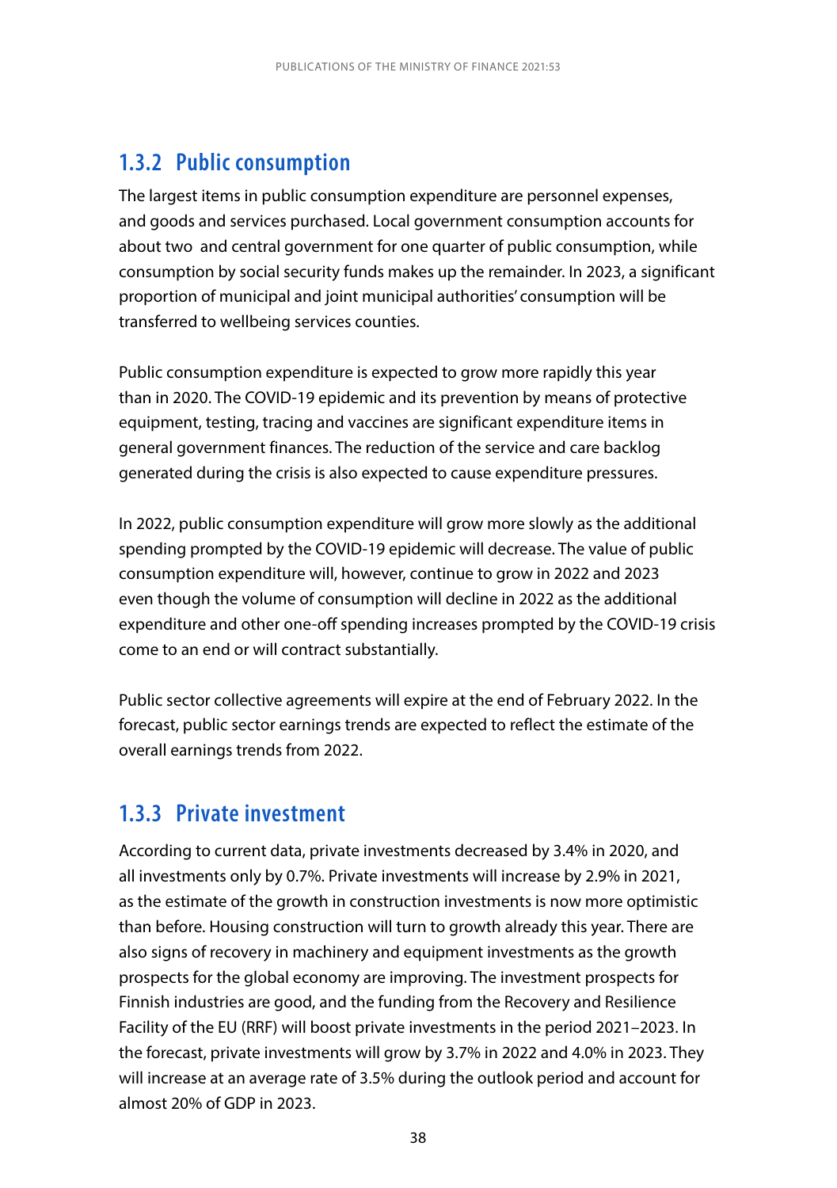### 1.3.2 Public consumption

The largest items in public consumption expenditure are personnel expenses, and goods and services purchased. Local government consumption accounts for about two  and central government for one quarter of public consumption, while consumption by social security funds makes up the remainder. In 2023, a significant proportion of municipal and joint municipal authorities' consumption will be transferred to wellbeing services counties.

Public consumption expenditure is expected to grow more rapidly this year than in 2020. The COVID-19 epidemic and its prevention by means of protective equipment, testing, tracing and vaccines are significant expenditure items in general government finances. The reduction of the service and care backlog generated during the crisis is also expected to cause expenditure pressures.

In 2022, public consumption expenditure will grow more slowly as the additional spending prompted by the COVID-19 epidemic will decrease. The value of public consumption expenditure will, however, continue to grow in 2022 and 2023 even though the volume of consumption will decline in 2022 as the additional expenditure and other one-off spending increases prompted by the COVID-19 crisis come to an end or will contract substantially.

Public sector collective agreements will expire at the end of February 2022. In the forecast, public sector earnings trends are expected to reflect the estimate of the overall earnings trends from 2022.

### 1.3.3 Private investment

According to current data, private investments decreased by 3.4% in 2020, and all investments only by 0.7%. Private investments will increase by 2.9% in 2021, as the estimate of the growth in construction investments is now more optimistic than before. Housing construction will turn to growth already this year. There are also signs of recovery in machinery and equipment investments as the growth prospects for the global economy are improving. The investment prospects for Finnish industries are good, and the funding from the Recovery and Resilience Facility of the EU (RRF) will boost private investments in the period 2021–2023. In the forecast, private investments will grow by 3.7% in 2022 and 4.0% in 2023. They will increase at an average rate of 3.5% during the outlook period and account for almost 20% of GDP in 2023.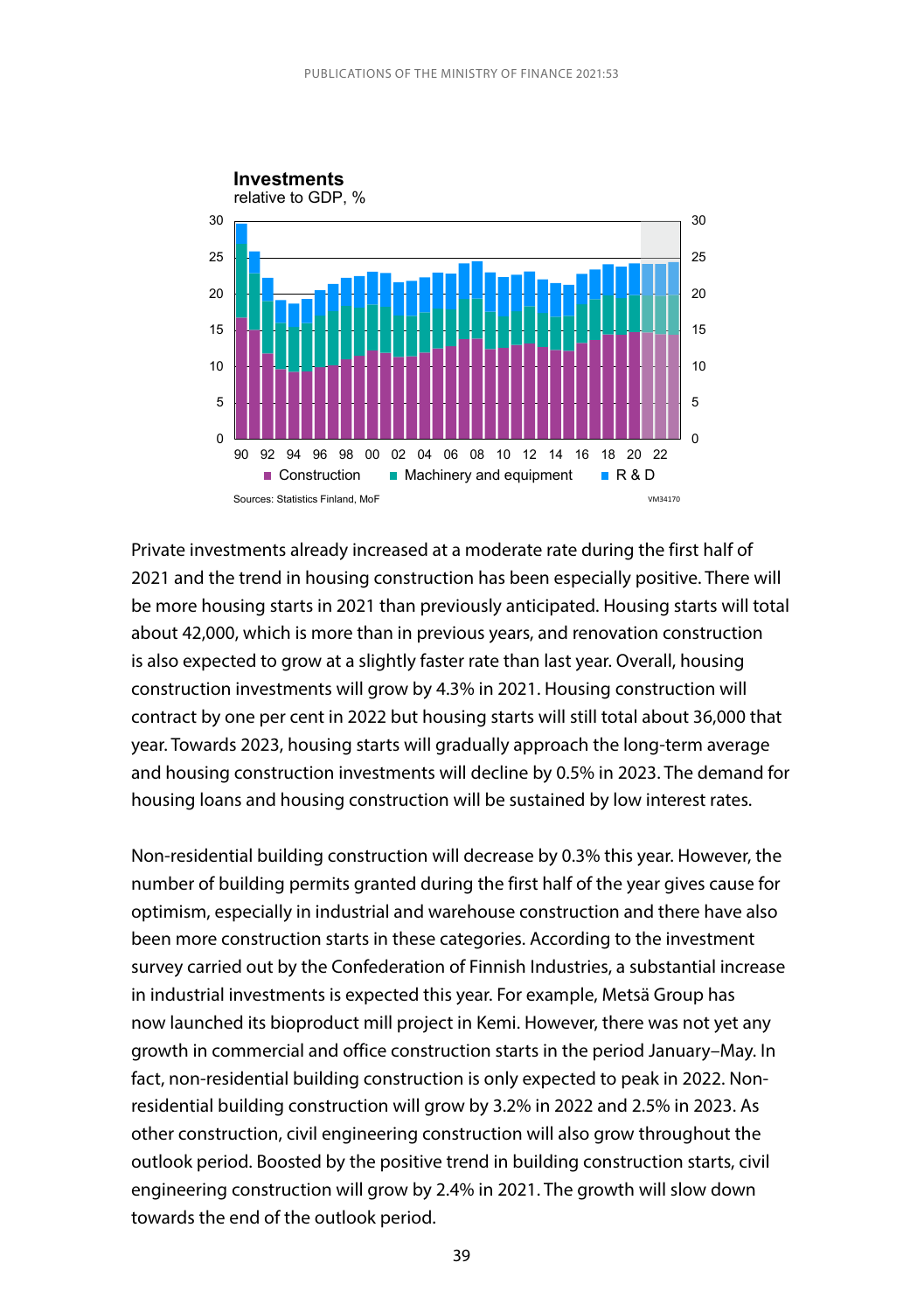**Investments**
relative to GDP, %

Sources: Statistics Finland, MoF

Private investments already increased at a moderate rate during the first half of 2021 and the trend in housing construction has been especially positive. There will be more housing starts in 2021 than previously anticipated. Housing starts will total about 42,000, which is more than in previous years, and renovation construction is also expected to grow at a slightly faster rate than last year. Overall, housing construction investments will grow by 4.3% in 2021. Housing construction will contract by one per cent in 2022 but housing starts will still total about 36,000 that year. Towards 2023, housing starts will gradually approach the long-term average and housing construction investments will decline by 0.5% in 2023. The demand for housing loans and housing construction will be sustained by low interest rates.

Non-residential building construction will decrease by 0.3% this year. However, the number of building permits granted during the first half of the year gives cause for optimism, especially in industrial and warehouse construction and there have also been more construction starts in these categories. According to the investment survey carried out by the Confederation of Finnish Industries, a substantial increase in industrial investments is expected this year. For example, Metsä Group has now launched its bioproduct mill project in Kemi. However, there was not yet any growth in commercial and office construction starts in the period January–May. In fact, non-residential building construction is only expected to peak in 2022. Non-residential building construction will grow by 3.2% in 2022 and 2.5% in 2023. As other construction, civil engineering construction will also grow throughout the outlook period. Boosted by the positive trend in building construction starts, civil engineering construction will grow by 2.4% in 2021. The growth will slow down towards the end of the outlook period.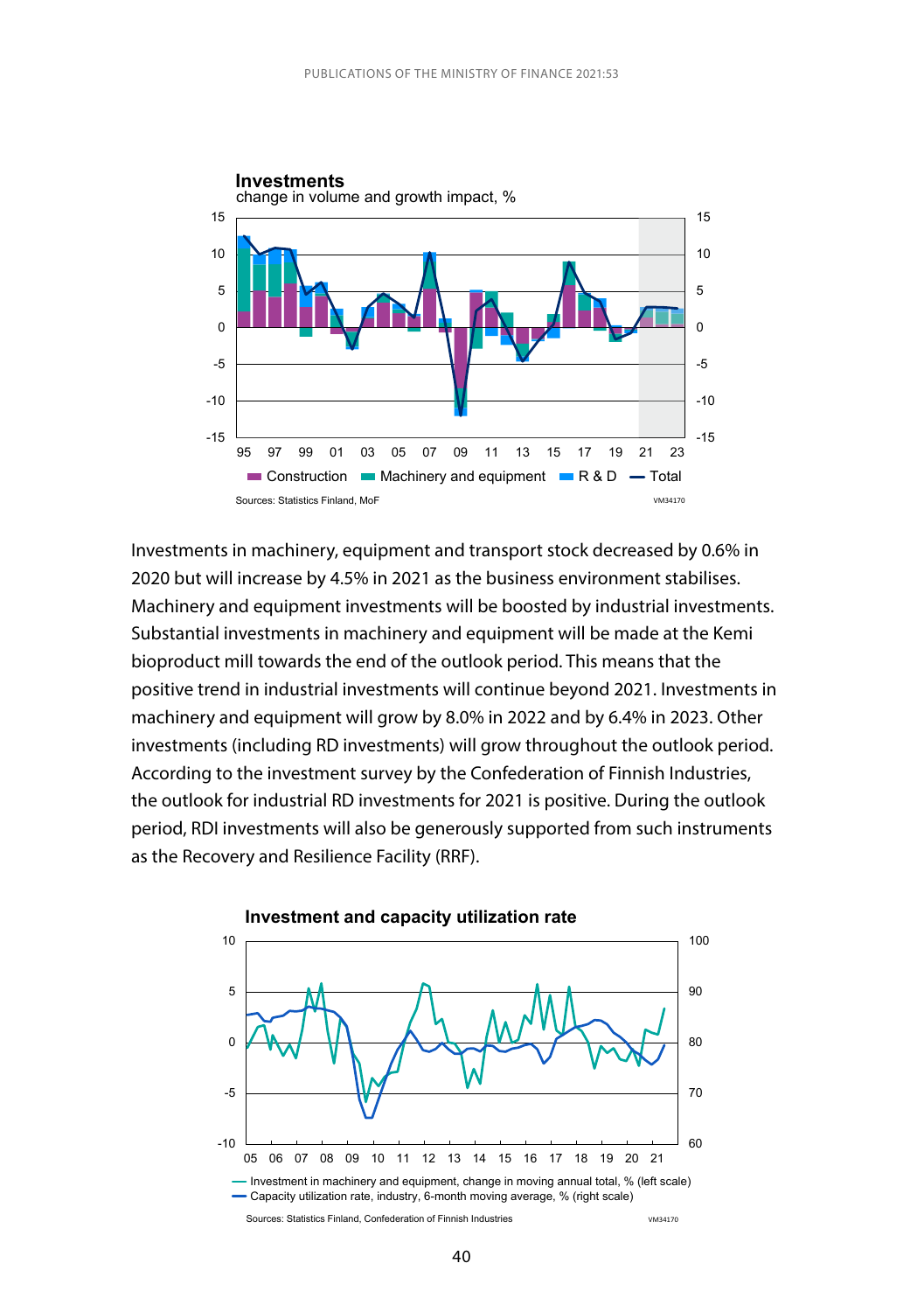**Investments**
change in volume and growth impact, %

Construction | Machinery and equipment | R & D | Total

Sources: Statistics Finland, MoF

Investments in machinery, equipment and transport stock decreased by 0.6% in 2020 but will increase by 4.5% in 2021 as the business environment stabilises. Machinery and equipment investments will be boosted by industrial investments. Substantial investments in machinery and equipment will be made at the Kemi bioproduct mill towards the end of the outlook period. This means that the positive trend in industrial investments will continue beyond 2021. Investments in machinery and equipment will grow by 8.0% in 2022 and by 6.4% in 2023. Other investments (including RD investments) will grow throughout the outlook period. According to the investment survey by the Confederation of Finnish Industries, the outlook for industrial RD investments for 2021 is positive. During the outlook period, RDI investments will also be generously supported from such instruments as the Recovery and Resilience Facility (RRF).

**Investment and capacity utilization rate**

— Investment in machinery and equipment, change in moving annual total, % (left scale)
— Capacity utilization rate, industry, 6-month moving average, % (right scale)

Sources: Statistics Finland, Confederation of Finnish Industries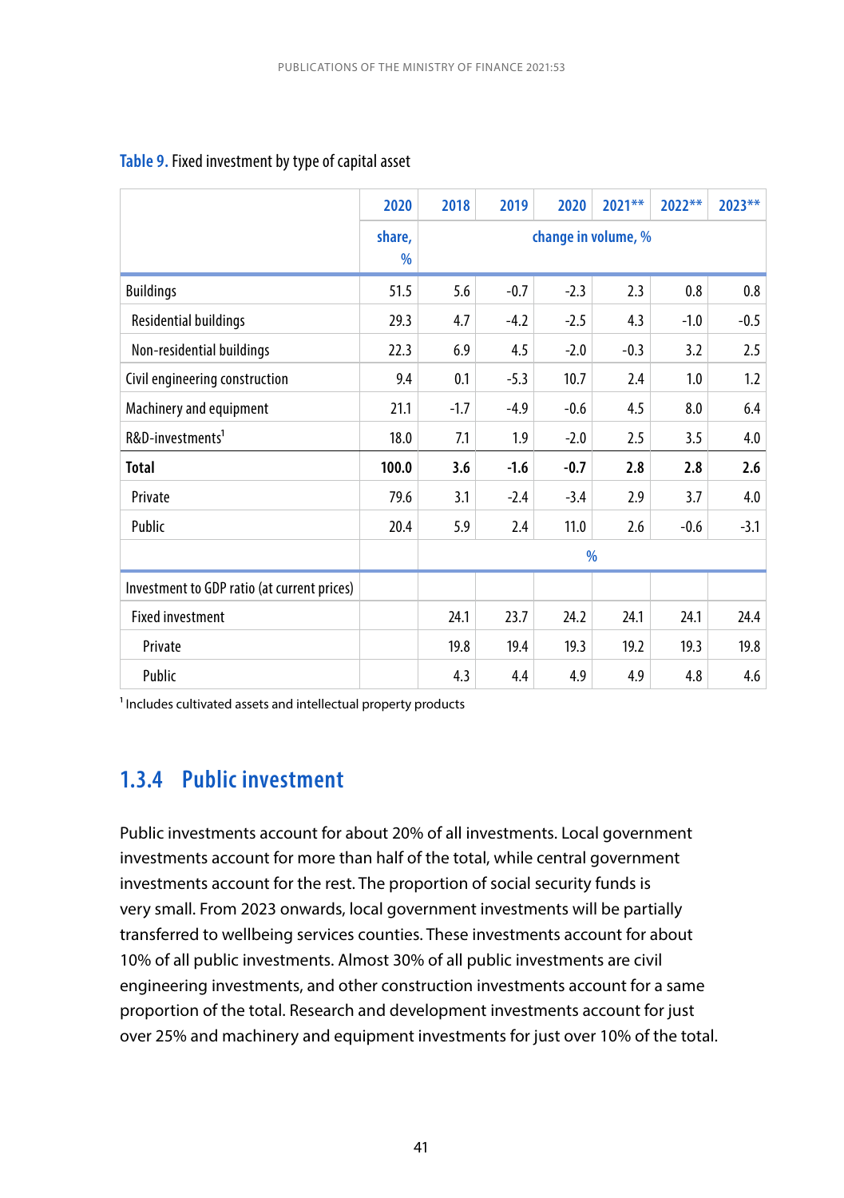**Table 9.** Fixed investment by type of capital asset

| | 2020 | 2018 | 2019 | 2020 | 2021** | 2022** | 2023** |
|---|---|---|---|---|---|---|---|
| | share, % | change in volume, % | | | | | |
| Buildings | 51.5 | 5.6 | -0.7 | -2.3 | 2.3 | 0.8 | 0.8 |
| Residential buildings | 29.3 | 4.7 | -4.2 | -2.5 | 4.3 | -1.0 | -0.5 |
| Non-residential buildings | 22.3 | 6.9 | 4.5 | -2.0 | -0.3 | 3.2 | 2.5 |
| Civil engineering construction | 9.4 | 0.1 | -5.3 | 10.7 | 2.4 | 1.0 | 1.2 |
| Machinery and equipment | 21.1 | -1.7 | -4.9 | -0.6 | 4.5 | 8.0 | 6.4 |
| R&D-investments[1] | 18.0 | 7.1 | 1.9 | -2.0 | 2.5 | 3.5 | 4.0 |
| **Total** | **100.0** | **3.6** | **-1.6** | **-0.7** | **2.8** | **2.8** | **2.6** |
| Private | 79.6 | 3.1 | -2.4 | -3.4 | 2.9 | 3.7 | 4.0 |
| Public | 20.4 | 5.9 | 2.4 | 11.0 | 2.6 | -0.6 | -3.1 |
| | | % | | | | | |
| Investment to GDP ratio (at current prices) | | | | | | | |
| Fixed investment | | 24.1 | 23.7 | 24.2 | 24.1 | 24.1 | 24.4 |
| Private | | 19.8 | 19.4 | 19.3 | 19.2 | 19.3 | 19.8 |
| Public | | 4.3 | 4.4 | 4.9 | 4.9 | 4.8 | 4.6 |

[1] Includes cultivated assets and intellectual property products

### 1.3.4 Public investment

Public investments account for about 20% of all investments. Local government investments account for more than half of the total, while central government investments account for the rest. The proportion of social security funds is very small. From 2023 onwards, local government investments will be partially transferred to wellbeing services counties. These investments account for about 10% of all public investments. Almost 30% of all public investments are civil engineering investments, and other construction investments account for a same proportion of the total. Research and development investments account for just over 25% and machinery and equipment investments for just over 10% of the total.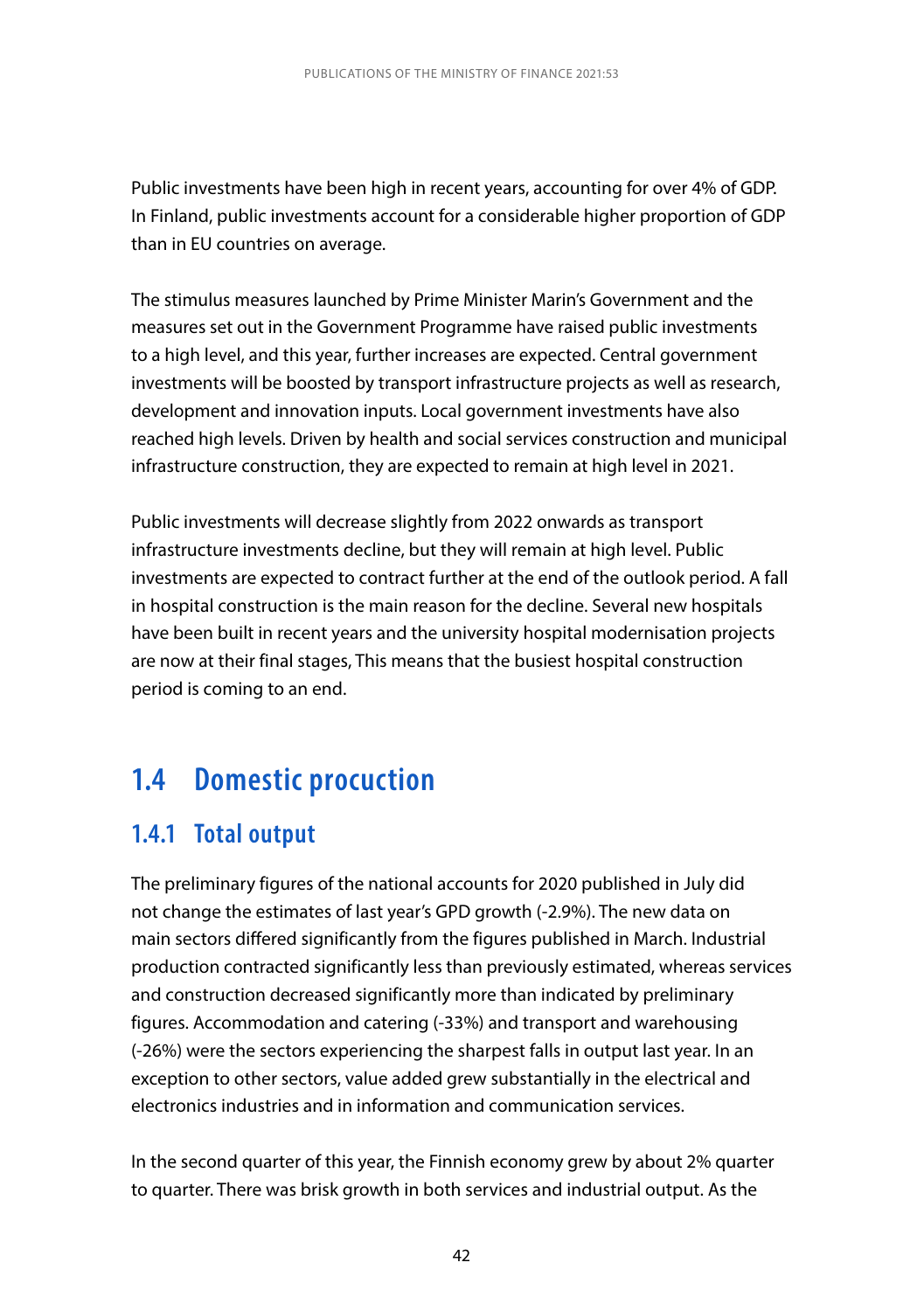Public investments have been high in recent years, accounting for over 4% of GDP. In Finland, public investments account for a considerable higher proportion of GDP than in EU countries on average.

The stimulus measures launched by Prime Minister Marin's Government and the measures set out in the Government Programme have raised public investments to a high level, and this year, further increases are expected. Central government investments will be boosted by transport infrastructure projects as well as research, development and innovation inputs. Local government investments have also reached high levels. Driven by health and social services construction and municipal infrastructure construction, they are expected to remain at high level in 2021.

Public investments will decrease slightly from 2022 onwards as transport infrastructure investments decline, but they will remain at high level. Public investments are expected to contract further at the end of the outlook period. A fall in hospital construction is the main reason for the decline. Several new hospitals have been built in recent years and the university hospital modernisation projects are now at their final stages, This means that the busiest hospital construction period is coming to an end.

## 1.4 Domestic procuction

### 1.4.1 Total output

The preliminary figures of the national accounts for 2020 published in July did not change the estimates of last year's GPD growth (-2.9%). The new data on main sectors differed significantly from the figures published in March. Industrial production contracted significantly less than previously estimated, whereas services and construction decreased significantly more than indicated by preliminary figures. Accommodation and catering (-33%) and transport and warehousing (-26%) were the sectors experiencing the sharpest falls in output last year. In an exception to other sectors, value added grew substantially in the electrical and electronics industries and in information and communication services.

In the second quarter of this year, the Finnish economy grew by about 2% quarter to quarter. There was brisk growth in both services and industrial output. As the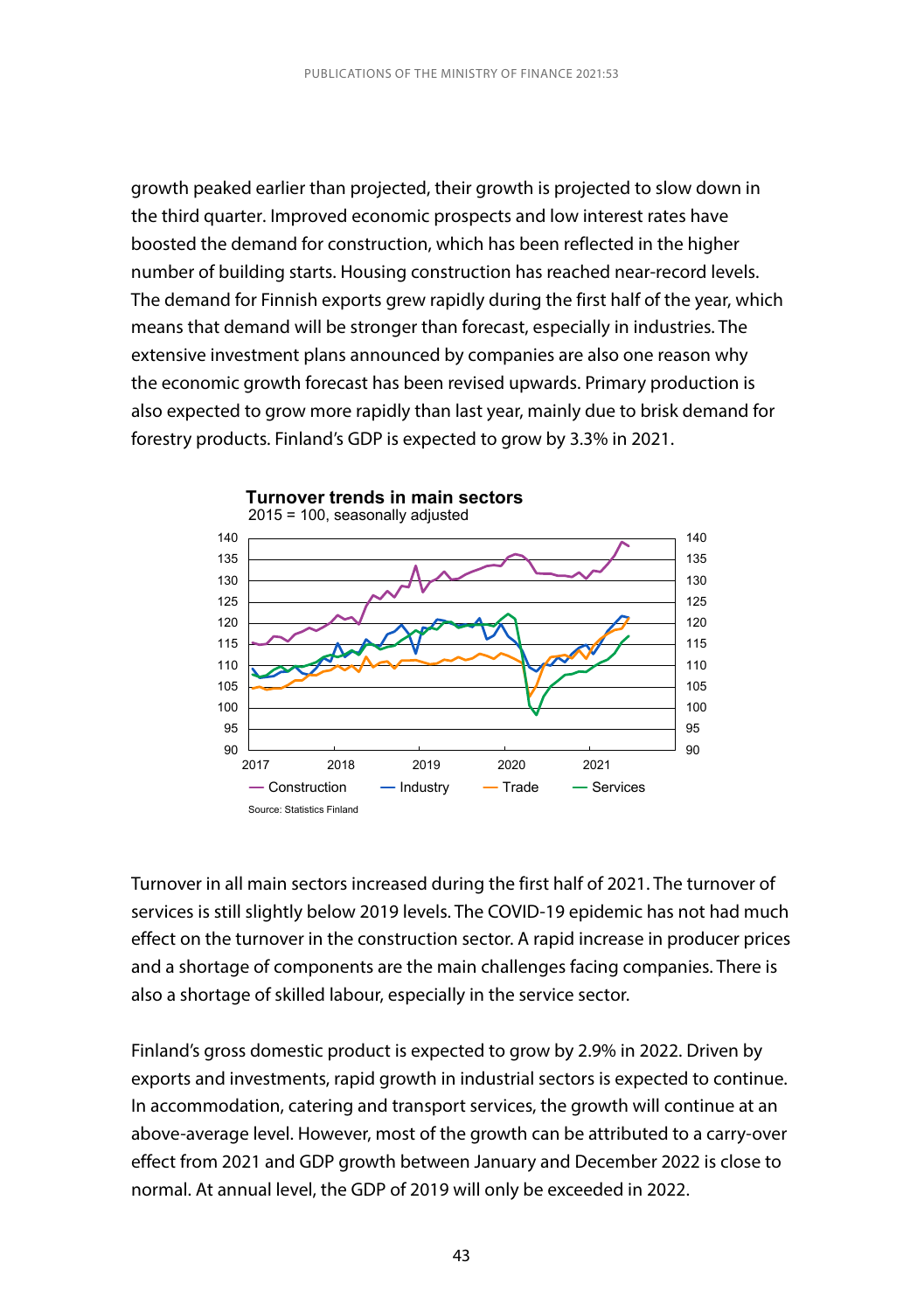growth peaked earlier than projected, their growth is projected to slow down in the third quarter. Improved economic prospects and low interest rates have boosted the demand for construction, which has been reflected in the higher number of building starts. Housing construction has reached near-record levels. The demand for Finnish exports grew rapidly during the first half of the year, which means that demand will be stronger than forecast, especially in industries. The extensive investment plans announced by companies are also one reason why the economic growth forecast has been revised upwards. Primary production is also expected to grow more rapidly than last year, mainly due to brisk demand for forestry products. Finland's GDP is expected to grow by 3.3% in 2021.

**Turnover trends in main sectors**
2015 = 100, seasonally adjusted

Construction — Industry — Trade — Services

Source: Statistics Finland

Turnover in all main sectors increased during the first half of 2021. The turnover of services is still slightly below 2019 levels. The COVID-19 epidemic has not had much effect on the turnover in the construction sector. A rapid increase in producer prices and a shortage of components are the main challenges facing companies. There is also a shortage of skilled labour, especially in the service sector.

Finland's gross domestic product is expected to grow by 2.9% in 2022. Driven by exports and investments, rapid growth in industrial sectors is expected to continue. In accommodation, catering and transport services, the growth will continue at an above-average level. However, most of the growth can be attributed to a carry-over effect from 2021 and GDP growth between January and December 2022 is close to normal. At annual level, the GDP of 2019 will only be exceeded in 2022.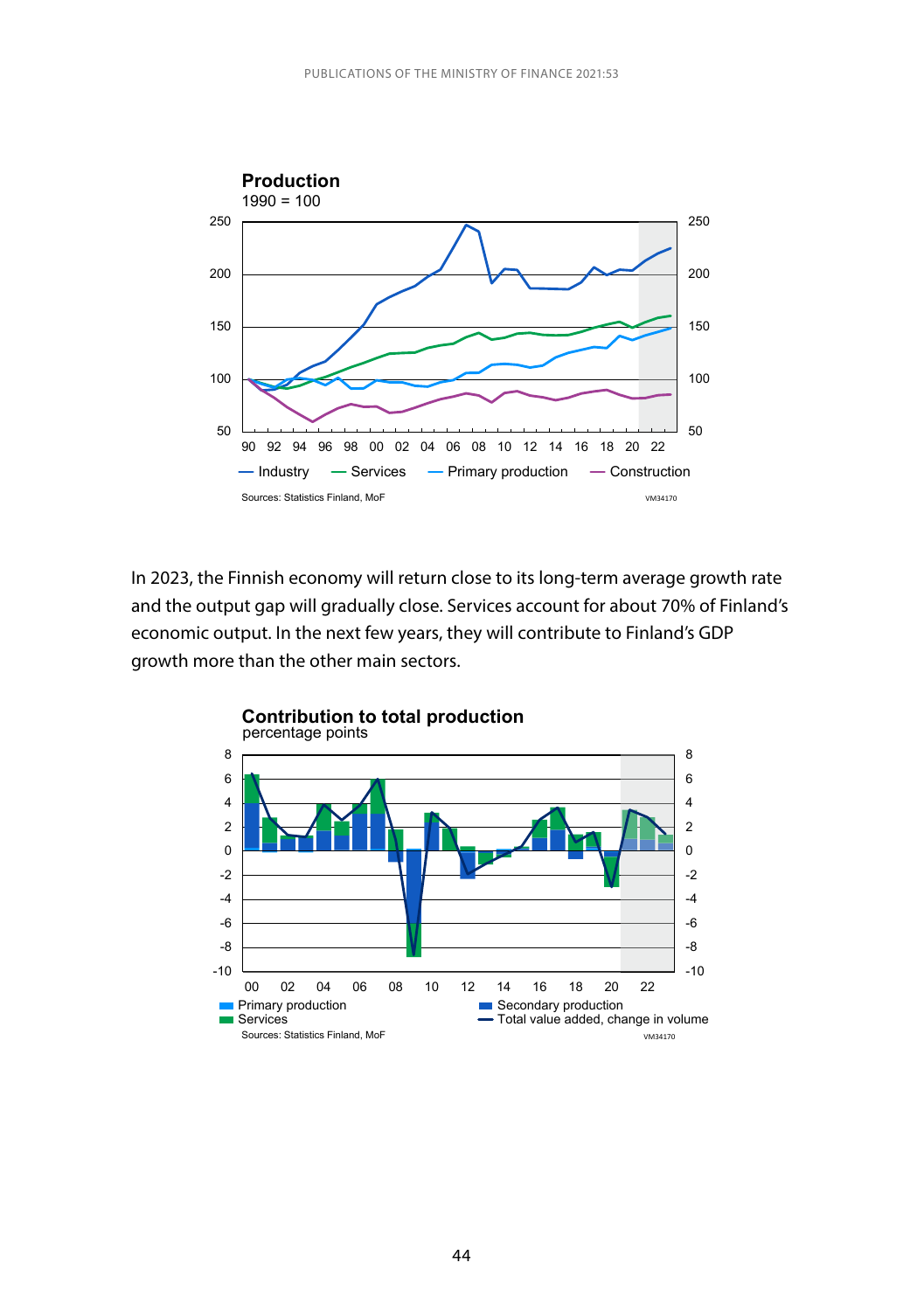**Production**
1990 = 100

Industry — Services — Primary production — Construction

Sources: Statistics Finland, MoF

In 2023, the Finnish economy will return close to its long-term average growth rate and the output gap will gradually close. Services account for about 70% of Finland's economic output. In the next few years, they will contribute to Finland's GDP growth more than the other main sectors.

**Contribution to total production**
percentage points

Primary production — Secondary production — Services — Total value added, change in volume

Sources: Statistics Finland, MoF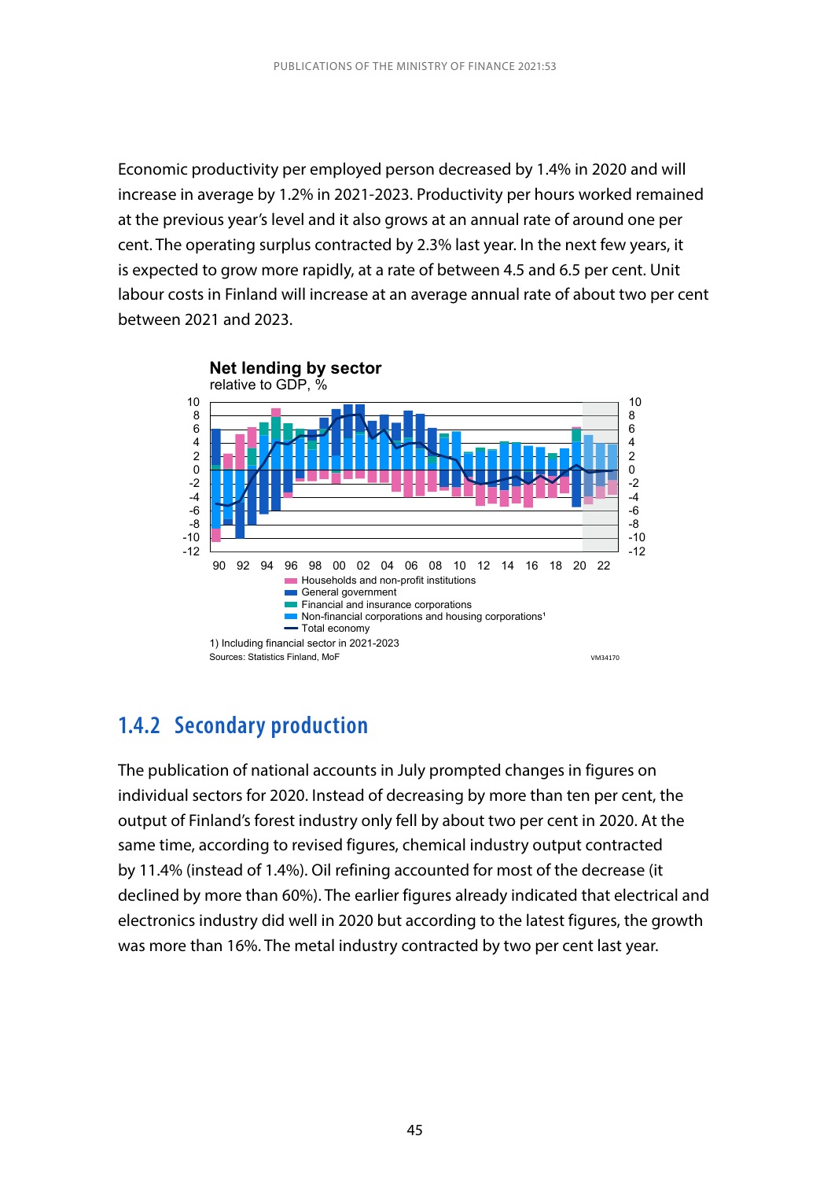Economic productivity per employed person decreased by 1.4% in 2020 and will increase in average by 1.2% in 2021-2023. Productivity per hours worked remained at the previous year's level and it also grows at an annual rate of around one per cent. The operating surplus contracted by 2.3% last year. In the next few years, it is expected to grow more rapidly, at a rate of between 4.5 and 6.5 per cent. Unit labour costs in Finland will increase at an average annual rate of about two per cent between 2021 and 2023.

**Net lending by sector**
relative to GDP, %

- Households and non-profit institutions
- General government
- Financial and insurance corporations
- Non-financial corporations and housing corporations[1]
- Total economy

1) Including financial sector in 2021-2023
Sources: Statistics Finland, MoF

VM34170

## 1.4.2 Secondary production

The publication of national accounts in July prompted changes in figures on individual sectors for 2020. Instead of decreasing by more than ten per cent, the output of Finland's forest industry only fell by about two per cent in 2020. At the same time, according to revised figures, chemical industry output contracted by 11.4% (instead of 1.4%). Oil refining accounted for most of the decrease (it declined by more than 60%). The earlier figures already indicated that electrical and electronics industry did well in 2020 but according to the latest figures, the growth was more than 16%. The metal industry contracted by two per cent last year.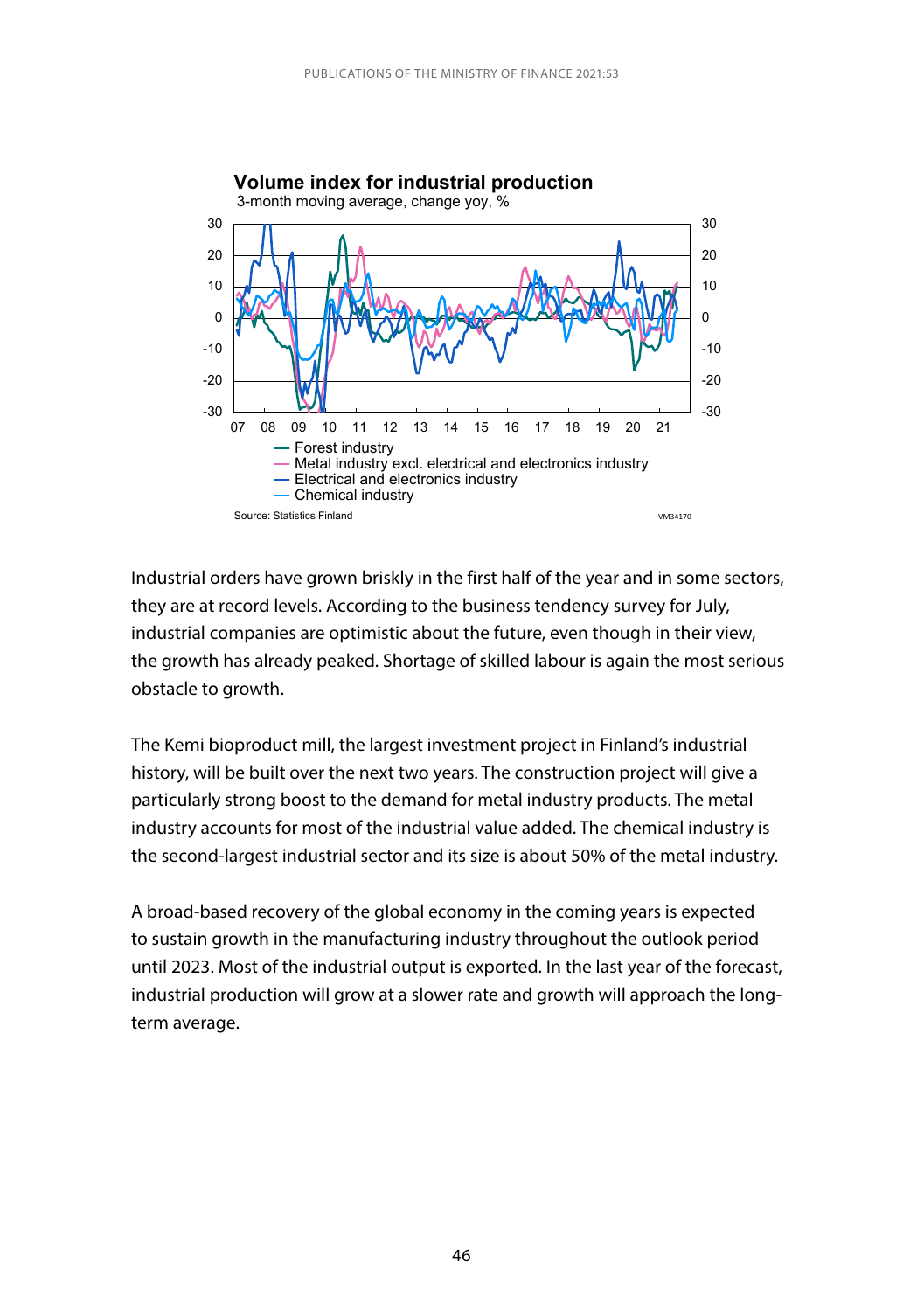**Volume index for industrial production**

3-month moving average, change yoy, %

- Forest industry
- Metal industry excl. electrical and electronics industry
- Electrical and electronics industry
- Chemical industry

Source: Statistics Finland

Industrial orders have grown briskly in the first half of the year and in some sectors, they are at record levels. According to the business tendency survey for July, industrial companies are optimistic about the future, even though in their view, the growth has already peaked. Shortage of skilled labour is again the most serious obstacle to growth.

The Kemi bioproduct mill, the largest investment project in Finland's industrial history, will be built over the next two years. The construction project will give a particularly strong boost to the demand for metal industry products. The metal industry accounts for most of the industrial value added. The chemical industry is the second-largest industrial sector and its size is about 50% of the metal industry.

A broad-based recovery of the global economy in the coming years is expected to sustain growth in the manufacturing industry throughout the outlook period until 2023. Most of the industrial output is exported. In the last year of the forecast, industrial production will grow at a slower rate and growth will approach the long-term average.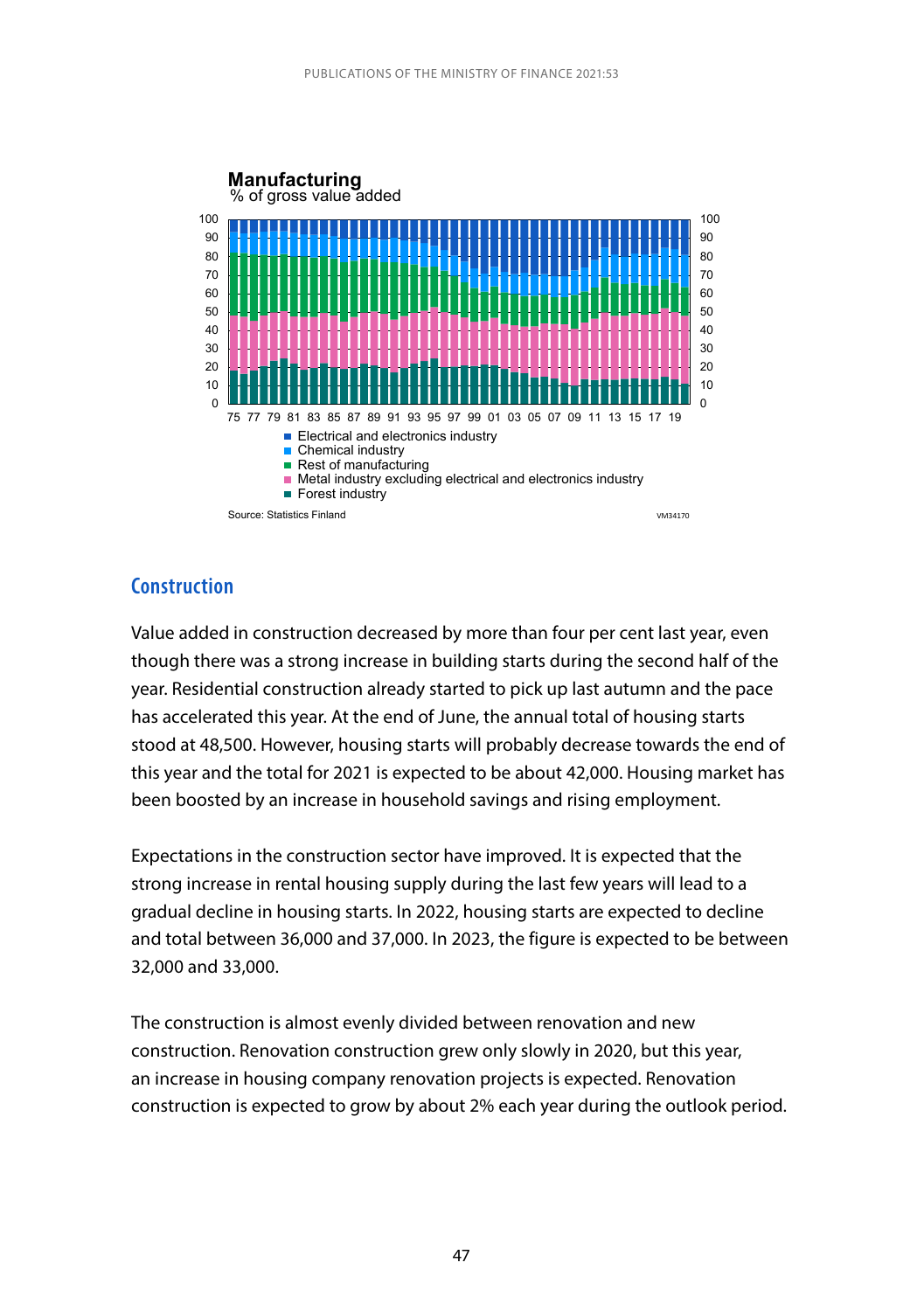**Manufacturing**
% of gross value added

- Electrical and electronics industry
- Chemical industry
- Rest of manufacturing
- Metal industry excluding electrical and electronics industry
- Forest industry

Source: Statistics Finland

## Construction

Value added in construction decreased by more than four per cent last year, even though there was a strong increase in building starts during the second half of the year. Residential construction already started to pick up last autumn and the pace has accelerated this year. At the end of June, the annual total of housing starts stood at 48,500. However, housing starts will probably decrease towards the end of this year and the total for 2021 is expected to be about 42,000. Housing market has been boosted by an increase in household savings and rising employment.

Expectations in the construction sector have improved. It is expected that the strong increase in rental housing supply during the last few years will lead to a gradual decline in housing starts. In 2022, housing starts are expected to decline and total between 36,000 and 37,000. In 2023, the figure is expected to be between 32,000 and 33,000.

The construction is almost evenly divided between renovation and new construction. Renovation construction grew only slowly in 2020, but this year, an increase in housing company renovation projects is expected. Renovation construction is expected to grow by about 2% each year during the outlook period.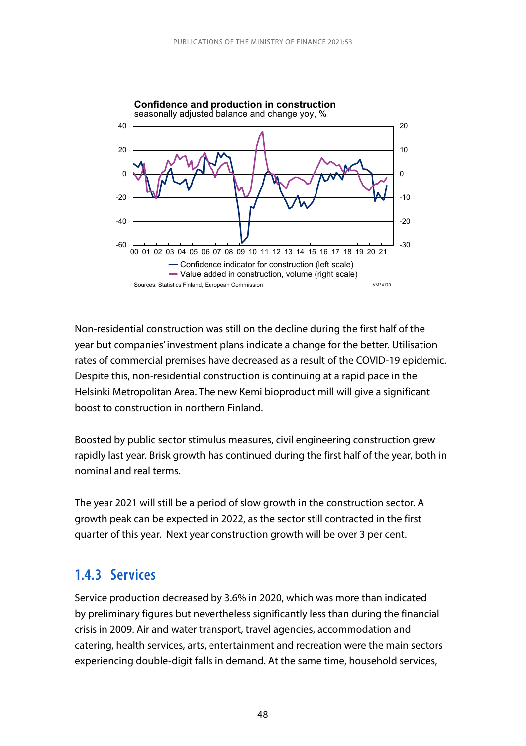**Confidence and production in construction**
seasonally adjusted balance and change yoy, %

- Confidence indicator for construction (left scale)
- Value added in construction, volume (right scale)

Sources: Statistics Finland, European Commission

Non-residential construction was still on the decline during the first half of the year but companies' investment plans indicate a change for the better. Utilisation rates of commercial premises have decreased as a result of the COVID-19 epidemic. Despite this, non-residential construction is continuing at a rapid pace in the Helsinki Metropolitan Area. The new Kemi bioproduct mill will give a significant boost to construction in northern Finland.

Boosted by public sector stimulus measures, civil engineering construction grew rapidly last year. Brisk growth has continued during the first half of the year, both in nominal and real terms.

The year 2021 will still be a period of slow growth in the construction sector. A growth peak can be expected in 2022, as the sector still contracted in the first quarter of this year. Next year construction growth will be over 3 per cent.

### 1.4.3 Services

Service production decreased by 3.6% in 2020, which was more than indicated by preliminary figures but nevertheless significantly less than during the financial crisis in 2009. Air and water transport, travel agencies, accommodation and catering, health services, arts, entertainment and recreation were the main sectors experiencing double-digit falls in demand. At the same time, household services,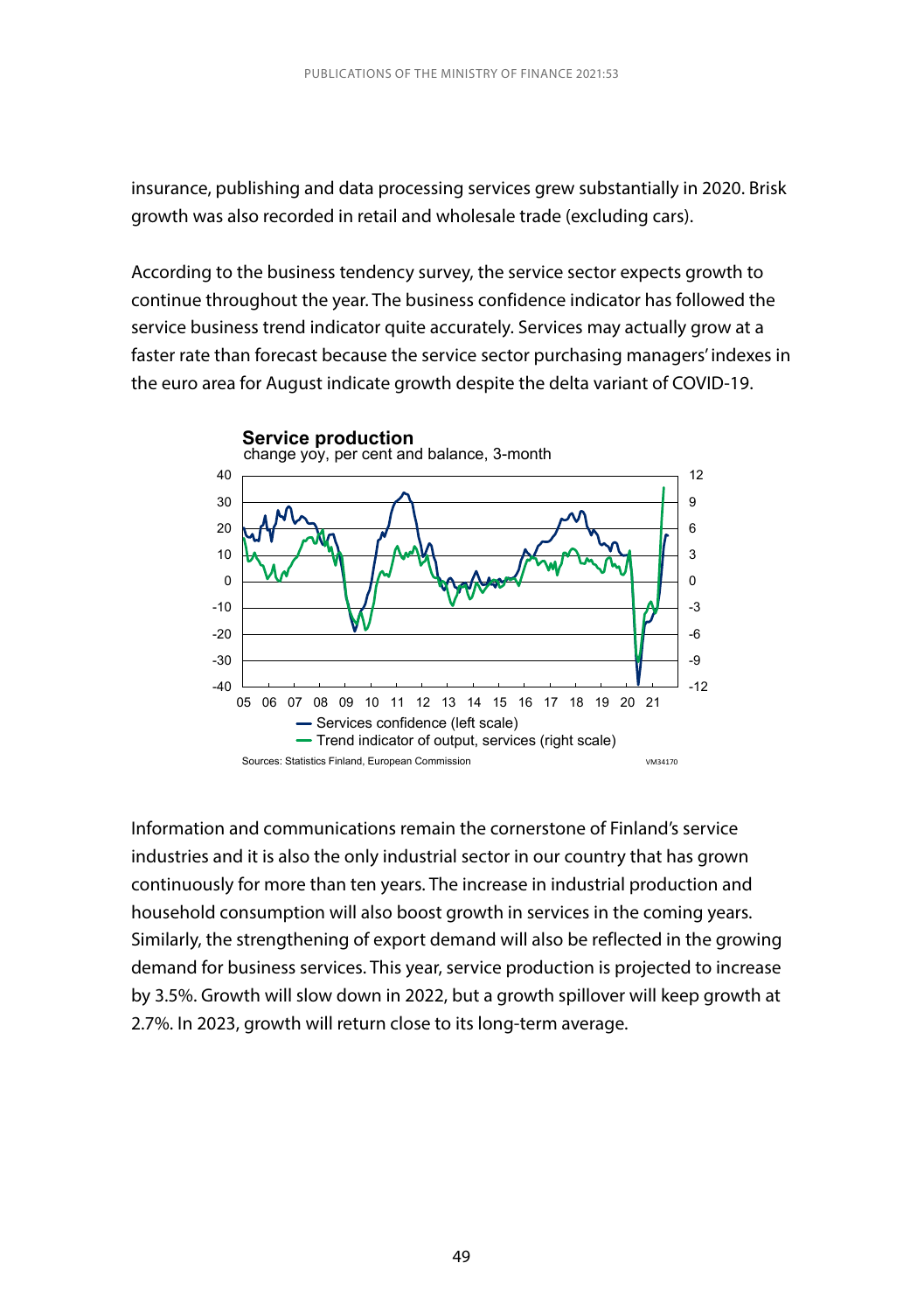insurance, publishing and data processing services grew substantially in 2020. Brisk growth was also recorded in retail and wholesale trade (excluding cars).

According to the business tendency survey, the service sector expects growth to continue throughout the year. The business confidence indicator has followed the service business trend indicator quite accurately. Services may actually grow at a faster rate than forecast because the service sector purchasing managers' indexes in the euro area for August indicate growth despite the delta variant of COVID-19.

**Service production**
change yoy, per cent and balance, 3-month

— Services confidence (left scale)
— Trend indicator of output, services (right scale)

Sources: Statistics Finland, European Commission

Information and communications remain the cornerstone of Finland's service industries and it is also the only industrial sector in our country that has grown continuously for more than ten years. The increase in industrial production and household consumption will also boost growth in services in the coming years. Similarly, the strengthening of export demand will also be reflected in the growing demand for business services. This year, service production is projected to increase by 3.5%. Growth will slow down in 2022, but a growth spillover will keep growth at 2.7%. In 2023, growth will return close to its long-term average.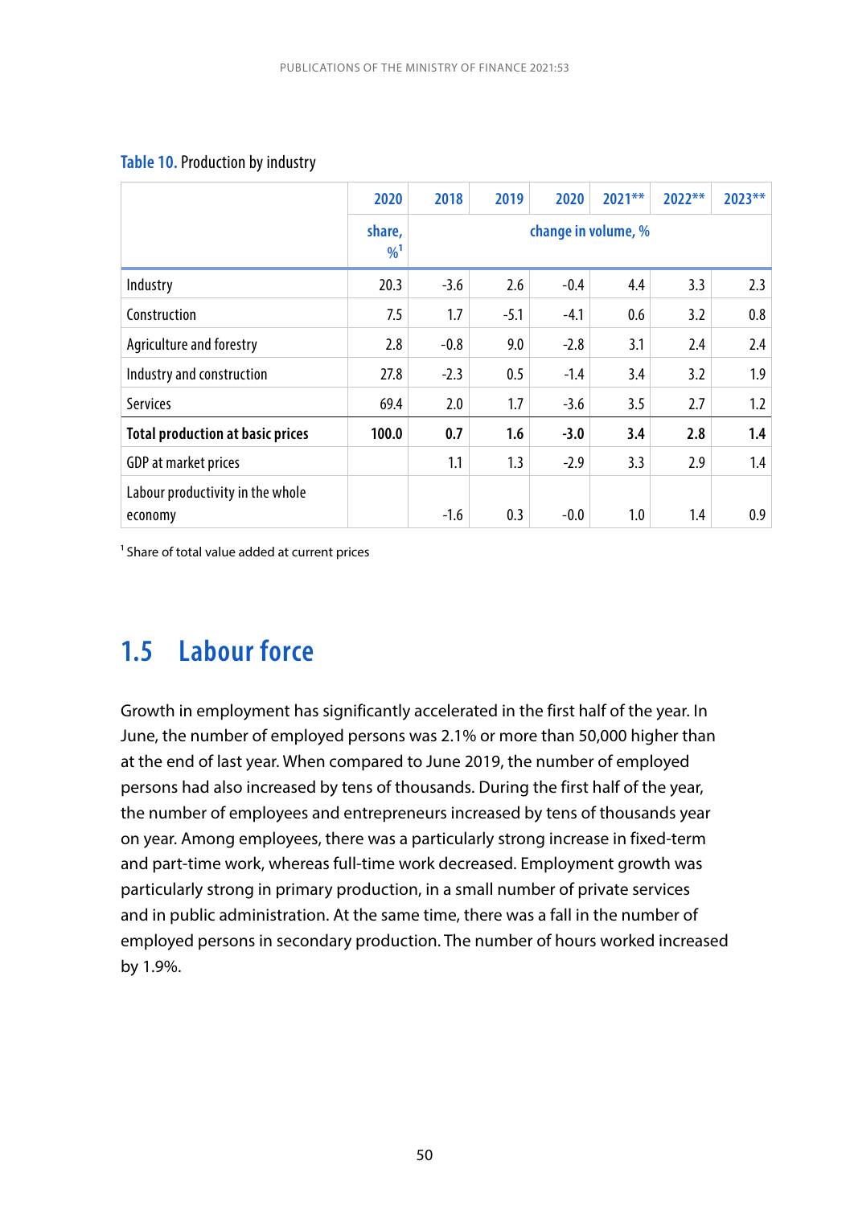**Table 10.** Production by industry

| | 2020 | 2018 | 2019 | 2020 | 2021** | 2022** | 2023** |
|---|---|---|---|---|---|---|---|
| | share, %[1] | change in volume, % | | | | | |
| Industry | 20.3 | -3.6 | 2.6 | -0.4 | 4.4 | 3.3 | 2.3 |
| Construction | 7.5 | 1.7 | -5.1 | -4.1 | 0.6 | 3.2 | 0.8 |
| Agriculture and forestry | 2.8 | -0.8 | 9.0 | -2.8 | 3.1 | 2.4 | 2.4 |
| Industry and construction | 27.8 | -2.3 | 0.5 | -1.4 | 3.4 | 3.2 | 1.9 |
| Services | 69.4 | 2.0 | 1.7 | -3.6 | 3.5 | 2.7 | 1.2 |
| **Total production at basic prices** | **100.0** | **0.7** | **1.6** | **-3.0** | **3.4** | **2.8** | **1.4** |
| GDP at market prices | | 1.1 | 1.3 | -2.9 | 3.3 | 2.9 | 1.4 |
| Labour productivity in the whole economy | | -1.6 | 0.3 | -0.0 | 1.0 | 1.4 | 0.9 |

[1] Share of total value added at current prices

## 1.5 Labour force

Growth in employment has significantly accelerated in the first half of the year. In June, the number of employed persons was 2.1% or more than 50,000 higher than at the end of last year. When compared to June 2019, the number of employed persons had also increased by tens of thousands. During the first half of the year, the number of employees and entrepreneurs increased by tens of thousands year on year. Among employees, there was a particularly strong increase in fixed-term and part-time work, whereas full-time work decreased. Employment growth was particularly strong in primary production, in a small number of private services and in public administration. At the same time, there was a fall in the number of employed persons in secondary production. The number of hours worked increased by 1.9%.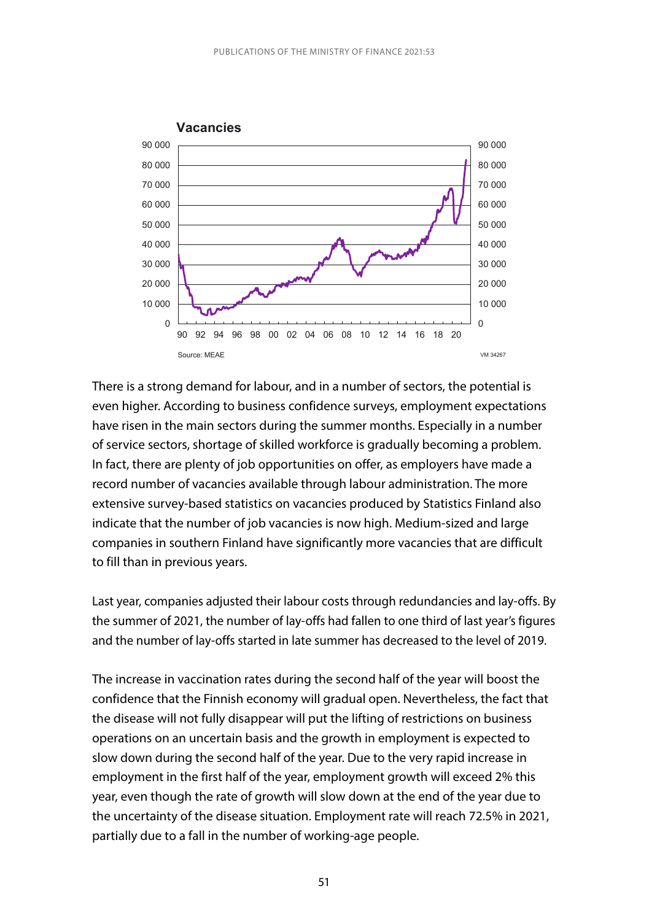There is a strong demand for labour, and in a number of sectors, the potential is even higher. According to business confidence surveys, employment expectations have risen in the main sectors during the summer months. Especially in a number of service sectors, shortage of skilled workforce is gradually becoming a problem. In fact, there are plenty of job opportunities on offer, as employers have made a record number of vacancies available through labour administration. The more extensive survey-based statistics on vacancies produced by Statistics Finland also indicate that the number of job vacancies is now high. Medium-sized and large companies in southern Finland have significantly more vacancies that are difficult to fill than in previous years.

Last year, companies adjusted their labour costs through redundancies and lay-offs. By the summer of 2021, the number of lay-offs had fallen to one third of last year's figures and the number of lay-offs started in late summer has decreased to the level of 2019.

The increase in vaccination rates during the second half of the year will boost the confidence that the Finnish economy will gradual open. Nevertheless, the fact that the disease will not fully disappear will put the lifting of restrictions on business operations on an uncertain basis and the growth in employment is expected to slow down during the second half of the year. Due to the very rapid increase in employment in the first half of the year, employment growth will exceed 2% this year, even though the rate of growth will slow down at the end of the year due to the uncertainty of the disease situation. Employment rate will reach 72.5% in 2021, partially due to a fall in the number of working-age people.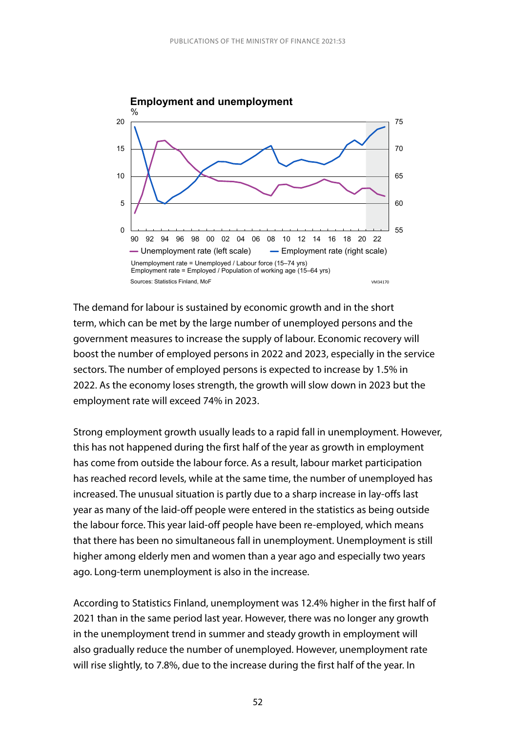**Employment and unemployment**

Unemployment rate = Unemployed / Labour force (15–74 yrs)
Employment rate = Employed / Population of working age (15–64 yrs)

Sources: Statistics Finland, MoF

The demand for labour is sustained by economic growth and in the short term, which can be met by the large number of unemployed persons and the government measures to increase the supply of labour. Economic recovery will boost the number of employed persons in 2022 and 2023, especially in the service sectors. The number of employed persons is expected to increase by 1.5% in 2022. As the economy loses strength, the growth will slow down in 2023 but the employment rate will exceed 74% in 2023.

Strong employment growth usually leads to a rapid fall in unemployment. However, this has not happened during the first half of the year as growth in employment has come from outside the labour force. As a result, labour market participation has reached record levels, while at the same time, the number of unemployed has increased. The unusual situation is partly due to a sharp increase in lay-offs last year as many of the laid-off people were entered in the statistics as being outside the labour force. This year laid-off people have been re-employed, which means that there has been no simultaneous fall in unemployment. Unemployment is still higher among elderly men and women than a year ago and especially two years ago. Long-term unemployment is also in the increase.

According to Statistics Finland, unemployment was 12.4% higher in the first half of 2021 than in the same period last year. However, there was no longer any growth in the unemployment trend in summer and steady growth in employment will also gradually reduce the number of unemployed. However, unemployment rate will rise slightly, to 7.8%, due to the increase during the first half of the year. In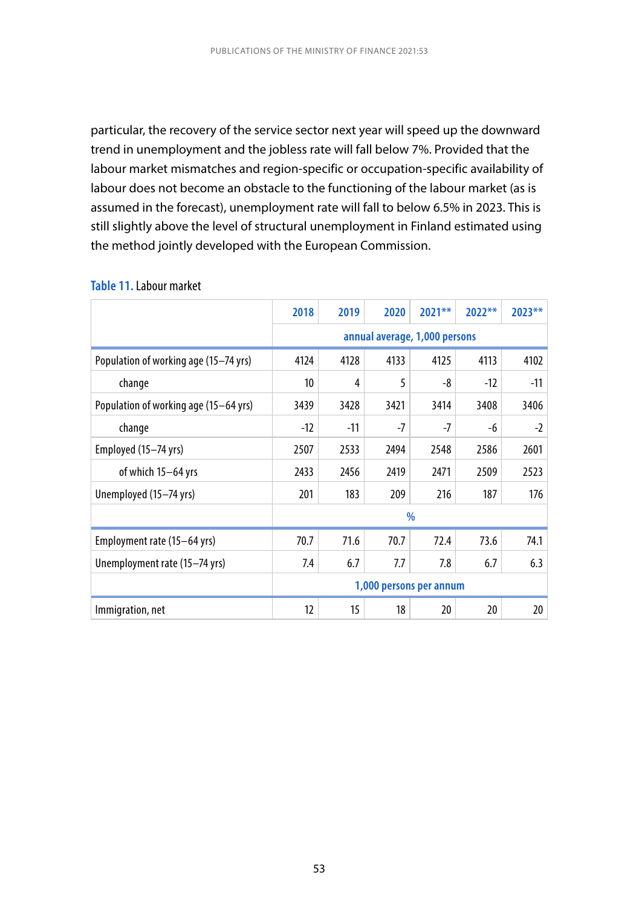particular, the recovery of the service sector next year will speed up the downward trend in unemployment and the jobless rate will fall below 7%. Provided that the labour market mismatches and region-specific or occupation-specific availability of labour does not become an obstacle to the functioning of the labour market (as is assumed in the forecast), unemployment rate will fall to below 6.5% in 2023. This is still slightly above the level of structural unemployment in Finland estimated using the method jointly developed with the European Commission.

**Table 11.** Labour market

| | 2018 | 2019 | 2020 | 2021** | 2022** | 2023** |
|---|---|---|---|---|---|---|
| | annual average, 1,000 persons | | | | | |
| Population of working age (15–74 yrs) | 4124 | 4128 | 4133 | 4125 | 4113 | 4102 |
| change | 10 | 4 | 5 | -8 | -12 | -11 |
| Population of working age (15–64 yrs) | 3439 | 3428 | 3421 | 3414 | 3408 | 3406 |
| change | -12 | -11 | -7 | -7 | -6 | -2 |
| Employed (15–74 yrs) | 2507 | 2533 | 2494 | 2548 | 2586 | 2601 |
| of which 15–64 yrs | 2433 | 2456 | 2419 | 2471 | 2509 | 2523 |
| Unemployed (15–74 yrs) | 201 | 183 | 209 | 216 | 187 | 176 |
| | % | | | | | |
| Employment rate (15–64 yrs) | 70.7 | 71.6 | 70.7 | 72.4 | 73.6 | 74.1 |
| Unemployment rate (15–74 yrs) | 7.4 | 6.7 | 7.7 | 7.8 | 6.7 | 6.3 |
| | 1,000 persons per annum | | | | | |
| Immigration, net | 12 | 15 | 18 | 20 | 20 | 20 |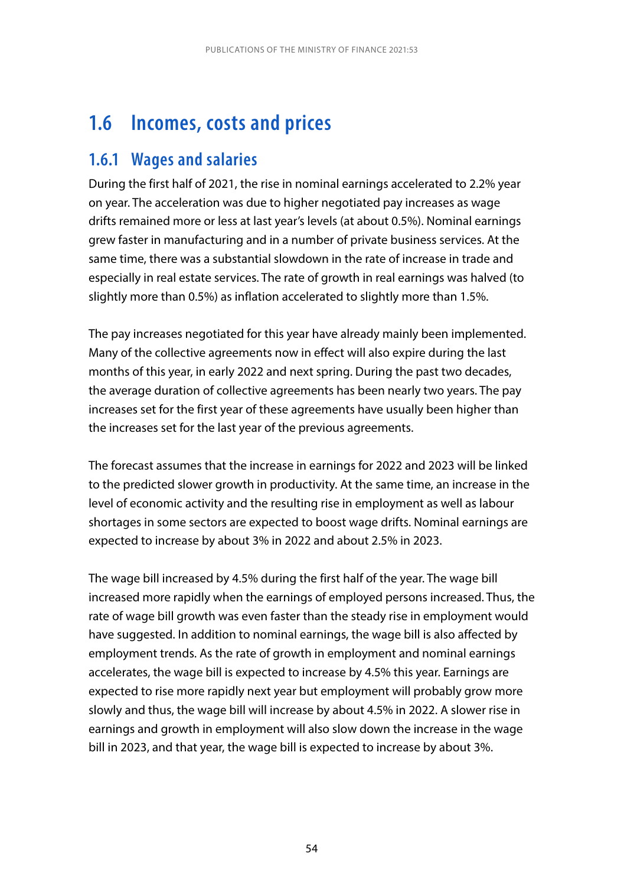## 1.6 Incomes, costs and prices

### 1.6.1 Wages and salaries

During the first half of 2021, the rise in nominal earnings accelerated to 2.2% year on year. The acceleration was due to higher negotiated pay increases as wage drifts remained more or less at last year's levels (at about 0.5%). Nominal earnings grew faster in manufacturing and in a number of private business services. At the same time, there was a substantial slowdown in the rate of increase in trade and especially in real estate services. The rate of growth in real earnings was halved (to slightly more than 0.5%) as inflation accelerated to slightly more than 1.5%.

The pay increases negotiated for this year have already mainly been implemented. Many of the collective agreements now in effect will also expire during the last months of this year, in early 2022 and next spring. During the past two decades, the average duration of collective agreements has been nearly two years. The pay increases set for the first year of these agreements have usually been higher than the increases set for the last year of the previous agreements.

The forecast assumes that the increase in earnings for 2022 and 2023 will be linked to the predicted slower growth in productivity. At the same time, an increase in the level of economic activity and the resulting rise in employment as well as labour shortages in some sectors are expected to boost wage drifts. Nominal earnings are expected to increase by about 3% in 2022 and about 2.5% in 2023.

The wage bill increased by 4.5% during the first half of the year. The wage bill increased more rapidly when the earnings of employed persons increased. Thus, the rate of wage bill growth was even faster than the steady rise in employment would have suggested. In addition to nominal earnings, the wage bill is also affected by employment trends. As the rate of growth in employment and nominal earnings accelerates, the wage bill is expected to increase by 4.5% this year. Earnings are expected to rise more rapidly next year but employment will probably grow more slowly and thus, the wage bill will increase by about 4.5% in 2022. A slower rise in earnings and growth in employment will also slow down the increase in the wage bill in 2023, and that year, the wage bill is expected to increase by about 3%.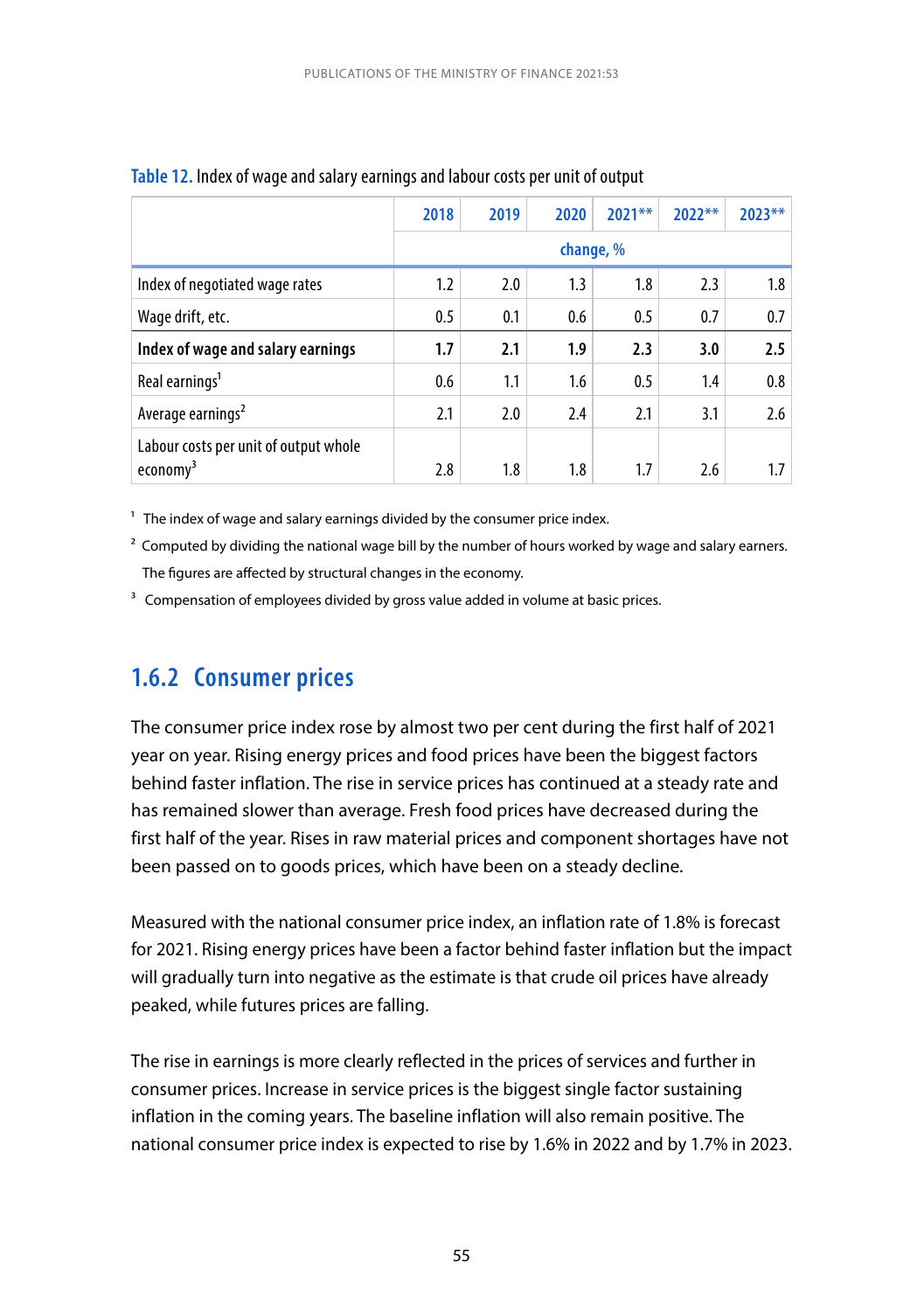**Table 12.** Index of wage and salary earnings and labour costs per unit of output

| | 2018 | 2019 | 2020 | 2021** | 2022** | 2023** |
|---|---|---|---|---|---|---|
| | change, % | | | | | |
| Index of negotiated wage rates | 1.2 | 2.0 | 1.3 | 1.8 | 2.3 | 1.8 |
| Wage drift, etc. | 0.5 | 0.1 | 0.6 | 0.5 | 0.7 | 0.7 |
| **Index of wage and salary earnings** | **1.7** | **2.1** | **1.9** | **2.3** | **3.0** | **2.5** |
| Real earnings[1] | 0.6 | 1.1 | 1.6 | 0.5 | 1.4 | 0.8 |
| Average earnings[2] | 2.1 | 2.0 | 2.4 | 2.1 | 3.1 | 2.6 |
| Labour costs per unit of output whole economy[3] | 2.8 | 1.8 | 1.8 | 1.7 | 2.6 | 1.7 |

[1] The index of wage and salary earnings divided by the consumer price index.

[2] Computed by dividing the national wage bill by the number of hours worked by wage and salary earners. The figures are affected by structural changes in the economy.

[3] Compensation of employees divided by gross value added in volume at basic prices.

### 1.6.2 Consumer prices

The consumer price index rose by almost two per cent during the first half of 2021 year on year. Rising energy prices and food prices have been the biggest factors behind faster inflation. The rise in service prices has continued at a steady rate and has remained slower than average. Fresh food prices have decreased during the first half of the year. Rises in raw material prices and component shortages have not been passed on to goods prices, which have been on a steady decline.

Measured with the national consumer price index, an inflation rate of 1.8% is forecast for 2021. Rising energy prices have been a factor behind faster inflation but the impact will gradually turn into negative as the estimate is that crude oil prices have already peaked, while futures prices are falling.

The rise in earnings is more clearly reflected in the prices of services and further in consumer prices. Increase in service prices is the biggest single factor sustaining inflation in the coming years. The baseline inflation will also remain positive. The national consumer price index is expected to rise by 1.6% in 2022 and by 1.7% in 2023.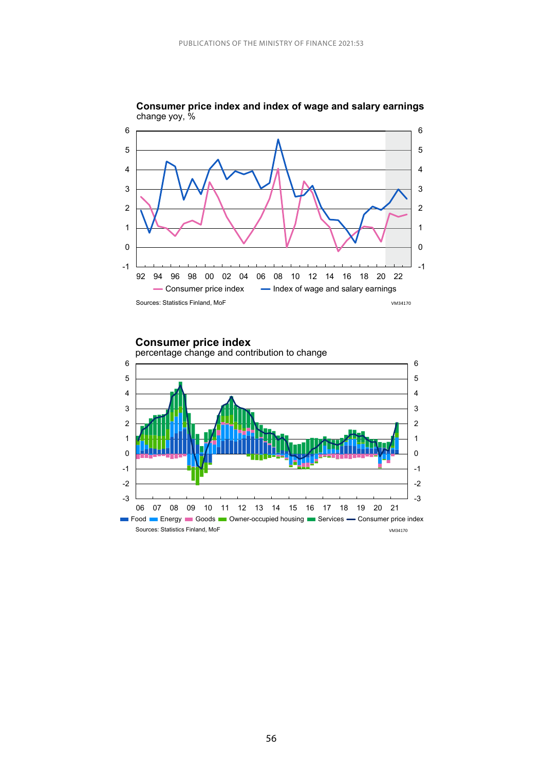**Consumer price index and index of wage and salary earnings**
change yoy, %

Consumer price index — Index of wage and salary earnings

Sources: Statistics Finland, MoF

VM34170

**Consumer price index**
percentage change and contribution to change

Food, Energy, Goods, Owner-occupied housing, Services, Consumer price index

Sources: Statistics Finland, MoF

VM34170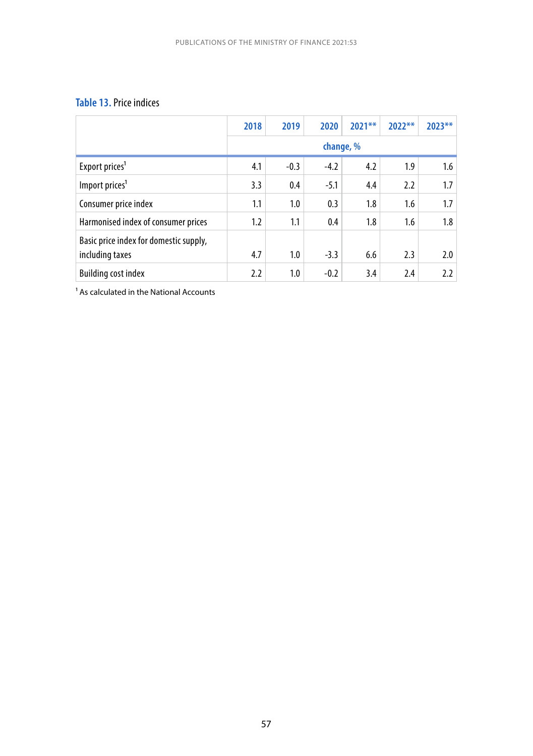**Table 13.** Price indices

| | 2018 | 2019 | 2020 | 2021** | 2022** | 2023** |
|---|---|---|---|---|---|---|
| | change, % | | | | | |
| Export prices[1] | 4.1 | -0.3 | -4.2 | 4.2 | 1.9 | 1.6 |
| Import prices[1] | 3.3 | 0.4 | -5.1 | 4.4 | 2.2 | 1.7 |
| Consumer price index | 1.1 | 1.0 | 0.3 | 1.8 | 1.6 | 1.7 |
| Harmonised index of consumer prices | 1.2 | 1.1 | 0.4 | 1.8 | 1.6 | 1.8 |
| Basic price index for domestic supply, including taxes | 4.7 | 1.0 | -3.3 | 6.6 | 2.3 | 2.0 |
| Building cost index | 2.2 | 1.0 | -0.2 | 3.4 | 2.4 | 2.2 |

[1] As calculated in the National Accounts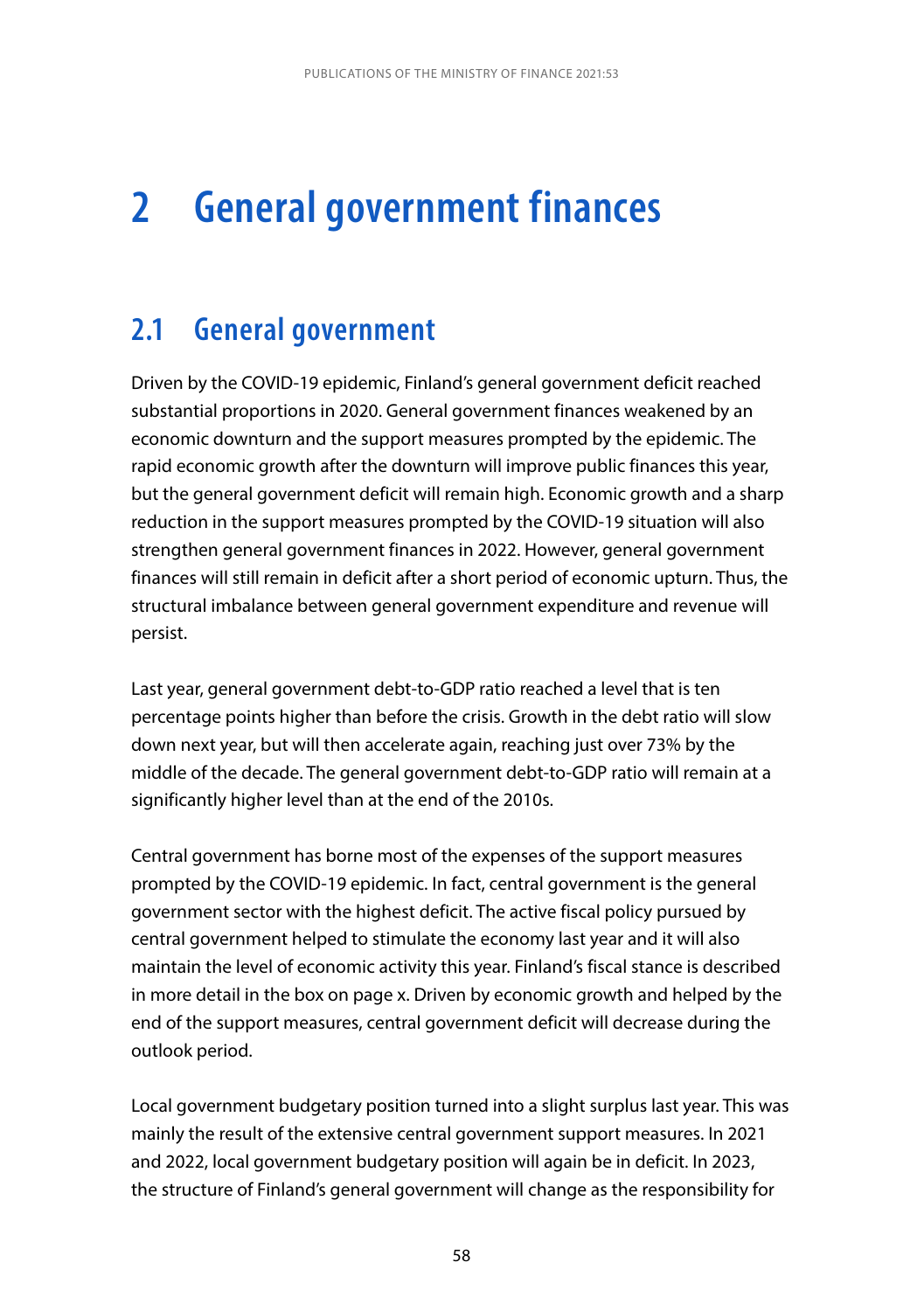# 2 General government finances

## 2.1 General government

Driven by the COVID-19 epidemic, Finland's general government deficit reached substantial proportions in 2020. General government finances weakened by an economic downturn and the support measures prompted by the epidemic. The rapid economic growth after the downturn will improve public finances this year, but the general government deficit will remain high. Economic growth and a sharp reduction in the support measures prompted by the COVID-19 situation will also strengthen general government finances in 2022. However, general government finances will still remain in deficit after a short period of economic upturn. Thus, the structural imbalance between general government expenditure and revenue will persist.

Last year, general government debt-to-GDP ratio reached a level that is ten percentage points higher than before the crisis. Growth in the debt ratio will slow down next year, but will then accelerate again, reaching just over 73% by the middle of the decade. The general government debt-to-GDP ratio will remain at a significantly higher level than at the end of the 2010s.

Central government has borne most of the expenses of the support measures prompted by the COVID-19 epidemic. In fact, central government is the general government sector with the highest deficit. The active fiscal policy pursued by central government helped to stimulate the economy last year and it will also maintain the level of economic activity this year. Finland's fiscal stance is described in more detail in the box on page x. Driven by economic growth and helped by the end of the support measures, central government deficit will decrease during the outlook period.

Local government budgetary position turned into a slight surplus last year. This was mainly the result of the extensive central government support measures. In 2021 and 2022, local government budgetary position will again be in deficit. In 2023, the structure of Finland's general government will change as the responsibility for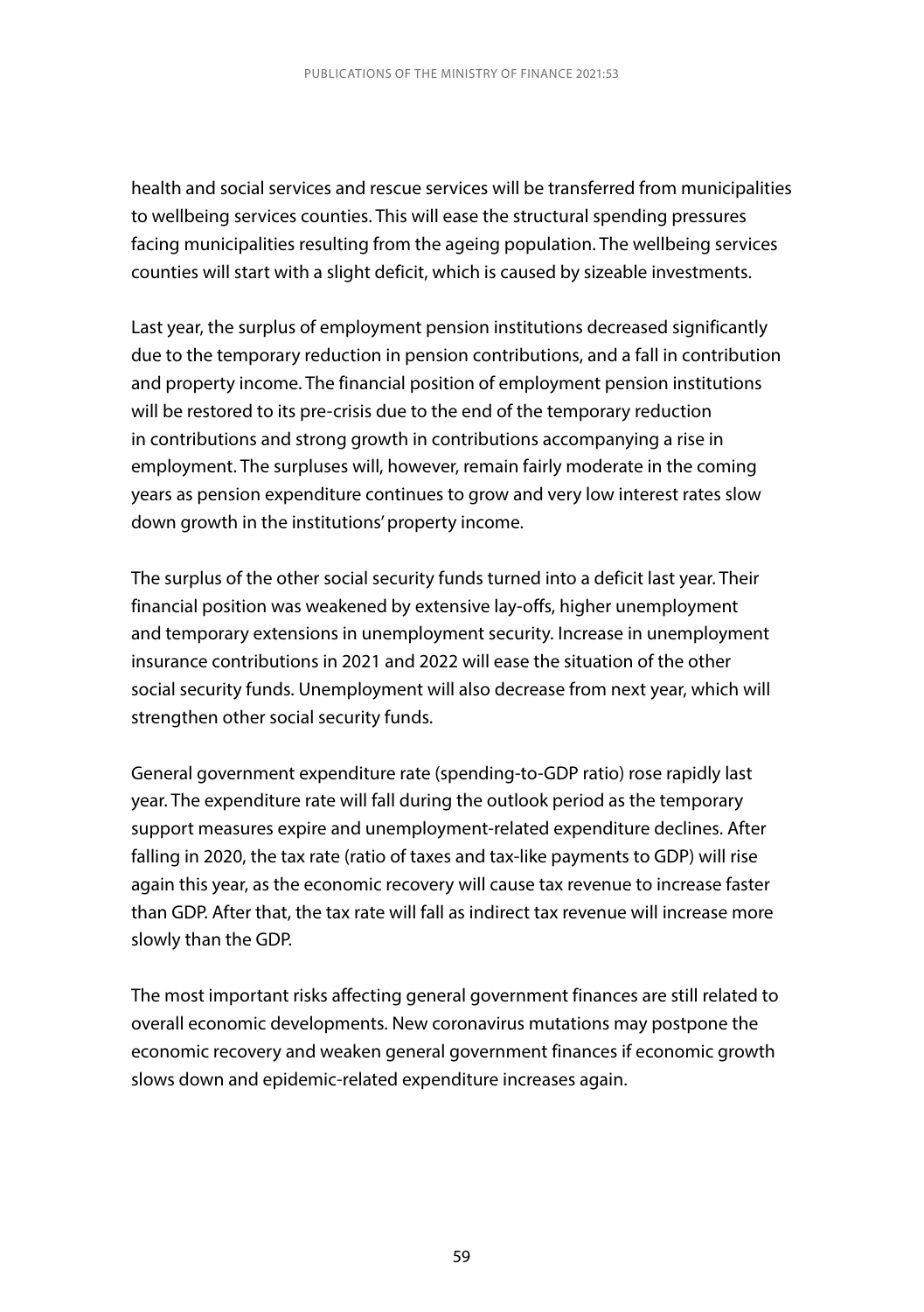health and social services and rescue services will be transferred from municipalities to wellbeing services counties. This will ease the structural spending pressures facing municipalities resulting from the ageing population. The wellbeing services counties will start with a slight deficit, which is caused by sizeable investments.

Last year, the surplus of employment pension institutions decreased significantly due to the temporary reduction in pension contributions, and a fall in contribution and property income. The financial position of employment pension institutions will be restored to its pre-crisis due to the end of the temporary reduction in contributions and strong growth in contributions accompanying a rise in employment. The surpluses will, however, remain fairly moderate in the coming years as pension expenditure continues to grow and very low interest rates slow down growth in the institutions' property income.

The surplus of the other social security funds turned into a deficit last year. Their financial position was weakened by extensive lay-offs, higher unemployment and temporary extensions in unemployment security. Increase in unemployment insurance contributions in 2021 and 2022 will ease the situation of the other social security funds. Unemployment will also decrease from next year, which will strengthen other social security funds.

General government expenditure rate (spending-to-GDP ratio) rose rapidly last year. The expenditure rate will fall during the outlook period as the temporary support measures expire and unemployment-related expenditure declines. After falling in 2020, the tax rate (ratio of taxes and tax-like payments to GDP) will rise again this year, as the economic recovery will cause tax revenue to increase faster than GDP. After that, the tax rate will fall as indirect tax revenue will increase more slowly than the GDP.

The most important risks affecting general government finances are still related to overall economic developments. New coronavirus mutations may postpone the economic recovery and weaken general government finances if economic growth slows down and epidemic-related expenditure increases again.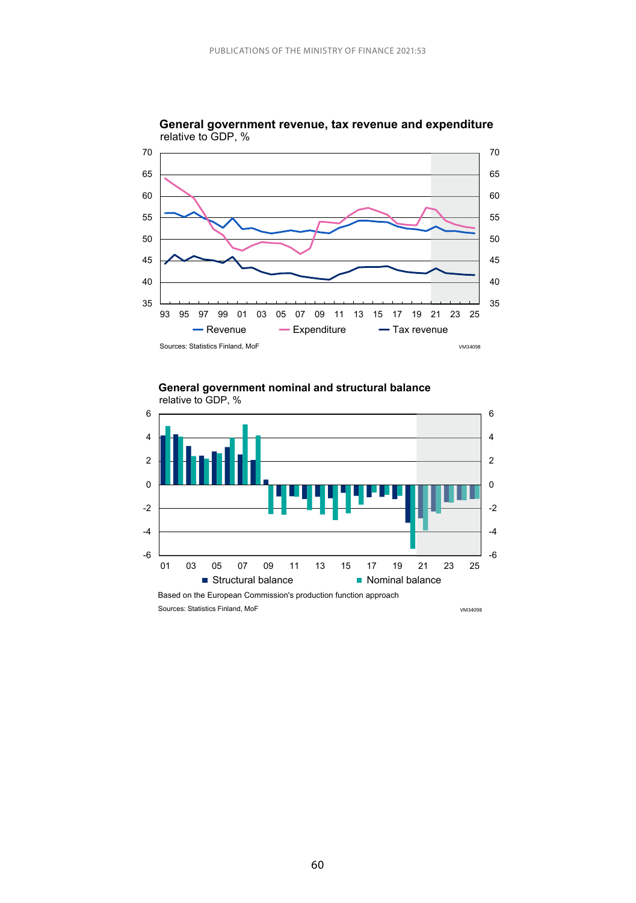**General government revenue, tax revenue and expenditure**
relative to GDP, %

Revenue — Expenditure — Tax revenue

Sources: Statistics Finland, MoF

VM34098

**General government nominal and structural balance**
relative to GDP, %

Structural balance ■ Nominal balance

Based on the European Commission's production function approach

Sources: Statistics Finland, MoF

VM34098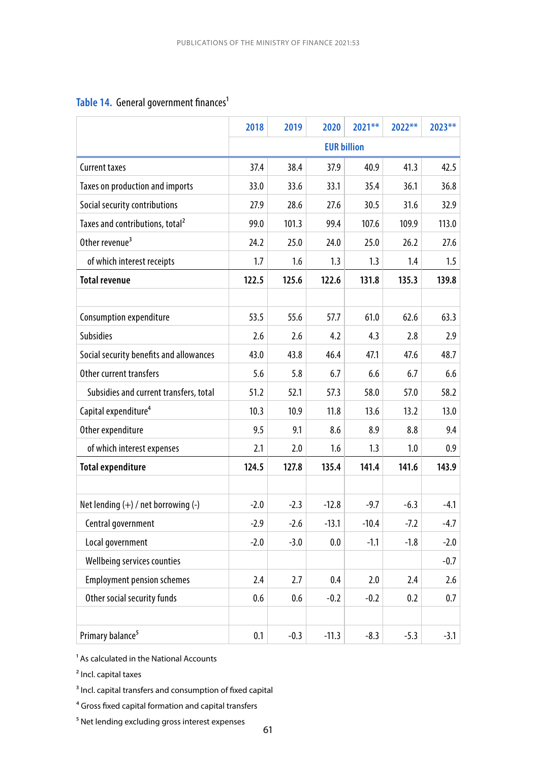**Table 14.** General government finances[1]

| | 2018 | 2019 | 2020 | 2021** | 2022** | 2023** |
|---|---|---|---|---|---|---|
| | EUR billion | | | | | |
| Current taxes | 37.4 | 38.4 | 37.9 | 40.9 | 41.3 | 42.5 |
| Taxes on production and imports | 33.0 | 33.6 | 33.1 | 35.4 | 36.1 | 36.8 |
| Social security contributions | 27.9 | 28.6 | 27.6 | 30.5 | 31.6 | 32.9 |
| Taxes and contributions, total[2] | 99.0 | 101.3 | 99.4 | 107.6 | 109.9 | 113.0 |
| Other revenue[3] | 24.2 | 25.0 | 24.0 | 25.0 | 26.2 | 27.6 |
| of which interest receipts | 1.7 | 1.6 | 1.3 | 1.3 | 1.4 | 1.5 |
| **Total revenue** | **122.5** | **125.6** | **122.6** | **131.8** | **135.3** | **139.8** |
| | | | | | | |
| Consumption expenditure | 53.5 | 55.6 | 57.7 | 61.0 | 62.6 | 63.3 |
| Subsidies | 2.6 | 2.6 | 4.2 | 4.3 | 2.8 | 2.9 |
| Social security benefits and allowances | 43.0 | 43.8 | 46.4 | 47.1 | 47.6 | 48.7 |
| Other current transfers | 5.6 | 5.8 | 6.7 | 6.6 | 6.7 | 6.6 |
| Subsidies and current transfers, total | 51.2 | 52.1 | 57.3 | 58.0 | 57.0 | 58.2 |
| Capital expenditure[4] | 10.3 | 10.9 | 11.8 | 13.6 | 13.2 | 13.0 |
| Other expenditure | 9.5 | 9.1 | 8.6 | 8.9 | 8.8 | 9.4 |
| of which interest expenses | 2.1 | 2.0 | 1.6 | 1.3 | 1.0 | 0.9 |
| **Total expenditure** | **124.5** | **127.8** | **135.4** | **141.4** | **141.6** | **143.9** |
| | | | | | | |
| Net lending (+) / net borrowing (-) | -2.0 | -2.3 | -12.8 | -9.7 | -6.3 | -4.1 |
| Central government | -2.9 | -2.6 | -13.1 | -10.4 | -7.2 | -4.7 |
| Local government | -2.0 | -3.0 | 0.0 | -1.1 | -1.8 | -2.0 |
| Wellbeing services counties | | | | | | -0.7 |
| Employment pension schemes | 2.4 | 2.7 | 0.4 | 2.0 | 2.4 | 2.6 |
| Other social security funds | 0.6 | 0.6 | -0.2 | -0.2 | 0.2 | 0.7 |
| | | | | | | |
| Primary balance[5] | 0.1 | -0.3 | -11.3 | -8.3 | -5.3 | -3.1 |

[1] As calculated in the National Accounts

[2] Incl. capital taxes

[3] Incl. capital transfers and consumption of fixed capital

[4] Gross fixed capital formation and capital transfers

[5] Net lending excluding gross interest expenses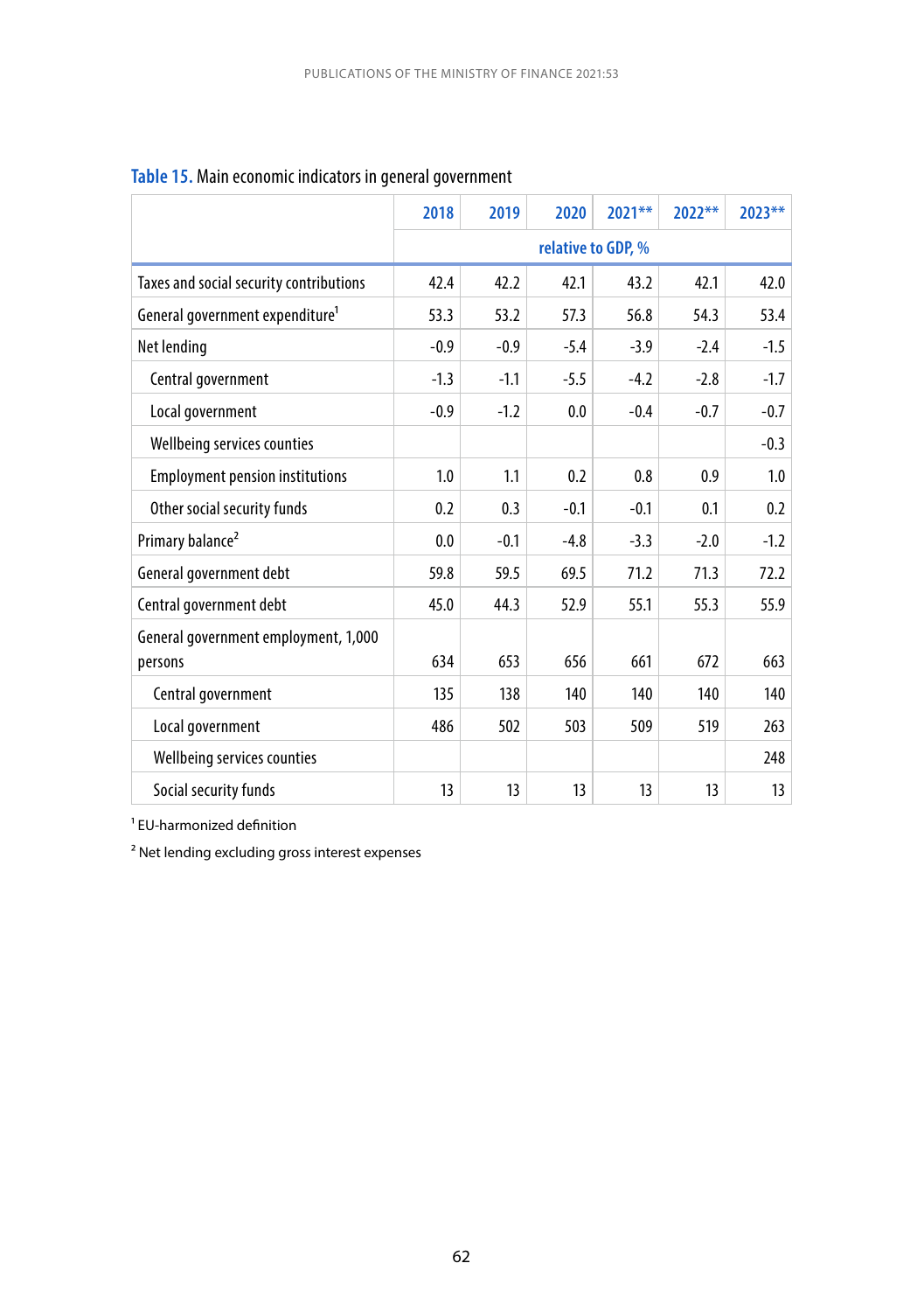**Table 15.** Main economic indicators in general government

| | 2018 | 2019 | 2020 | 2021** | 2022** | 2023** |
|---|---|---|---|---|---|---|
| | relative to GDP, % | | | | | |
| Taxes and social security contributions | 42.4 | 42.2 | 42.1 | 43.2 | 42.1 | 42.0 |
| General government expenditure[1] | 53.3 | 53.2 | 57.3 | 56.8 | 54.3 | 53.4 |
| Net lending | -0.9 | -0.9 | -5.4 | -3.9 | -2.4 | -1.5 |
| Central government | -1.3 | -1.1 | -5.5 | -4.2 | -2.8 | -1.7 |
| Local government | -0.9 | -1.2 | 0.0 | -0.4 | -0.7 | -0.7 |
| Wellbeing services counties | | | | | | -0.3 |
| Employment pension institutions | 1.0 | 1.1 | 0.2 | 0.8 | 0.9 | 1.0 |
| Other social security funds | 0.2 | 0.3 | -0.1 | -0.1 | 0.1 | 0.2 |
| Primary balance[2] | 0.0 | -0.1 | -4.8 | -3.3 | -2.0 | -1.2 |
| General government debt | 59.8 | 59.5 | 69.5 | 71.2 | 71.3 | 72.2 |
| Central government debt | 45.0 | 44.3 | 52.9 | 55.1 | 55.3 | 55.9 |
| General government employment, 1,000 persons | 634 | 653 | 656 | 661 | 672 | 663 |
| Central government | 135 | 138 | 140 | 140 | 140 | 140 |
| Local government | 486 | 502 | 503 | 509 | 519 | 263 |
| Wellbeing services counties | | | | | | 248 |
| Social security funds | 13 | 13 | 13 | 13 | 13 | 13 |

[1] EU-harmonized definition

[2] Net lending excluding gross interest expenses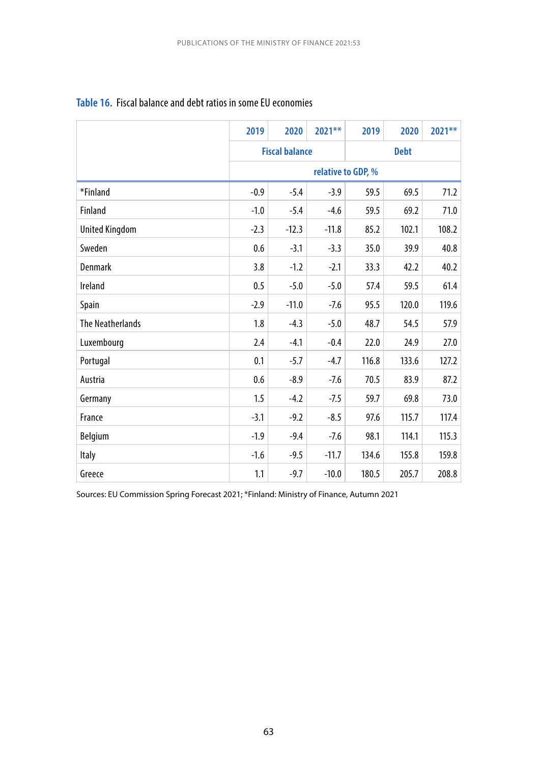**Table 16.** Fiscal balance and debt ratios in some EU economies

| | 2019 | 2020 | 2021** | 2019 | 2020 | 2021** |
|---|---|---|---|---|---|---|
| | Fiscal balance | | | Debt | | |
| | relative to GDP, % | | | | | |
| *Finland | -0.9 | -5.4 | -3.9 | 59.5 | 69.5 | 71.2 |
| Finland | -1.0 | -5.4 | -4.6 | 59.5 | 69.2 | 71.0 |
| United Kingdom | -2.3 | -12.3 | -11.8 | 85.2 | 102.1 | 108.2 |
| Sweden | 0.6 | -3.1 | -3.3 | 35.0 | 39.9 | 40.8 |
| Denmark | 3.8 | -1.2 | -2.1 | 33.3 | 42.2 | 40.2 |
| Ireland | 0.5 | -5.0 | -5.0 | 57.4 | 59.5 | 61.4 |
| Spain | -2.9 | -11.0 | -7.6 | 95.5 | 120.0 | 119.6 |
| The Neatherlands | 1.8 | -4.3 | -5.0 | 48.7 | 54.5 | 57.9 |
| Luxembourg | 2.4 | -4.1 | -0.4 | 22.0 | 24.9 | 27.0 |
| Portugal | 0.1 | -5.7 | -4.7 | 116.8 | 133.6 | 127.2 |
| Austria | 0.6 | -8.9 | -7.6 | 70.5 | 83.9 | 87.2 |
| Germany | 1.5 | -4.2 | -7.5 | 59.7 | 69.8 | 73.0 |
| France | -3.1 | -9.2 | -8.5 | 97.6 | 115.7 | 117.4 |
| Belgium | -1.9 | -9.4 | -7.6 | 98.1 | 114.1 | 115.3 |
| Italy | -1.6 | -9.5 | -11.7 | 134.6 | 155.8 | 159.8 |
| Greece | 1.1 | -9.7 | -10.0 | 180.5 | 205.7 | 208.8 |

Sources: EU Commission Spring Forecast 2021; *Finland: Ministry of Finance, Autumn 2021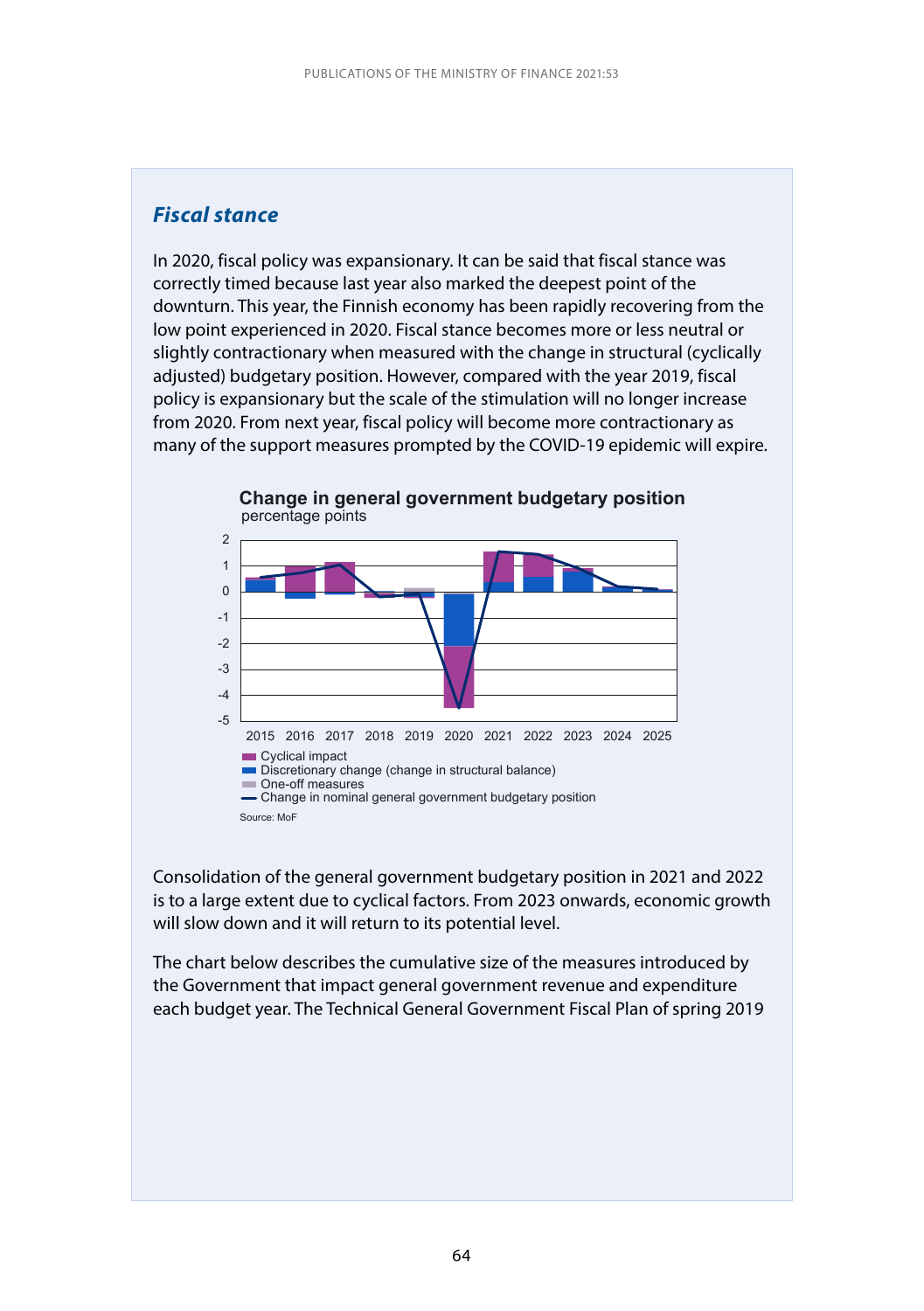## *Fiscal stance*

In 2020, fiscal policy was expansionary. It can be said that fiscal stance was correctly timed because last year also marked the deepest point of the downturn. This year, the Finnish economy has been rapidly recovering from the low point experienced in 2020. Fiscal stance becomes more or less neutral or slightly contractionary when measured with the change in structural (cyclically adjusted) budgetary position. However, compared with the year 2019, fiscal policy is expansionary but the scale of the stimulation will no longer increase from 2020. From next year, fiscal policy will become more contractionary as many of the support measures prompted by the COVID-19 epidemic will expire.

**Change in general government budgetary position**
percentage points

- Cyclical impact
- Discretionary change (change in structural balance)
- One-off measures
- Change in nominal general government budgetary position

Source: MoF

Consolidation of the general government budgetary position in 2021 and 2022 is to a large extent due to cyclical factors. From 2023 onwards, economic growth will slow down and it will return to its potential level.

The chart below describes the cumulative size of the measures introduced by the Government that impact general government revenue and expenditure each budget year. The Technical General Government Fiscal Plan of spring 2019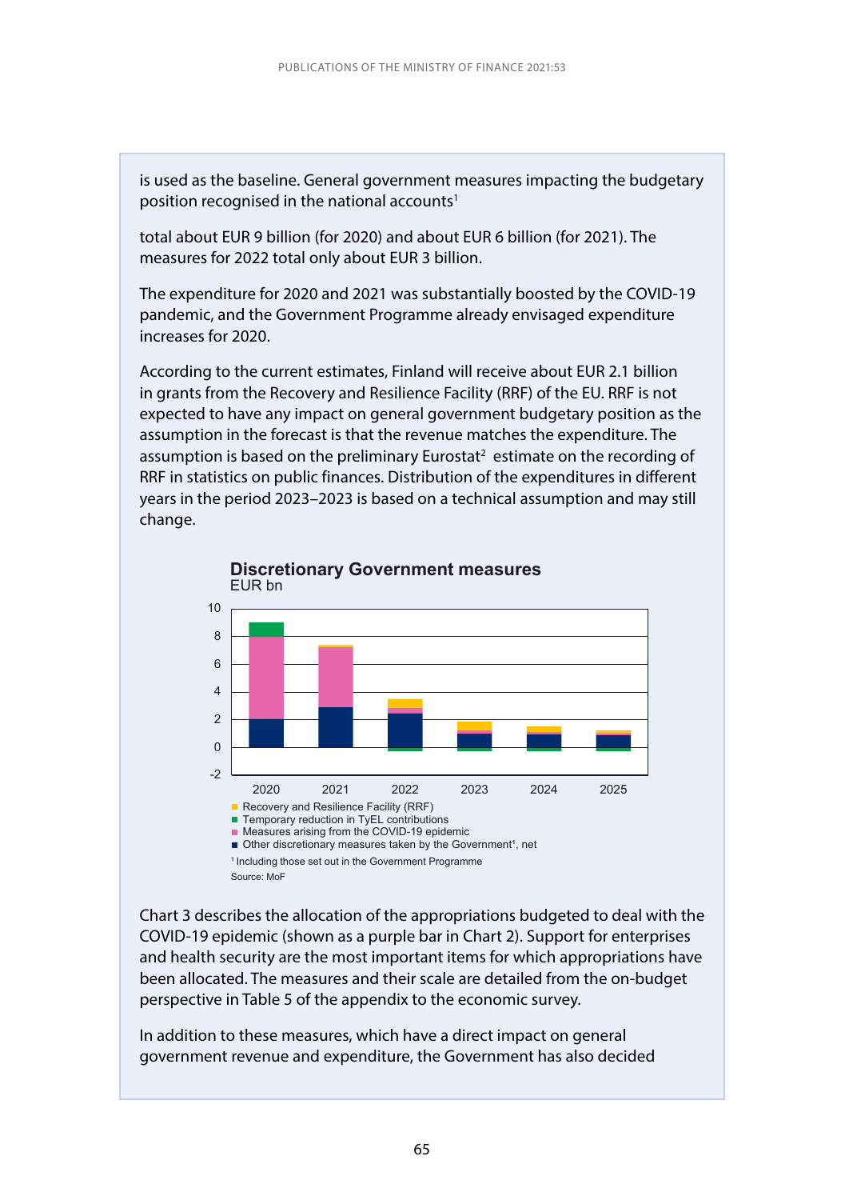is used as the baseline. General government measures impacting the budgetary position recognised in the national accounts[1]

total about EUR 9 billion (for 2020) and about EUR 6 billion (for 2021). The measures for 2022 total only about EUR 3 billion.

The expenditure for 2020 and 2021 was substantially boosted by the COVID-19 pandemic, and the Government Programme already envisaged expenditure increases for 2020.

According to the current estimates, Finland will receive about EUR 2.1 billion in grants from the Recovery and Resilience Facility (RRF) of the EU. RRF is not expected to have any impact on general government budgetary position as the assumption in the forecast is that the revenue matches the expenditure. The assumption is based on the preliminary Eurostat[2] estimate on the recording of RRF in statistics on public finances. Distribution of the expenditures in different years in the period 2023–2023 is based on a technical assumption and may still change.

**Discretionary Government measures**
EUR bn

- Recovery and Resilience Facility (RRF)
- Temporary reduction in TyEL contributions
- Measures arising from the COVID-19 epidemic
- Other discretionary measures taken by the Government[1], net

[1] Including those set out in the Government Programme

Source: MoF

Chart 3 describes the allocation of the appropriations budgeted to deal with the COVID-19 epidemic (shown as a purple bar in Chart 2). Support for enterprises and health security are the most important items for which appropriations have been allocated. The measures and their scale are detailed from the on-budget perspective in Table 5 of the appendix to the economic survey.

In addition to these measures, which have a direct impact on general government revenue and expenditure, the Government has also decided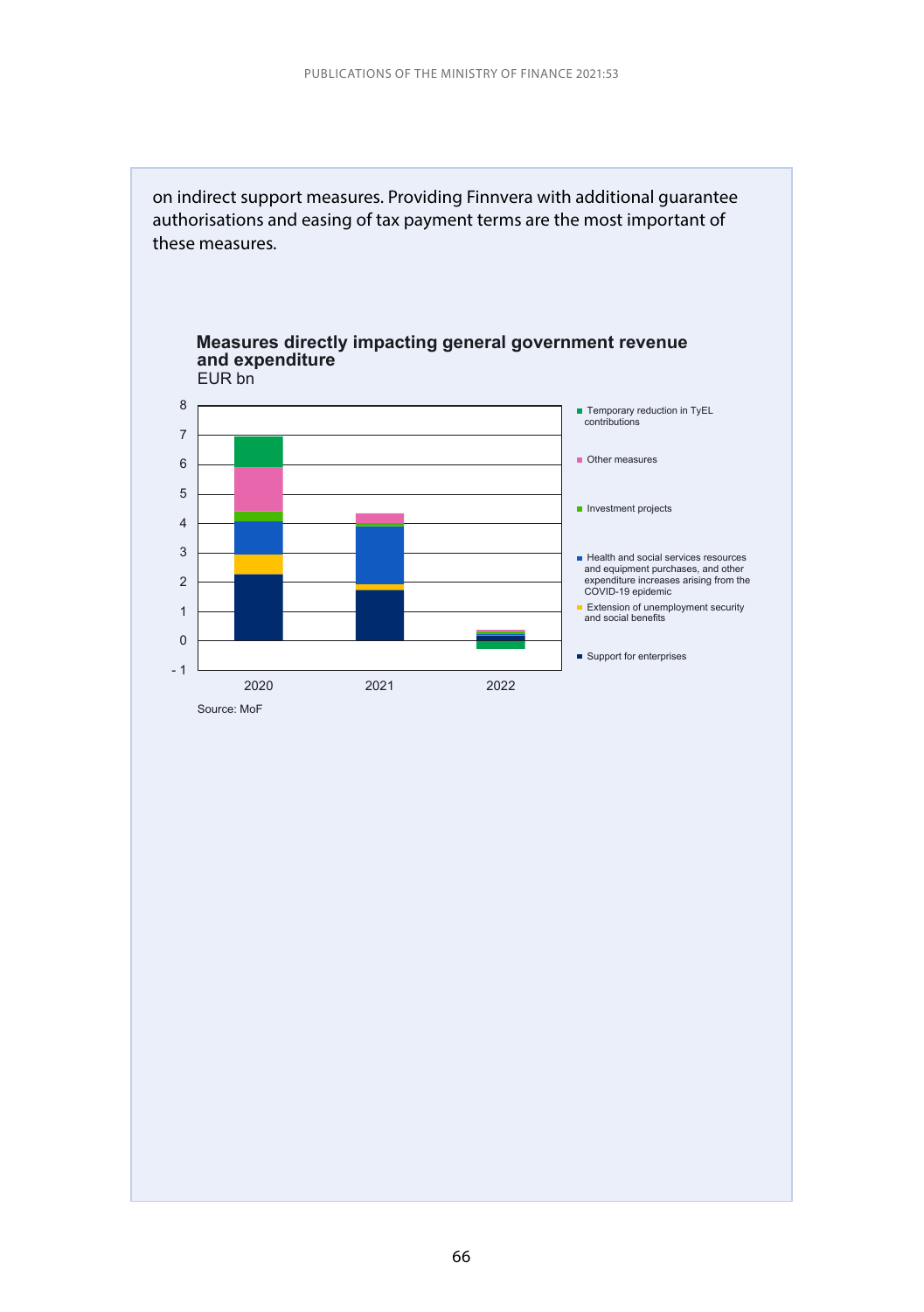on indirect support measures. Providing Finnvera with additional guarantee authorisations and easing of tax payment terms are the most important of these measures.

**Measures directly impacting general government revenue and expenditure**
EUR bn

- Temporary reduction in TyEL contributions
- Other measures
- Investment projects
- Health and social services resources and equipment purchases, and other expenditure increases arising from the COVID-19 epidemic
- Extension of unemployment security and social benefits
- Support for enterprises

Source: MoF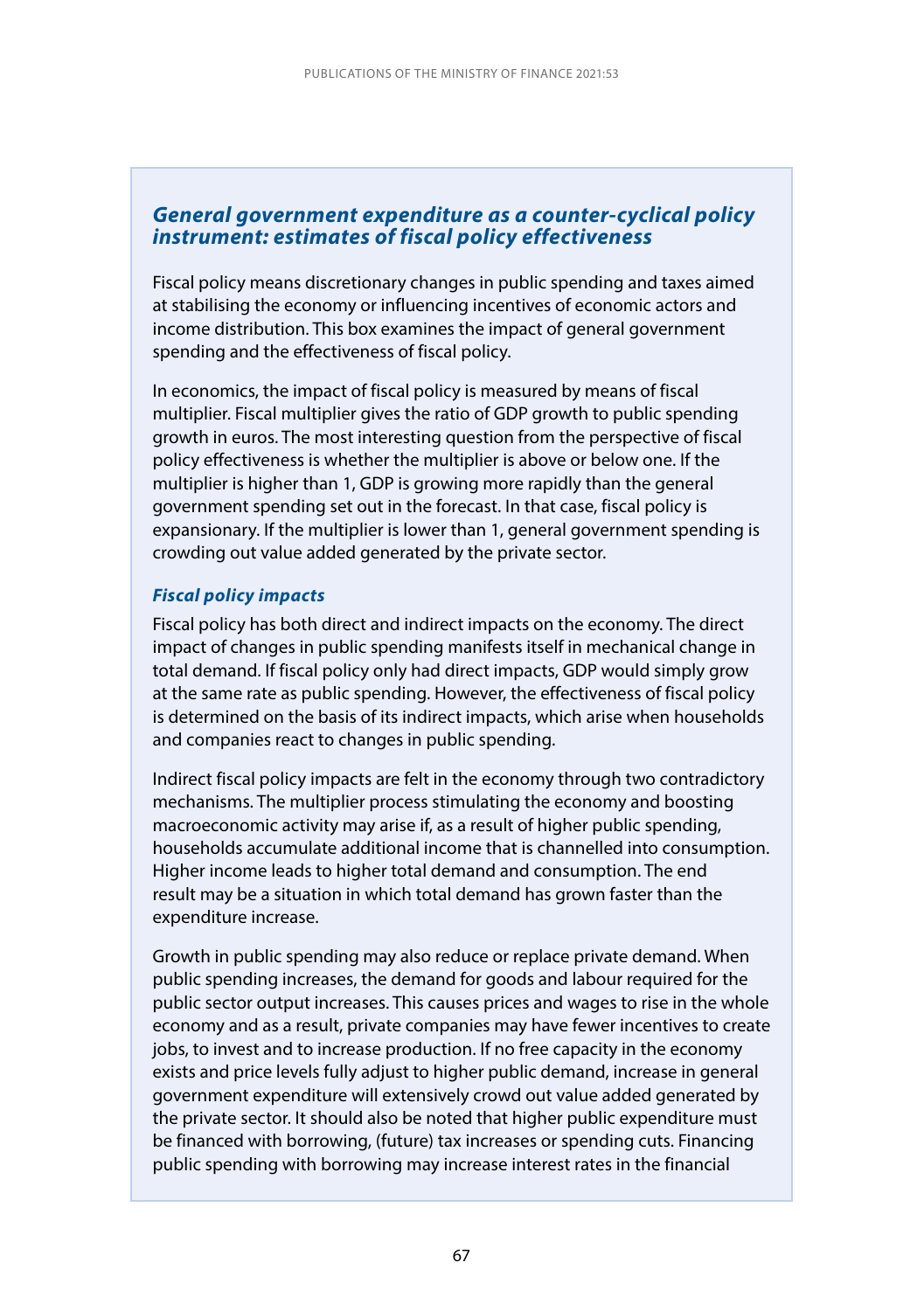## *General government expenditure as a counter-cyclical policy instrument: estimates of fiscal policy effectiveness*

Fiscal policy means discretionary changes in public spending and taxes aimed at stabilising the economy or influencing incentives of economic actors and income distribution. This box examines the impact of general government spending and the effectiveness of fiscal policy.

In economics, the impact of fiscal policy is measured by means of fiscal multiplier. Fiscal multiplier gives the ratio of GDP growth to public spending growth in euros. The most interesting question from the perspective of fiscal policy effectiveness is whether the multiplier is above or below one. If the multiplier is higher than 1, GDP is growing more rapidly than the general government spending set out in the forecast. In that case, fiscal policy is expansionary. If the multiplier is lower than 1, general government spending is crowding out value added generated by the private sector.

### *Fiscal policy impacts*

Fiscal policy has both direct and indirect impacts on the economy. The direct impact of changes in public spending manifests itself in mechanical change in total demand. If fiscal policy only had direct impacts, GDP would simply grow at the same rate as public spending. However, the effectiveness of fiscal policy is determined on the basis of its indirect impacts, which arise when households and companies react to changes in public spending.

Indirect fiscal policy impacts are felt in the economy through two contradictory mechanisms. The multiplier process stimulating the economy and boosting macroeconomic activity may arise if, as a result of higher public spending, households accumulate additional income that is channelled into consumption. Higher income leads to higher total demand and consumption. The end result may be a situation in which total demand has grown faster than the expenditure increase.

Growth in public spending may also reduce or replace private demand. When public spending increases, the demand for goods and labour required for the public sector output increases. This causes prices and wages to rise in the whole economy and as a result, private companies may have fewer incentives to create jobs, to invest and to increase production. If no free capacity in the economy exists and price levels fully adjust to higher public demand, increase in general government expenditure will extensively crowd out value added generated by the private sector. It should also be noted that higher public expenditure must be financed with borrowing, (future) tax increases or spending cuts. Financing public spending with borrowing may increase interest rates in the financial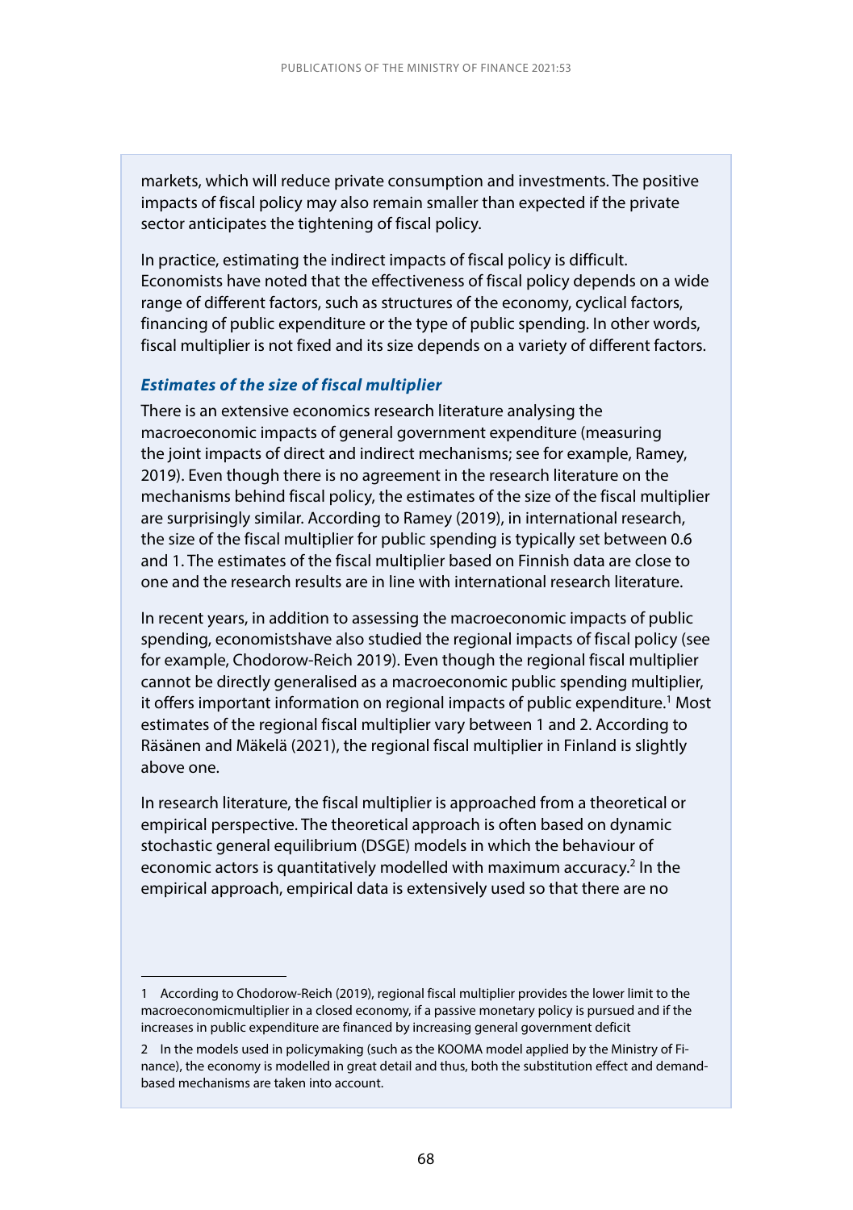markets, which will reduce private consumption and investments. The positive impacts of fiscal policy may also remain smaller than expected if the private sector anticipates the tightening of fiscal policy.

In practice, estimating the indirect impacts of fiscal policy is difficult. Economists have noted that the effectiveness of fiscal policy depends on a wide range of different factors, such as structures of the economy, cyclical factors, financing of public expenditure or the type of public spending. In other words, fiscal multiplier is not fixed and its size depends on a variety of different factors.

### ***Estimates of the size of fiscal multiplier***

There is an extensive economics research literature analysing the macroeconomic impacts of general government expenditure (measuring the joint impacts of direct and indirect mechanisms; see for example, Ramey, 2019). Even though there is no agreement in the research literature on the mechanisms behind fiscal policy, the estimates of the size of the fiscal multiplier are surprisingly similar. According to Ramey (2019), in international research, the size of the fiscal multiplier for public spending is typically set between 0.6 and 1. The estimates of the fiscal multiplier based on Finnish data are close to one and the research results are in line with international research literature.

In recent years, in addition to assessing the macroeconomic impacts of public spending, economistshave also studied the regional impacts of fiscal policy (see for example, Chodorow-Reich 2019). Even though the regional fiscal multiplier cannot be directly generalised as a macroeconomic public spending multiplier, it offers important information on regional impacts of public expenditure.[1] Most estimates of the regional fiscal multiplier vary between 1 and 2. According to Räsänen and Mäkelä (2021), the regional fiscal multiplier in Finland is slightly above one.

In research literature, the fiscal multiplier is approached from a theoretical or empirical perspective. The theoretical approach is often based on dynamic stochastic general equilibrium (DSGE) models in which the behaviour of economic actors is quantitatively modelled with maximum accuracy.[2] In the empirical approach, empirical data is extensively used so that there are no

---

[1] According to Chodorow-Reich (2019), regional fiscal multiplier provides the lower limit to the macroeconomicmultiplier in a closed economy, if a passive monetary policy is pursued and if the increases in public expenditure are financed by increasing general government deficit

[2] In the models used in policymaking (such as the KOOMA model applied by the Ministry of Finance), the economy is modelled in great detail and thus, both the substitution effect and demand-based mechanisms are taken into account.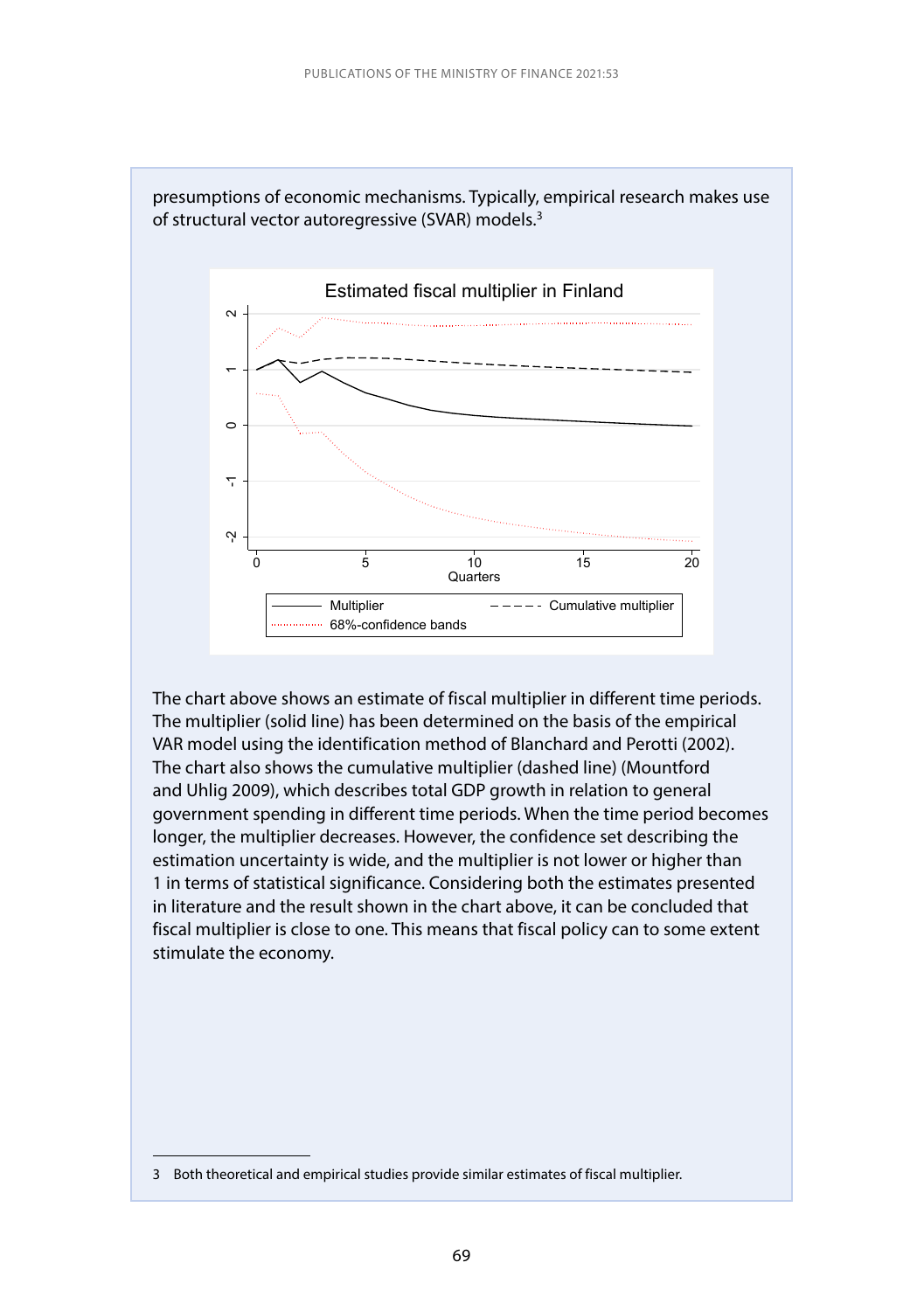presumptions of economic mechanisms. Typically, empirical research makes use of structural vector autoregressive (SVAR) models.[3]

The chart above shows an estimate of fiscal multiplier in different time periods. The multiplier (solid line) has been determined on the basis of the empirical VAR model using the identification method of Blanchard and Perotti (2002). The chart also shows the cumulative multiplier (dashed line) (Mountford and Uhlig 2009), which describes total GDP growth in relation to general government spending in different time periods. When the time period becomes longer, the multiplier decreases. However, the confidence set describing the estimation uncertainty is wide, and the multiplier is not lower or higher than 1 in terms of statistical significance. Considering both the estimates presented in literature and the result shown in the chart above, it can be concluded that fiscal multiplier is close to one. This means that fiscal policy can to some extent stimulate the economy.

3 Both theoretical and empirical studies provide similar estimates of fiscal multiplier.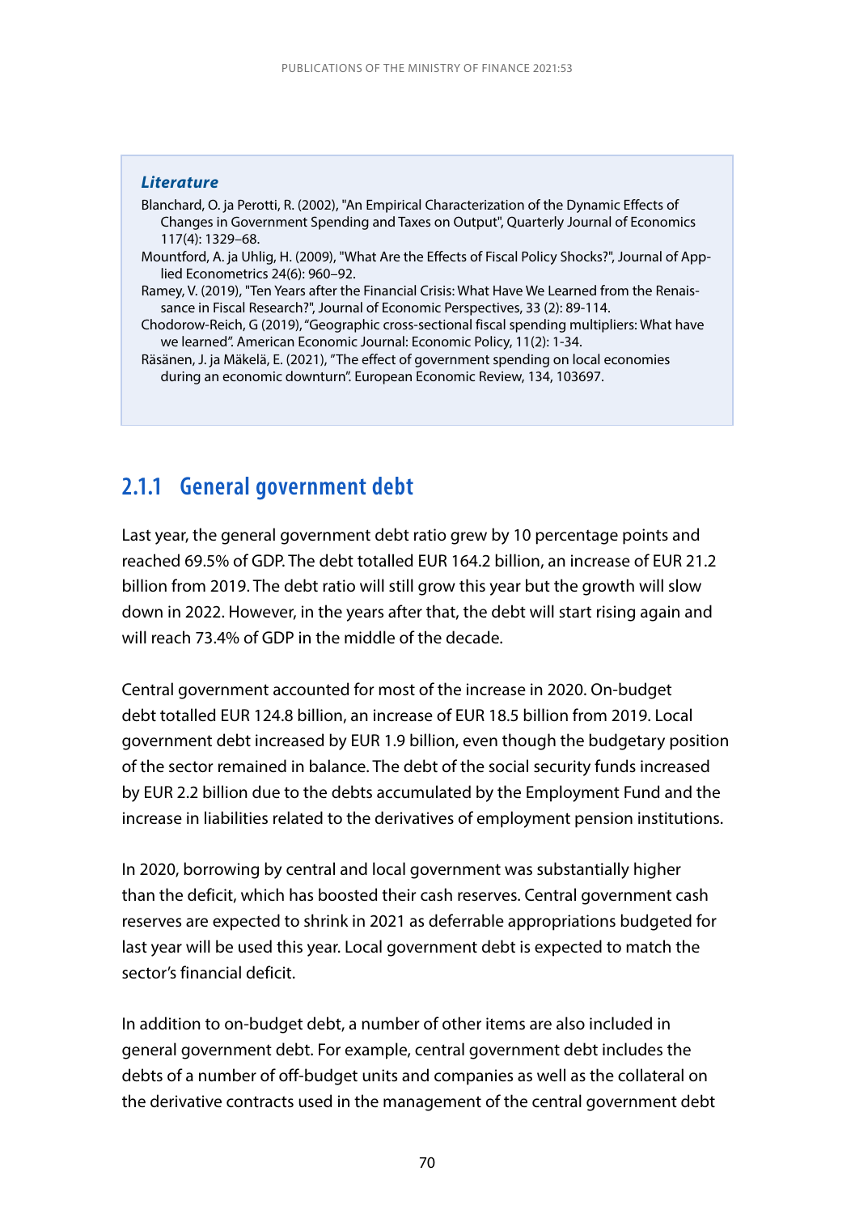***Literature***

Blanchard, O. ja Perotti, R. (2002), "An Empirical Characterization of the Dynamic Effects of Changes in Government Spending and Taxes on Output", Quarterly Journal of Economics 117(4): 1329–68.

Mountford, A. ja Uhlig, H. (2009), "What Are the Effects of Fiscal Policy Shocks?", Journal of Applied Econometrics 24(6): 960–92.

Ramey, V. (2019), "Ten Years after the Financial Crisis: What Have We Learned from the Renaissance in Fiscal Research?", Journal of Economic Perspectives, 33 (2): 89-114.

Chodorow-Reich, G (2019), "Geographic cross-sectional fiscal spending multipliers: What have we learned". American Economic Journal: Economic Policy, 11(2): 1-34.

Räsänen, J. ja Mäkelä, E. (2021), "The effect of government spending on local economies during an economic downturn". European Economic Review, 134, 103697.

### 2.1.1 General government debt

Last year, the general government debt ratio grew by 10 percentage points and reached 69.5% of GDP. The debt totalled EUR 164.2 billion, an increase of EUR 21.2 billion from 2019. The debt ratio will still grow this year but the growth will slow down in 2022. However, in the years after that, the debt will start rising again and will reach 73.4% of GDP in the middle of the decade.

Central government accounted for most of the increase in 2020. On-budget debt totalled EUR 124.8 billion, an increase of EUR 18.5 billion from 2019. Local government debt increased by EUR 1.9 billion, even though the budgetary position of the sector remained in balance. The debt of the social security funds increased by EUR 2.2 billion due to the debts accumulated by the Employment Fund and the increase in liabilities related to the derivatives of employment pension institutions.

In 2020, borrowing by central and local government was substantially higher than the deficit, which has boosted their cash reserves. Central government cash reserves are expected to shrink in 2021 as deferrable appropriations budgeted for last year will be used this year. Local government debt is expected to match the sector's financial deficit.

In addition to on-budget debt, a number of other items are also included in general government debt. For example, central government debt includes the debts of a number of off-budget units and companies as well as the collateral on the derivative contracts used in the management of the central government debt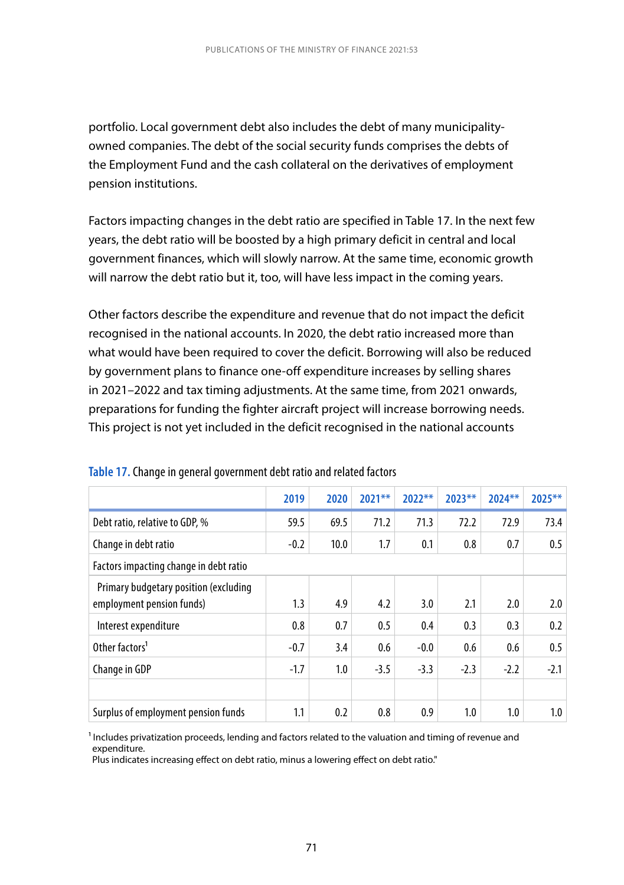portfolio. Local government debt also includes the debt of many municipality-owned companies. The debt of the social security funds comprises the debts of the Employment Fund and the cash collateral on the derivatives of employment pension institutions.

Factors impacting changes in the debt ratio are specified in Table 17. In the next few years, the debt ratio will be boosted by a high primary deficit in central and local government finances, which will slowly narrow. At the same time, economic growth will narrow the debt ratio but it, too, will have less impact in the coming years.

Other factors describe the expenditure and revenue that do not impact the deficit recognised in the national accounts. In 2020, the debt ratio increased more than what would have been required to cover the deficit. Borrowing will also be reduced by government plans to finance one-off expenditure increases by selling shares in 2021–2022 and tax timing adjustments. At the same time, from 2021 onwards, preparations for funding the fighter aircraft project will increase borrowing needs. This project is not yet included in the deficit recognised in the national accounts

**Table 17.** Change in general government debt ratio and related factors

| | 2019 | 2020 | 2021** | 2022** | 2023** | 2024** | 2025** |
|---|---|---|---|---|---|---|---|
| Debt ratio, relative to GDP, % | 59.5 | 69.5 | 71.2 | 71.3 | 72.2 | 72.9 | 73.4 |
| Change in debt ratio | -0.2 | 10.0 | 1.7 | 0.1 | 0.8 | 0.7 | 0.5 |
| Factors impacting change in debt ratio | | | | | | | |
| Primary budgetary position (excluding employment pension funds) | 1.3 | 4.9 | 4.2 | 3.0 | 2.1 | 2.0 | 2.0 |
| Interest expenditure | 0.8 | 0.7 | 0.5 | 0.4 | 0.3 | 0.3 | 0.2 |
| Other factors[1] | -0.7 | 3.4 | 0.6 | -0.0 | 0.6 | 0.6 | 0.5 |
| Change in GDP | -1.7 | 1.0 | -3.5 | -3.3 | -2.3 | -2.2 | -2.1 |
| | | | | | | | |
| Surplus of employment pension funds | 1.1 | 0.2 | 0.8 | 0.9 | 1.0 | 1.0 | 1.0 |

[1] Includes privatization proceeds, lending and factors related to the valuation and timing of revenue and expenditure.
Plus indicates increasing effect on debt ratio, minus a lowering effect on debt ratio."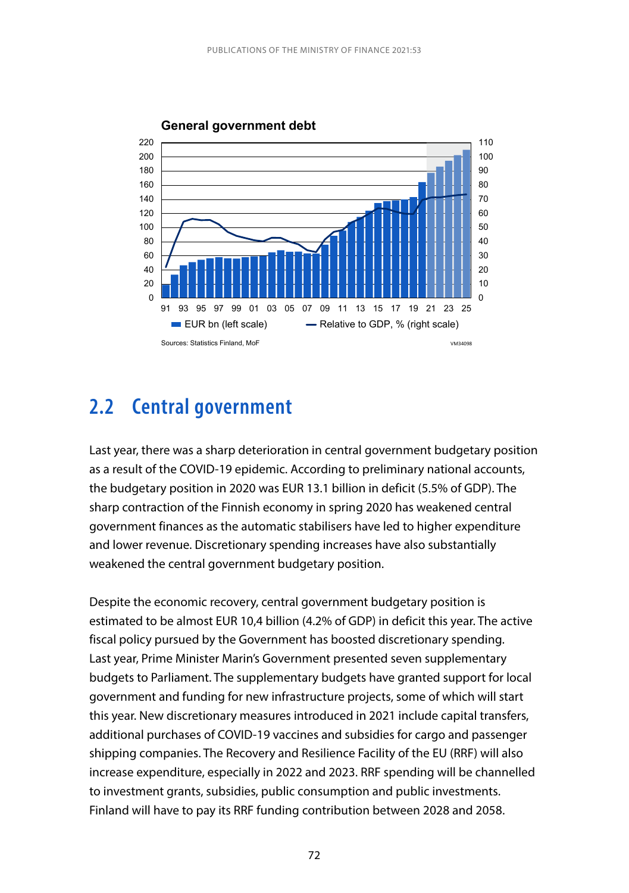**General government debt**

Sources: Statistics Finland, MoF

## 2.2 Central government

Last year, there was a sharp deterioration in central government budgetary position as a result of the COVID-19 epidemic. According to preliminary national accounts, the budgetary position in 2020 was EUR 13.1 billion in deficit (5.5% of GDP). The sharp contraction of the Finnish economy in spring 2020 has weakened central government finances as the automatic stabilisers have led to higher expenditure and lower revenue. Discretionary spending increases have also substantially weakened the central government budgetary position.

Despite the economic recovery, central government budgetary position is estimated to be almost EUR 10,4 billion (4.2% of GDP) in deficit this year. The active fiscal policy pursued by the Government has boosted discretionary spending. Last year, Prime Minister Marin's Government presented seven supplementary budgets to Parliament. The supplementary budgets have granted support for local government and funding for new infrastructure projects, some of which will start this year. New discretionary measures introduced in 2021 include capital transfers, additional purchases of COVID-19 vaccines and subsidies for cargo and passenger shipping companies. The Recovery and Resilience Facility of the EU (RRF) will also increase expenditure, especially in 2022 and 2023. RRF spending will be channelled to investment grants, subsidies, public consumption and public investments. Finland will have to pay its RRF funding contribution between 2028 and 2058.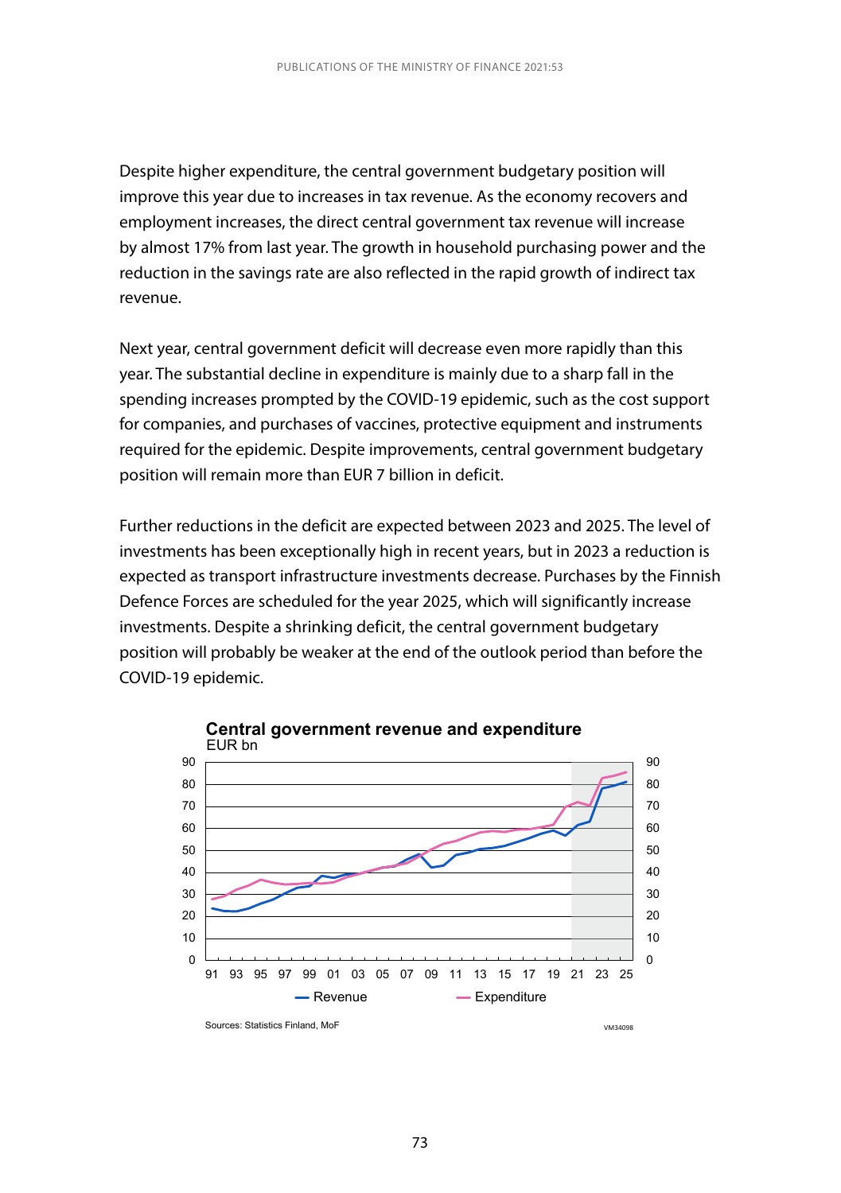Despite higher expenditure, the central government budgetary position will improve this year due to increases in tax revenue. As the economy recovers and employment increases, the direct central government tax revenue will increase by almost 17% from last year. The growth in household purchasing power and the reduction in the savings rate are also reflected in the rapid growth of indirect tax revenue.

Next year, central government deficit will decrease even more rapidly than this year. The substantial decline in expenditure is mainly due to a sharp fall in the spending increases prompted by the COVID-19 epidemic, such as the cost support for companies, and purchases of vaccines, protective equipment and instruments required for the epidemic. Despite improvements, central government budgetary position will remain more than EUR 7 billion in deficit.

Further reductions in the deficit are expected between 2023 and 2025. The level of investments has been exceptionally high in recent years, but in 2023 a reduction is expected as transport infrastructure investments decrease. Purchases by the Finnish Defence Forces are scheduled for the year 2025, which will significantly increase investments. Despite a shrinking deficit, the central government budgetary position will probably be weaker at the end of the outlook period than before the COVID-19 epidemic.

**Central government revenue and expenditure**

EUR bn

Sources: Statistics Finland, MoF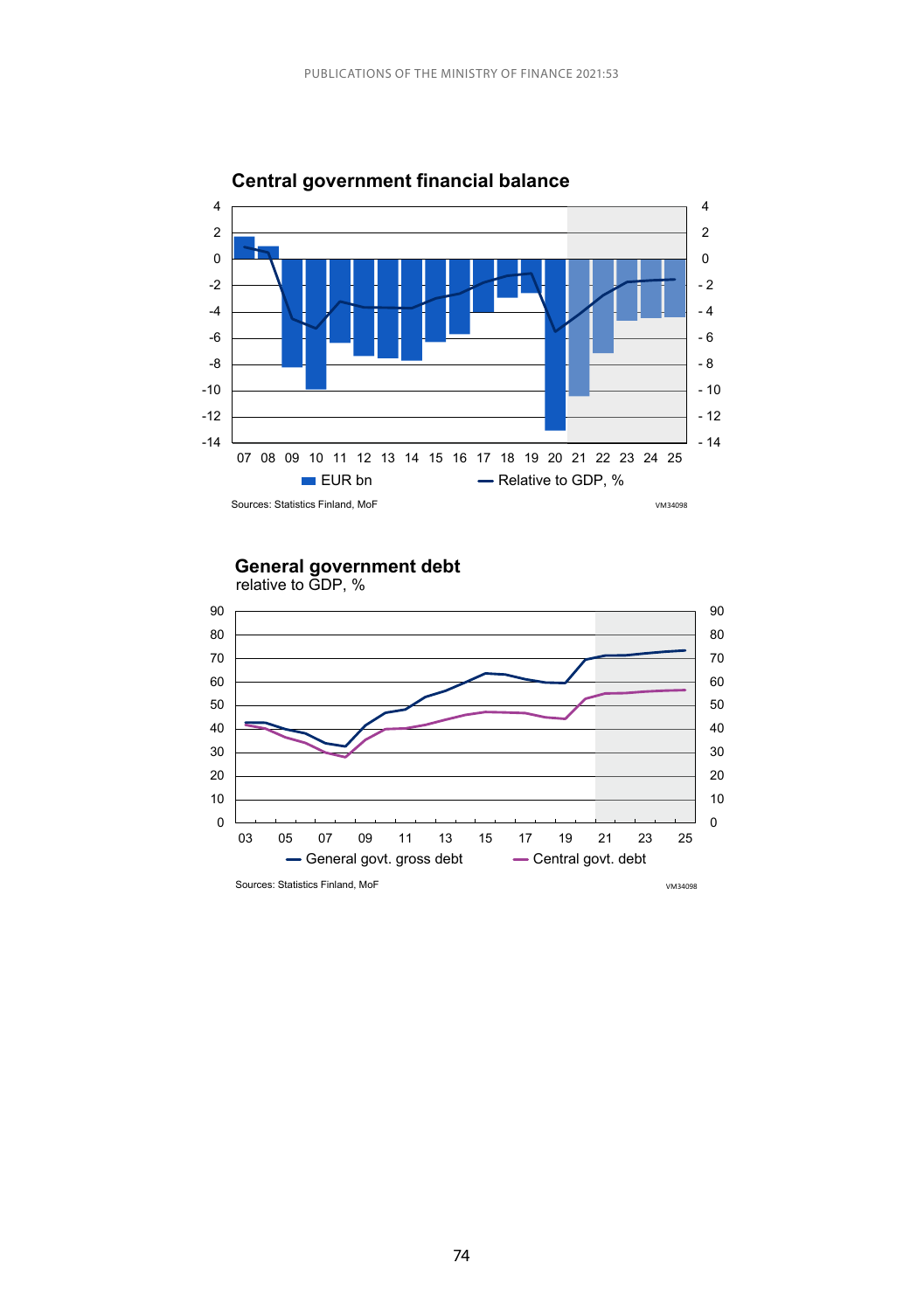**Central government financial balance**

EUR bn | Relative to GDP, %

Sources: Statistics Finland, MoF

VM34098

**General government debt**
relative to GDP, %

General govt. gross debt | Central govt. debt

Sources: Statistics Finland, MoF

VM34098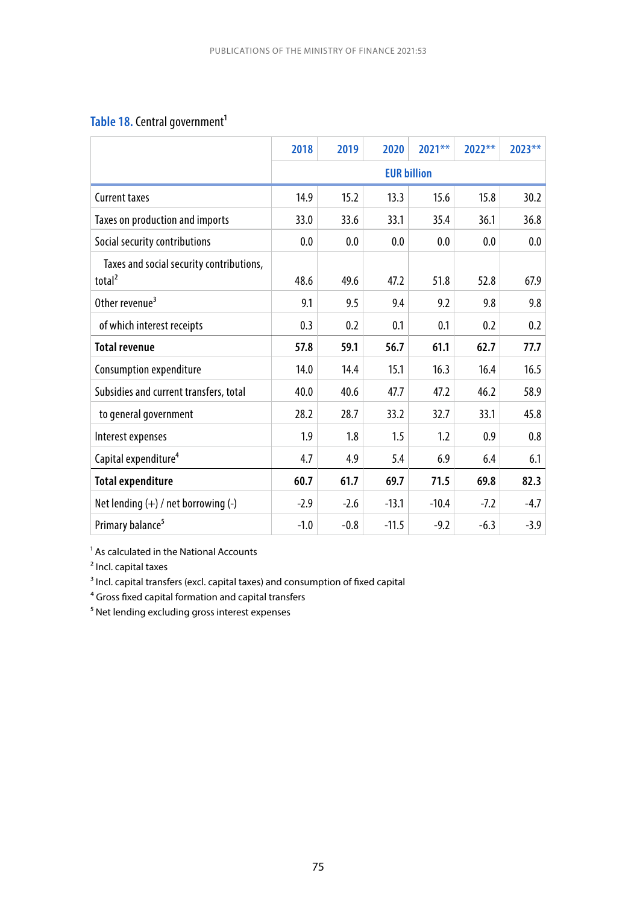**Table 18.** Central government[1]

| | 2018 | 2019 | 2020 | 2021** | 2022** | 2023** |
|---|---|---|---|---|---|---|
| | EUR billion | | | | | |
| Current taxes | 14.9 | 15.2 | 13.3 | 15.6 | 15.8 | 30.2 |
| Taxes on production and imports | 33.0 | 33.6 | 33.1 | 35.4 | 36.1 | 36.8 |
| Social security contributions | 0.0 | 0.0 | 0.0 | 0.0 | 0.0 | 0.0 |
| Taxes and social security contributions, total[2] | 48.6 | 49.6 | 47.2 | 51.8 | 52.8 | 67.9 |
| Other revenue[3] | 9.1 | 9.5 | 9.4 | 9.2 | 9.8 | 9.8 |
| of which interest receipts | 0.3 | 0.2 | 0.1 | 0.1 | 0.2 | 0.2 |
| **Total revenue** | **57.8** | **59.1** | **56.7** | **61.1** | **62.7** | **77.7** |
| Consumption expenditure | 14.0 | 14.4 | 15.1 | 16.3 | 16.4 | 16.5 |
| Subsidies and current transfers, total | 40.0 | 40.6 | 47.7 | 47.2 | 46.2 | 58.9 |
| to general government | 28.2 | 28.7 | 33.2 | 32.7 | 33.1 | 45.8 |
| Interest expenses | 1.9 | 1.8 | 1.5 | 1.2 | 0.9 | 0.8 |
| Capital expenditure[4] | 4.7 | 4.9 | 5.4 | 6.9 | 6.4 | 6.1 |
| **Total expenditure** | **60.7** | **61.7** | **69.7** | **71.5** | **69.8** | **82.3** |
| Net lending (+) / net borrowing (-) | -2.9 | -2.6 | -13.1 | -10.4 | -7.2 | -4.7 |
| Primary balance[5] | -1.0 | -0.8 | -11.5 | -9.2 | -6.3 | -3.9 |

[1] As calculated in the National Accounts
[2] Incl. capital taxes
[3] Incl. capital transfers (excl. capital taxes) and consumption of fixed capital
[4] Gross fixed capital formation and capital transfers
[5] Net lending excluding gross interest expenses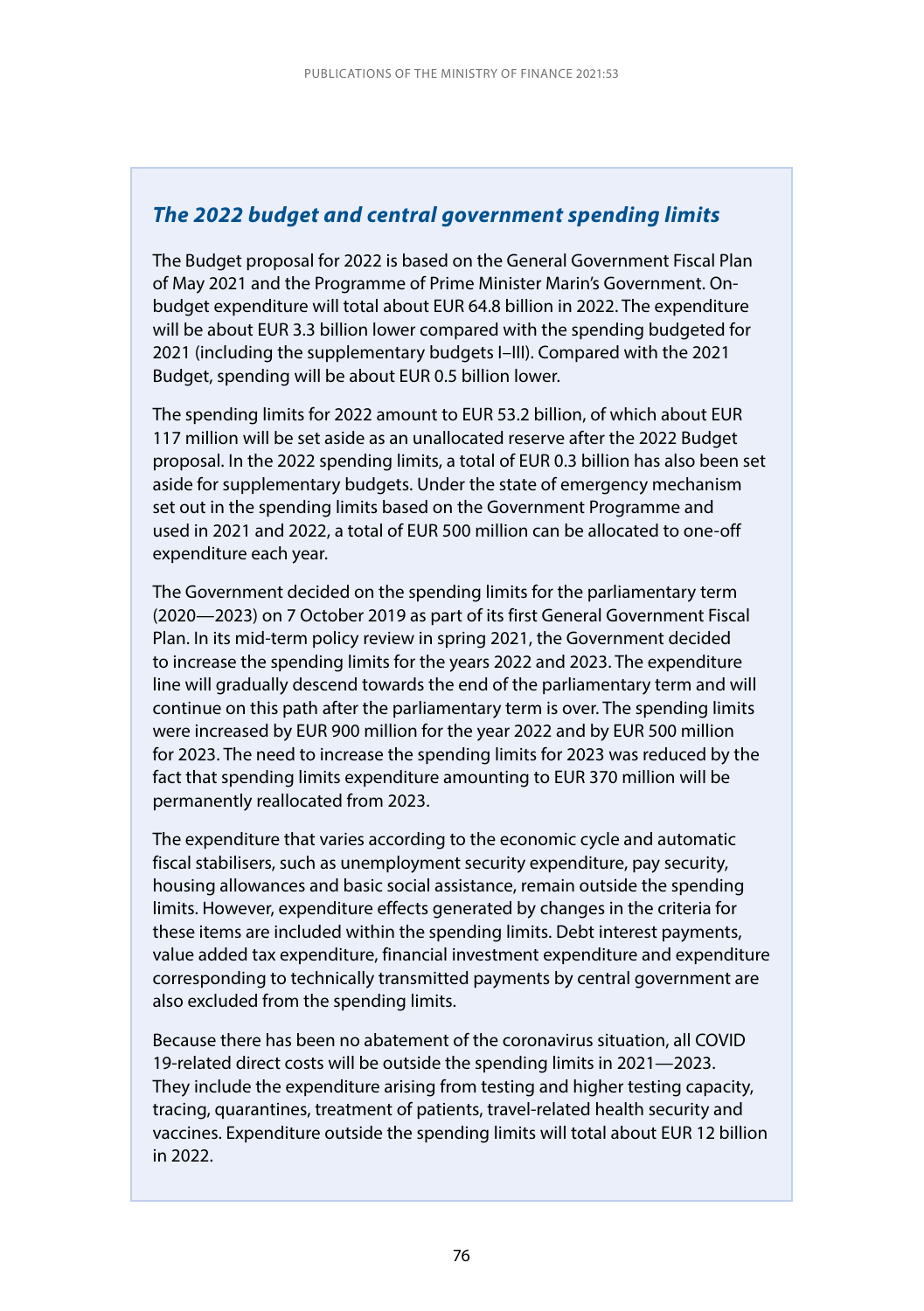### *The 2022 budget and central government spending limits*

The Budget proposal for 2022 is based on the General Government Fiscal Plan of May 2021 and the Programme of Prime Minister Marin's Government. On-budget expenditure will total about EUR 64.8 billion in 2022. The expenditure will be about EUR 3.3 billion lower compared with the spending budgeted for 2021 (including the supplementary budgets I–III). Compared with the 2021 Budget, spending will be about EUR 0.5 billion lower.

The spending limits for 2022 amount to EUR 53.2 billion, of which about EUR 117 million will be set aside as an unallocated reserve after the 2022 Budget proposal. In the 2022 spending limits, a total of EUR 0.3 billion has also been set aside for supplementary budgets. Under the state of emergency mechanism set out in the spending limits based on the Government Programme and used in 2021 and 2022, a total of EUR 500 million can be allocated to one-off expenditure each year.

The Government decided on the spending limits for the parliamentary term (2020—2023) on 7 October 2019 as part of its first General Government Fiscal Plan. In its mid-term policy review in spring 2021, the Government decided to increase the spending limits for the years 2022 and 2023. The expenditure line will gradually descend towards the end of the parliamentary term and will continue on this path after the parliamentary term is over. The spending limits were increased by EUR 900 million for the year 2022 and by EUR 500 million for 2023. The need to increase the spending limits for 2023 was reduced by the fact that spending limits expenditure amounting to EUR 370 million will be permanently reallocated from 2023.

The expenditure that varies according to the economic cycle and automatic fiscal stabilisers, such as unemployment security expenditure, pay security, housing allowances and basic social assistance, remain outside the spending limits. However, expenditure effects generated by changes in the criteria for these items are included within the spending limits. Debt interest payments, value added tax expenditure, financial investment expenditure and expenditure corresponding to technically transmitted payments by central government are also excluded from the spending limits.

Because there has been no abatement of the coronavirus situation, all COVID 19-related direct costs will be outside the spending limits in 2021—2023. They include the expenditure arising from testing and higher testing capacity, tracing, quarantines, treatment of patients, travel-related health security and vaccines. Expenditure outside the spending limits will total about EUR 12 billion in 2022.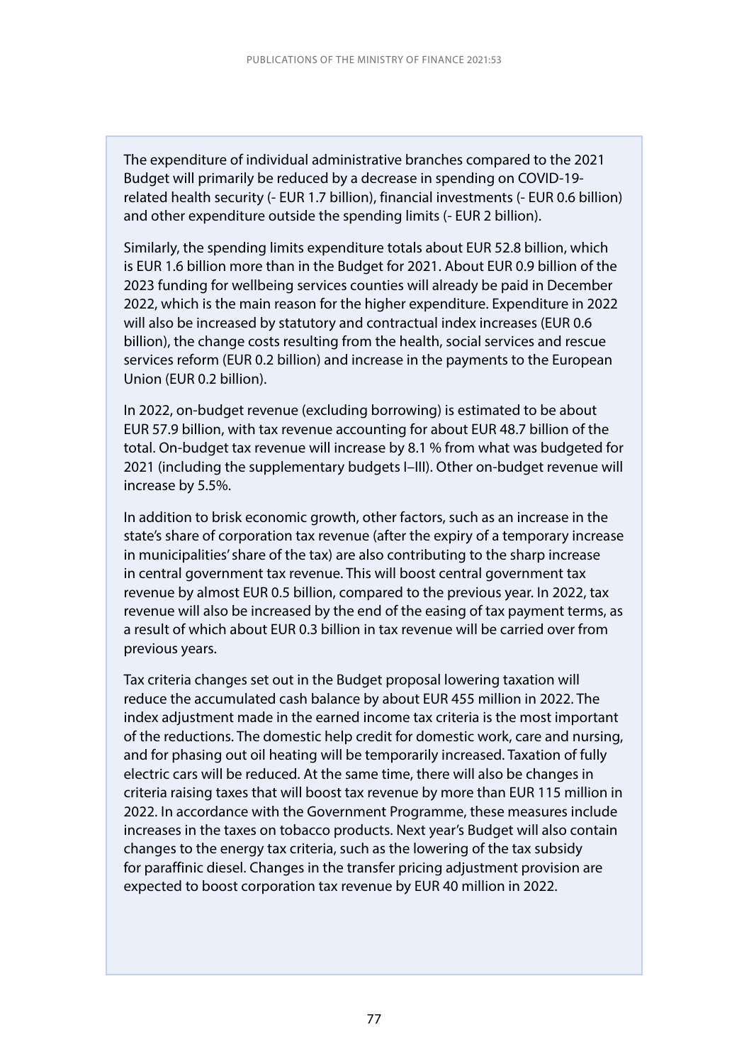The expenditure of individual administrative branches compared to the 2021 Budget will primarily be reduced by a decrease in spending on COVID-19-related health security (- EUR 1.7 billion), financial investments (- EUR 0.6 billion) and other expenditure outside the spending limits (- EUR 2 billion).

Similarly, the spending limits expenditure totals about EUR 52.8 billion, which is EUR 1.6 billion more than in the Budget for 2021. About EUR 0.9 billion of the 2023 funding for wellbeing services counties will already be paid in December 2022, which is the main reason for the higher expenditure. Expenditure in 2022 will also be increased by statutory and contractual index increases (EUR 0.6 billion), the change costs resulting from the health, social services and rescue services reform (EUR 0.2 billion) and increase in the payments to the European Union (EUR 0.2 billion).

In 2022, on-budget revenue (excluding borrowing) is estimated to be about EUR 57.9 billion, with tax revenue accounting for about EUR 48.7 billion of the total. On-budget tax revenue will increase by 8.1 % from what was budgeted for 2021 (including the supplementary budgets I–III). Other on-budget revenue will increase by 5.5%.

In addition to brisk economic growth, other factors, such as an increase in the state's share of corporation tax revenue (after the expiry of a temporary increase in municipalities' share of the tax) are also contributing to the sharp increase in central government tax revenue. This will boost central government tax revenue by almost EUR 0.5 billion, compared to the previous year. In 2022, tax revenue will also be increased by the end of the easing of tax payment terms, as a result of which about EUR 0.3 billion in tax revenue will be carried over from previous years.

Tax criteria changes set out in the Budget proposal lowering taxation will reduce the accumulated cash balance by about EUR 455 million in 2022. The index adjustment made in the earned income tax criteria is the most important of the reductions. The domestic help credit for domestic work, care and nursing, and for phasing out oil heating will be temporarily increased. Taxation of fully electric cars will be reduced. At the same time, there will also be changes in criteria raising taxes that will boost tax revenue by more than EUR 115 million in 2022. In accordance with the Government Programme, these measures include increases in the taxes on tobacco products. Next year's Budget will also contain changes to the energy tax criteria, such as the lowering of the tax subsidy for paraffinic diesel. Changes in the transfer pricing adjustment provision are expected to boost corporation tax revenue by EUR 40 million in 2022.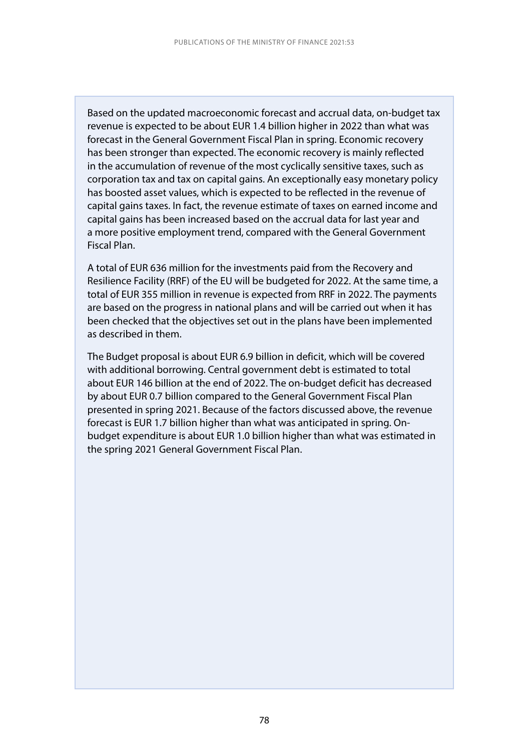Based on the updated macroeconomic forecast and accrual data, on-budget tax revenue is expected to be about EUR 1.4 billion higher in 2022 than what was forecast in the General Government Fiscal Plan in spring. Economic recovery has been stronger than expected. The economic recovery is mainly reflected in the accumulation of revenue of the most cyclically sensitive taxes, such as corporation tax and tax on capital gains. An exceptionally easy monetary policy has boosted asset values, which is expected to be reflected in the revenue of capital gains taxes. In fact, the revenue estimate of taxes on earned income and capital gains has been increased based on the accrual data for last year and a more positive employment trend, compared with the General Government Fiscal Plan.

A total of EUR 636 million for the investments paid from the Recovery and Resilience Facility (RRF) of the EU will be budgeted for 2022. At the same time, a total of EUR 355 million in revenue is expected from RRF in 2022. The payments are based on the progress in national plans and will be carried out when it has been checked that the objectives set out in the plans have been implemented as described in them.

The Budget proposal is about EUR 6.9 billion in deficit, which will be covered with additional borrowing. Central government debt is estimated to total about EUR 146 billion at the end of 2022. The on-budget deficit has decreased by about EUR 0.7 billion compared to the General Government Fiscal Plan presented in spring 2021. Because of the factors discussed above, the revenue forecast is EUR 1.7 billion higher than what was anticipated in spring. On-budget expenditure is about EUR 1.0 billion higher than what was estimated in the spring 2021 General Government Fiscal Plan.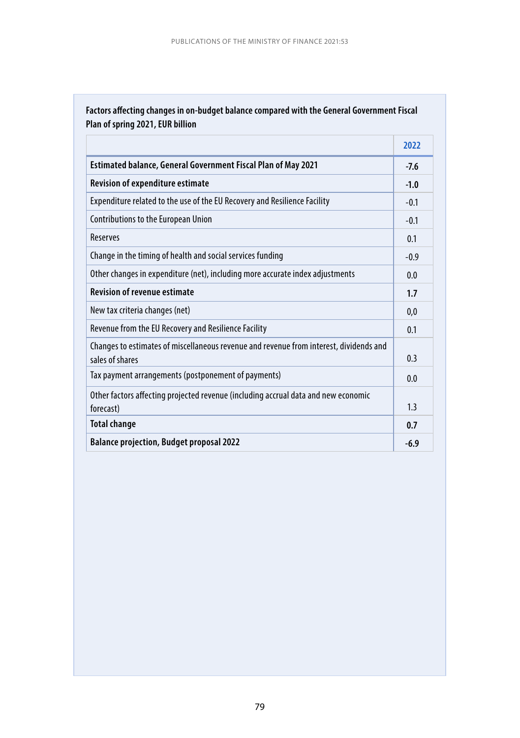**Factors affecting changes in on-budget balance compared with the General Government Fiscal Plan of spring 2021, EUR billion**

| | 2022 |
|---|---|
| **Estimated balance, General Government Fiscal Plan of May 2021** | **-7.6** |
| **Revision of expenditure estimate** | **-1.0** |
| Expenditure related to the use of the EU Recovery and Resilience Facility | -0.1 |
| Contributions to the European Union | -0.1 |
| Reserves | 0.1 |
| Change in the timing of health and social services funding | -0.9 |
| Other changes in expenditure (net), including more accurate index adjustments | 0.0 |
| **Revision of revenue estimate** | **1.7** |
| New tax criteria changes (net) | 0,0 |
| Revenue from the EU Recovery and Resilience Facility | 0.1 |
| Changes to estimates of miscellaneous revenue and revenue from interest, dividends and sales of shares | 0.3 |
| Tax payment arrangements (postponement of payments) | 0.0 |
| Other factors affecting projected revenue (including accrual data and new economic forecast) | 1.3 |
| **Total change** | **0.7** |
| **Balance projection, Budget proposal 2022** | **-6.9** |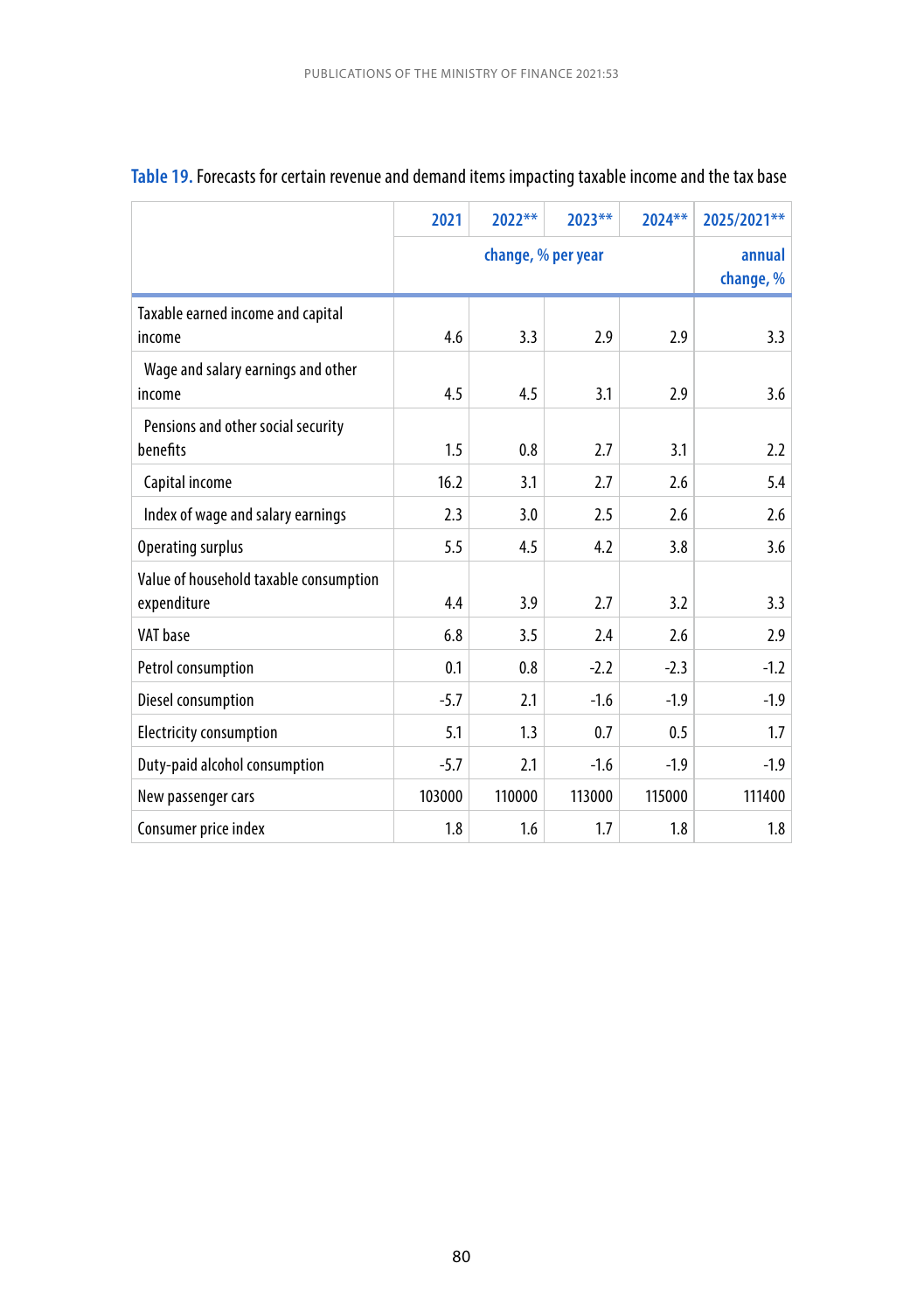**Table 19.** Forecasts for certain revenue and demand items impacting taxable income and the tax base

| | 2021 | 2022** | 2023** | 2024** | 2025/2021** |
|---|---|---|---|---|---|
| | change, % per year | | | | annual change, % |
| Taxable earned income and capital income | 4.6 | 3.3 | 2.9 | 2.9 | 3.3 |
| Wage and salary earnings and other income | 4.5 | 4.5 | 3.1 | 2.9 | 3.6 |
| Pensions and other social security benefits | 1.5 | 0.8 | 2.7 | 3.1 | 2.2 |
| Capital income | 16.2 | 3.1 | 2.7 | 2.6 | 5.4 |
| Index of wage and salary earnings | 2.3 | 3.0 | 2.5 | 2.6 | 2.6 |
| Operating surplus | 5.5 | 4.5 | 4.2 | 3.8 | 3.6 |
| Value of household taxable consumption expenditure | 4.4 | 3.9 | 2.7 | 3.2 | 3.3 |
| VAT base | 6.8 | 3.5 | 2.4 | 2.6 | 2.9 |
| Petrol consumption | 0.1 | 0.8 | -2.2 | -2.3 | -1.2 |
| Diesel consumption | -5.7 | 2.1 | -1.6 | -1.9 | -1.9 |
| Electricity consumption | 5.1 | 1.3 | 0.7 | 0.5 | 1.7 |
| Duty-paid alcohol consumption | -5.7 | 2.1 | -1.6 | -1.9 | -1.9 |
| New passenger cars | 103000 | 110000 | 113000 | 115000 | 111400 |
| Consumer price index | 1.8 | 1.6 | 1.7 | 1.8 | 1.8 |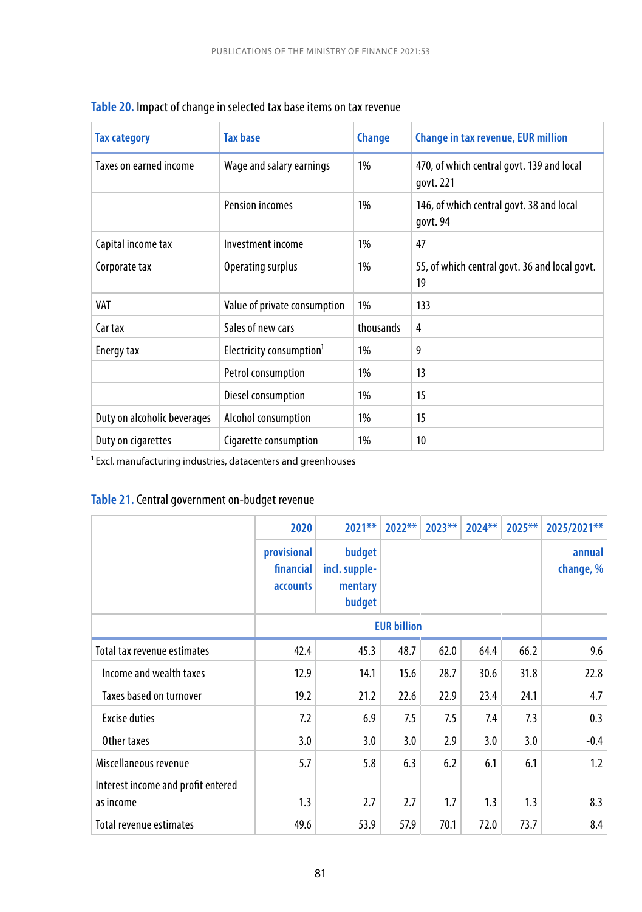**Table 20.** Impact of change in selected tax base items on tax revenue

| Tax category | Tax base | Change | Change in tax revenue, EUR million |
|---|---|---|---|
| Taxes on earned income | Wage and salary earnings | 1% | 470, of which central govt. 139 and local govt. 221 |
| | Pension incomes | 1% | 146, of which central govt. 38 and local govt. 94 |
| Capital income tax | Investment income | 1% | 47 |
| Corporate tax | Operating surplus | 1% | 55, of which central govt. 36 and local govt. 19 |
| VAT | Value of private consumption | 1% | 133 |
| Car tax | Sales of new cars | thousands | 4 |
| Energy tax | Electricity consumption[1] | 1% | 9 |
| | Petrol consumption | 1% | 13 |
| | Diesel consumption | 1% | 15 |
| Duty on alcoholic beverages | Alcohol consumption | 1% | 15 |
| Duty on cigarettes | Cigarette consumption | 1% | 10 |

[1] Excl. manufacturing industries, datacenters and greenhouses

**Table 21.** Central government on-budget revenue

| | 2020 | 2021** | 2022** | 2023** | 2024** | 2025** | 2025/2021** |
|---|---|---|---|---|---|---|---|
| | provisional financial accounts | budget incl. supplementary budget | | | | | annual change, % |
| | EUR billion | | | | | | |
| Total tax revenue estimates | 42.4 | 45.3 | 48.7 | 62.0 | 64.4 | 66.2 | 9.6 |
| Income and wealth taxes | 12.9 | 14.1 | 15.6 | 28.7 | 30.6 | 31.8 | 22.8 |
| Taxes based on turnover | 19.2 | 21.2 | 22.6 | 22.9 | 23.4 | 24.1 | 4.7 |
| Excise duties | 7.2 | 6.9 | 7.5 | 7.5 | 7.4 | 7.3 | 0.3 |
| Other taxes | 3.0 | 3.0 | 3.0 | 2.9 | 3.0 | 3.0 | -0.4 |
| Miscellaneous revenue | 5.7 | 5.8 | 6.3 | 6.2 | 6.1 | 6.1 | 1.2 |
| Interest income and profit entered as income | 1.3 | 2.7 | 2.7 | 1.7 | 1.3 | 1.3 | 8.3 |
| Total revenue estimates | 49.6 | 53.9 | 57.9 | 70.1 | 72.0 | 73.7 | 8.4 |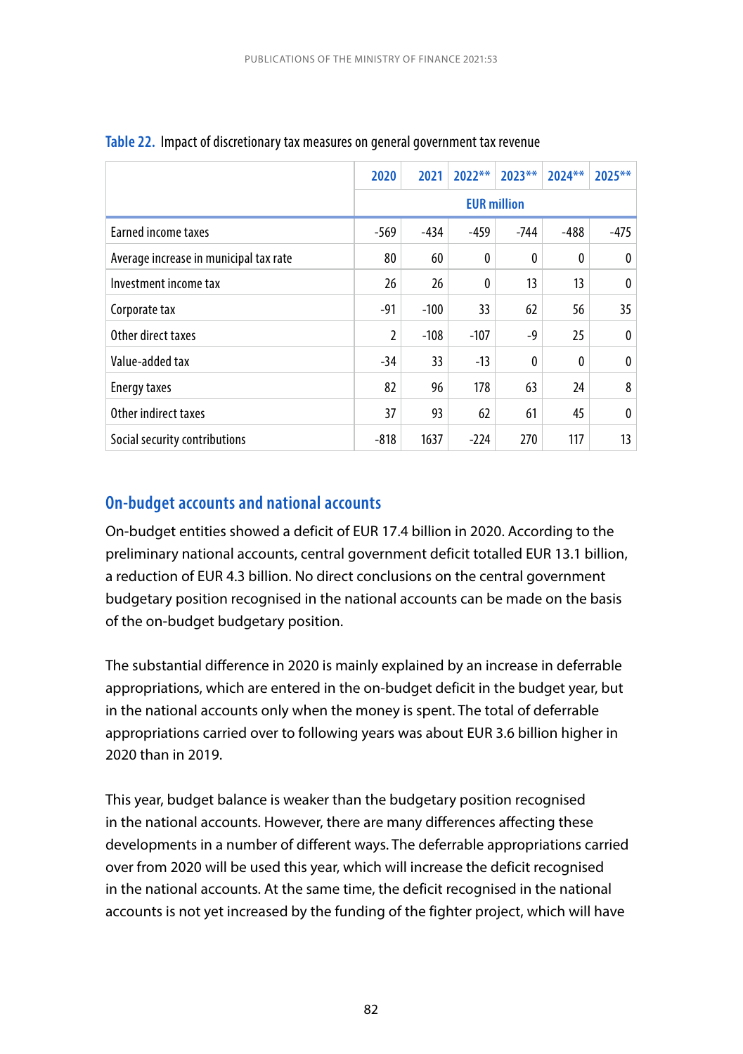**Table 22.** Impact of discretionary tax measures on general government tax revenue

| | 2020 | 2021 | 2022** | 2023** | 2024** | 2025** |
|---|---|---|---|---|---|---|
| | EUR million | | | | | |
| Earned income taxes | -569 | -434 | -459 | -744 | -488 | -475 |
| Average increase in municipal tax rate | 80 | 60 | 0 | 0 | 0 | 0 |
| Investment income tax | 26 | 26 | 0 | 13 | 13 | 0 |
| Corporate tax | -91 | -100 | 33 | 62 | 56 | 35 |
| Other direct taxes | 2 | -108 | -107 | -9 | 25 | 0 |
| Value-added tax | -34 | 33 | -13 | 0 | 0 | 0 |
| Energy taxes | 82 | 96 | 178 | 63 | 24 | 8 |
| Other indirect taxes | 37 | 93 | 62 | 61 | 45 | 0 |
| Social security contributions | -818 | 1637 | -224 | 270 | 117 | 13 |

## On-budget accounts and national accounts

On-budget entities showed a deficit of EUR 17.4 billion in 2020. According to the preliminary national accounts, central government deficit totalled EUR 13.1 billion, a reduction of EUR 4.3 billion. No direct conclusions on the central government budgetary position recognised in the national accounts can be made on the basis of the on-budget budgetary position.

The substantial difference in 2020 is mainly explained by an increase in deferrable appropriations, which are entered in the on-budget deficit in the budget year, but in the national accounts only when the money is spent. The total of deferrable appropriations carried over to following years was about EUR 3.6 billion higher in 2020 than in 2019.

This year, budget balance is weaker than the budgetary position recognised in the national accounts. However, there are many differences affecting these developments in a number of different ways. The deferrable appropriations carried over from 2020 will be used this year, which will increase the deficit recognised in the national accounts. At the same time, the deficit recognised in the national accounts is not yet increased by the funding of the fighter project, which will have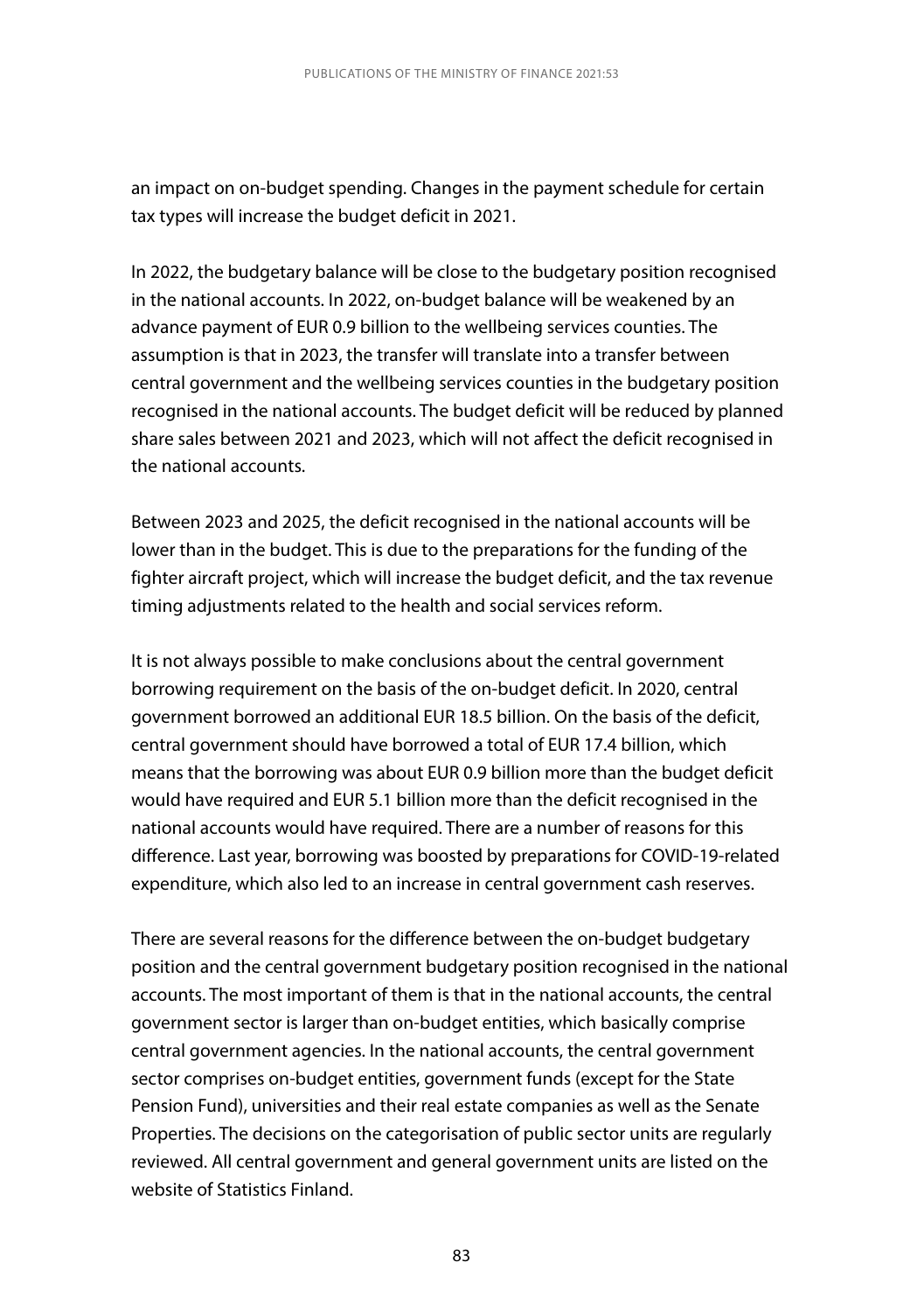an impact on on-budget spending. Changes in the payment schedule for certain tax types will increase the budget deficit in 2021.

In 2022, the budgetary balance will be close to the budgetary position recognised in the national accounts. In 2022, on-budget balance will be weakened by an advance payment of EUR 0.9 billion to the wellbeing services counties. The assumption is that in 2023, the transfer will translate into a transfer between central government and the wellbeing services counties in the budgetary position recognised in the national accounts. The budget deficit will be reduced by planned share sales between 2021 and 2023, which will not affect the deficit recognised in the national accounts.

Between 2023 and 2025, the deficit recognised in the national accounts will be lower than in the budget. This is due to the preparations for the funding of the fighter aircraft project, which will increase the budget deficit, and the tax revenue timing adjustments related to the health and social services reform.

It is not always possible to make conclusions about the central government borrowing requirement on the basis of the on-budget deficit. In 2020, central government borrowed an additional EUR 18.5 billion. On the basis of the deficit, central government should have borrowed a total of EUR 17.4 billion, which means that the borrowing was about EUR 0.9 billion more than the budget deficit would have required and EUR 5.1 billion more than the deficit recognised in the national accounts would have required. There are a number of reasons for this difference. Last year, borrowing was boosted by preparations for COVID-19-related expenditure, which also led to an increase in central government cash reserves.

There are several reasons for the difference between the on-budget budgetary position and the central government budgetary position recognised in the national accounts. The most important of them is that in the national accounts, the central government sector is larger than on-budget entities, which basically comprise central government agencies. In the national accounts, the central government sector comprises on-budget entities, government funds (except for the State Pension Fund), universities and their real estate companies as well as the Senate Properties. The decisions on the categorisation of public sector units are regularly reviewed. All central government and general government units are listed on the website of Statistics Finland.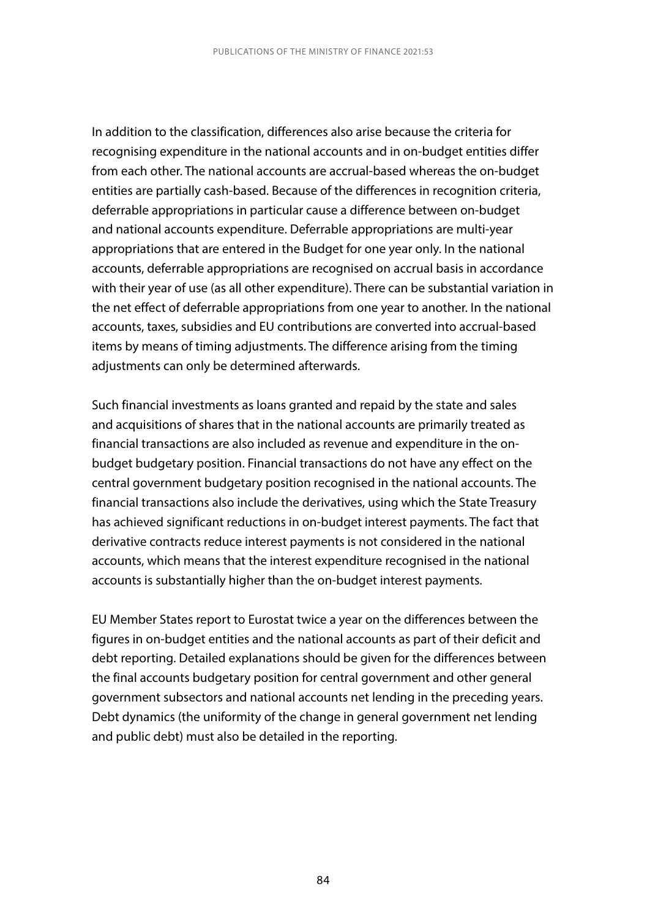In addition to the classification, differences also arise because the criteria for recognising expenditure in the national accounts and in on-budget entities differ from each other. The national accounts are accrual-based whereas the on-budget entities are partially cash-based. Because of the differences in recognition criteria, deferrable appropriations in particular cause a difference between on-budget and national accounts expenditure. Deferrable appropriations are multi-year appropriations that are entered in the Budget for one year only. In the national accounts, deferrable appropriations are recognised on accrual basis in accordance with their year of use (as all other expenditure). There can be substantial variation in the net effect of deferrable appropriations from one year to another. In the national accounts, taxes, subsidies and EU contributions are converted into accrual-based items by means of timing adjustments. The difference arising from the timing adjustments can only be determined afterwards.

Such financial investments as loans granted and repaid by the state and sales and acquisitions of shares that in the national accounts are primarily treated as financial transactions are also included as revenue and expenditure in the on-budget budgetary position. Financial transactions do not have any effect on the central government budgetary position recognised in the national accounts. The financial transactions also include the derivatives, using which the State Treasury has achieved significant reductions in on-budget interest payments. The fact that derivative contracts reduce interest payments is not considered in the national accounts, which means that the interest expenditure recognised in the national accounts is substantially higher than the on-budget interest payments.

EU Member States report to Eurostat twice a year on the differences between the figures in on-budget entities and the national accounts as part of their deficit and debt reporting. Detailed explanations should be given for the differences between the final accounts budgetary position for central government and other general government subsectors and national accounts net lending in the preceding years. Debt dynamics (the uniformity of the change in general government net lending and public debt) must also be detailed in the reporting.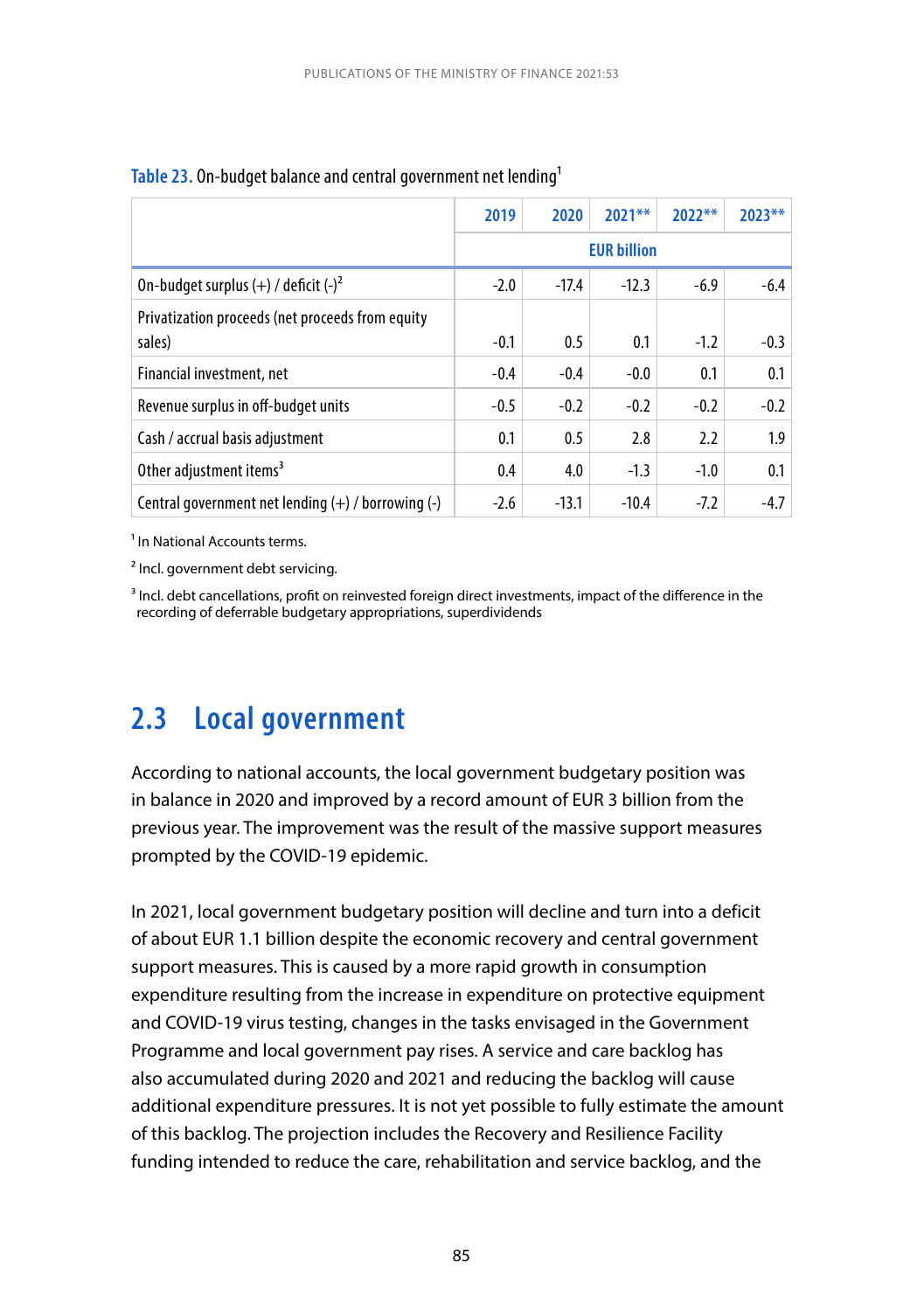**Table 23.** On-budget balance and central government net lending[1]

| | 2019 | 2020 | 2021** | 2022** | 2023** |
|---|---|---|---|---|---|
| | EUR billion | | | | |
| On-budget surplus (+) / deficit (-)[2] | -2.0 | -17.4 | -12.3 | -6.9 | -6.4 |
| Privatization proceeds (net proceeds from equity sales) | -0.1 | 0.5 | 0.1 | -1.2 | -0.3 |
| Financial investment, net | -0.4 | -0.4 | -0.0 | 0.1 | 0.1 |
| Revenue surplus in off-budget units | -0.5 | -0.2 | -0.2 | -0.2 | -0.2 |
| Cash / accrual basis adjustment | 0.1 | 0.5 | 2.8 | 2.2 | 1.9 |
| Other adjustment items[3] | 0.4 | 4.0 | -1.3 | -1.0 | 0.1 |
| Central government net lending (+) / borrowing (-) | -2.6 | -13.1 | -10.4 | -7.2 | -4.7 |

[1] In National Accounts terms.

[2] Incl. government debt servicing.

[3] Incl. debt cancellations, profit on reinvested foreign direct investments, impact of the difference in the recording of deferrable budgetary appropriations, superdividends

## 2.3 Local government

According to national accounts, the local government budgetary position was in balance in 2020 and improved by a record amount of EUR 3 billion from the previous year. The improvement was the result of the massive support measures prompted by the COVID-19 epidemic.

In 2021, local government budgetary position will decline and turn into a deficit of about EUR 1.1 billion despite the economic recovery and central government support measures. This is caused by a more rapid growth in consumption expenditure resulting from the increase in expenditure on protective equipment and COVID-19 virus testing, changes in the tasks envisaged in the Government Programme and local government pay rises. A service and care backlog has also accumulated during 2020 and 2021 and reducing the backlog will cause additional expenditure pressures. It is not yet possible to fully estimate the amount of this backlog. The projection includes the Recovery and Resilience Facility funding intended to reduce the care, rehabilitation and service backlog, and the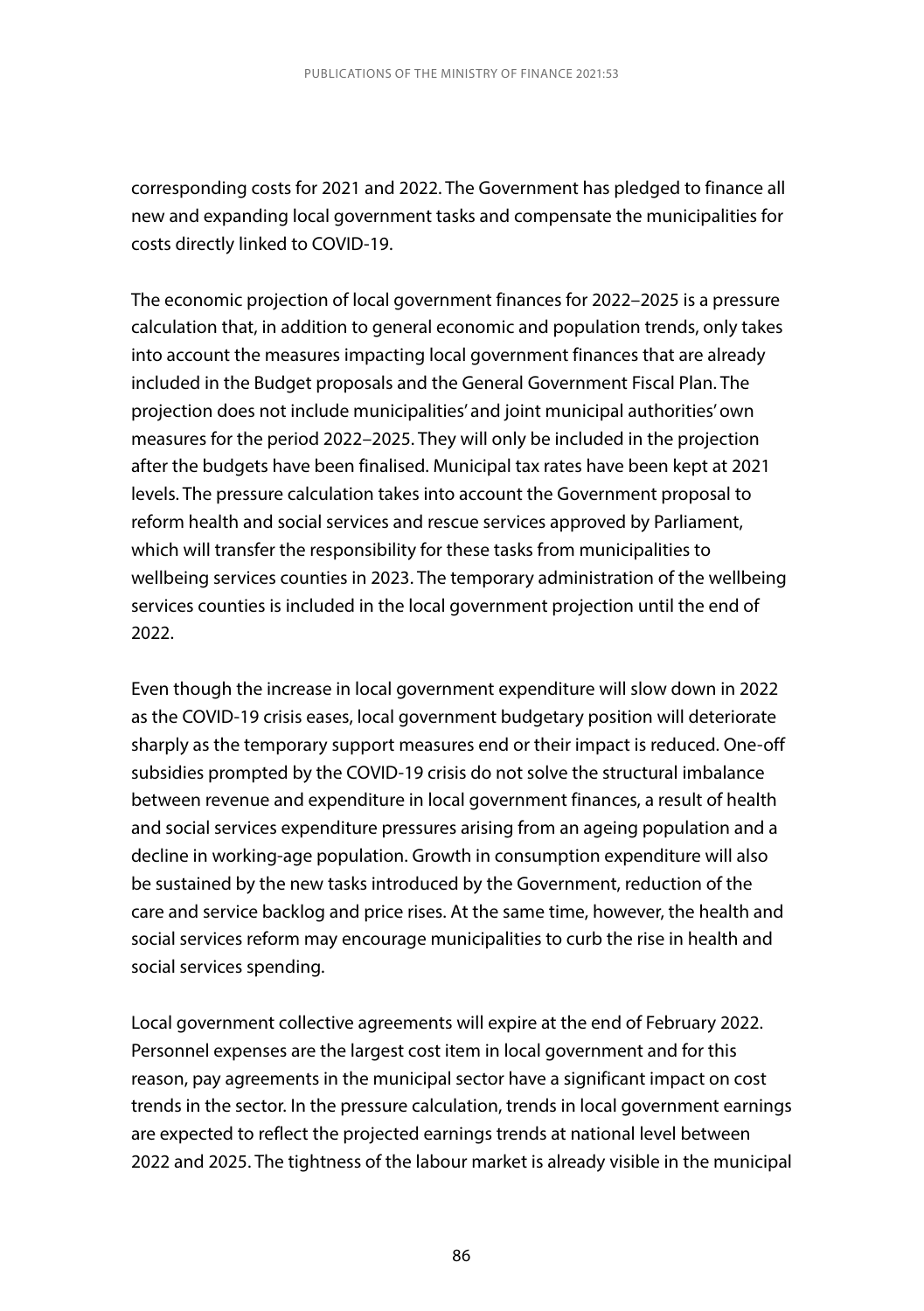corresponding costs for 2021 and 2022. The Government has pledged to finance all new and expanding local government tasks and compensate the municipalities for costs directly linked to COVID-19.

The economic projection of local government finances for 2022–2025 is a pressure calculation that, in addition to general economic and population trends, only takes into account the measures impacting local government finances that are already included in the Budget proposals and the General Government Fiscal Plan. The projection does not include municipalities' and joint municipal authorities' own measures for the period 2022–2025. They will only be included in the projection after the budgets have been finalised. Municipal tax rates have been kept at 2021 levels. The pressure calculation takes into account the Government proposal to reform health and social services and rescue services approved by Parliament, which will transfer the responsibility for these tasks from municipalities to wellbeing services counties in 2023. The temporary administration of the wellbeing services counties is included in the local government projection until the end of 2022.

Even though the increase in local government expenditure will slow down in 2022 as the COVID-19 crisis eases, local government budgetary position will deteriorate sharply as the temporary support measures end or their impact is reduced. One-off subsidies prompted by the COVID-19 crisis do not solve the structural imbalance between revenue and expenditure in local government finances, a result of health and social services expenditure pressures arising from an ageing population and a decline in working-age population. Growth in consumption expenditure will also be sustained by the new tasks introduced by the Government, reduction of the care and service backlog and price rises. At the same time, however, the health and social services reform may encourage municipalities to curb the rise in health and social services spending.

Local government collective agreements will expire at the end of February 2022. Personnel expenses are the largest cost item in local government and for this reason, pay agreements in the municipal sector have a significant impact on cost trends in the sector. In the pressure calculation, trends in local government earnings are expected to reflect the projected earnings trends at national level between 2022 and 2025. The tightness of the labour market is already visible in the municipal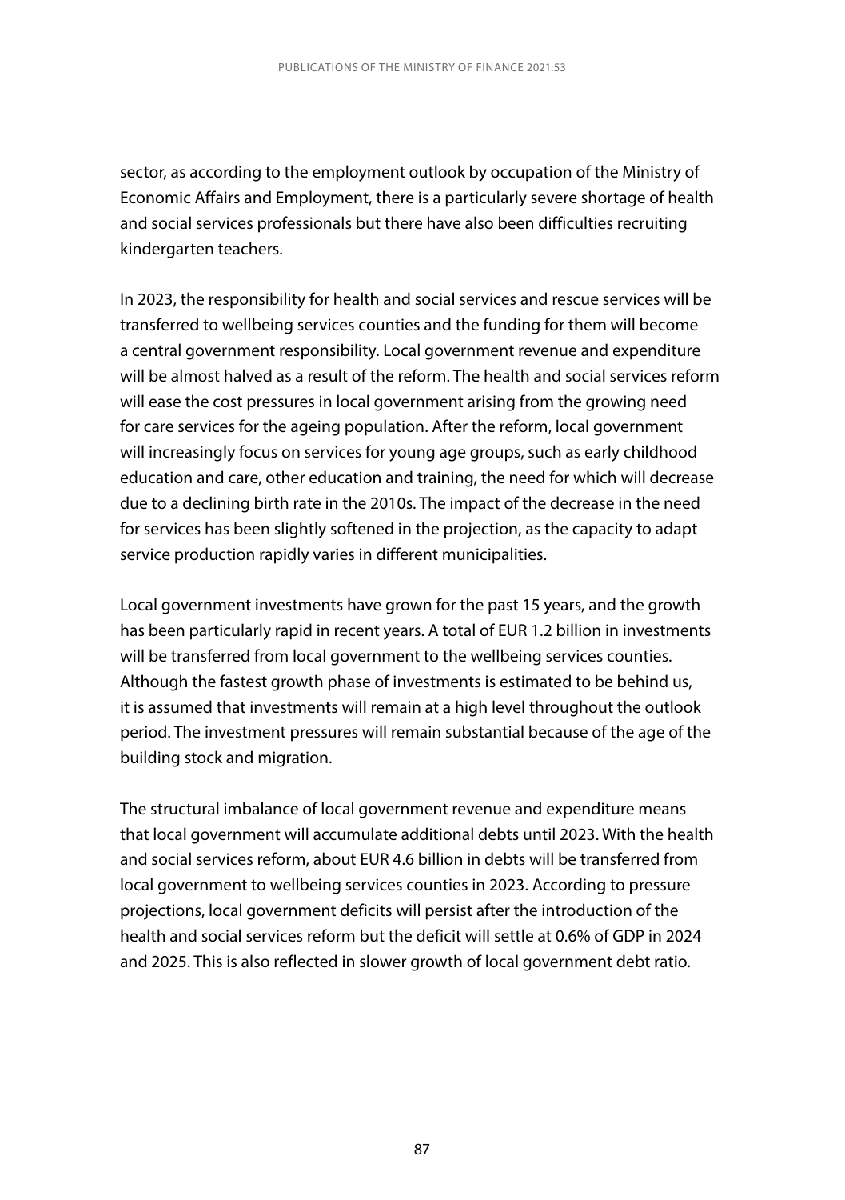sector, as according to the employment outlook by occupation of the Ministry of Economic Affairs and Employment, there is a particularly severe shortage of health and social services professionals but there have also been difficulties recruiting kindergarten teachers.

In 2023, the responsibility for health and social services and rescue services will be transferred to wellbeing services counties and the funding for them will become a central government responsibility. Local government revenue and expenditure will be almost halved as a result of the reform. The health and social services reform will ease the cost pressures in local government arising from the growing need for care services for the ageing population. After the reform, local government will increasingly focus on services for young age groups, such as early childhood education and care, other education and training, the need for which will decrease due to a declining birth rate in the 2010s. The impact of the decrease in the need for services has been slightly softened in the projection, as the capacity to adapt service production rapidly varies in different municipalities.

Local government investments have grown for the past 15 years, and the growth has been particularly rapid in recent years. A total of EUR 1.2 billion in investments will be transferred from local government to the wellbeing services counties. Although the fastest growth phase of investments is estimated to be behind us, it is assumed that investments will remain at a high level throughout the outlook period. The investment pressures will remain substantial because of the age of the building stock and migration.

The structural imbalance of local government revenue and expenditure means that local government will accumulate additional debts until 2023. With the health and social services reform, about EUR 4.6 billion in debts will be transferred from local government to wellbeing services counties in 2023. According to pressure projections, local government deficits will persist after the introduction of the health and social services reform but the deficit will settle at 0.6% of GDP in 2024 and 2025. This is also reflected in slower growth of local government debt ratio.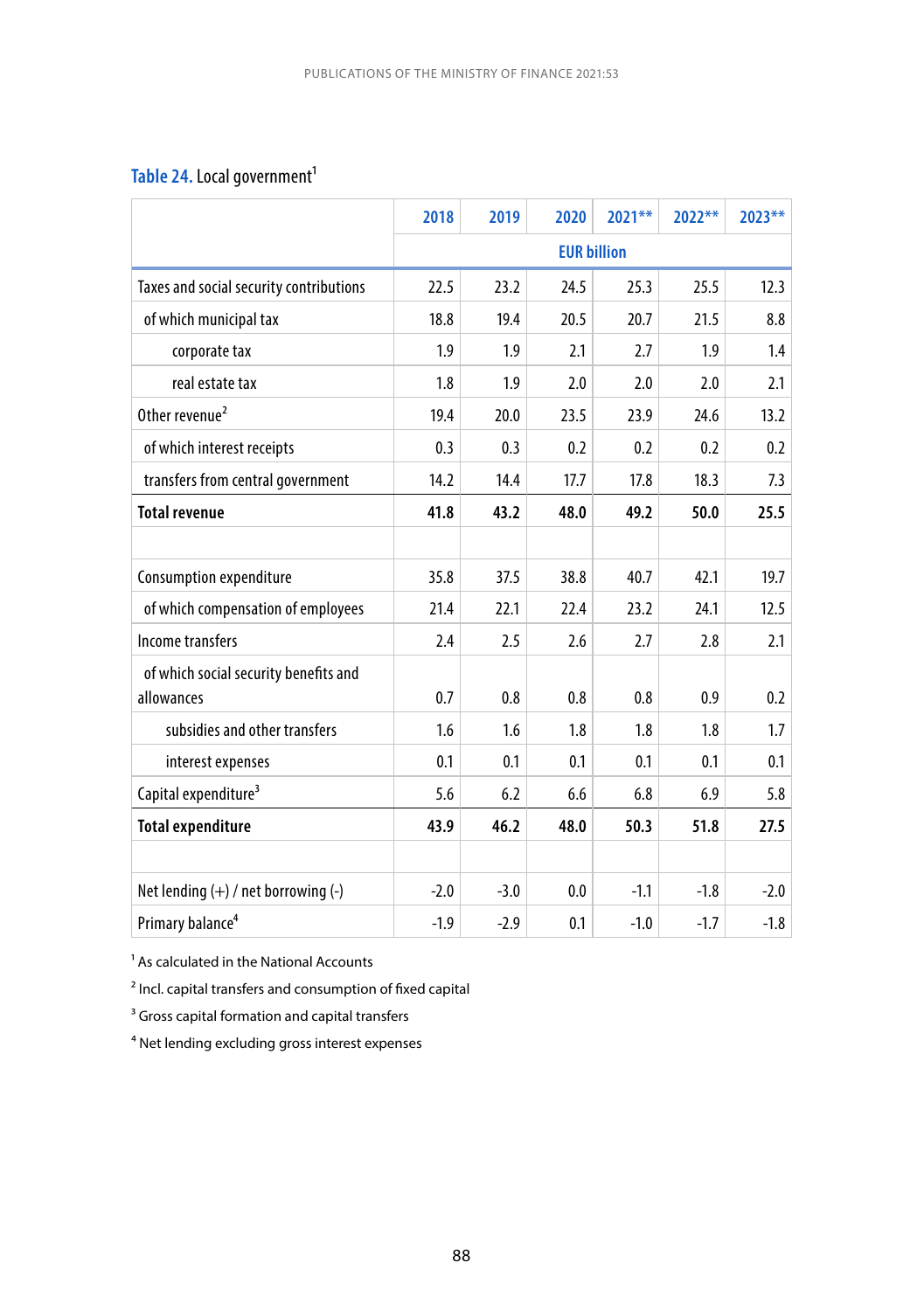**Table 24.** Local government[1]

| | 2018 | 2019 | 2020 | 2021** | 2022** | 2023** |
|---|---|---|---|---|---|---|
| | EUR billion | | | | | |
| Taxes and social security contributions | 22.5 | 23.2 | 24.5 | 25.3 | 25.5 | 12.3 |
| of which municipal tax | 18.8 | 19.4 | 20.5 | 20.7 | 21.5 | 8.8 |
| corporate tax | 1.9 | 1.9 | 2.1 | 2.7 | 1.9 | 1.4 |
| real estate tax | 1.8 | 1.9 | 2.0 | 2.0 | 2.0 | 2.1 |
| Other revenue[2] | 19.4 | 20.0 | 23.5 | 23.9 | 24.6 | 13.2 |
| of which interest receipts | 0.3 | 0.3 | 0.2 | 0.2 | 0.2 | 0.2 |
| transfers from central government | 14.2 | 14.4 | 17.7 | 17.8 | 18.3 | 7.3 |
| **Total revenue** | **41.8** | **43.2** | **48.0** | **49.2** | **50.0** | **25.5** |
| | | | | | | |
| Consumption expenditure | 35.8 | 37.5 | 38.8 | 40.7 | 42.1 | 19.7 |
| of which compensation of employees | 21.4 | 22.1 | 22.4 | 23.2 | 24.1 | 12.5 |
| Income transfers | 2.4 | 2.5 | 2.6 | 2.7 | 2.8 | 2.1 |
| of which social security benefits and allowances | 0.7 | 0.8 | 0.8 | 0.8 | 0.9 | 0.2 |
| subsidies and other transfers | 1.6 | 1.6 | 1.8 | 1.8 | 1.8 | 1.7 |
| interest expenses | 0.1 | 0.1 | 0.1 | 0.1 | 0.1 | 0.1 |
| Capital expenditure[3] | 5.6 | 6.2 | 6.6 | 6.8 | 6.9 | 5.8 |
| **Total expenditure** | **43.9** | **46.2** | **48.0** | **50.3** | **51.8** | **27.5** |
| | | | | | | |
| Net lending (+) / net borrowing (-) | -2.0 | -3.0 | 0.0 | -1.1 | -1.8 | -2.0 |
| Primary balance[4] | -1.9 | -2.9 | 0.1 | -1.0 | -1.7 | -1.8 |

[1] As calculated in the National Accounts

[2] Incl. capital transfers and consumption of fixed capital

[3] Gross capital formation and capital transfers

[4] Net lending excluding gross interest expenses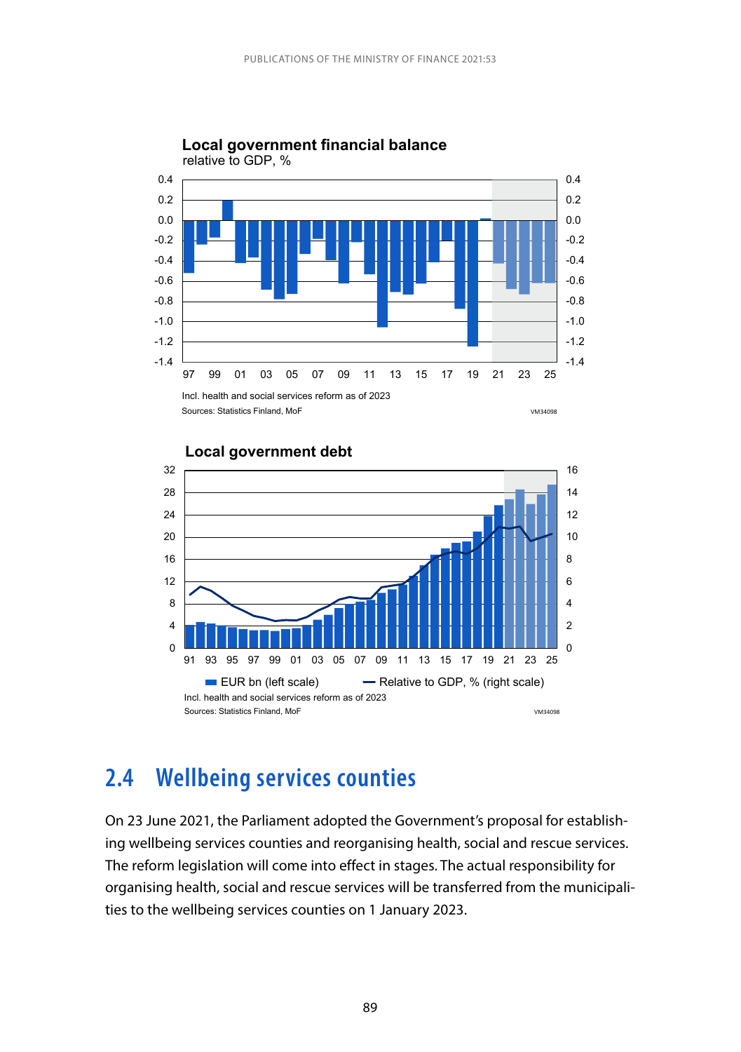**Local government financial balance**
relative to GDP, %

Incl. health and social services reform as of 2023
Sources: Statistics Finland, MoF

**Local government debt**

EUR bn (left scale) — Relative to GDP, % (right scale)
Incl. health and social services reform as of 2023
Sources: Statistics Finland, MoF

## 2.4 Wellbeing services counties

On 23 June 2021, the Parliament adopted the Government's proposal for establishing wellbeing services counties and reorganising health, social and rescue services. The reform legislation will come into effect in stages. The actual responsibility for organising health, social and rescue services will be transferred from the municipalities to the wellbeing services counties on 1 January 2023.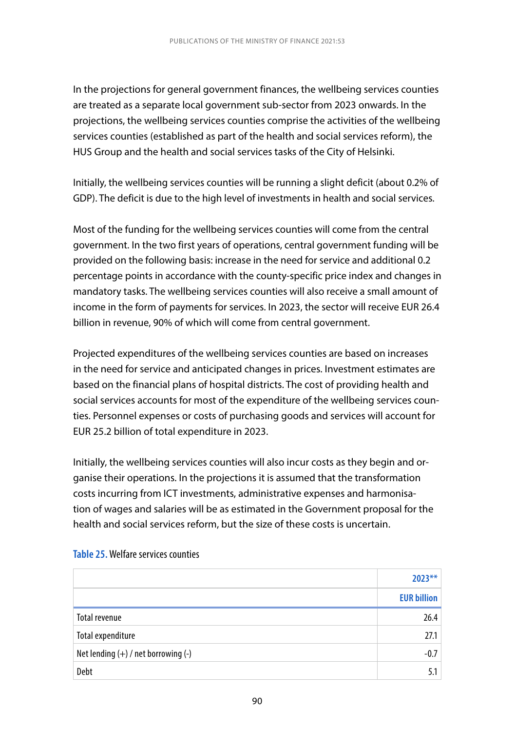In the projections for general government finances, the wellbeing services counties are treated as a separate local government sub-sector from 2023 onwards. In the projections, the wellbeing services counties comprise the activities of the wellbeing services counties (established as part of the health and social services reform), the HUS Group and the health and social services tasks of the City of Helsinki.

Initially, the wellbeing services counties will be running a slight deficit (about 0.2% of GDP). The deficit is due to the high level of investments in health and social services.

Most of the funding for the wellbeing services counties will come from the central government. In the two first years of operations, central government funding will be provided on the following basis: increase in the need for service and additional 0.2 percentage points in accordance with the county-specific price index and changes in mandatory tasks. The wellbeing services counties will also receive a small amount of income in the form of payments for services. In 2023, the sector will receive EUR 26.4 billion in revenue, 90% of which will come from central government.

Projected expenditures of the wellbeing services counties are based on increases in the need for service and anticipated changes in prices. Investment estimates are based on the financial plans of hospital districts. The cost of providing health and social services accounts for most of the expenditure of the wellbeing services counties. Personnel expenses or costs of purchasing goods and services will account for EUR 25.2 billion of total expenditure in 2023.

Initially, the wellbeing services counties will also incur costs as they begin and organise their operations. In the projections it is assumed that the transformation costs incurring from ICT investments, administrative expenses and harmonisation of wages and salaries will be as estimated in the Government proposal for the health and social services reform, but the size of these costs is uncertain.

**Table 25.** Welfare services counties

| | 2023** |
|---|---|
| | EUR billion |
| Total revenue | 26.4 |
| Total expenditure | 27.1 |
| Net lending (+) / net borrowing (-) | -0.7 |
| Debt | 5.1 |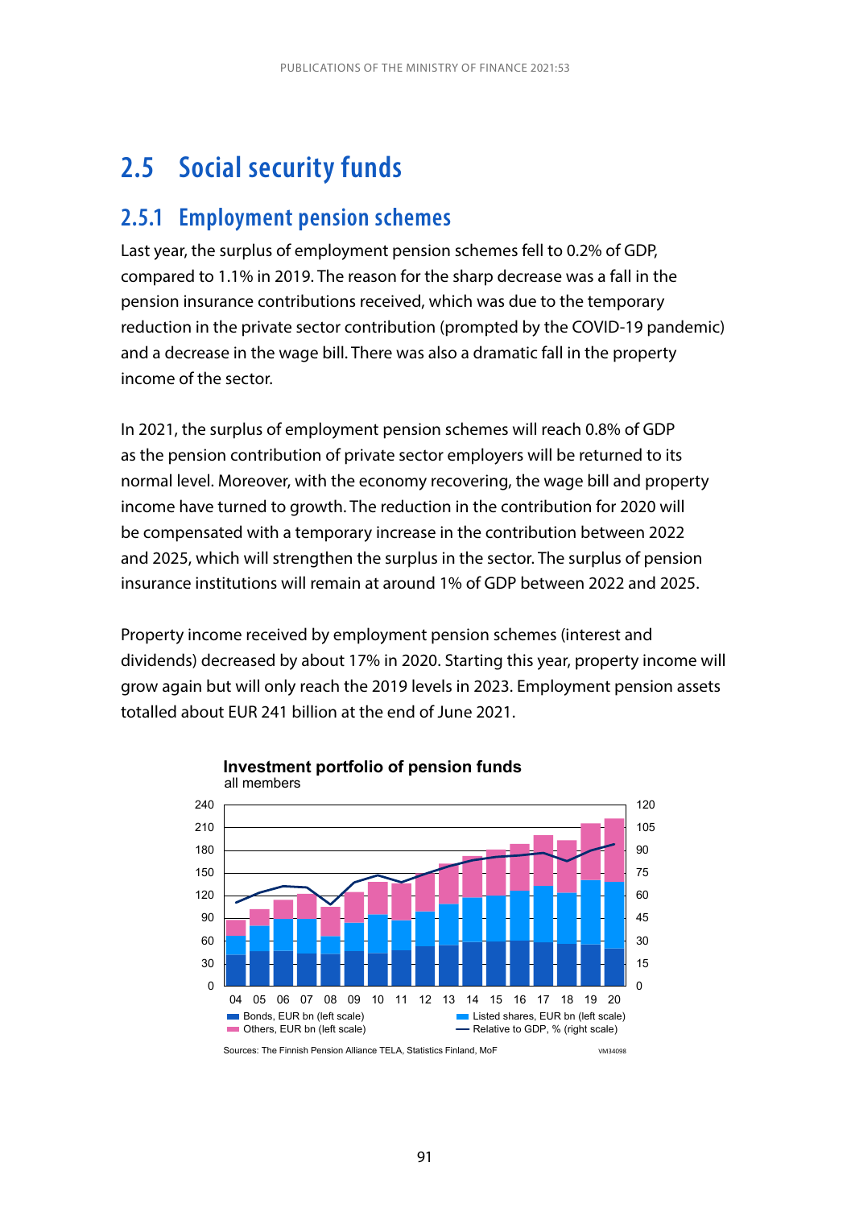## 2.5 Social security funds

### 2.5.1 Employment pension schemes

Last year, the surplus of employment pension schemes fell to 0.2% of GDP, compared to 1.1% in 2019. The reason for the sharp decrease was a fall in the pension insurance contributions received, which was due to the temporary reduction in the private sector contribution (prompted by the COVID-19 pandemic) and a decrease in the wage bill. There was also a dramatic fall in the property income of the sector.

In 2021, the surplus of employment pension schemes will reach 0.8% of GDP as the pension contribution of private sector employers will be returned to its normal level. Moreover, with the economy recovering, the wage bill and property income have turned to growth. The reduction in the contribution for 2020 will be compensated with a temporary increase in the contribution between 2022 and 2025, which will strengthen the surplus in the sector. The surplus of pension insurance institutions will remain at around 1% of GDP between 2022 and 2025.

Property income received by employment pension schemes (interest and dividends) decreased by about 17% in 2020. Starting this year, property income will grow again but will only reach the 2019 levels in 2023. Employment pension assets totalled about EUR 241 billion at the end of June 2021.

**Investment portfolio of pension funds**
all members

Bonds, EUR bn (left scale); Listed shares, EUR bn (left scale); Others, EUR bn (left scale); Relative to GDP, % (right scale)

Sources: The Finnish Pension Alliance TELA, Statistics Finland, MoF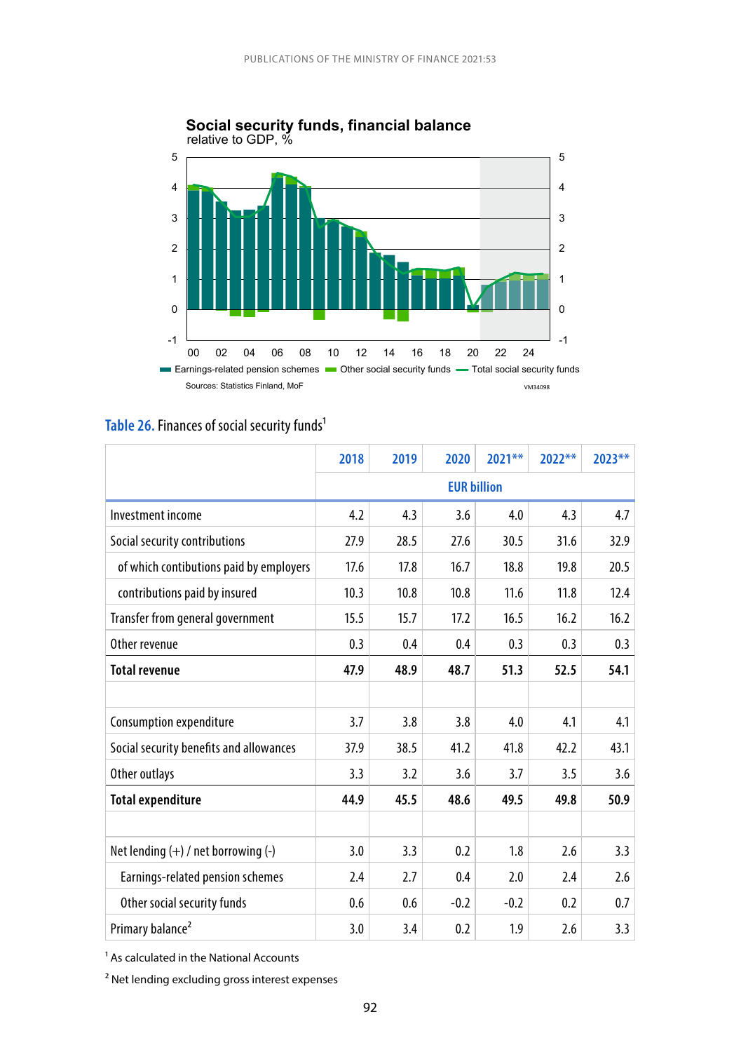**Social security funds, financial balance**
relative to GDP, %

Earnings-related pension schemes | Other social security funds | Total social security funds

Sources: Statistics Finland, MoF

VM34098

### Table 26. Finances of social security funds[1]

| | 2018 | 2019 | 2020 | 2021** | 2022** | 2023** |
|---|---|---|---|---|---|---|
| | EUR billion | | | | | |
| Investment income | 4.2 | 4.3 | 3.6 | 4.0 | 4.3 | 4.7 |
| Social security contributions | 27.9 | 28.5 | 27.6 | 30.5 | 31.6 | 32.9 |
| of which contibutions paid by employers | 17.6 | 17.8 | 16.7 | 18.8 | 19.8 | 20.5 |
| contributions paid by insured | 10.3 | 10.8 | 10.8 | 11.6 | 11.8 | 12.4 |
| Transfer from general government | 15.5 | 15.7 | 17.2 | 16.5 | 16.2 | 16.2 |
| Other revenue | 0.3 | 0.4 | 0.4 | 0.3 | 0.3 | 0.3 |
| **Total revenue** | **47.9** | **48.9** | **48.7** | **51.3** | **52.5** | **54.1** |
| | | | | | | |
| Consumption expenditure | 3.7 | 3.8 | 3.8 | 4.0 | 4.1 | 4.1 |
| Social security benefits and allowances | 37.9 | 38.5 | 41.2 | 41.8 | 42.2 | 43.1 |
| Other outlays | 3.3 | 3.2 | 3.6 | 3.7 | 3.5 | 3.6 |
| **Total expenditure** | **44.9** | **45.5** | **48.6** | **49.5** | **49.8** | **50.9** |
| | | | | | | |
| Net lending (+) / net borrowing (-) | 3.0 | 3.3 | 0.2 | 1.8 | 2.6 | 3.3 |
| Earnings-related pension schemes | 2.4 | 2.7 | 0.4 | 2.0 | 2.4 | 2.6 |
| Other social security funds | 0.6 | 0.6 | -0.2 | -0.2 | 0.2 | 0.7 |
| Primary balance[2] | 3.0 | 3.4 | 0.2 | 1.9 | 2.6 | 3.3 |

[1] As calculated in the National Accounts

[2] Net lending excluding gross interest expenses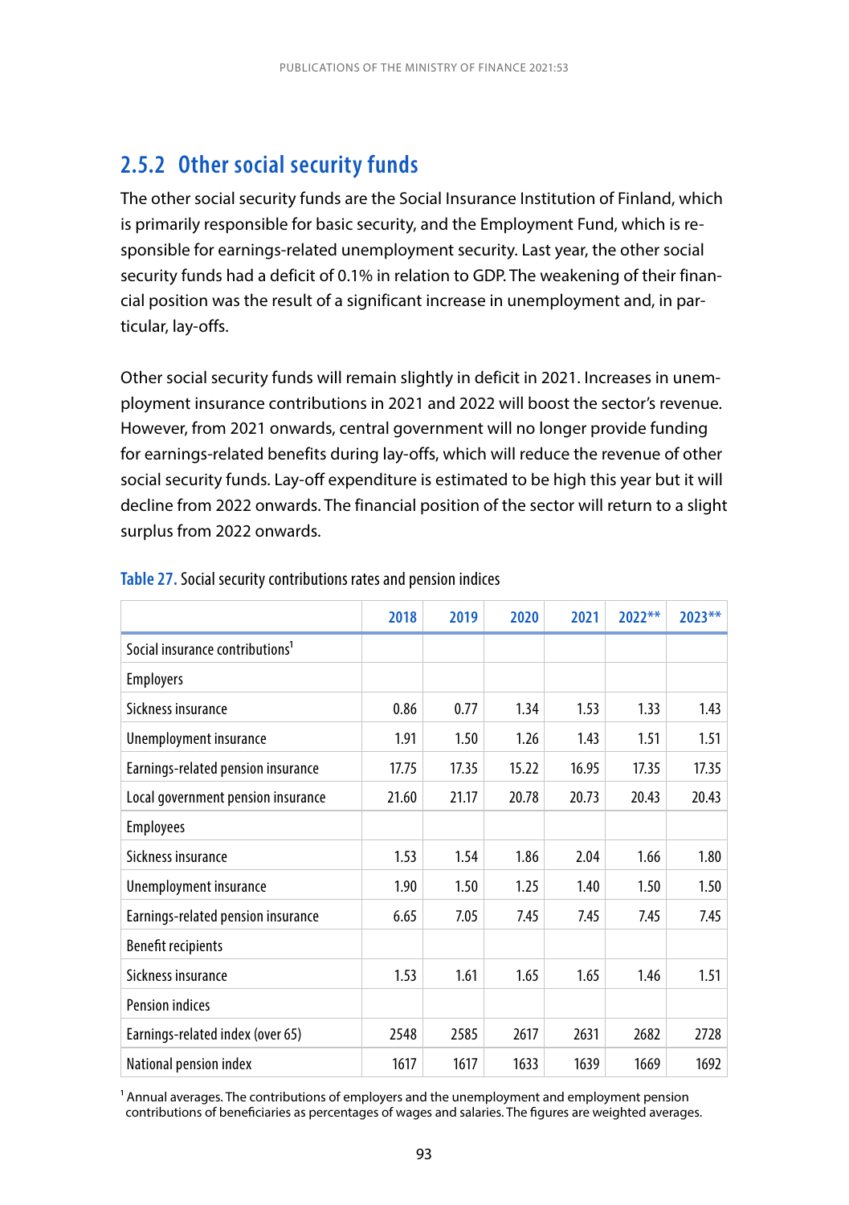### 2.5.2 Other social security funds

The other social security funds are the Social Insurance Institution of Finland, which is primarily responsible for basic security, and the Employment Fund, which is responsible for earnings-related unemployment security. Last year, the other social security funds had a deficit of 0.1% in relation to GDP. The weakening of their financial position was the result of a significant increase in unemployment and, in particular, lay-offs.

Other social security funds will remain slightly in deficit in 2021. Increases in unemployment insurance contributions in 2021 and 2022 will boost the sector's revenue. However, from 2021 onwards, central government will no longer provide funding for earnings-related benefits during lay-offs, which will reduce the revenue of other social security funds. Lay-off expenditure is estimated to be high this year but it will decline from 2022 onwards. The financial position of the sector will return to a slight surplus from 2022 onwards.

**Table 27.** Social security contributions rates and pension indices

| | 2018 | 2019 | 2020 | 2021 | 2022** | 2023** |
|---|---|---|---|---|---|---|
| Social insurance contributions[1] | | | | | | |
| Employers | | | | | | |
| Sickness insurance | 0.86 | 0.77 | 1.34 | 1.53 | 1.33 | 1.43 |
| Unemployment insurance | 1.91 | 1.50 | 1.26 | 1.43 | 1.51 | 1.51 |
| Earnings-related pension insurance | 17.75 | 17.35 | 15.22 | 16.95 | 17.35 | 17.35 |
| Local government pension insurance | 21.60 | 21.17 | 20.78 | 20.73 | 20.43 | 20.43 |
| Employees | | | | | | |
| Sickness insurance | 1.53 | 1.54 | 1.86 | 2.04 | 1.66 | 1.80 |
| Unemployment insurance | 1.90 | 1.50 | 1.25 | 1.40 | 1.50 | 1.50 |
| Earnings-related pension insurance | 6.65 | 7.05 | 7.45 | 7.45 | 7.45 | 7.45 |
| Benefit recipients | | | | | | |
| Sickness insurance | 1.53 | 1.61 | 1.65 | 1.65 | 1.46 | 1.51 |
| Pension indices | | | | | | |
| Earnings-related index (over 65) | 2548 | 2585 | 2617 | 2631 | 2682 | 2728 |
| National pension index | 1617 | 1617 | 1633 | 1639 | 1669 | 1692 |

[1] Annual averages. The contributions of employers and the unemployment and employment pension contributions of beneficiaries as percentages of wages and salaries. The figures are weighted averages.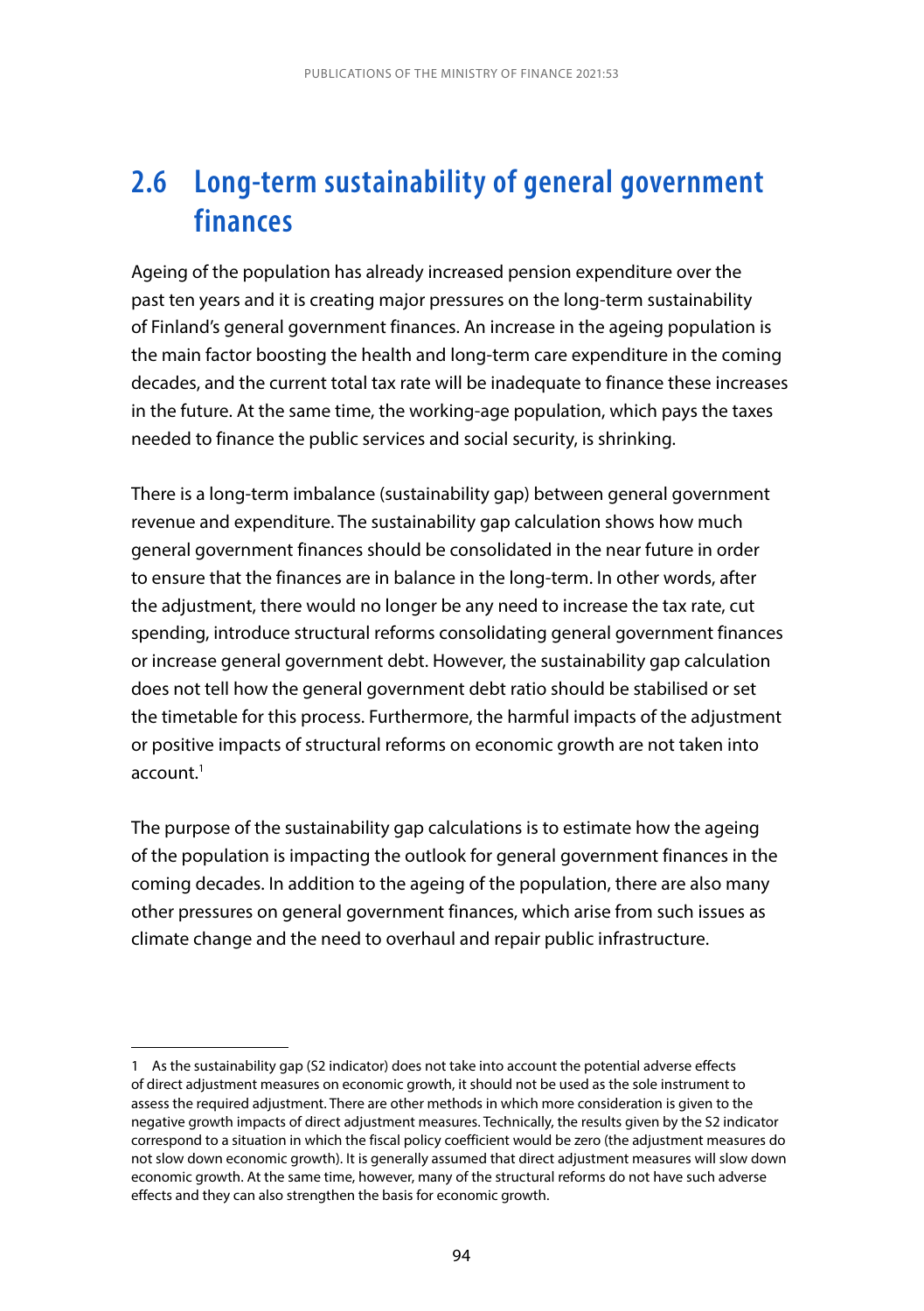## 2.6 Long-term sustainability of general government finances

Ageing of the population has already increased pension expenditure over the past ten years and it is creating major pressures on the long-term sustainability of Finland's general government finances. An increase in the ageing population is the main factor boosting the health and long-term care expenditure in the coming decades, and the current total tax rate will be inadequate to finance these increases in the future. At the same time, the working-age population, which pays the taxes needed to finance the public services and social security, is shrinking.

There is a long-term imbalance (sustainability gap) between general government revenue and expenditure. The sustainability gap calculation shows how much general government finances should be consolidated in the near future in order to ensure that the finances are in balance in the long-term. In other words, after the adjustment, there would no longer be any need to increase the tax rate, cut spending, introduce structural reforms consolidating general government finances or increase general government debt. However, the sustainability gap calculation does not tell how the general government debt ratio should be stabilised or set the timetable for this process. Furthermore, the harmful impacts of the adjustment or positive impacts of structural reforms on economic growth are not taken into account.[1]

The purpose of the sustainability gap calculations is to estimate how the ageing of the population is impacting the outlook for general government finances in the coming decades. In addition to the ageing of the population, there are also many other pressures on general government finances, which arise from such issues as climate change and the need to overhaul and repair public infrastructure.

---

1 As the sustainability gap (S2 indicator) does not take into account the potential adverse effects of direct adjustment measures on economic growth, it should not be used as the sole instrument to assess the required adjustment. There are other methods in which more consideration is given to the negative growth impacts of direct adjustment measures. Technically, the results given by the S2 indicator correspond to a situation in which the fiscal policy coefficient would be zero (the adjustment measures do not slow down economic growth). It is generally assumed that direct adjustment measures will slow down economic growth. At the same time, however, many of the structural reforms do not have such adverse effects and they can also strengthen the basis for economic growth.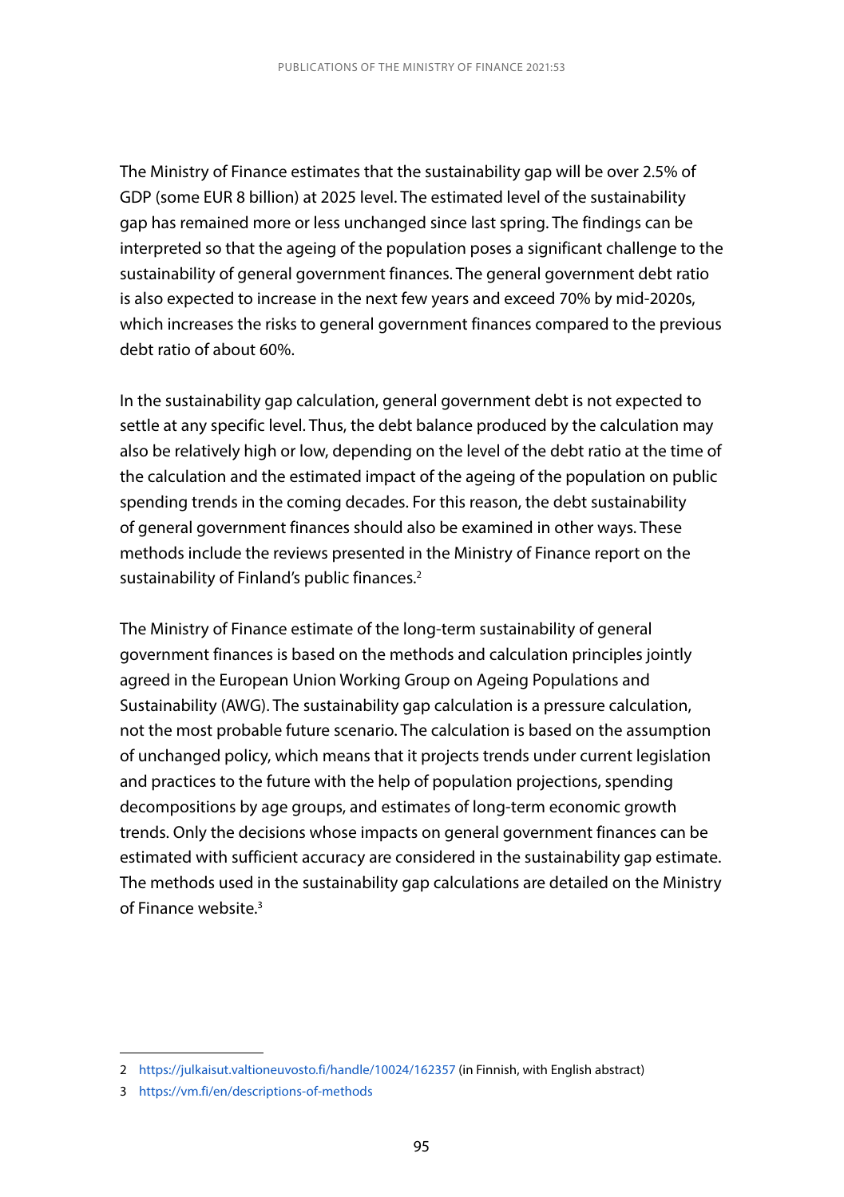The Ministry of Finance estimates that the sustainability gap will be over 2.5% of GDP (some EUR 8 billion) at 2025 level. The estimated level of the sustainability gap has remained more or less unchanged since last spring. The findings can be interpreted so that the ageing of the population poses a significant challenge to the sustainability of general government finances. The general government debt ratio is also expected to increase in the next few years and exceed 70% by mid-2020s, which increases the risks to general government finances compared to the previous debt ratio of about 60%.

In the sustainability gap calculation, general government debt is not expected to settle at any specific level. Thus, the debt balance produced by the calculation may also be relatively high or low, depending on the level of the debt ratio at the time of the calculation and the estimated impact of the ageing of the population on public spending trends in the coming decades. For this reason, the debt sustainability of general government finances should also be examined in other ways. These methods include the reviews presented in the Ministry of Finance report on the sustainability of Finland's public finances.[2]

The Ministry of Finance estimate of the long-term sustainability of general government finances is based on the methods and calculation principles jointly agreed in the European Union Working Group on Ageing Populations and Sustainability (AWG). The sustainability gap calculation is a pressure calculation, not the most probable future scenario. The calculation is based on the assumption of unchanged policy, which means that it projects trends under current legislation and practices to the future with the help of population projections, spending decompositions by age groups, and estimates of long-term economic growth trends. Only the decisions whose impacts on general government finances can be estimated with sufficient accuracy are considered in the sustainability gap estimate. The methods used in the sustainability gap calculations are detailed on the Ministry of Finance website.[3]

---

2 https://julkaisut.valtioneuvosto.fi/handle/10024/162357 (in Finnish, with English abstract)

3 https://vm.fi/en/descriptions-of-methods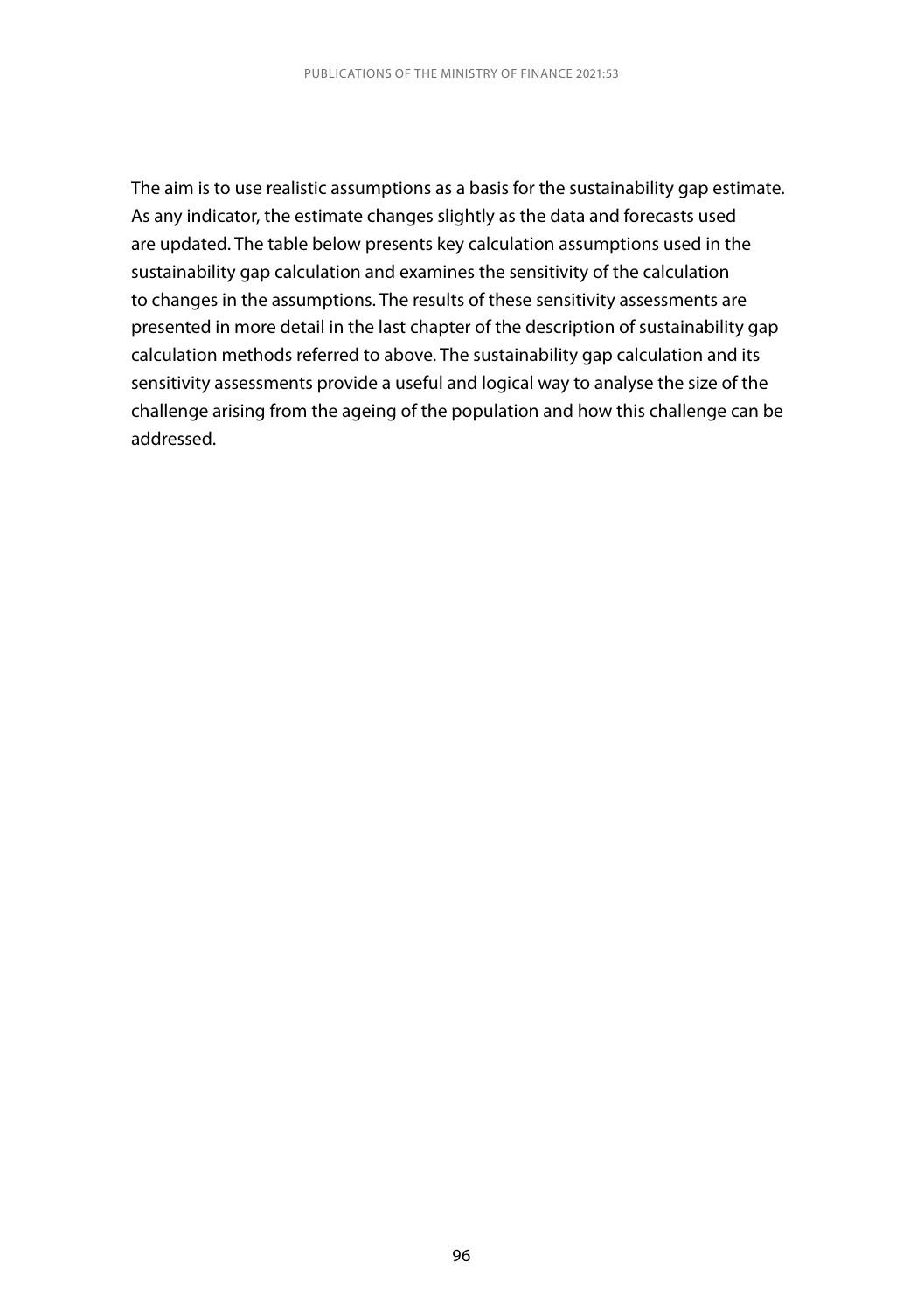The aim is to use realistic assumptions as a basis for the sustainability gap estimate. As any indicator, the estimate changes slightly as the data and forecasts used are updated. The table below presents key calculation assumptions used in the sustainability gap calculation and examines the sensitivity of the calculation to changes in the assumptions. The results of these sensitivity assessments are presented in more detail in the last chapter of the description of sustainability gap calculation methods referred to above. The sustainability gap calculation and its sensitivity assessments provide a useful and logical way to analyse the size of the challenge arising from the ageing of the population and how this challenge can be addressed.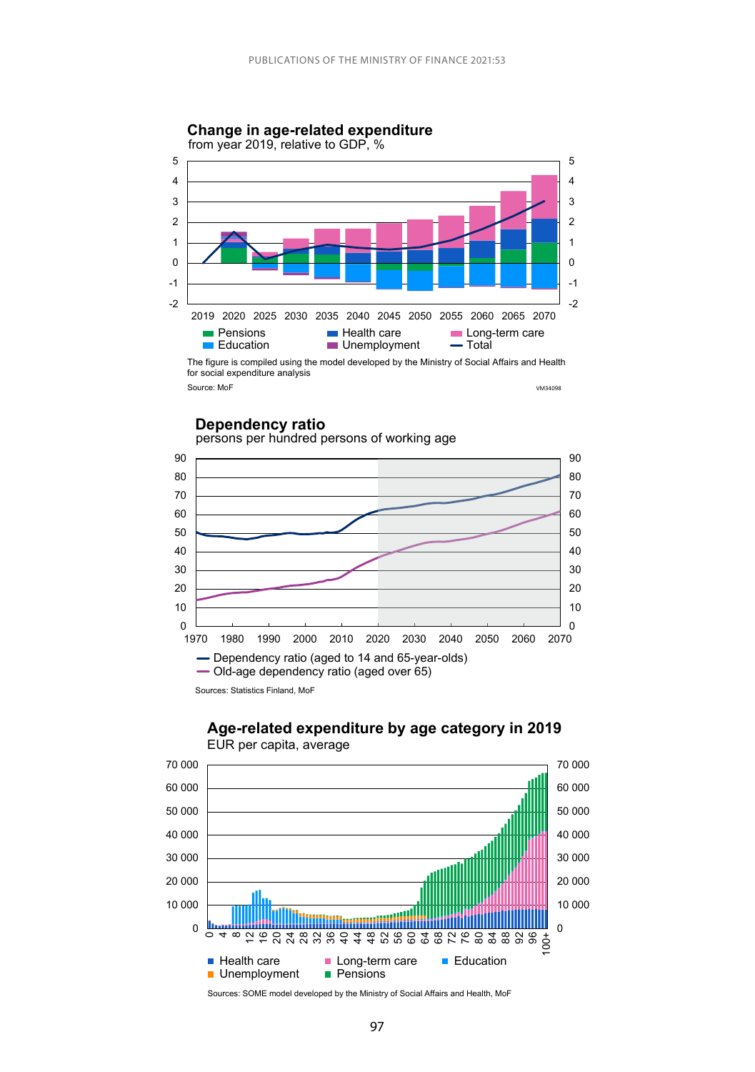**Change in age-related expenditure**
from year 2019, relative to GDP, %

Pensions | Health care | Long-term care | Education | Unemployment | Total

The figure is compiled using the model developed by the Ministry of Social Affairs and Health for social expenditure analysis

Source: MoF

**Dependency ratio**
persons per hundred persons of working age

Dependency ratio (aged to 14 and 65-year-olds)
Old-age dependency ratio (aged over 65)

Sources: Statistics Finland, MoF

**Age-related expenditure by age category in 2019**
EUR per capita, average

Health care | Long-term care | Education | Unemployment | Pensions

Sources: SOME model developed by the Ministry of Social Affairs and Health, MoF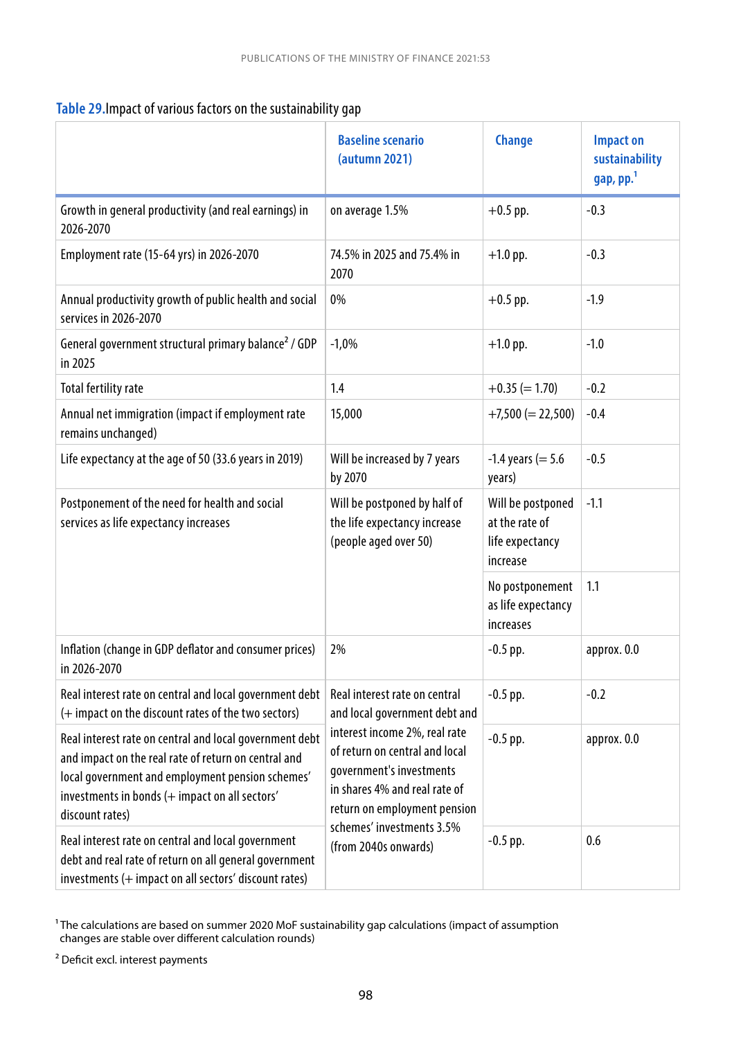**Table 29.** Impact of various factors on the sustainability gap

| | Baseline scenario (autumn 2021) | Change | Impact on sustainability gap, pp.[1] |
|---|---|---|---|
| Growth in general productivity (and real earnings) in 2026-2070 | on average 1.5% | +0.5 pp. | -0.3 |
| Employment rate (15-64 yrs) in 2026-2070 | 74.5% in 2025 and 75.4% in 2070 | +1.0 pp. | -0.3 |
| Annual productivity growth of public health and social services in 2026-2070 | 0% | +0.5 pp. | -1.9 |
| General government structural primary balance[2] / GDP in 2025 | -1,0% | +1.0 pp. | -1.0 |
| Total fertility rate | 1.4 | +0.35 (= 1.70) | -0.2 |
| Annual net immigration (impact if employment rate remains unchanged) | 15,000 | +7,500 (= 22,500) | -0.4 |
| Life expectancy at the age of 50 (33.6 years in 2019) | Will be increased by 7 years by 2070 | -1.4 years (= 5.6 years) | -0.5 |
| Postponement of the need for health and social services as life expectancy increases | Will be postponed by half of the life expectancy increase (people aged over 50) | Will be postponed at the rate of life expectancy increase | -1.1 |
| | | No postponement as life expectancy increases | 1.1 |
| Inflation (change in GDP deflator and consumer prices) in 2026-2070 | 2% | -0.5 pp. | approx. 0.0 |
| Real interest rate on central and local government debt (+ impact on the discount rates of the two sectors) | Real interest rate on central and local government debt and interest income 2%, real rate of return on central and local government's investments in shares 4% and real rate of return on employment pension schemes' investments 3.5% (from 2040s onwards) | -0.5 pp. | -0.2 |
| Real interest rate on central and local government debt and impact on the real rate of return on central and local government and employment pension schemes' investments in bonds (+ impact on all sectors' discount rates) | | -0.5 pp. | approx. 0.0 |
| Real interest rate on central and local government debt and real rate of return on all general government investments (+ impact on all sectors' discount rates) | | -0.5 pp. | 0.6 |

[1] The calculations are based on summer 2020 MoF sustainability gap calculations (impact of assumption changes are stable over different calculation rounds)

[2] Deficit excl. interest payments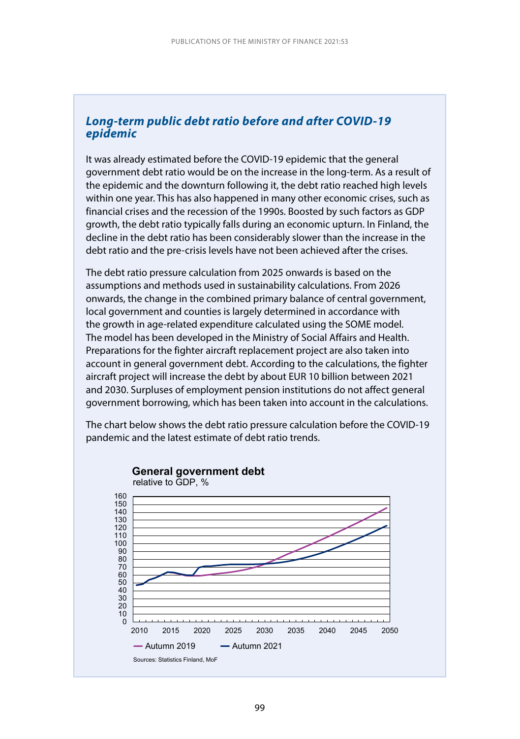### *Long-term public debt ratio before and after COVID-19 epidemic*

It was already estimated before the COVID-19 epidemic that the general government debt ratio would be on the increase in the long-term. As a result of the epidemic and the downturn following it, the debt ratio reached high levels within one year. This has also happened in many other economic crises, such as financial crises and the recession of the 1990s. Boosted by such factors as GDP growth, the debt ratio typically falls during an economic upturn. In Finland, the decline in the debt ratio has been considerably slower than the increase in the debt ratio and the pre-crisis levels have not been achieved after the crises.

The debt ratio pressure calculation from 2025 onwards is based on the assumptions and methods used in sustainability calculations. From 2026 onwards, the change in the combined primary balance of central government, local government and counties is largely determined in accordance with the growth in age-related expenditure calculated using the SOME model. The model has been developed in the Ministry of Social Affairs and Health. Preparations for the fighter aircraft replacement project are also taken into account in general government debt. According to the calculations, the fighter aircraft project will increase the debt by about EUR 10 billion between 2021 and 2030. Surpluses of employment pension institutions do not affect general government borrowing, which has been taken into account in the calculations.

The chart below shows the debt ratio pressure calculation before the COVID-19 pandemic and the latest estimate of debt ratio trends.

**General government debt**
relative to GDP, %

Autumn 2019 — Autumn 2021

Sources: Statistics Finland, MoF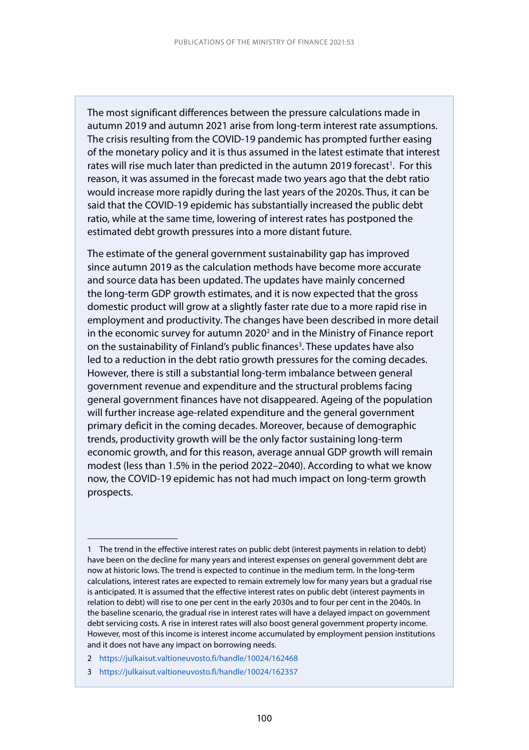The most significant differences between the pressure calculations made in autumn 2019 and autumn 2021 arise from long-term interest rate assumptions. The crisis resulting from the COVID-19 pandemic has prompted further easing of the monetary policy and it is thus assumed in the latest estimate that interest rates will rise much later than predicted in the autumn 2019 forecast[1]. For this reason, it was assumed in the forecast made two years ago that the debt ratio would increase more rapidly during the last years of the 2020s. Thus, it can be said that the COVID-19 epidemic has substantially increased the public debt ratio, while at the same time, lowering of interest rates has postponed the estimated debt growth pressures into a more distant future.

The estimate of the general government sustainability gap has improved since autumn 2019 as the calculation methods have become more accurate and source data has been updated. The updates have mainly concerned the long-term GDP growth estimates, and it is now expected that the gross domestic product will grow at a slightly faster rate due to a more rapid rise in employment and productivity. The changes have been described in more detail in the economic survey for autumn 2020[2] and in the Ministry of Finance report on the sustainability of Finland's public finances[3]. These updates have also led to a reduction in the debt ratio growth pressures for the coming decades. However, there is still a substantial long-term imbalance between general government revenue and expenditure and the structural problems facing general government finances have not disappeared. Ageing of the population will further increase age-related expenditure and the general government primary deficit in the coming decades. Moreover, because of demographic trends, productivity growth will be the only factor sustaining long-term economic growth, and for this reason, average annual GDP growth will remain modest (less than 1.5% in the period 2022–2040). According to what we know now, the COVID-19 epidemic has not had much impact on long-term growth prospects.

---

1 The trend in the effective interest rates on public debt (interest payments in relation to debt) have been on the decline for many years and interest expenses on general government debt are now at historic lows. The trend is expected to continue in the medium term. In the long-term calculations, interest rates are expected to remain extremely low for many years but a gradual rise is anticipated. It is assumed that the effective interest rates on public debt (interest payments in relation to debt) will rise to one per cent in the early 2030s and to four per cent in the 2040s. In the baseline scenario, the gradual rise in interest rates will have a delayed impact on government debt servicing costs. A rise in interest rates will also boost general government property income. However, most of this income is interest income accumulated by employment pension institutions and it does not have any impact on borrowing needs.

2 https://julkaisut.valtioneuvosto.fi/handle/10024/162468

3 https://julkaisut.valtioneuvosto.fi/handle/10024/162357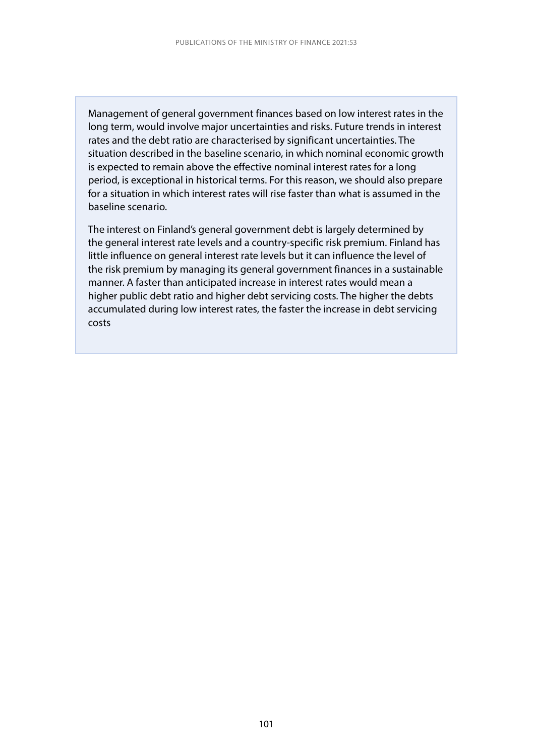Management of general government finances based on low interest rates in the long term, would involve major uncertainties and risks. Future trends in interest rates and the debt ratio are characterised by significant uncertainties. The situation described in the baseline scenario, in which nominal economic growth is expected to remain above the effective nominal interest rates for a long period, is exceptional in historical terms. For this reason, we should also prepare for a situation in which interest rates will rise faster than what is assumed in the baseline scenario.

The interest on Finland's general government debt is largely determined by the general interest rate levels and a country-specific risk premium. Finland has little influence on general interest rate levels but it can influence the level of the risk premium by managing its general government finances in a sustainable manner. A faster than anticipated increase in interest rates would mean a higher public debt ratio and higher debt servicing costs. The higher the debts accumulated during low interest rates, the faster the increase in debt servicing costs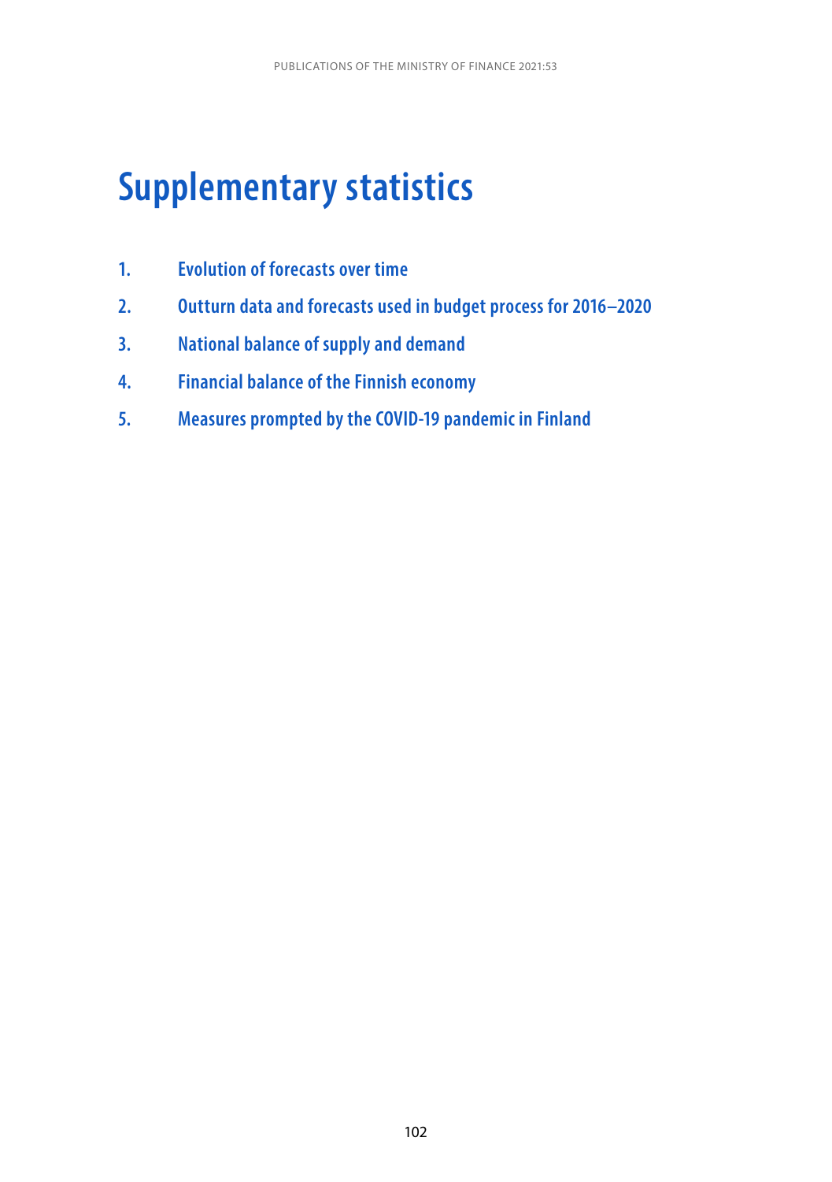# Supplementary statistics

1. Evolution of forecasts over time
2. Outturn data and forecasts used in budget process for 2016–2020
3. National balance of supply and demand
4. Financial balance of the Finnish economy
5. Measures prompted by the COVID-19 pandemic in Finland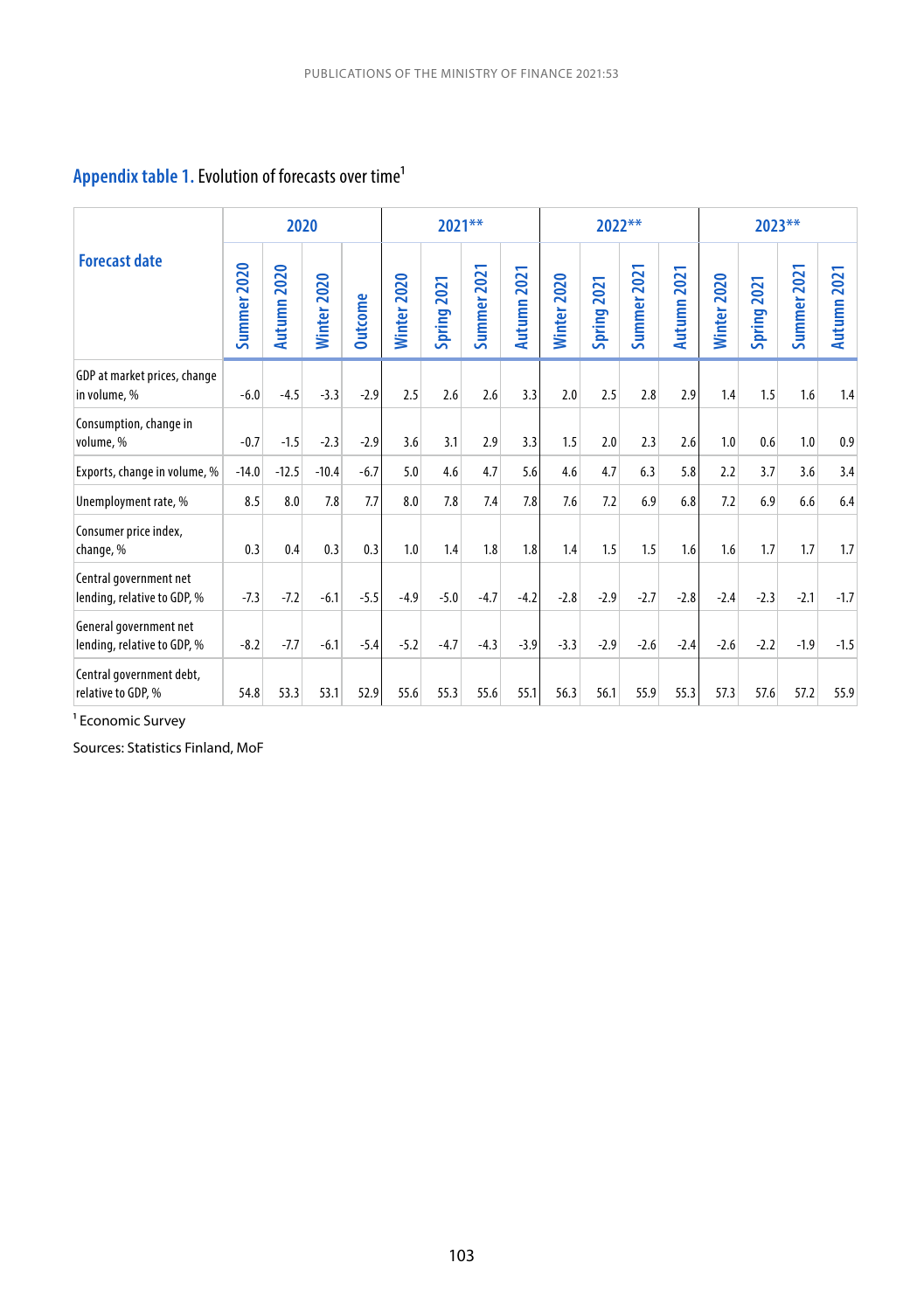## Appendix table 1. Evolution of forecasts over time[1]

| Forecast date | 2020 | | | | 2021** | | | | 2022** | | | | 2023** | | | |
|---|---|---|---|---|---|---|---|---|---|---|---|---|---|---|---|---|
| | Summer 2020 | Autumn 2020 | Winter 2020 | Outcome | Winter 2020 | Spring 2021 | Summer 2021 | Autumn 2021 | Winter 2020 | Spring 2021 | Summer 2021 | Autumn 2021 | Winter 2020 | Spring 2021 | Summer 2021 | Autumn 2021 |
| GDP at market prices, change in volume, % | -6.0 | -4.5 | -3.3 | -2.9 | 2.5 | 2.6 | 2.6 | 3.3 | 2.0 | 2.5 | 2.8 | 2.9 | 1.4 | 1.5 | 1.6 | 1.4 |
| Consumption, change in volume, % | -0.7 | -1.5 | -2.3 | -2.9 | 3.6 | 3.1 | 2.9 | 3.3 | 1.5 | 2.0 | 2.3 | 2.6 | 1.0 | 0.6 | 1.0 | 0.9 |
| Exports, change in volume, % | -14.0 | -12.5 | -10.4 | -6.7 | 5.0 | 4.6 | 4.7 | 5.6 | 4.6 | 4.7 | 6.3 | 5.8 | 2.2 | 3.7 | 3.6 | 3.4 |
| Unemployment rate, % | 8.5 | 8.0 | 7.8 | 7.7 | 8.0 | 7.8 | 7.4 | 7.8 | 7.6 | 7.2 | 6.9 | 6.8 | 7.2 | 6.9 | 6.6 | 6.4 |
| Consumer price index, change, % | 0.3 | 0.4 | 0.3 | 0.3 | 1.0 | 1.4 | 1.8 | 1.8 | 1.4 | 1.5 | 1.5 | 1.6 | 1.6 | 1.7 | 1.7 | 1.7 |
| Central government net lending, relative to GDP, % | -7.3 | -7.2 | -6.1 | -5.5 | -4.9 | -5.0 | -4.7 | -4.2 | -2.8 | -2.9 | -2.7 | -2.8 | -2.4 | -2.3 | -2.1 | -1.7 |
| General government net lending, relative to GDP, % | -8.2 | -7.7 | -6.1 | -5.4 | -5.2 | -4.7 | -4.3 | -3.9 | -3.3 | -2.9 | -2.6 | -2.4 | -2.6 | -2.2 | -1.9 | -1.5 |
| Central government debt, relative to GDP, % | 54.8 | 53.3 | 53.1 | 52.9 | 55.6 | 55.3 | 55.6 | 55.1 | 56.3 | 56.1 | 55.9 | 55.3 | 57.3 | 57.6 | 57.2 | 55.9 |

[1] Economic Survey

Sources: Statistics Finland, MoF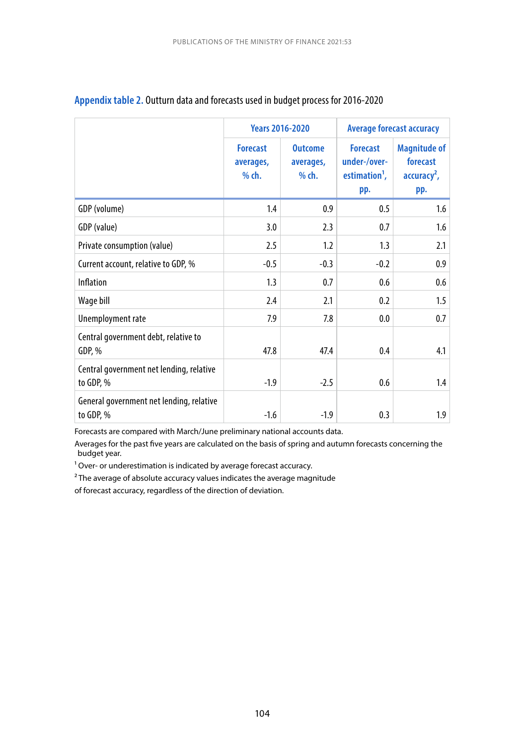**Appendix table 2.** Outturn data and forecasts used in budget process for 2016-2020

| | Years 2016-2020 | | Average forecast accuracy | |
|---|---|---|---|---|
| | Forecast averages, % ch. | Outcome averages, % ch. | Forecast under-/over-estimation[1], pp. | Magnitude of forecast accuracy[2], pp. |
| GDP (volume) | 1.4 | 0.9 | 0.5 | 1.6 |
| GDP (value) | 3.0 | 2.3 | 0.7 | 1.6 |
| Private consumption (value) | 2.5 | 1.2 | 1.3 | 2.1 |
| Current account, relative to GDP, % | -0.5 | -0.3 | -0.2 | 0.9 |
| Inflation | 1.3 | 0.7 | 0.6 | 0.6 |
| Wage bill | 2.4 | 2.1 | 0.2 | 1.5 |
| Unemployment rate | 7.9 | 7.8 | 0.0 | 0.7 |
| Central government debt, relative to GDP, % | 47.8 | 47.4 | 0.4 | 4.1 |
| Central government net lending, relative to GDP, % | -1.9 | -2.5 | 0.6 | 1.4 |
| General government net lending, relative to GDP, % | -1.6 | -1.9 | 0.3 | 1.9 |

Forecasts are compared with March/June preliminary national accounts data.

Averages for the past five years are calculated on the basis of spring and autumn forecasts concerning the budget year.

[1] Over- or underestimation is indicated by average forecast accuracy.

[2] The average of absolute accuracy values indicates the average magnitude of forecast accuracy, regardless of the direction of deviation.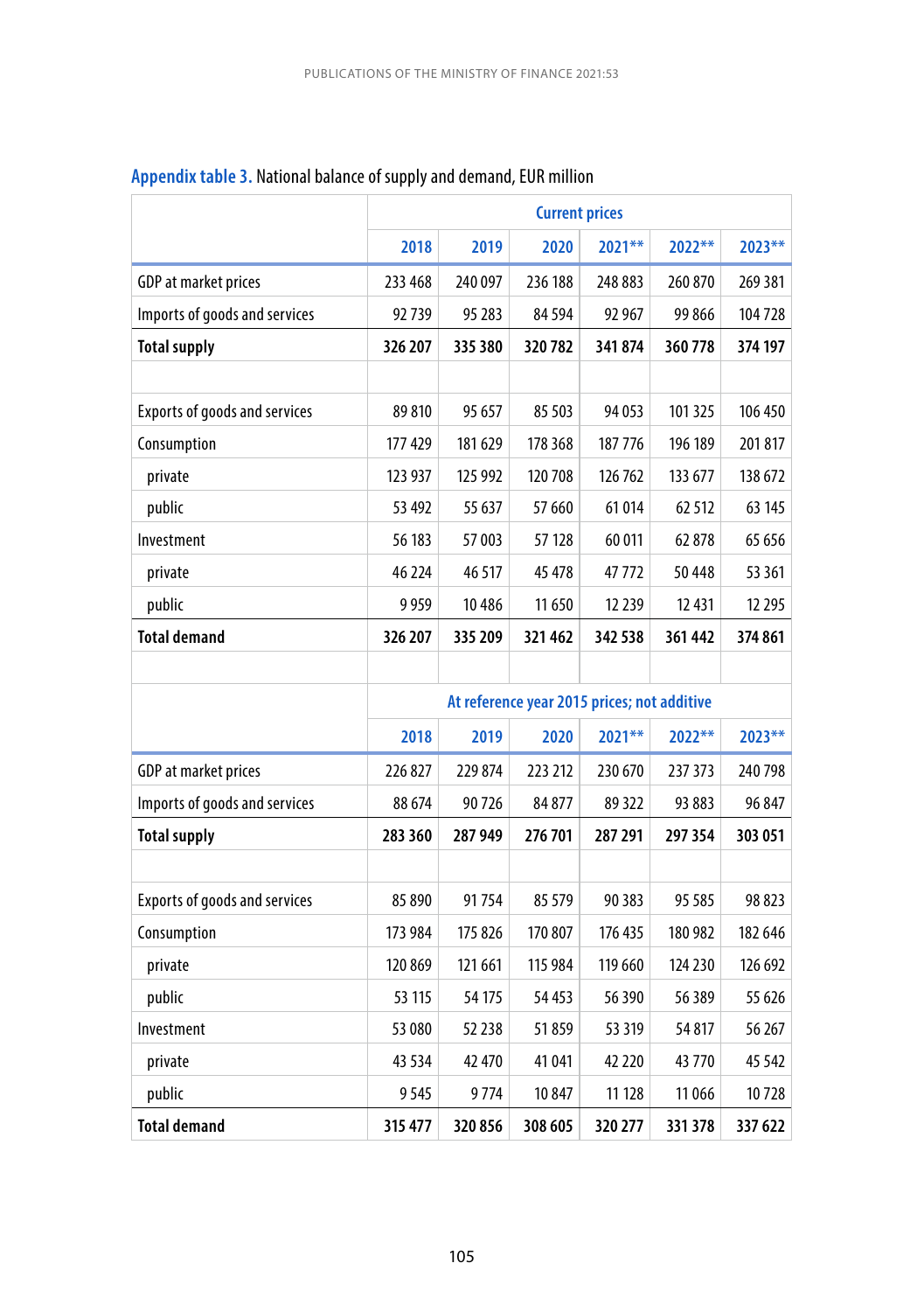**Appendix table 3.** National balance of supply and demand, EUR million

| | Current prices | | | | | |
|---|---|---|---|---|---|---|
| | 2018 | 2019 | 2020 | 2021** | 2022** | 2023** |
| GDP at market prices | 233 468 | 240 097 | 236 188 | 248 883 | 260 870 | 269 381 |
| Imports of goods and services | 92 739 | 95 283 | 84 594 | 92 967 | 99 866 | 104 728 |
| **Total supply** | **326 207** | **335 380** | **320 782** | **341 874** | **360 778** | **374 197** |
| | | | | | | |
| Exports of goods and services | 89 810 | 95 657 | 85 503 | 94 053 | 101 325 | 106 450 |
| Consumption | 177 429 | 181 629 | 178 368 | 187 776 | 196 189 | 201 817 |
| private | 123 937 | 125 992 | 120 708 | 126 762 | 133 677 | 138 672 |
| public | 53 492 | 55 637 | 57 660 | 61 014 | 62 512 | 63 145 |
| Investment | 56 183 | 57 003 | 57 128 | 60 011 | 62 878 | 65 656 |
| private | 46 224 | 46 517 | 45 478 | 47 772 | 50 448 | 53 361 |
| public | 9 959 | 10 486 | 11 650 | 12 239 | 12 431 | 12 295 |
| **Total demand** | **326 207** | **335 209** | **321 462** | **342 538** | **361 442** | **374 861** |
| | | | | | | |
| | At reference year 2015 prices; not additive | | | | | |
| | 2018 | 2019 | 2020 | 2021** | 2022** | 2023** |
| GDP at market prices | 226 827 | 229 874 | 223 212 | 230 670 | 237 373 | 240 798 |
| Imports of goods and services | 88 674 | 90 726 | 84 877 | 89 322 | 93 883 | 96 847 |
| **Total supply** | **283 360** | **287 949** | **276 701** | **287 291** | **297 354** | **303 051** |
| | | | | | | |
| Exports of goods and services | 85 890 | 91 754 | 85 579 | 90 383 | 95 585 | 98 823 |
| Consumption | 173 984 | 175 826 | 170 807 | 176 435 | 180 982 | 182 646 |
| private | 120 869 | 121 661 | 115 984 | 119 660 | 124 230 | 126 692 |
| public | 53 115 | 54 175 | 54 453 | 56 390 | 56 389 | 55 626 |
| Investment | 53 080 | 52 238 | 51 859 | 53 319 | 54 817 | 56 267 |
| private | 43 534 | 42 470 | 41 041 | 42 220 | 43 770 | 45 542 |
| public | 9 545 | 9 774 | 10 847 | 11 128 | 11 066 | 10 728 |
| **Total demand** | **315 477** | **320 856** | **308 605** | **320 277** | **331 378** | **337 622** |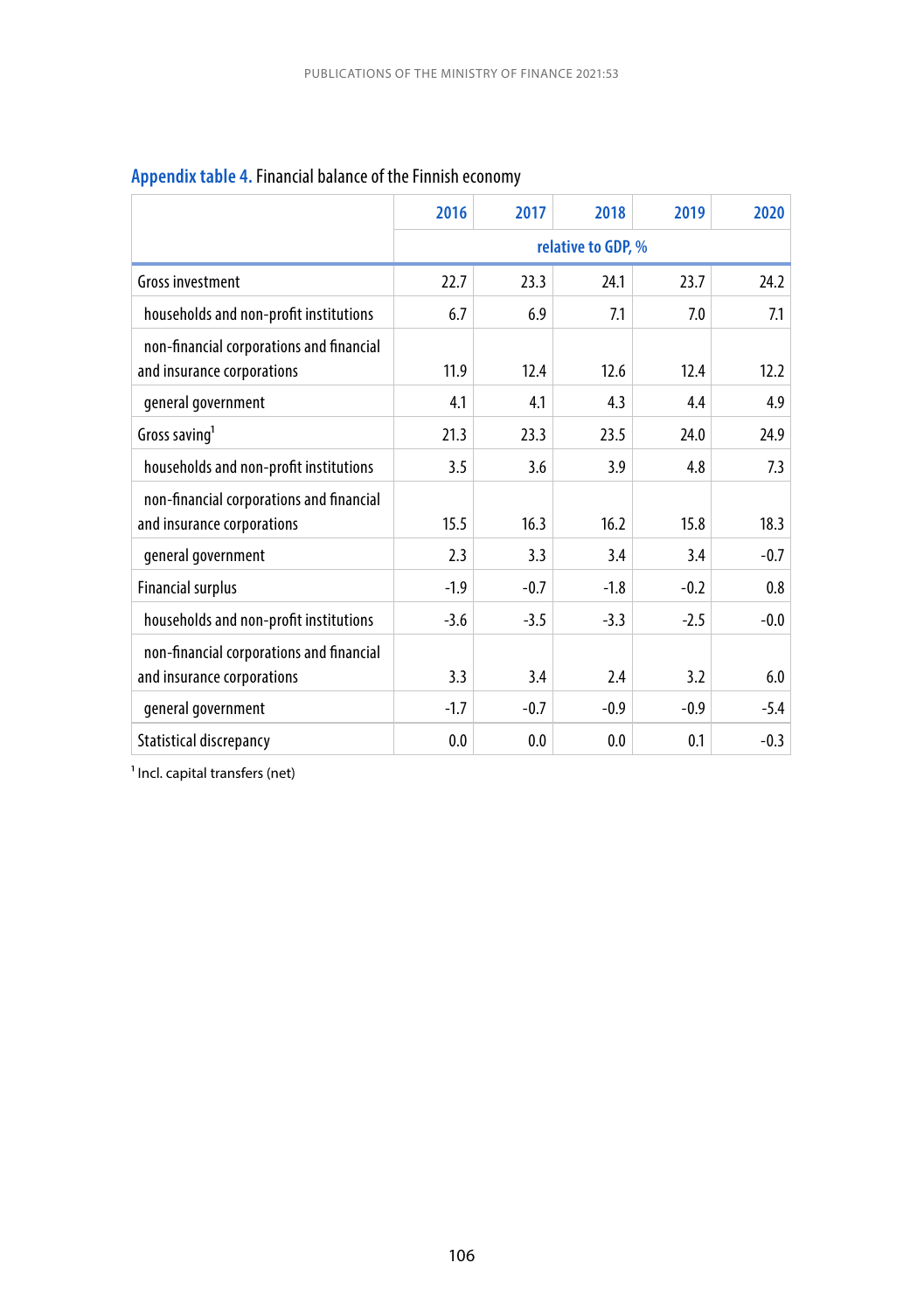**Appendix table 4.** Financial balance of the Finnish economy

| | 2016 | 2017 | 2018 | 2019 | 2020 |
|---|---|---|---|---|---|
| | relative to GDP, % | | | | |
| Gross investment | 22.7 | 23.3 | 24.1 | 23.7 | 24.2 |
| households and non-profit institutions | 6.7 | 6.9 | 7.1 | 7.0 | 7.1 |
| non-financial corporations and financial and insurance corporations | 11.9 | 12.4 | 12.6 | 12.4 | 12.2 |
| general government | 4.1 | 4.1 | 4.3 | 4.4 | 4.9 |
| Gross saving[1] | 21.3 | 23.3 | 23.5 | 24.0 | 24.9 |
| households and non-profit institutions | 3.5 | 3.6 | 3.9 | 4.8 | 7.3 |
| non-financial corporations and financial and insurance corporations | 15.5 | 16.3 | 16.2 | 15.8 | 18.3 |
| general government | 2.3 | 3.3 | 3.4 | 3.4 | -0.7 |
| Financial surplus | -1.9 | -0.7 | -1.8 | -0.2 | 0.8 |
| households and non-profit institutions | -3.6 | -3.5 | -3.3 | -2.5 | -0.0 |
| non-financial corporations and financial and insurance corporations | 3.3 | 3.4 | 2.4 | 3.2 | 6.0 |
| general government | -1.7 | -0.7 | -0.9 | -0.9 | -5.4 |
| Statistical discrepancy | 0.0 | 0.0 | 0.0 | 0.1 | -0.3 |

[1] Incl. capital transfers (net)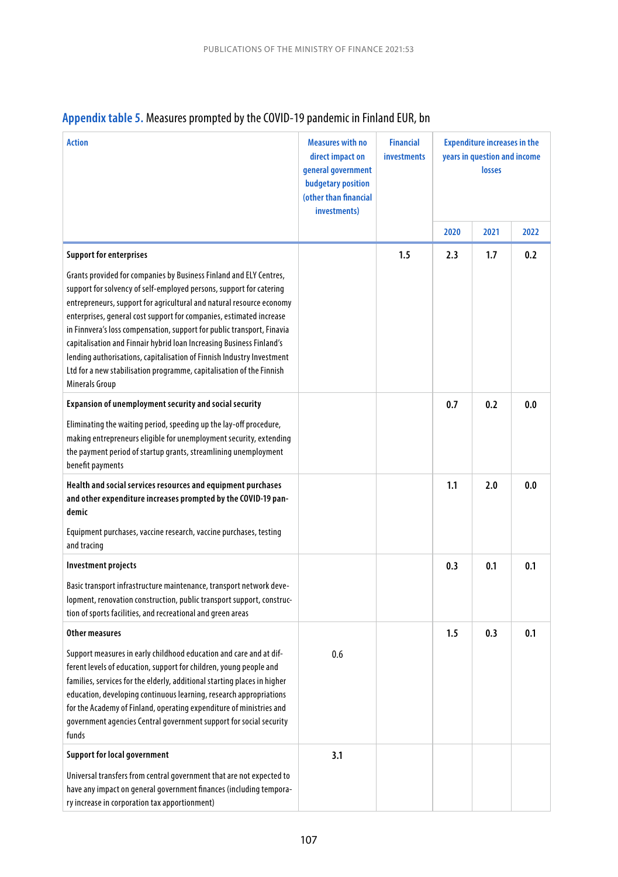## Appendix table 5. Measures prompted by the COVID-19 pandemic in Finland EUR, bn

| Action | Measures with no direct impact on general government budgetary position (other than financial investments) | Financial investments | Expenditure increases in the years in question and income losses | | |
|---|---|---|---|---|---|
| | | | 2020 | 2021 | 2022 |
| **Support for enterprises**<br><br>Grants provided for companies by Business Finland and ELY Centres, support for solvency of self-employed persons, support for catering entrepreneurs, support for agricultural and natural resource economy enterprises, general cost support for companies, estimated increase in Finnvera's loss compensation, support for public transport, Finavia capitalisation and Finnair hybrid loan Increasing Business Finland's lending authorisations, capitalisation of Finnish Industry Investment Ltd for a new stabilisation programme, capitalisation of the Finnish Minerals Group | | 1.5 | 2.3 | 1.7 | 0.2 |
| **Expansion of unemployment security and social security**<br><br>Eliminating the waiting period, speeding up the lay-off procedure, making entrepreneurs eligible for unemployment security, extending the payment period of startup grants, streamlining unemployment benefit payments | | | 0.7 | 0.2 | 0.0 |
| **Health and social services resources and equipment purchases and other expenditure increases prompted by the COVID-19 pandemic**<br><br>Equipment purchases, vaccine research, vaccine purchases, testing and tracing | | | 1.1 | 2.0 | 0.0 |
| **Investment projects**<br><br>Basic transport infrastructure maintenance, transport network development, renovation construction, public transport support, construction of sports facilities, and recreational and green areas | | | 0.3 | 0.1 | 0.1 |
| **Other measures**<br><br>Support measures in early childhood education and care and at different levels of education, support for children, young people and families, services for the elderly, additional starting places in higher education, developing continuous learning, research appropriations for the Academy of Finland, operating expenditure of ministries and government agencies Central government support for social security funds | 0.6 | | 1.5 | 0.3 | 0.1 |
| **Support for local government**<br><br>Universal transfers from central government that are not expected to have any impact on general government finances (including temporary increase in corporation tax apportionment) | 3.1 | | | | |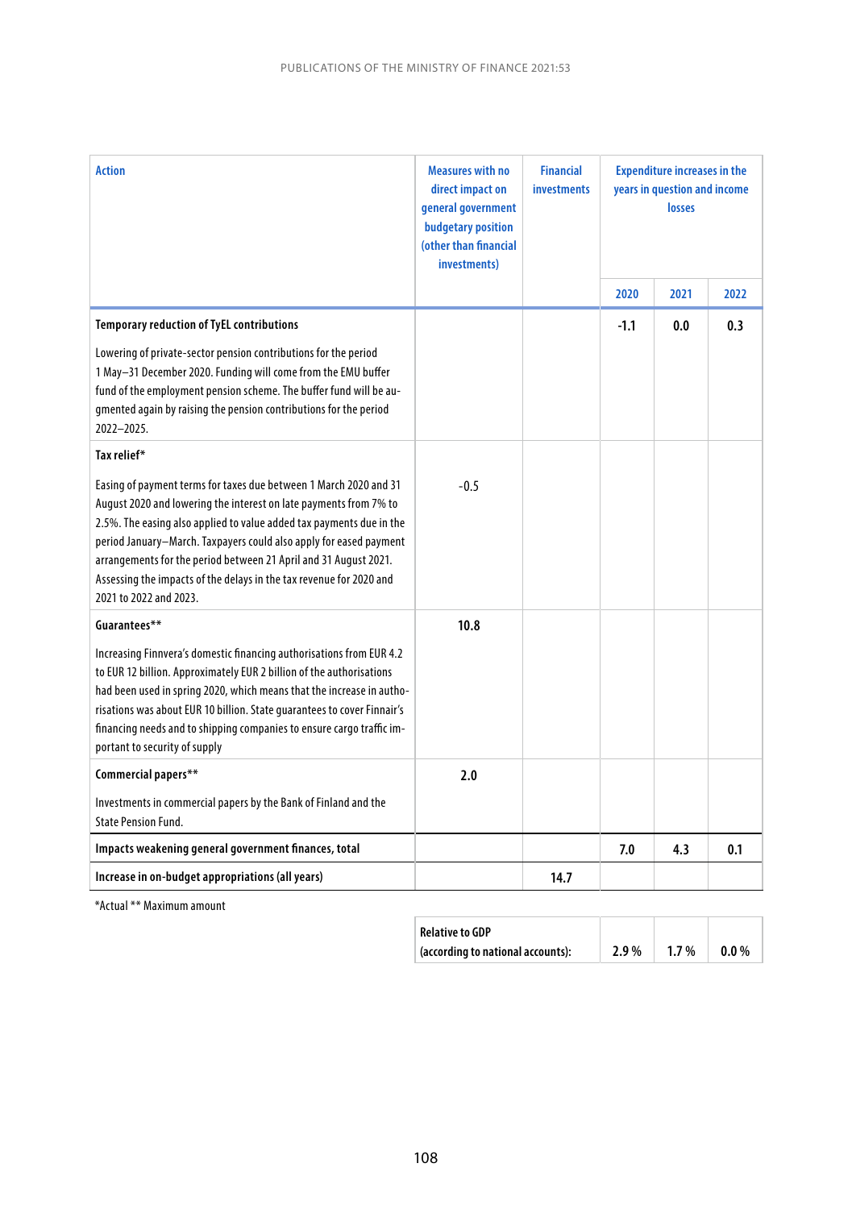| Action | Measures with no direct impact on general government budgetary position (other than financial investments) | Financial investments | Expenditure increases in the years in question and income losses | | |
|---|---|---|---|---|---|
| | | | 2020 | 2021 | 2022 |
| **Temporary reduction of TyEL contributions**<br><br>Lowering of private-sector pension contributions for the period 1 May–31 December 2020. Funding will come from the EMU buffer fund of the employment pension scheme. The buffer fund will be augmented again by raising the pension contributions for the period 2022–2025. | | | **-1.1** | **0.0** | **0.3** |
| **Tax relief***<br><br>Easing of payment terms for taxes due between 1 March 2020 and 31 August 2020 and lowering the interest on late payments from 7% to 2.5%. The easing also applied to value added tax payments due in the period January–March. Taxpayers could also apply for eased payment arrangements for the period between 21 April and 31 August 2021. Assessing the impacts of the delays in the tax revenue for 2020 and 2021 to 2022 and 2023. | -0.5 | | | | |
| **Guarantees****<br><br>Increasing Finnvera's domestic financing authorisations from EUR 4.2 to EUR 12 billion. Approximately EUR 2 billion of the authorisations had been used in spring 2020, which means that the increase in authorisations was about EUR 10 billion. State guarantees to cover Finnair's financing needs and to shipping companies to ensure cargo traffic important to security of supply | **10.8** | | | | |
| **Commercial papers****<br><br>Investments in commercial papers by the Bank of Finland and the State Pension Fund. | **2.0** | | | | |
| **Impacts weakening general government finances, total** | | | **7.0** | **4.3** | **0.1** |
| **Increase in on-budget appropriations (all years)** | | **14.7** | | | |

*Actual ** Maximum amount

| Relative to GDP (according to national accounts): | 2.9 % | 1.7 % | 0.0 % |
|---|---|---|---|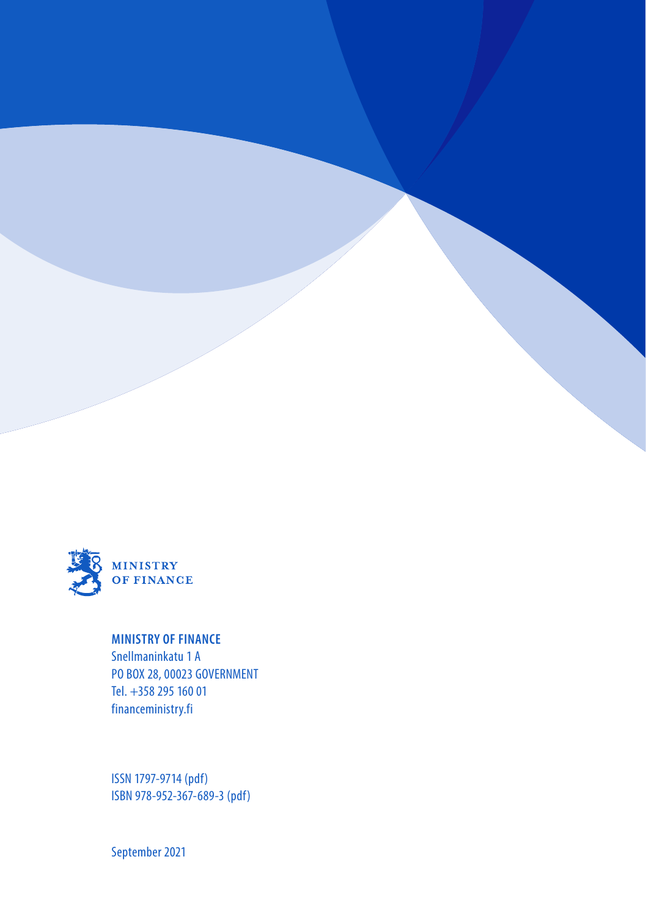MINISTRY
OF FINANCE

**MINISTRY OF FINANCE**
Snellmaninkatu 1 A
PO BOX 28, 00023 GOVERNMENT
Tel. +358 295 160 01
financeministry.fi

ISSN 1797-9714 (pdf)
ISBN 978-952-367-689-3 (pdf)

September 2021